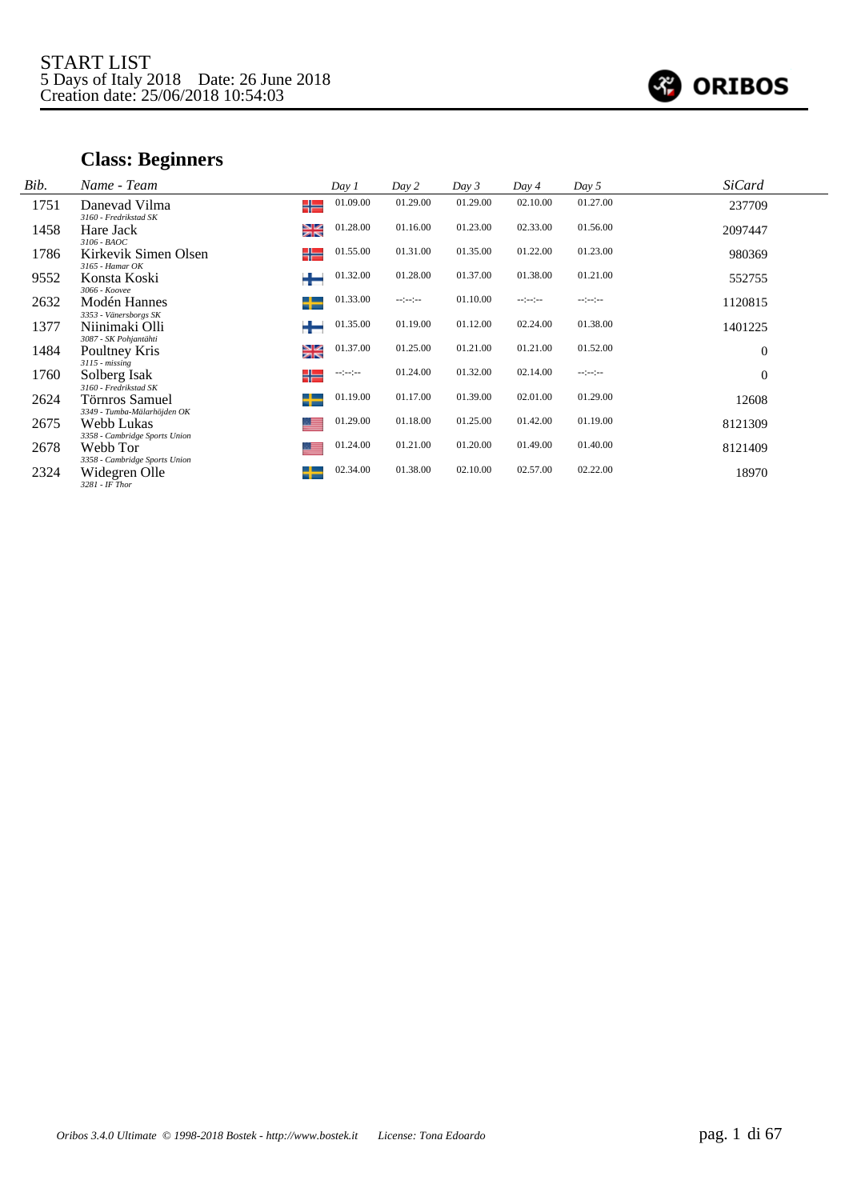START LIST
5 Days of Italy 2018 Date: 26 June 2018
Creation date: 25/06/2018 10:54:03

## Class: Beginners

| Bib. | Name - Team | Day 1 | Day 2 | Day 3 | Day 4 | Day 5 | SiCard |
|---|---|---|---|---|---|---|---|
| 1751 | Danevad Vilma<br>*3160 - Fredrikstad SK* | 01.09.00 | 01.29.00 | 01.29.00 | 02.10.00 | 01.27.00 | 237709 |
| 1458 | Hare Jack<br>*3106 - BAOC* | 01.28.00 | 01.16.00 | 01.23.00 | 02.33.00 | 01.56.00 | 2097447 |
| 1786 | Kirkevik Simen Olsen<br>*3165 - Hamar OK* | 01.55.00 | 01.31.00 | 01.35.00 | 01.22.00 | 01.23.00 | 980369 |
| 9552 | Konsta Koski<br>*3066 - Koovee* | 01.32.00 | 01.28.00 | 01.37.00 | 01.38.00 | 01.21.00 | 552755 |
| 2632 | Modén Hannes<br>*3353 - Vänersborgs SK* | 01.33.00 | --:--:-- | 01.10.00 | --:--:-- | --:--:-- | 1120815 |
| 1377 | Niinimaki Olli<br>*3087 - SK Pohjantähti* | 01.35.00 | 01.19.00 | 01.12.00 | 02.24.00 | 01.38.00 | 1401225 |
| 1484 | Poultney Kris<br>*3115 - missing* | 01.37.00 | 01.25.00 | 01.21.00 | 01.21.00 | 01.52.00 | 0 |
| 1760 | Solberg Isak<br>*3160 - Fredrikstad SK* | --:--:-- | 01.24.00 | 01.32.00 | 02.14.00 | --:--:-- | 0 |
| 2624 | Törnros Samuel<br>*3349 - Tumba-Mälarhöjden OK* | 01.19.00 | 01.17.00 | 01.39.00 | 02.01.00 | 01.29.00 | 12608 |
| 2675 | Webb Lukas<br>*3358 - Cambridge Sports Union* | 01.29.00 | 01.18.00 | 01.25.00 | 01.42.00 | 01.19.00 | 8121309 |
| 2678 | Webb Tor<br>*3358 - Cambridge Sports Union* | 01.24.00 | 01.21.00 | 01.20.00 | 01.49.00 | 01.40.00 | 8121409 |
| 2324 | Widegren Olle<br>*3281 - IF Thor* | 02.34.00 | 01.38.00 | 02.10.00 | 02.57.00 | 02.22.00 | 18970 |

*Oribos 3.4.0 Ultimate © 1998-2018 Bostek - http://www.bostek.it License: Tona Edoardo*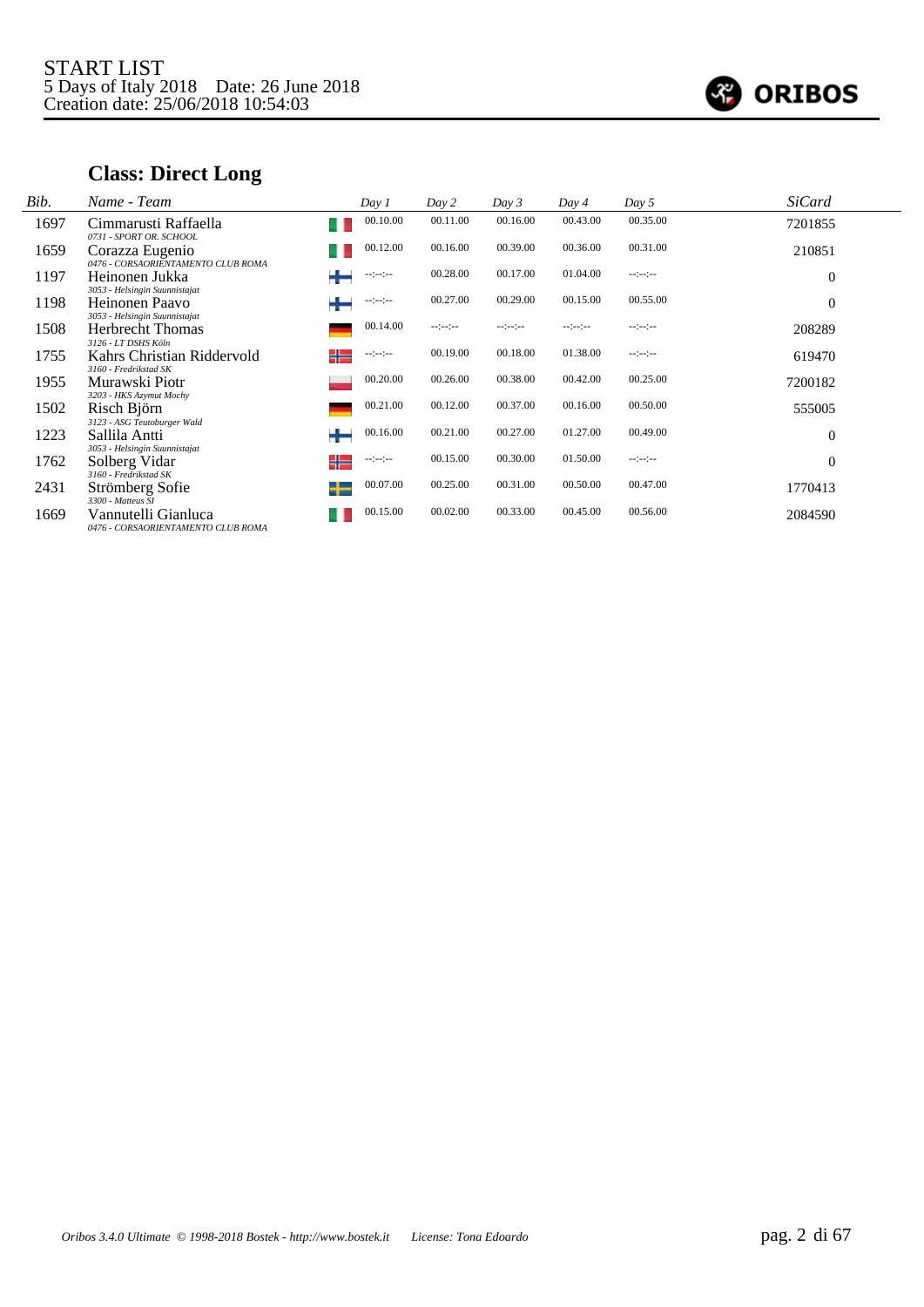START LIST
5 Days of Italy 2018 Date: 26 June 2018
Creation date: 25/06/2018 10:54:03

## Class: Direct Long

| Bib. | Name - Team | Day 1 | Day 2 | Day 3 | Day 4 | Day 5 | SiCard |
|---|---|---|---|---|---|---|---|
| 1697 | Cimmarusti Raffaella<br>0731 - SPORT OR. SCHOOL | 00.10.00 | 00.11.00 | 00.16.00 | 00.43.00 | 00.35.00 | 7201855 |
| 1659 | Corazza Eugenio<br>0476 - CORSAORIENTAMENTO CLUB ROMA | 00.12.00 | 00.16.00 | 00.39.00 | 00.36.00 | 00.31.00 | 210851 |
| 1197 | Heinonen Jukka<br>3053 - Helsingin Suunnistajat | --:--:-- | 00.28.00 | 00.17.00 | 01.04.00 | --:--:-- | 0 |
| 1198 | Heinonen Paavo<br>3053 - Helsingin Suunnistajat | --:--:-- | 00.27.00 | 00.29.00 | 00.15.00 | 00.55.00 | 0 |
| 1508 | Herbrecht Thomas<br>3126 - LT DSHS Köln | 00.14.00 | --:--:-- | --:--:-- | --:--:-- | --:--:-- | 208289 |
| 1755 | Kahrs Christian Riddervold<br>3160 - Fredrikstad SK | --:--:-- | 00.19.00 | 00.18.00 | 01.38.00 | --:--:-- | 619470 |
| 1955 | Murawski Piotr<br>3203 - HKS Azymut Mochy | 00.20.00 | 00.26.00 | 00.38.00 | 00.42.00 | 00.25.00 | 7200182 |
| 1502 | Risch Björn<br>3123 - ASG Teutoburger Wald | 00.21.00 | 00.12.00 | 00.37.00 | 00.16.00 | 00.50.00 | 555005 |
| 1223 | Sallila Antti<br>3053 - Helsingin Suunnistajat | 00.16.00 | 00.21.00 | 00.27.00 | 01.27.00 | 00.49.00 | 0 |
| 1762 | Solberg Vidar<br>3160 - Fredrikstad SK | --:--:-- | 00.15.00 | 00.30.00 | 01.50.00 | --:--:-- | 0 |
| 2431 | Strömberg Sofie<br>3300 - Matteus SI | 00.07.00 | 00.25.00 | 00.31.00 | 00.50.00 | 00.47.00 | 1770413 |
| 1669 | Vannutelli Gianluca<br>0476 - CORSAORIENTAMENTO CLUB ROMA | 00.15.00 | 00.02.00 | 00.33.00 | 00.45.00 | 00.56.00 | 2084590 |

*Oribos 3.4.0 Ultimate © 1998-2018 Bostek - http://www.bostek.it License: Tona Edoardo*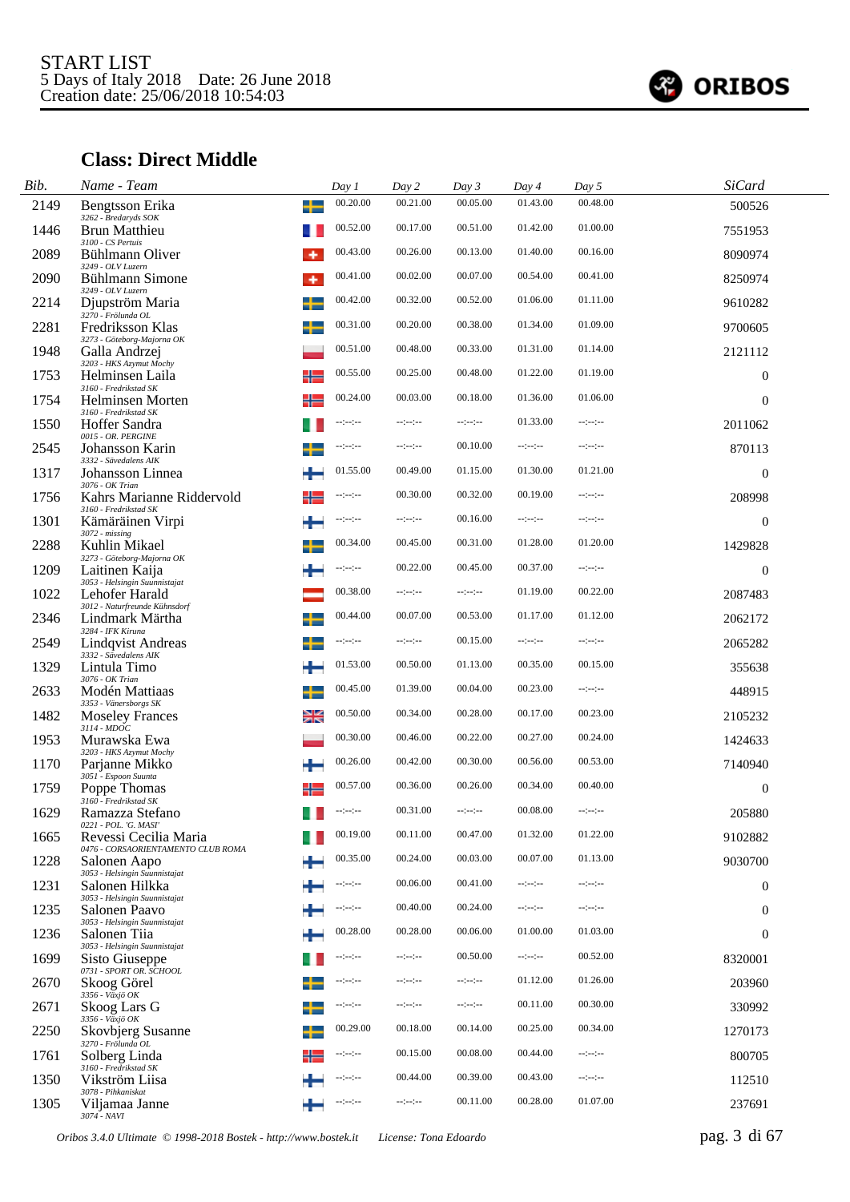START LIST
5 Days of Italy 2018 Date: 26 June 2018
Creation date: 25/06/2018 10:54:03

## Class: Direct Middle

| Bib. | Name - Team | Day 1 | Day 2 | Day 3 | Day 4 | Day 5 | SiCard |
|---|---|---|---|---|---|---|---|
| 2149 | Bengtsson Erika<br>3262 - Bredaryds SOK | 00.20.00 | 00.21.00 | 00.05.00 | 01.43.00 | 00.48.00 | 500526 |
| 1446 | Brun Matthieu<br>3100 - CS Pertuis | 00.52.00 | 00.17.00 | 00.51.00 | 01.42.00 | 01.00.00 | 7551953 |
| 2089 | Bühlmann Oliver<br>3249 - OLV Luzern | 00.43.00 | 00.26.00 | 00.13.00 | 01.40.00 | 00.16.00 | 8090974 |
| 2090 | Bühlmann Simone<br>3249 - OLV Luzern | 00.41.00 | 00.02.00 | 00.07.00 | 00.54.00 | 00.41.00 | 8250974 |
| 2214 | Djupström Maria<br>3270 - Frölunda OL | 00.42.00 | 00.32.00 | 00.52.00 | 01.06.00 | 01.11.00 | 9610282 |
| 2281 | Fredriksson Klas<br>3273 - Göteborg-Majorna OK | 00.31.00 | 00.20.00 | 00.38.00 | 01.34.00 | 01.09.00 | 9700605 |
| 1948 | Galla Andrzej<br>3203 - HKS Azymut Mochy | 00.51.00 | 00.48.00 | 00.33.00 | 01.31.00 | 01.14.00 | 2121112 |
| 1753 | Helminsen Laila<br>3160 - Fredrikstad SK | 00.55.00 | 00.25.00 | 00.48.00 | 01.22.00 | 01.19.00 | 0 |
| 1754 | Helminsen Morten<br>3160 - Fredrikstad SK | 00.24.00 | 00.03.00 | 00.18.00 | 01.36.00 | 01.06.00 | 0 |
| 1550 | Hoffer Sandra<br>0015 - OR. PERGINE | --:--:-- | --:--:-- | --:--:-- | 01.33.00 | --:--:-- | 2011062 |
| 2545 | Johansson Karin<br>3332 - Sävedalens AIK | --:--:-- | --:--:-- | 00.10.00 | --:--:-- | --:--:-- | 870113 |
| 1317 | Johansson Linnea<br>3076 - OK Trian | 01.55.00 | 00.49.00 | 01.15.00 | 01.30.00 | 01.21.00 | 0 |
| 1756 | Kahrs Marianne Riddervold<br>3160 - Fredrikstad SK | --:--:-- | 00.30.00 | 00.32.00 | 00.19.00 | --:--:-- | 208998 |
| 1301 | Kämäräinen Virpi<br>3072 - missing | --:--:-- | --:--:-- | 00.16.00 | --:--:-- | --:--:-- | 0 |
| 2288 | Kuhlin Mikael<br>3273 - Göteborg-Majorna OK | 00.34.00 | 00.45.00 | 00.31.00 | 01.28.00 | 01.20.00 | 1429828 |
| 1209 | Laitinen Kaija<br>3053 - Helsingin Suunnistajat | --:--:-- | 00.22.00 | 00.45.00 | 00.37.00 | --:--:-- | 0 |
| 1022 | Lehofer Harald<br>3012 - Naturfreunde Kühnsdorf | 00.38.00 | --:--:-- | --:--:-- | 01.19.00 | 00.22.00 | 2087483 |
| 2346 | Lindmark Märtha<br>3284 - IFK Kiruna | 00.44.00 | 00.07.00 | 00.53.00 | 01.17.00 | 01.12.00 | 2062172 |
| 2549 | Lindqvist Andreas<br>3332 - Sävedalens AIK | --:--:-- | --:--:-- | 00.15.00 | --:--:-- | --:--:-- | 2065282 |
| 1329 | Lintula Timo<br>3076 - OK Trian | 01.53.00 | 00.50.00 | 01.13.00 | 00.35.00 | 00.15.00 | 355638 |
| 2633 | Modén Mattiaas<br>3353 - Vänersborgs SK | 00.45.00 | 01.39.00 | 00.04.00 | 00.23.00 | --:--:-- | 448915 |
| 1482 | Moseley Frances<br>3114 - MDOC | 00.50.00 | 00.34.00 | 00.28.00 | 00.17.00 | 00.23.00 | 2105232 |
| 1953 | Murawska Ewa<br>3203 - HKS Azymut Mochy | 00.30.00 | 00.46.00 | 00.22.00 | 00.27.00 | 00.24.00 | 1424633 |
| 1170 | Parjanne Mikko<br>3051 - Espoon Suunta | 00.26.00 | 00.42.00 | 00.30.00 | 00.56.00 | 00.53.00 | 7140940 |
| 1759 | Poppe Thomas<br>3160 - Fredrikstad SK | 00.57.00 | 00.36.00 | 00.26.00 | 00.34.00 | 00.40.00 | 0 |
| 1629 | Ramazza Stefano<br>0221 - POL. 'G. MASI' | --:--:-- | 00.31.00 | --:--:-- | 00.08.00 | --:--:-- | 205880 |
| 1665 | Revessi Cecilia Maria<br>0476 - CORSAORIENTAMENTO CLUB ROMA | 00.19.00 | 00.11.00 | 00.47.00 | 01.32.00 | 01.22.00 | 9102882 |
| 1228 | Salonen Aapo<br>3053 - Helsingin Suunnistajat | 00.35.00 | 00.24.00 | 00.03.00 | 00.07.00 | 01.13.00 | 9030700 |
| 1231 | Salonen Hilkka<br>3053 - Helsingin Suunnistajat | --:--:-- | 00.06.00 | 00.41.00 | --:--:-- | --:--:-- | 0 |
| 1235 | Salonen Paavo<br>3053 - Helsingin Suunnistajat | --:--:-- | 00.40.00 | 00.24.00 | --:--:-- | --:--:-- | 0 |
| 1236 | Salonen Tiia<br>3053 - Helsingin Suunnistajat | 00.28.00 | 00.28.00 | 00.06.00 | 01.00.00 | 01.03.00 | 0 |
| 1699 | Sisto Giuseppe<br>0731 - SPORT OR. SCHOOL | --:--:-- | --:--:-- | 00.50.00 | --:--:-- | 00.52.00 | 8320001 |
| 2670 | Skoog Görel<br>3356 - Växjö OK | --:--:-- | --:--:-- | --:--:-- | 01.12.00 | 01.26.00 | 203960 |
| 2671 | Skoog Lars G<br>3356 - Växjö OK | --:--:-- | --:--:-- | --:--:-- | 00.11.00 | 00.30.00 | 330992 |
| 2250 | Skovbjerg Susanne<br>3270 - Frölunda OL | 00.29.00 | 00.18.00 | 00.14.00 | 00.25.00 | 00.34.00 | 1270173 |
| 1761 | Solberg Linda<br>3160 - Fredrikstad SK | --:--:-- | 00.15.00 | 00.08.00 | 00.44.00 | --:--:-- | 800705 |
| 1350 | Vikström Liisa<br>3078 - Pihkaniskat | --:--:-- | 00.44.00 | 00.39.00 | 00.43.00 | --:--:-- | 112510 |
| 1305 | Viljamaa Janne<br>3074 - NAVI | --:--:-- | --:--:-- | 00.11.00 | 00.28.00 | 01.07.00 | 237691 |

Oribos 3.4.0 Ultimate © 1998-2018 Bostek - http://www.bostek.it License: Tona Edoardo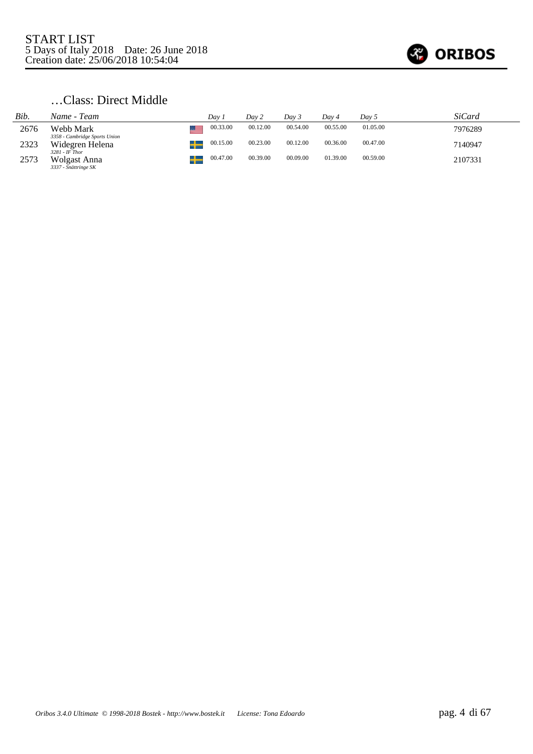START LIST
5 Days of Italy 2018 Date: 26 June 2018
Creation date: 25/06/2018 10:54:04

## …Class: Direct Middle

| Bib. | Name - Team | | Day 1 | Day 2 | Day 3 | Day 4 | Day 5 | SiCard |
|---|---|---|---|---|---|---|---|---|
| 2676 | Webb Mark<br>*3358 - Cambridge Sports Union* | | 00.33.00 | 00.12.00 | 00.54.00 | 00.55.00 | 01.05.00 | 7976289 |
| 2323 | Widegren Helena<br>*3281 - IF Thor* | | 00.15.00 | 00.23.00 | 00.12.00 | 00.36.00 | 00.47.00 | 7140947 |
| 2573 | Wolgast Anna<br>*3337 - Snättringe SK* | | 00.47.00 | 00.39.00 | 00.09.00 | 01.39.00 | 00.59.00 | 2107331 |

*Oribos 3.4.0 Ultimate © 1998-2018 Bostek - http://www.bostek.it License: Tona Edoardo*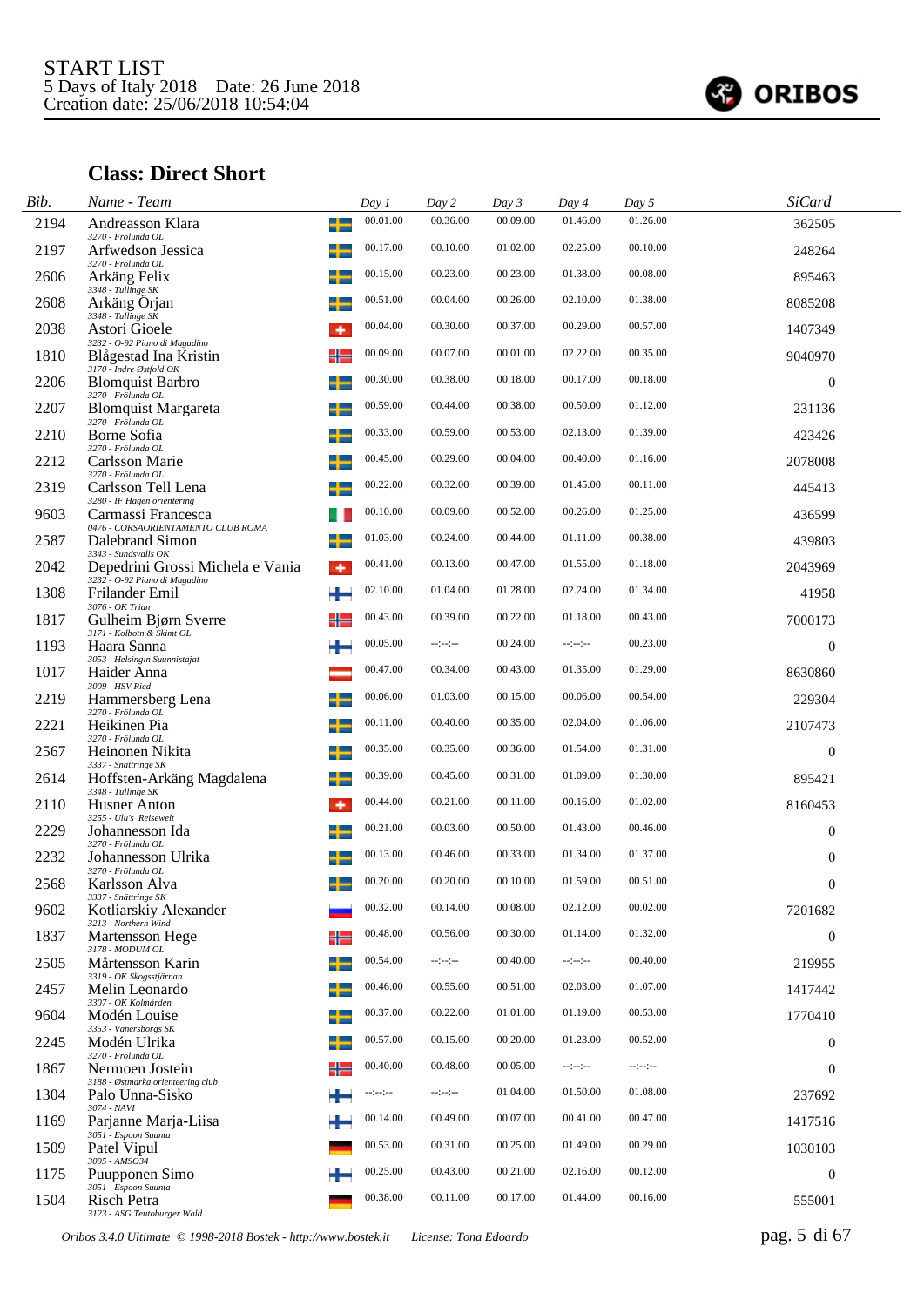START LIST
5 Days of Italy 2018 Date: 26 June 2018
Creation date: 25/06/2018 10:54:04

## Class: Direct Short

| Bib. | Name - Team | Day 1 | Day 2 | Day 3 | Day 4 | Day 5 | SiCard |
|---|---|---|---|---|---|---|---|
| 2194 | Andreasson Klara<br>*3270 - Frölunda OL* | 00.01.00 | 00.36.00 | 00.09.00 | 01.46.00 | 01.26.00 | 362505 |
| 2197 | Arfwedson Jessica<br>*3270 - Frölunda OL* | 00.17.00 | 00.10.00 | 01.02.00 | 02.25.00 | 00.10.00 | 248264 |
| 2606 | Arkäng Felix<br>*3348 - Tullinge SK* | 00.15.00 | 00.23.00 | 00.23.00 | 01.38.00 | 00.08.00 | 895463 |
| 2608 | Arkäng Örjan<br>*3348 - Tullinge SK* | 00.51.00 | 00.04.00 | 00.26.00 | 02.10.00 | 01.38.00 | 8085208 |
| 2038 | Astori Gioele<br>*3232 - O-92 Piano di Magadino* | 00.04.00 | 00.30.00 | 00.37.00 | 00.29.00 | 00.57.00 | 1407349 |
| 1810 | Blågestad Ina Kristin<br>*3170 - Indre Østfold OK* | 00.09.00 | 00.07.00 | 00.01.00 | 02.22.00 | 00.35.00 | 9040970 |
| 2206 | Blomquist Barbro<br>*3270 - Frölunda OL* | 00.30.00 | 00.38.00 | 00.18.00 | 00.17.00 | 00.18.00 | 0 |
| 2207 | Blomquist Margareta<br>*3270 - Frölunda OL* | 00.59.00 | 00.44.00 | 00.38.00 | 00.50.00 | 01.12.00 | 231136 |
| 2210 | Borne Sofia<br>*3270 - Frölunda OL* | 00.33.00 | 00.59.00 | 00.53.00 | 02.13.00 | 01.39.00 | 423426 |
| 2212 | Carlsson Marie<br>*3270 - Frölunda OL* | 00.45.00 | 00.29.00 | 00.04.00 | 00.40.00 | 01.16.00 | 2078008 |
| 2319 | Carlsson Tell Lena<br>*3280 - IF Hagen orientering* | 00.22.00 | 00.32.00 | 00.39.00 | 01.45.00 | 00.11.00 | 445413 |
| 9603 | Carmassi Francesca<br>*0476 - CORSAORIENTAMENTO CLUB ROMA* | 00.10.00 | 00.09.00 | 00.52.00 | 00.26.00 | 01.25.00 | 436599 |
| 2587 | Dalebrand Simon<br>*3343 - Sundsvalls OK* | 01.03.00 | 00.24.00 | 00.44.00 | 01.11.00 | 00.38.00 | 439803 |
| 2042 | Depedrini Grossi Michela e Vania<br>*3232 - O-92 Piano di Magadino* | 00.41.00 | 00.13.00 | 00.47.00 | 01.55.00 | 01.18.00 | 2043969 |
| 1308 | Frilander Emil<br>*3076 - OK Trian* | 02.10.00 | 01.04.00 | 01.28.00 | 02.24.00 | 01.34.00 | 41958 |
| 1817 | Gulheim Bjørn Sverre<br>*3171 - Kolbotn & Skimt OL* | 00.43.00 | 00.39.00 | 00.22.00 | 01.18.00 | 00.43.00 | 7000173 |
| 1193 | Haara Sanna<br>*3053 - Helsingin Suunnistajat* | 00.05.00 | --:--:-- | 00.24.00 | --:--:-- | 00.23.00 | 0 |
| 1017 | Haider Anna<br>*3009 - HSV Ried* | 00.47.00 | 00.34.00 | 00.43.00 | 01.35.00 | 01.29.00 | 8630860 |
| 2219 | Hammersberg Lena<br>*3270 - Frölunda OL* | 00.06.00 | 01.03.00 | 00.15.00 | 00.06.00 | 00.54.00 | 229304 |
| 2221 | Heikinen Pia<br>*3270 - Frölunda OL* | 00.11.00 | 00.40.00 | 00.35.00 | 02.04.00 | 01.06.00 | 2107473 |
| 2567 | Heinonen Nikita<br>*3337 - Snättringe SK* | 00.35.00 | 00.35.00 | 00.36.00 | 01.54.00 | 01.31.00 | 0 |
| 2614 | Hoffsten-Arkäng Magdalena<br>*3348 - Tullinge SK* | 00.39.00 | 00.45.00 | 00.31.00 | 01.09.00 | 01.30.00 | 895421 |
| 2110 | Husner Anton<br>*3255 - Ulu's Reisewelt* | 00.44.00 | 00.21.00 | 00.11.00 | 00.16.00 | 01.02.00 | 8160453 |
| 2229 | Johannesson Ida<br>*3270 - Frölunda OL* | 00.21.00 | 00.03.00 | 00.50.00 | 01.43.00 | 00.46.00 | 0 |
| 2232 | Johannesson Ulrika<br>*3270 - Frölunda OL* | 00.13.00 | 00.46.00 | 00.33.00 | 01.34.00 | 01.37.00 | 0 |
| 2568 | Karlsson Alva<br>*3337 - Snättringe SK* | 00.20.00 | 00.20.00 | 00.10.00 | 01.59.00 | 00.51.00 | 0 |
| 9602 | Kotliarskiy Alexander<br>*3213 - Northern Wind* | 00.32.00 | 00.14.00 | 00.08.00 | 02.12.00 | 00.02.00 | 7201682 |
| 1837 | Martensson Hege<br>*3178 - MODUM OL* | 00.48.00 | 00.56.00 | 00.30.00 | 01.14.00 | 01.32.00 | 0 |
| 2505 | Mårtensson Karin<br>*3319 - OK Skogsstjärnan* | 00.54.00 | --:--:-- | 00.40.00 | --:--:-- | 00.40.00 | 219955 |
| 2457 | Melin Leonardo<br>*3307 - OK Kolmården* | 00.46.00 | 00.55.00 | 00.51.00 | 02.03.00 | 01.07.00 | 1417442 |
| 9604 | Modén Louise<br>*3353 - Vänersborgs SK* | 00.37.00 | 00.22.00 | 01.01.00 | 01.19.00 | 00.53.00 | 1770410 |
| 2245 | Modén Ulrika<br>*3270 - Frölunda OL* | 00.57.00 | 00.15.00 | 00.20.00 | 01.23.00 | 00.52.00 | 0 |
| 1867 | Nermoen Jostein<br>*3188 - Østmarka orienteering club* | 00.40.00 | 00.48.00 | 00.05.00 | --:--:-- | --:--:-- | 0 |
| 1304 | Palo Unna-Sisko<br>*3074 - NAVI* | --:--:-- | --:--:-- | 01.04.00 | 01.50.00 | 01.08.00 | 237692 |
| 1169 | Parjanne Marja-Liisa<br>*3051 - Espoon Suunta* | 00.14.00 | 00.49.00 | 00.07.00 | 00.41.00 | 00.47.00 | 1417516 |
| 1509 | Patel Vipul<br>*3095 - AMSO34* | 00.53.00 | 00.31.00 | 00.25.00 | 01.49.00 | 00.29.00 | 1030103 |
| 1175 | Puupponen Simo<br>*3051 - Espoon Suunta* | 00.25.00 | 00.43.00 | 00.21.00 | 02.16.00 | 00.12.00 | 0 |
| 1504 | Risch Petra<br>*3123 - ASG Teutoburger Wald* | 00.38.00 | 00.11.00 | 00.17.00 | 01.44.00 | 00.16.00 | 555001 |

*Oribos 3.4.0 Ultimate © 1998-2018 Bostek - http://www.bostek.it License: Tona Edoardo*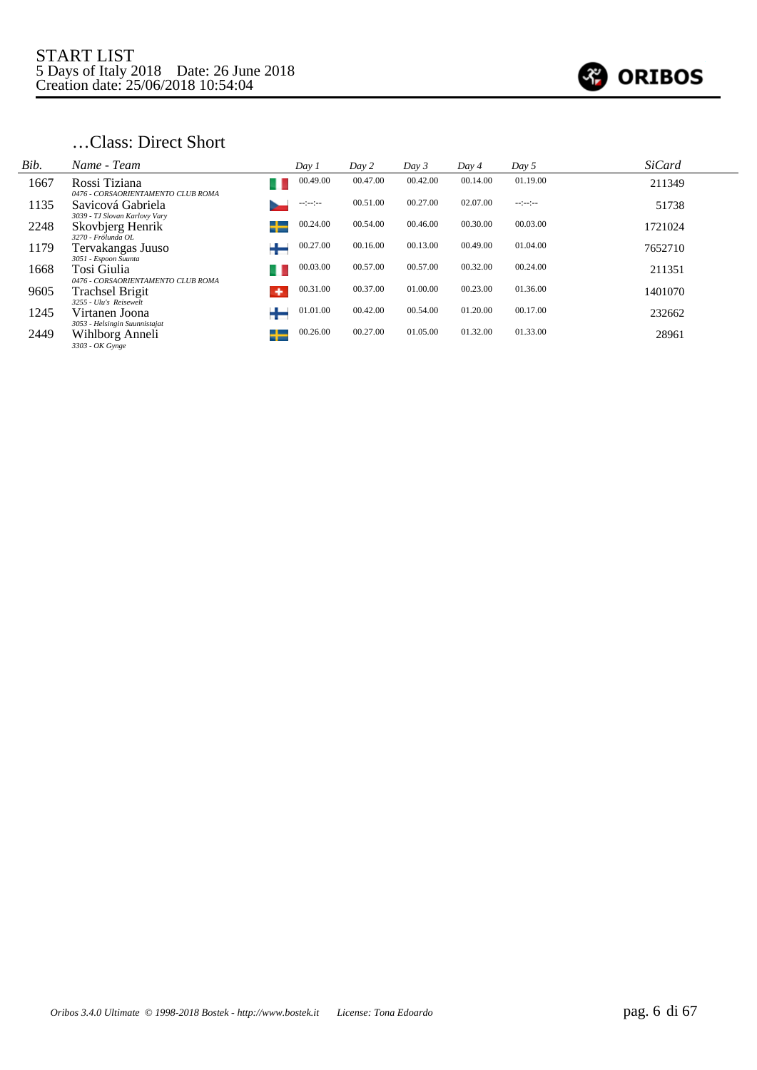START LIST
5 Days of Italy 2018 Date: 26 June 2018
Creation date: 25/06/2018 10:54:04

ORIBOS

## …Class: Direct Short

| Bib. | Name - Team | Day 1 | Day 2 | Day 3 | Day 4 | Day 5 | SiCard |
|---|---|---|---|---|---|---|---|
| 1667 | Rossi Tiziana<br>*0476 - CORSAORIENTAMENTO CLUB ROMA* | 00.49.00 | 00.47.00 | 00.42.00 | 00.14.00 | 01.19.00 | 211349 |
| 1135 | Savicová Gabriela<br>*3039 - TJ Slovan Karlovy Vary* | --:--:-- | 00.51.00 | 00.27.00 | 02.07.00 | --:--:-- | 51738 |
| 2248 | Skovbjerg Henrik<br>*3270 - Frölunda OL* | 00.24.00 | 00.54.00 | 00.46.00 | 00.30.00 | 00.03.00 | 1721024 |
| 1179 | Tervakangas Juuso<br>*3051 - Espoon Suunta* | 00.27.00 | 00.16.00 | 00.13.00 | 00.49.00 | 01.04.00 | 7652710 |
| 1668 | Tosi Giulia<br>*0476 - CORSAORIENTAMENTO CLUB ROMA* | 00.03.00 | 00.57.00 | 00.57.00 | 00.32.00 | 00.24.00 | 211351 |
| 9605 | Trachsel Brigit<br>*3255 - Ulu's Reisewelt* | 00.31.00 | 00.37.00 | 01.00.00 | 00.23.00 | 01.36.00 | 1401070 |
| 1245 | Virtanen Joona<br>*3053 - Helsingin Suunnistajat* | 01.01.00 | 00.42.00 | 00.54.00 | 01.20.00 | 00.17.00 | 232662 |
| 2449 | Wihlborg Anneli<br>*3303 - OK Gynge* | 00.26.00 | 00.27.00 | 01.05.00 | 01.32.00 | 01.33.00 | 28961 |

*Oribos 3.4.0 Ultimate © 1998-2018 Bostek - http://www.bostek.it License: Tona Edoardo*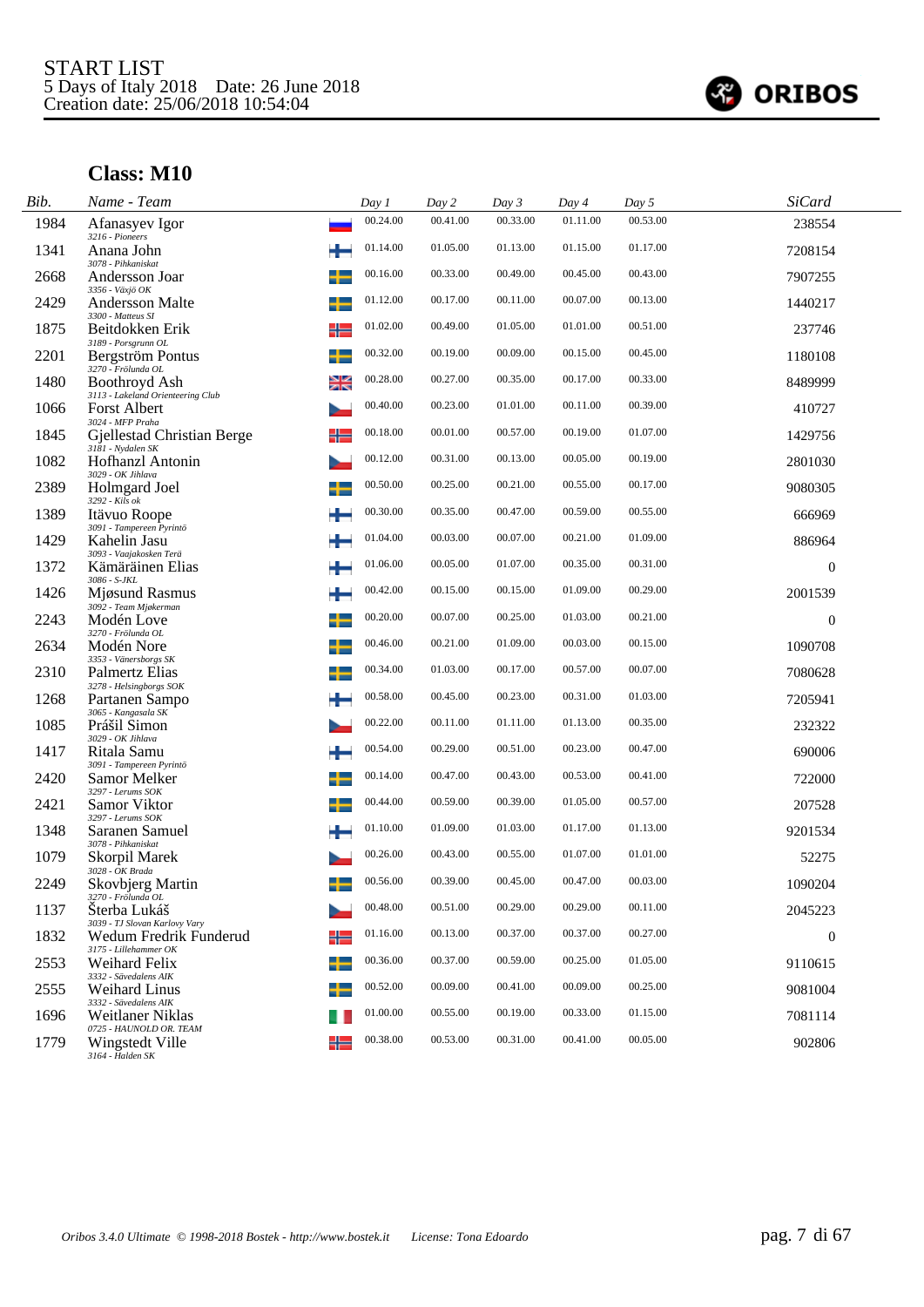START LIST
5 Days of Italy 2018 Date: 26 June 2018
Creation date: 25/06/2018 10:54:04

ORIBOS

## Class: M10

| Bib. | Name - Team | Day 1 | Day 2 | Day 3 | Day 4 | Day 5 | SiCard |
|---|---|---|---|---|---|---|---|
| 1984 | Afanasyev Igor<br>3216 - Pioneers | 00.24.00 | 00.41.00 | 00.33.00 | 01.11.00 | 00.53.00 | 238554 |
| 1341 | Anana John<br>3078 - Pihkaniskat | 01.14.00 | 01.05.00 | 01.13.00 | 01.15.00 | 01.17.00 | 7208154 |
| 2668 | Andersson Joar<br>3356 - Växjö OK | 00.16.00 | 00.33.00 | 00.49.00 | 00.45.00 | 00.43.00 | 7907255 |
| 2429 | Andersson Malte<br>3300 - Matteus SI | 01.12.00 | 00.17.00 | 00.11.00 | 00.07.00 | 00.13.00 | 1440217 |
| 1875 | Beitdokken Erik<br>3189 - Porsgrunn OL | 01.02.00 | 00.49.00 | 01.05.00 | 01.01.00 | 00.51.00 | 237746 |
| 2201 | Bergström Pontus<br>3270 - Frölunda OL | 00.32.00 | 00.19.00 | 00.09.00 | 00.15.00 | 00.45.00 | 1180108 |
| 1480 | Boothroyd Ash<br>3113 - Lakeland Orienteering Club | 00.28.00 | 00.27.00 | 00.35.00 | 00.17.00 | 00.33.00 | 8489999 |
| 1066 | Forst Albert<br>3024 - MFP Praha | 00.40.00 | 00.23.00 | 01.01.00 | 00.11.00 | 00.39.00 | 410727 |
| 1845 | Gjellestad Christian Berge<br>3181 - Nydalen SK | 00.18.00 | 00.01.00 | 00.57.00 | 00.19.00 | 01.07.00 | 1429756 |
| 1082 | Hofhanzl Antonin<br>3029 - OK Jihlava | 00.12.00 | 00.31.00 | 00.13.00 | 00.05.00 | 00.19.00 | 2801030 |
| 2389 | Holmgard Joel<br>3292 - Kils ok | 00.50.00 | 00.25.00 | 00.21.00 | 00.55.00 | 00.17.00 | 9080305 |
| 1389 | Itävuo Roope<br>3091 - Tampereen Pyrintö | 00.30.00 | 00.35.00 | 00.47.00 | 00.59.00 | 00.55.00 | 666969 |
| 1429 | Kahelin Jasu<br>3093 - Vaajakosken Terä | 01.04.00 | 00.03.00 | 00.07.00 | 00.21.00 | 01.09.00 | 886964 |
| 1372 | Kämäräinen Elias<br>3086 - S-JKL | 01.06.00 | 00.05.00 | 01.07.00 | 00.35.00 | 00.31.00 | 0 |
| 1426 | Mjøsund Rasmus<br>3092 - Team Mjøkerman | 00.42.00 | 00.15.00 | 00.15.00 | 01.09.00 | 00.29.00 | 2001539 |
| 2243 | Modén Love<br>3270 - Frölunda OL | 00.20.00 | 00.07.00 | 00.25.00 | 01.03.00 | 00.21.00 | 0 |
| 2634 | Modén Nore<br>3353 - Vänersborgs SK | 00.46.00 | 00.21.00 | 01.09.00 | 00.03.00 | 00.15.00 | 1090708 |
| 2310 | Palmertz Elias<br>3278 - Helsingborgs SOK | 00.34.00 | 01.03.00 | 00.17.00 | 00.57.00 | 00.07.00 | 7080628 |
| 1268 | Partanen Sampo<br>3065 - Kangasala SK | 00.58.00 | 00.45.00 | 00.23.00 | 00.31.00 | 01.03.00 | 7205941 |
| 1085 | Prášil Simon<br>3029 - OK Jihlava | 00.22.00 | 00.11.00 | 01.11.00 | 01.13.00 | 00.35.00 | 232322 |
| 1417 | Ritala Samu<br>3091 - Tampereen Pyrintö | 00.54.00 | 00.29.00 | 00.51.00 | 00.23.00 | 00.47.00 | 690006 |
| 2420 | Samor Melker<br>3297 - Lerums SOK | 00.14.00 | 00.47.00 | 00.43.00 | 00.53.00 | 00.41.00 | 722000 |
| 2421 | Samor Viktor<br>3297 - Lerums SOK | 00.44.00 | 00.59.00 | 00.39.00 | 01.05.00 | 00.57.00 | 207528 |
| 1348 | Saranen Samuel<br>3078 - Pihkaniskat | 01.10.00 | 01.09.00 | 01.03.00 | 01.17.00 | 01.13.00 | 9201534 |
| 1079 | Skorpil Marek<br>3028 - OK Brada | 00.26.00 | 00.43.00 | 00.55.00 | 01.07.00 | 01.01.00 | 52275 |
| 2249 | Skovbjerg Martin<br>3270 - Frölunda OL | 00.56.00 | 00.39.00 | 00.45.00 | 00.47.00 | 00.03.00 | 1090204 |
| 1137 | Šterba Lukáš<br>3039 - TJ Slovan Karlovy Vary | 00.48.00 | 00.51.00 | 00.29.00 | 00.29.00 | 00.11.00 | 2045223 |
| 1832 | Wedum Fredrik Funderud<br>3175 - Lillehammer OK | 01.16.00 | 00.13.00 | 00.37.00 | 00.37.00 | 00.27.00 | 0 |
| 2553 | Weihard Felix<br>3332 - Sävedalens AIK | 00.36.00 | 00.37.00 | 00.59.00 | 00.25.00 | 01.05.00 | 9110615 |
| 2555 | Weihard Linus<br>3332 - Sävedalens AIK | 00.52.00 | 00.09.00 | 00.41.00 | 00.09.00 | 00.25.00 | 9081004 |
| 1696 | Weitlaner Niklas<br>0725 - HAUNOLD OR. TEAM | 01.00.00 | 00.55.00 | 00.19.00 | 00.33.00 | 01.15.00 | 7081114 |
| 1779 | Wingstedt Ville<br>3164 - Halden SK | 00.38.00 | 00.53.00 | 00.31.00 | 00.41.00 | 00.05.00 | 902806 |

Oribos 3.4.0 Ultimate © 1998-2018 Bostek - http://www.bostek.it License: Tona Edoardo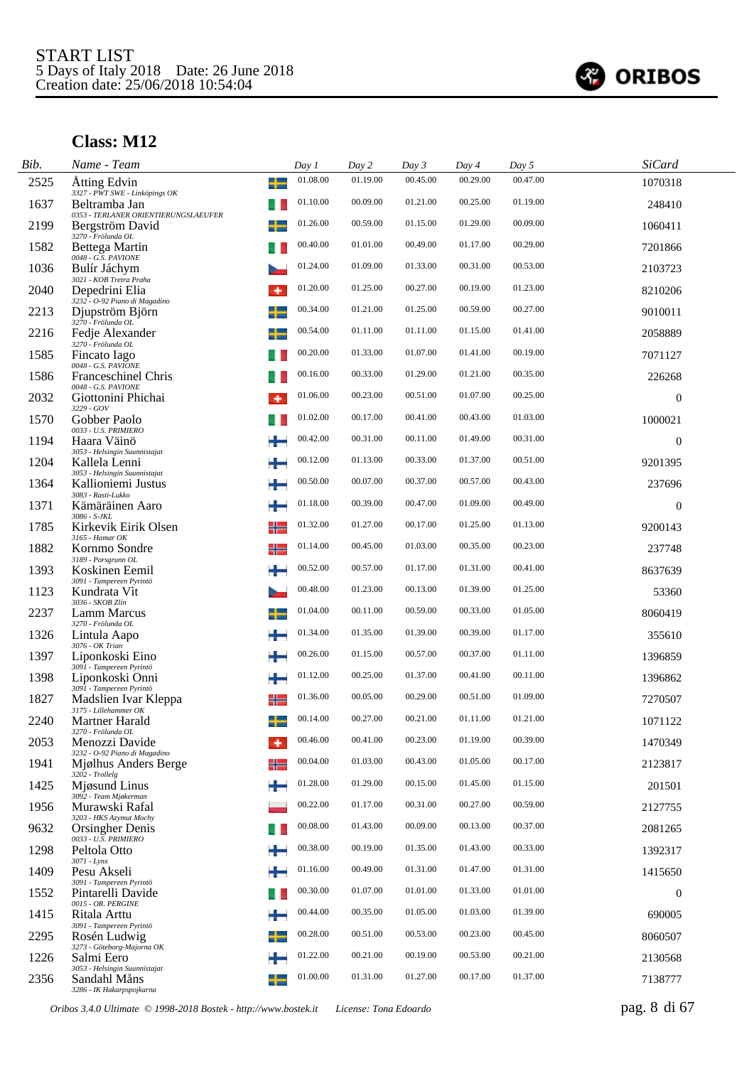START LIST
5 Days of Italy 2018 Date: 26 June 2018
Creation date: 25/06/2018 10:54:04

ORIBOS

## Class: M12

| Bib. | Name - Team | Day 1 | Day 2 | Day 3 | Day 4 | Day 5 | SiCard |
|---|---|---|---|---|---|---|---|
| 2525 | Åtting Edvin<br>*3327 - PWT SWE - Linköpings OK* | 01.08.00 | 01.19.00 | 00.45.00 | 00.29.00 | 00.47.00 | 1070318 |
| 1637 | Beltramba Jan<br>*0353 - TERLANER ORIENTIERUNGSLAEUFER* | 01.10.00 | 00.09.00 | 01.21.00 | 00.25.00 | 01.19.00 | 248410 |
| 2199 | Bergström David<br>*3270 - Frölunda OL* | 01.26.00 | 00.59.00 | 01.15.00 | 01.29.00 | 00.09.00 | 1060411 |
| 1582 | Bettega Martin<br>*0048 - G.S. PAVIONE* | 00.40.00 | 01.01.00 | 00.49.00 | 01.17.00 | 00.29.00 | 7201866 |
| 1036 | Bulír Jáchym<br>*3021 - KOB Tretra Praha* | 01.24.00 | 01.09.00 | 01.33.00 | 00.31.00 | 00.53.00 | 2103723 |
| 2040 | Depedrini Elia<br>*3232 - O-92 Piano di Magadino* | 01.20.00 | 01.25.00 | 00.27.00 | 00.19.00 | 01.23.00 | 8210206 |
| 2213 | Djupström Björn<br>*3270 - Frölunda OL* | 00.34.00 | 01.21.00 | 01.25.00 | 00.59.00 | 00.27.00 | 9010011 |
| 2216 | Fedje Alexander<br>*3270 - Frölunda OL* | 00.54.00 | 01.11.00 | 01.11.00 | 01.15.00 | 01.41.00 | 2058889 |
| 1585 | Fincato Iago<br>*0048 - G.S. PAVIONE* | 00.20.00 | 01.33.00 | 01.07.00 | 01.41.00 | 00.19.00 | 7071127 |
| 1586 | Franceschinel Chris<br>*0048 - G.S. PAVIONE* | 00.16.00 | 00.33.00 | 01.29.00 | 01.21.00 | 00.35.00 | 226268 |
| 2032 | Giottonini Phichai<br>*3229 - GOV* | 01.06.00 | 00.23.00 | 00.51.00 | 01.07.00 | 00.25.00 | 0 |
| 1570 | Gobber Paolo<br>*0033 - U.S. PRIMIERO* | 01.02.00 | 00.17.00 | 00.41.00 | 00.43.00 | 01.03.00 | 1000021 |
| 1194 | Haara Väinö<br>*3053 - Helsingin Suunnistajat* | 00.42.00 | 00.31.00 | 00.11.00 | 01.49.00 | 00.31.00 | 0 |
| 1204 | Kallela Lenni<br>*3053 - Helsingin Suunnistajat* | 00.12.00 | 01.13.00 | 00.33.00 | 01.37.00 | 00.51.00 | 9201395 |
| 1364 | Kallioniemi Justus<br>*3083 - Rasti-Lukko* | 00.50.00 | 00.07.00 | 00.37.00 | 00.57.00 | 00.43.00 | 237696 |
| 1371 | Kämäräinen Aaro<br>*3086 - S-JKL* | 01.18.00 | 00.39.00 | 00.47.00 | 01.09.00 | 00.49.00 | 0 |
| 1785 | Kirkevik Eirik Olsen<br>*3165 - Hamar OK* | 01.32.00 | 01.27.00 | 00.17.00 | 01.25.00 | 01.13.00 | 9200143 |
| 1882 | Kornmo Sondre<br>*3189 - Porsgrunn OL* | 01.14.00 | 00.45.00 | 01.03.00 | 00.35.00 | 00.23.00 | 237748 |
| 1393 | Koskinen Eemil<br>*3091 - Tampereen Pyrintö* | 00.52.00 | 00.57.00 | 01.17.00 | 01.31.00 | 00.41.00 | 8637639 |
| 1123 | Kundrata Vít<br>*3036 - SKOB Zlín* | 00.48.00 | 01.23.00 | 00.13.00 | 01.39.00 | 01.25.00 | 53360 |
| 2237 | Lamm Marcus<br>*3270 - Frölunda OL* | 01.04.00 | 00.11.00 | 00.59.00 | 00.33.00 | 01.05.00 | 8060419 |
| 1326 | Lintula Aapo<br>*3076 - OK Trian* | 01.34.00 | 01.35.00 | 01.39.00 | 00.39.00 | 01.17.00 | 355610 |
| 1397 | Liponkoski Eino<br>*3091 - Tampereen Pyrintö* | 00.26.00 | 01.15.00 | 00.57.00 | 00.37.00 | 01.11.00 | 1396859 |
| 1398 | Liponkoski Onni<br>*3091 - Tampereen Pyrintö* | 01.12.00 | 00.25.00 | 01.37.00 | 00.41.00 | 00.11.00 | 1396862 |
| 1827 | Madslien Ivar Kleppa<br>*3175 - Lillehammer OK* | 01.36.00 | 00.05.00 | 00.29.00 | 00.51.00 | 01.09.00 | 7270507 |
| 2240 | Martner Harald<br>*3270 - Frölunda OL* | 00.14.00 | 00.27.00 | 00.21.00 | 01.11.00 | 01.21.00 | 1071122 |
| 2053 | Menozzi Davide<br>*3232 - O-92 Piano di Magadino* | 00.46.00 | 00.41.00 | 00.23.00 | 01.19.00 | 00.39.00 | 1470349 |
| 1941 | Mjølhus Anders Berge<br>*3202 - Trollelg* | 00.04.00 | 01.03.00 | 00.43.00 | 01.05.00 | 00.17.00 | 2123817 |
| 1425 | Mjøsund Linus<br>*3092 - Team Mjøkerman* | 01.28.00 | 01.29.00 | 00.15.00 | 01.45.00 | 01.15.00 | 201501 |
| 1956 | Murawski Rafal<br>*3203 - HKS Azymut Mochy* | 00.22.00 | 01.17.00 | 00.31.00 | 00.27.00 | 00.59.00 | 2127755 |
| 9632 | Orsingher Denis<br>*0033 - U.S. PRIMIERO* | 00.08.00 | 01.43.00 | 00.09.00 | 00.13.00 | 00.37.00 | 2081265 |
| 1298 | Peltola Otto<br>*3071 - Lynx* | 00.38.00 | 00.19.00 | 01.35.00 | 01.43.00 | 00.33.00 | 1392317 |
| 1409 | Pesu Akseli<br>*3091 - Tampereen Pyrintö* | 01.16.00 | 00.49.00 | 01.31.00 | 01.47.00 | 01.31.00 | 1415650 |
| 1552 | Pintarelli Davide<br>*0015 - OR. PERGINE* | 00.30.00 | 01.07.00 | 01.01.00 | 01.33.00 | 01.01.00 | 0 |
| 1415 | Ritala Arttu<br>*3091 - Tampereen Pyrintö* | 00.44.00 | 00.35.00 | 01.05.00 | 01.03.00 | 01.39.00 | 690005 |
| 2295 | Rosén Ludwig<br>*3273 - Göteborg-Majorna OK* | 00.28.00 | 00.51.00 | 00.53.00 | 00.23.00 | 00.45.00 | 8060507 |
| 1226 | Salmi Eero<br>*3053 - Helsingin Suunnistajat* | 01.22.00 | 00.21.00 | 00.19.00 | 00.53.00 | 00.21.00 | 2130568 |
| 2356 | Sandahl Måns<br>*3286 - IK Hakarpspojkarna* | 01.00.00 | 01.31.00 | 01.27.00 | 00.17.00 | 01.37.00 | 7138777 |

*Oribos 3.4.0 Ultimate © 1998-2018 Bostek - http://www.bostek.it License: Tona Edoardo*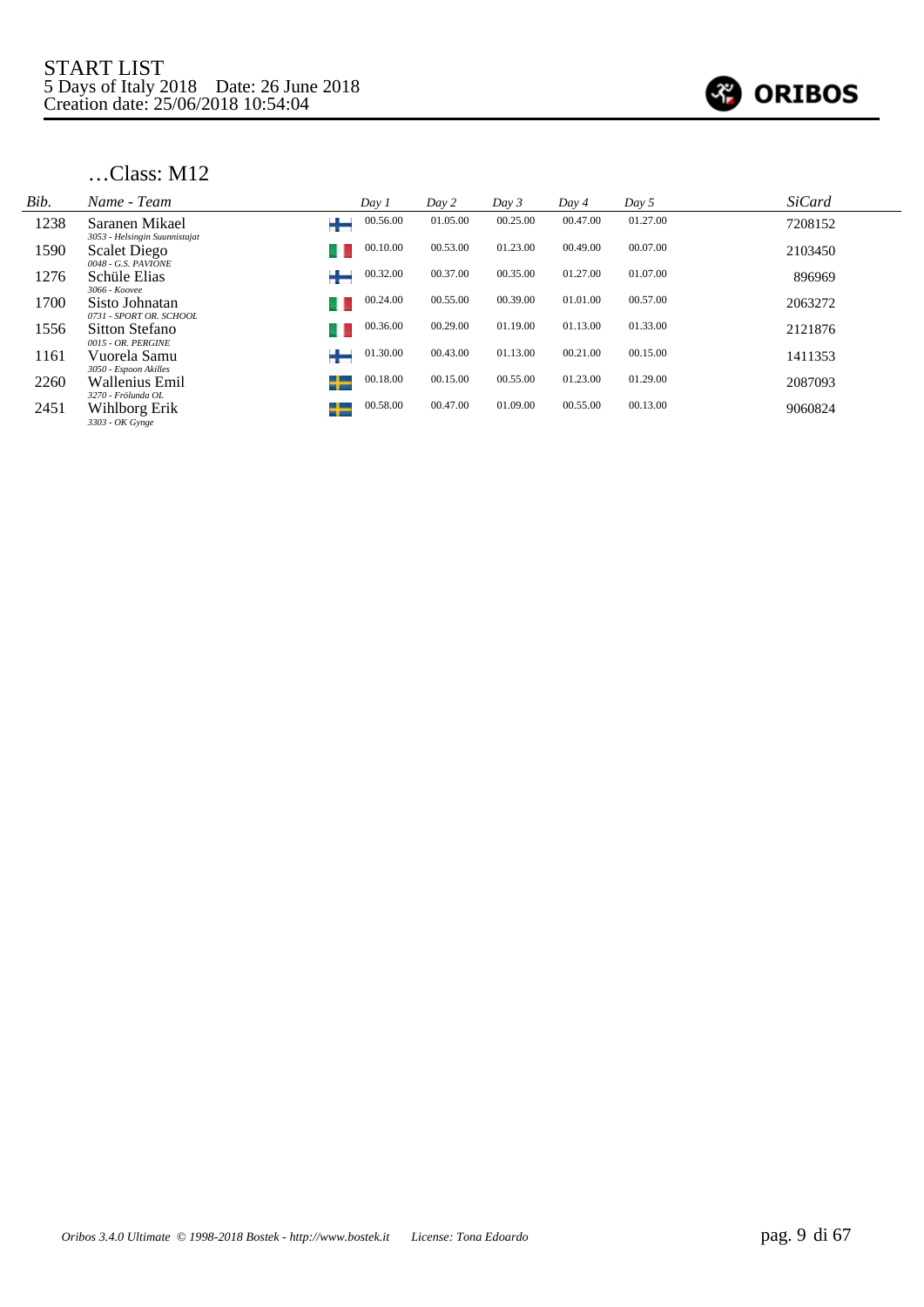…Class: M12

| Bib. | Name - Team | | Day 1 | Day 2 | Day 3 | Day 4 | Day 5 | SiCard |
|---|---|---|---|---|---|---|---|---|
| 1238 | Saranen Mikael<br>*3053 - Helsingin Suunnistajat* | | 00.56.00 | 01.05.00 | 00.25.00 | 00.47.00 | 01.27.00 | 7208152 |
| 1590 | Scalet Diego<br>*0048 - G.S. PAVIONE* | | 00.10.00 | 00.53.00 | 01.23.00 | 00.49.00 | 00.07.00 | 2103450 |
| 1276 | Schüle Elias<br>*3066 - Koovee* | | 00.32.00 | 00.37.00 | 00.35.00 | 01.27.00 | 01.07.00 | 896969 |
| 1700 | Sisto Johnatan<br>*0731 - SPORT OR. SCHOOL* | | 00.24.00 | 00.55.00 | 00.39.00 | 01.01.00 | 00.57.00 | 2063272 |
| 1556 | Sitton Stefano<br>*0015 - OR. PERGINE* | | 00.36.00 | 00.29.00 | 01.19.00 | 01.13.00 | 01.33.00 | 2121876 |
| 1161 | Vuorela Samu<br>*3050 - Espoon Akilles* | | 01.30.00 | 00.43.00 | 01.13.00 | 00.21.00 | 00.15.00 | 1411353 |
| 2260 | Wallenius Emil<br>*3270 - Frölunda OL* | | 00.18.00 | 00.15.00 | 00.55.00 | 01.23.00 | 01.29.00 | 2087093 |
| 2451 | Wihlborg Erik<br>*3303 - OK Gynge* | | 00.58.00 | 00.47.00 | 01.09.00 | 00.55.00 | 00.13.00 | 9060824 |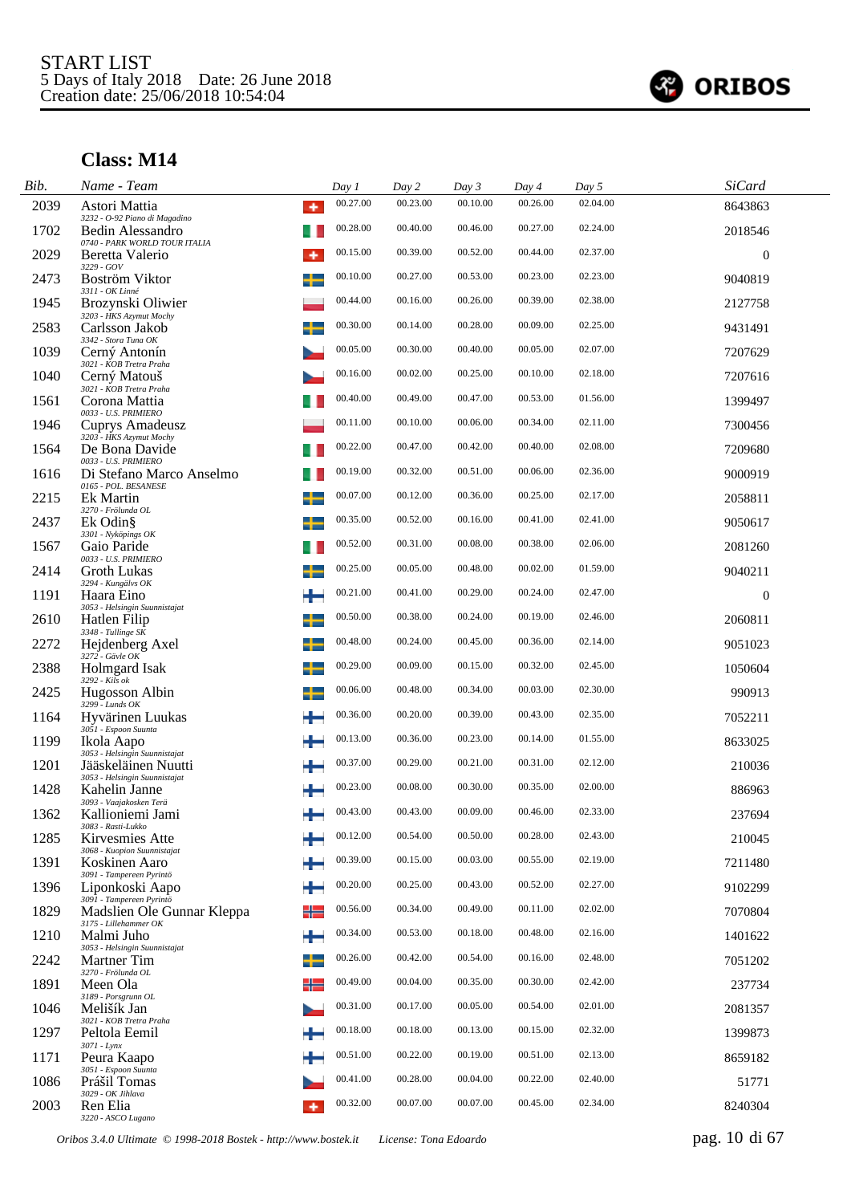START LIST
5 Days of Italy 2018 Date: 26 June 2018
Creation date: 25/06/2018 10:54:04

## Class: M14

| Bib. | Name - Team | Day 1 | Day 2 | Day 3 | Day 4 | Day 5 | SiCard |
|---|---|---|---|---|---|---|---|
| 2039 | Astori Mattia<br>3232 - O-92 Piano di Magadino | 00.27.00 | 00.23.00 | 00.10.00 | 00.26.00 | 02.04.00 | 8643863 |
| 1702 | Bedin Alessandro<br>0740 - PARK WORLD TOUR ITALIA | 00.28.00 | 00.40.00 | 00.46.00 | 00.27.00 | 02.24.00 | 2018546 |
| 2029 | Beretta Valerio<br>3229 - GOV | 00.15.00 | 00.39.00 | 00.52.00 | 00.44.00 | 02.37.00 | 0 |
| 2473 | Boström Viktor<br>3311 - OK Linné | 00.10.00 | 00.27.00 | 00.53.00 | 00.23.00 | 02.23.00 | 9040819 |
| 1945 | Brozynski Oliwier<br>3203 - HKS Azymut Mochy | 00.44.00 | 00.16.00 | 00.26.00 | 00.39.00 | 02.38.00 | 2127758 |
| 2583 | Carlsson Jakob<br>3342 - Stora Tuna OK | 00.30.00 | 00.14.00 | 00.28.00 | 00.09.00 | 02.25.00 | 9431491 |
| 1039 | Cerný Antonín<br>3021 - KOB Tretra Praha | 00.05.00 | 00.30.00 | 00.40.00 | 00.05.00 | 02.07.00 | 7207629 |
| 1040 | Cerný Matouš<br>3021 - KOB Tretra Praha | 00.16.00 | 00.02.00 | 00.25.00 | 00.10.00 | 02.18.00 | 7207616 |
| 1561 | Corona Mattia<br>0033 - U.S. PRIMIERO | 00.40.00 | 00.49.00 | 00.47.00 | 00.53.00 | 01.56.00 | 1399497 |
| 1946 | Cuprys Amadeusz<br>3203 - HKS Azymut Mochy | 00.11.00 | 00.10.00 | 00.06.00 | 00.34.00 | 02.11.00 | 7300456 |
| 1564 | De Bona Davide<br>0033 - U.S. PRIMIERO | 00.22.00 | 00.47.00 | 00.42.00 | 00.40.00 | 02.08.00 | 7209680 |
| 1616 | Di Stefano Marco Anselmo<br>0165 - POL. BESANESE | 00.19.00 | 00.32.00 | 00.51.00 | 00.06.00 | 02.36.00 | 9000919 |
| 2215 | Ek Martin<br>3270 - Frölunda OL | 00.07.00 | 00.12.00 | 00.36.00 | 00.25.00 | 02.17.00 | 2058811 |
| 2437 | Ek Odin§<br>3301 - Nyköpings OK | 00.35.00 | 00.52.00 | 00.16.00 | 00.41.00 | 02.41.00 | 9050617 |
| 1567 | Gaio Paride<br>0033 - U.S. PRIMIERO | 00.52.00 | 00.31.00 | 00.08.00 | 00.38.00 | 02.06.00 | 2081260 |
| 2414 | Groth Lukas<br>3294 - Kungälvs OK | 00.25.00 | 00.05.00 | 00.48.00 | 00.02.00 | 01.59.00 | 9040211 |
| 1191 | Haara Eino<br>3053 - Helsingin Suunnistajat | 00.21.00 | 00.41.00 | 00.29.00 | 00.24.00 | 02.47.00 | 0 |
| 2610 | Hatlen Filip<br>3348 - Tullinge SK | 00.50.00 | 00.38.00 | 00.24.00 | 00.19.00 | 02.46.00 | 2060811 |
| 2272 | Hejdenberg Axel<br>3272 - Gävle OK | 00.48.00 | 00.24.00 | 00.45.00 | 00.36.00 | 02.14.00 | 9051023 |
| 2388 | Holmgard Isak<br>3292 - Kils ok | 00.29.00 | 00.09.00 | 00.15.00 | 00.32.00 | 02.45.00 | 1050604 |
| 2425 | Hugosson Albin<br>3299 - Lunds OK | 00.06.00 | 00.48.00 | 00.34.00 | 00.03.00 | 02.30.00 | 990913 |
| 1164 | Hyvärinen Luukas<br>3051 - Espoon Suunta | 00.36.00 | 00.20.00 | 00.39.00 | 00.43.00 | 02.35.00 | 7052211 |
| 1199 | Ikola Aapo<br>3053 - Helsingin Suunnistajat | 00.13.00 | 00.36.00 | 00.23.00 | 00.14.00 | 01.55.00 | 8633025 |
| 1201 | Jääskeläinen Nuutti<br>3053 - Helsingin Suunnistajat | 00.37.00 | 00.29.00 | 00.21.00 | 00.31.00 | 02.12.00 | 210036 |
| 1428 | Kahelin Janne<br>3093 - Vaajakosken Terä | 00.23.00 | 00.08.00 | 00.30.00 | 00.35.00 | 02.00.00 | 886963 |
| 1362 | Kallioniemi Jami<br>3083 - Rasti-Lukko | 00.43.00 | 00.43.00 | 00.09.00 | 00.46.00 | 02.33.00 | 237694 |
| 1285 | Kirvesmies Atte<br>3068 - Kuopion Suunnistajat | 00.12.00 | 00.54.00 | 00.50.00 | 00.28.00 | 02.43.00 | 210045 |
| 1391 | Koskinen Aaro<br>3091 - Tampereen Pyrintö | 00.39.00 | 00.15.00 | 00.03.00 | 00.55.00 | 02.19.00 | 7211480 |
| 1396 | Liponkoski Aapo<br>3091 - Tampereen Pyrintö | 00.20.00 | 00.25.00 | 00.43.00 | 00.52.00 | 02.27.00 | 9102299 |
| 1829 | Madslien Ole Gunnar Kleppa<br>3175 - Lillehammer OK | 00.56.00 | 00.34.00 | 00.49.00 | 00.11.00 | 02.02.00 | 7070804 |
| 1210 | Malmi Juho<br>3053 - Helsingin Suunnistajat | 00.34.00 | 00.53.00 | 00.18.00 | 00.48.00 | 02.16.00 | 1401622 |
| 2242 | Martner Tim<br>3270 - Frölunda OL | 00.26.00 | 00.42.00 | 00.54.00 | 00.16.00 | 02.48.00 | 7051202 |
| 1891 | Meen Ola<br>3189 - Porsgrunn OL | 00.49.00 | 00.04.00 | 00.35.00 | 00.30.00 | 02.42.00 | 237734 |
| 1046 | Melišík Jan<br>3021 - KOB Tretra Praha | 00.31.00 | 00.17.00 | 00.05.00 | 00.54.00 | 02.01.00 | 2081357 |
| 1297 | Peltola Eemil<br>3071 - Lynx | 00.18.00 | 00.18.00 | 00.13.00 | 00.15.00 | 02.32.00 | 1399873 |
| 1171 | Peura Kaapo<br>3051 - Espoon Suunta | 00.51.00 | 00.22.00 | 00.19.00 | 00.51.00 | 02.13.00 | 8659182 |
| 1086 | Prášil Tomas<br>3029 - OK Jihlava | 00.41.00 | 00.28.00 | 00.04.00 | 00.22.00 | 02.40.00 | 51771 |
| 2003 | Ren Elia<br>3220 - ASCO Lugano | 00.32.00 | 00.07.00 | 00.07.00 | 00.45.00 | 02.34.00 | 8240304 |

*Oribos 3.4.0 Ultimate © 1998-2018 Bostek - http://www.bostek.it License: Tona Edoardo*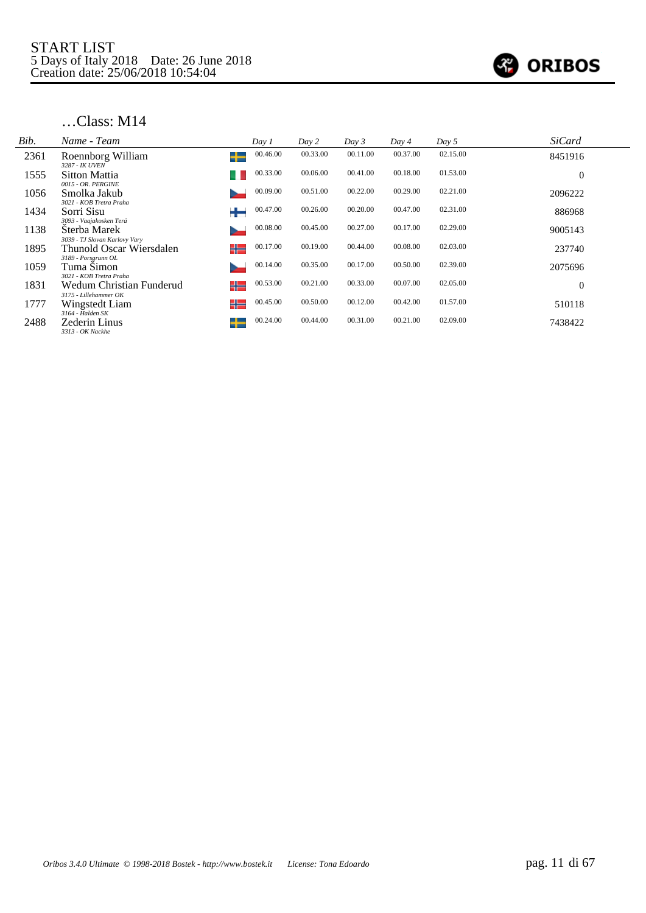START LIST
5 Days of Italy 2018 Date: 26 June 2018
Creation date: 25/06/2018 10:54:04

## …Class: M14

| Bib. | Name - Team | Day 1 | Day 2 | Day 3 | Day 4 | Day 5 | SiCard |
|---|---|---|---|---|---|---|---|
| 2361 | Roennborg William<br>*3287 - IK UVEN* | 00.46.00 | 00.33.00 | 00.11.00 | 00.37.00 | 02.15.00 | 8451916 |
| 1555 | Sitton Mattia<br>*0015 - OR. PERGINE* | 00.33.00 | 00.06.00 | 00.41.00 | 00.18.00 | 01.53.00 | 0 |
| 1056 | Smolka Jakub<br>*3021 - KOB Tretra Praha* | 00.09.00 | 00.51.00 | 00.22.00 | 00.29.00 | 02.21.00 | 2096222 |
| 1434 | Sorri Sisu<br>*3093 - Vaajakosken Terä* | 00.47.00 | 00.26.00 | 00.20.00 | 00.47.00 | 02.31.00 | 886968 |
| 1138 | Šterba Marek<br>*3039 - TJ Slovan Karlovy Vary* | 00.08.00 | 00.45.00 | 00.27.00 | 00.17.00 | 02.29.00 | 9005143 |
| 1895 | Thunold Oscar Wiersdalen<br>*3189 - Porsgrunn OL* | 00.17.00 | 00.19.00 | 00.44.00 | 00.08.00 | 02.03.00 | 237740 |
| 1059 | Tuma Šimon<br>*3021 - KOB Tretra Praha* | 00.14.00 | 00.35.00 | 00.17.00 | 00.50.00 | 02.39.00 | 2075696 |
| 1831 | Wedum Christian Funderud<br>*3175 - Lillehammer OK* | 00.53.00 | 00.21.00 | 00.33.00 | 00.07.00 | 02.05.00 | 0 |
| 1777 | Wingstedt Liam<br>*3164 - Halden SK* | 00.45.00 | 00.50.00 | 00.12.00 | 00.42.00 | 01.57.00 | 510118 |
| 2488 | Zederin Linus<br>*3313 - OK Nackhe* | 00.24.00 | 00.44.00 | 00.31.00 | 00.21.00 | 02.09.00 | 7438422 |

*Oribos 3.4.0 Ultimate © 1998-2018 Bostek - http://www.bostek.it License: Tona Edoardo*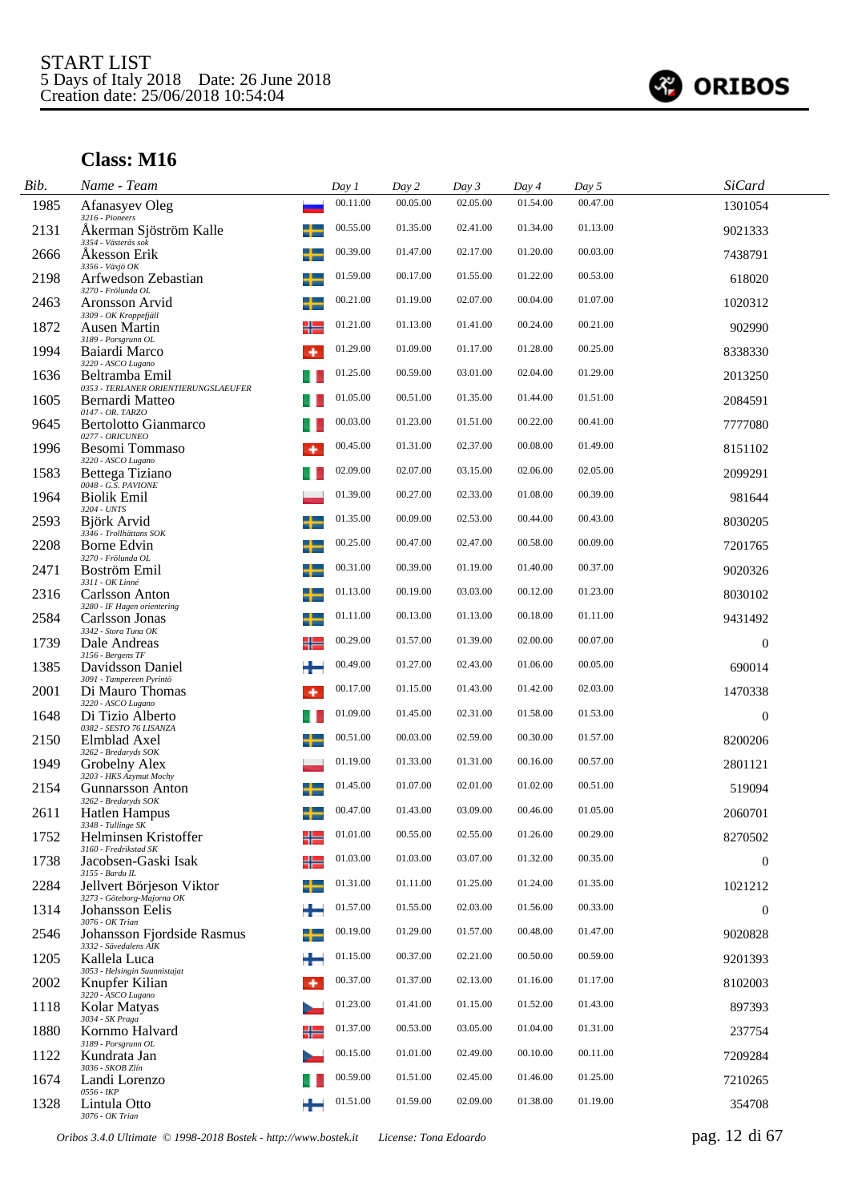START LIST
5 Days of Italy 2018 Date: 26 June 2018
Creation date: 25/06/2018 10:54:04

ORIBOS

## Class: M16

| Bib. | Name - Team | Day 1 | Day 2 | Day 3 | Day 4 | Day 5 | SiCard |
|---|---|---|---|---|---|---|---|
| 1985 | Afanasyev Oleg<br>*3216 - Pioneers* | 00.11.00 | 00.05.00 | 02.05.00 | 01.54.00 | 00.47.00 | 1301054 |
| 2131 | Åkerman Sjöström Kalle<br>*3354 - Västerås sok* | 00.55.00 | 01.35.00 | 02.41.00 | 01.34.00 | 01.13.00 | 9021333 |
| 2666 | Åkesson Erik<br>*3356 - Växjö OK* | 00.39.00 | 01.47.00 | 02.17.00 | 01.20.00 | 00.03.00 | 7438791 |
| 2198 | Arfwedson Zebastian<br>*3270 - Frölunda OL* | 01.59.00 | 00.17.00 | 01.55.00 | 01.22.00 | 00.53.00 | 618020 |
| 2463 | Aronsson Arvid<br>*3309 - OK Kroppefjäll* | 00.21.00 | 01.19.00 | 02.07.00 | 00.04.00 | 01.07.00 | 1020312 |
| 1872 | Ausen Martin<br>*3189 - Porsgrunn OL* | 01.21.00 | 01.13.00 | 01.41.00 | 00.24.00 | 00.21.00 | 902990 |
| 1994 | Baiardi Marco<br>*3220 - ASCO Lugano* | 01.29.00 | 01.09.00 | 01.17.00 | 01.28.00 | 00.25.00 | 8338330 |
| 1636 | Beltramba Emil<br>*0353 - TERLANER ORIENTIERUNGSLAEUFER* | 01.25.00 | 00.59.00 | 03.01.00 | 02.04.00 | 01.29.00 | 2013250 |
| 1605 | Bernardi Matteo<br>*0147 - OR. TARZO* | 01.05.00 | 00.51.00 | 01.35.00 | 01.44.00 | 01.51.00 | 2084591 |
| 9645 | Bertolotto Gianmarco<br>*0277 - ORICUNEO* | 00.03.00 | 01.23.00 | 01.51.00 | 00.22.00 | 00.41.00 | 7777080 |
| 1996 | Besomi Tommaso<br>*3220 - ASCO Lugano* | 00.45.00 | 01.31.00 | 02.37.00 | 00.08.00 | 01.49.00 | 8151102 |
| 1583 | Bettega Tiziano<br>*0048 - G.S. PAVIONE* | 02.09.00 | 02.07.00 | 03.15.00 | 02.06.00 | 02.05.00 | 2099291 |
| 1964 | Biolik Emil<br>*3204 - UNTS* | 01.39.00 | 00.27.00 | 02.33.00 | 01.08.00 | 00.39.00 | 981644 |
| 2593 | Björk Arvid<br>*3346 - Trollhättans SOK* | 01.35.00 | 00.09.00 | 02.53.00 | 00.44.00 | 00.43.00 | 8030205 |
| 2208 | Borne Edvin<br>*3270 - Frölunda OL* | 00.25.00 | 00.47.00 | 02.47.00 | 00.58.00 | 00.09.00 | 7201765 |
| 2471 | Boström Emil<br>*3311 - OK Linné* | 00.31.00 | 00.39.00 | 01.19.00 | 01.40.00 | 00.37.00 | 9020326 |
| 2316 | Carlsson Anton<br>*3280 - IF Hagen orientering* | 01.13.00 | 00.19.00 | 03.03.00 | 00.12.00 | 01.23.00 | 8030102 |
| 2584 | Carlsson Jonas<br>*3342 - Stora Tuna OK* | 01.11.00 | 00.13.00 | 01.13.00 | 00.18.00 | 01.11.00 | 9431492 |
| 1739 | Dale Andreas<br>*3156 - Bergens TF* | 00.29.00 | 01.57.00 | 01.39.00 | 02.00.00 | 00.07.00 | 0 |
| 1385 | Davidsson Daniel<br>*3091 - Tampereen Pyrintö* | 00.49.00 | 01.27.00 | 02.43.00 | 01.06.00 | 00.05.00 | 690014 |
| 2001 | Di Mauro Thomas<br>*3220 - ASCO Lugano* | 00.17.00 | 01.15.00 | 01.43.00 | 01.42.00 | 02.03.00 | 1470338 |
| 1648 | Di Tizio Alberto<br>*0382 - SESTO 76 LISANZA* | 01.09.00 | 01.45.00 | 02.31.00 | 01.58.00 | 01.53.00 | 0 |
| 2150 | Elmblad Axel<br>*3262 - Bredaryds SOK* | 00.51.00 | 00.03.00 | 02.59.00 | 00.30.00 | 01.57.00 | 8200206 |
| 1949 | Grobelny Alex<br>*3203 - HKS Azymut Mochy* | 01.19.00 | 01.33.00 | 01.31.00 | 00.16.00 | 00.57.00 | 2801121 |
| 2154 | Gunnarsson Anton<br>*3262 - Bredaryds SOK* | 01.45.00 | 01.07.00 | 02.01.00 | 01.02.00 | 00.51.00 | 519094 |
| 2611 | Hatlen Hampus<br>*3348 - Tullinge SK* | 00.47.00 | 01.43.00 | 03.09.00 | 00.46.00 | 01.05.00 | 2060701 |
| 1752 | Helminsen Kristoffer<br>*3160 - Fredrikstad SK* | 01.01.00 | 00.55.00 | 02.55.00 | 01.26.00 | 00.29.00 | 8270502 |
| 1738 | Jacobsen-Gaski Isak<br>*3155 - Bardu IL* | 01.03.00 | 01.03.00 | 03.07.00 | 01.32.00 | 00.35.00 | 0 |
| 2284 | Jellvert Börjeson Viktor<br>*3273 - Göteborg-Majorna OK* | 01.31.00 | 01.11.00 | 01.25.00 | 01.24.00 | 01.35.00 | 1021212 |
| 1314 | Johansson Eelis<br>*3076 - OK Trian* | 01.57.00 | 01.55.00 | 02.03.00 | 01.56.00 | 00.33.00 | 0 |
| 2546 | Johansson Fjordside Rasmus<br>*3332 - Sävedalens AIK* | 00.19.00 | 01.29.00 | 01.57.00 | 00.48.00 | 01.47.00 | 9020828 |
| 1205 | Kallela Luca<br>*3053 - Helsingin Suunnistajat* | 01.15.00 | 00.37.00 | 02.21.00 | 00.50.00 | 00.59.00 | 9201393 |
| 2002 | Knupfer Kilian<br>*3220 - ASCO Lugano* | 00.37.00 | 01.37.00 | 02.13.00 | 01.16.00 | 01.17.00 | 8102003 |
| 1118 | Kolar Matyas<br>*3034 - SK Praga* | 01.23.00 | 01.41.00 | 01.15.00 | 01.52.00 | 01.43.00 | 897393 |
| 1880 | Kornmo Halvard<br>*3189 - Porsgrunn OL* | 01.37.00 | 00.53.00 | 03.05.00 | 01.04.00 | 01.31.00 | 237754 |
| 1122 | Kundrata Jan<br>*3036 - SKOB Zlín* | 00.15.00 | 01.01.00 | 02.49.00 | 00.10.00 | 00.11.00 | 7209284 |
| 1674 | Landi Lorenzo<br>*0556 - IKP* | 00.59.00 | 01.51.00 | 02.45.00 | 01.46.00 | 01.25.00 | 7210265 |
| 1328 | Lintula Otto<br>*3076 - OK Trian* | 01.51.00 | 01.59.00 | 02.09.00 | 01.38.00 | 01.19.00 | 354708 |

*Oribos 3.4.0 Ultimate © 1998-2018 Bostek - http://www.bostek.it License: Tona Edoardo*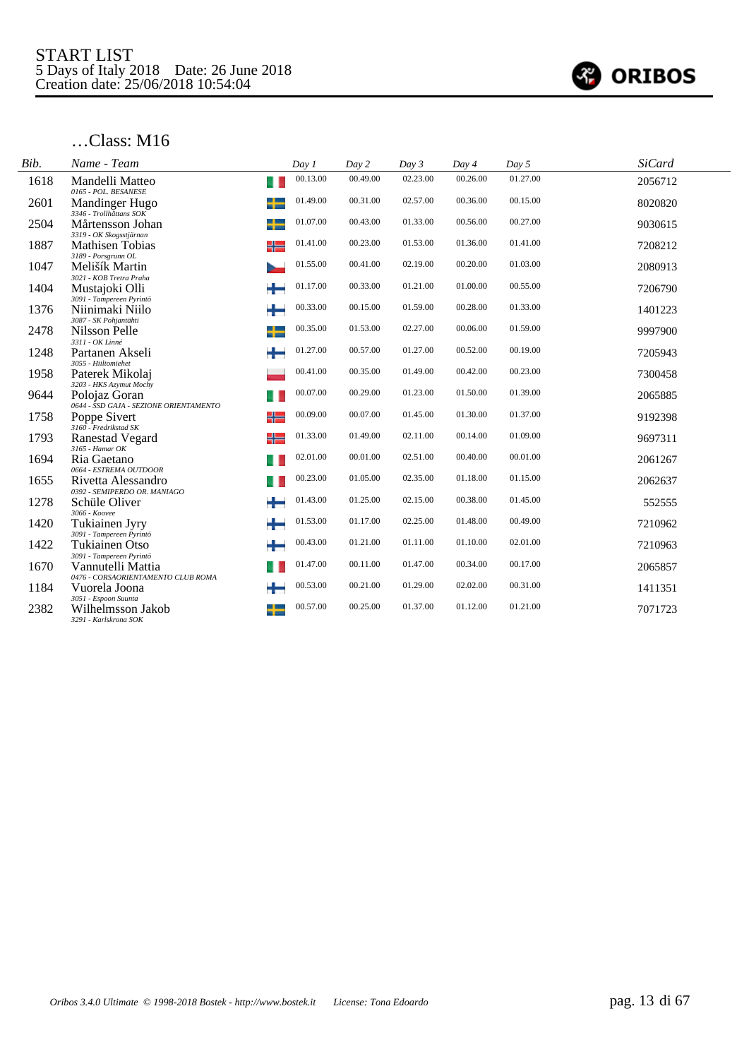START LIST
5 Days of Italy 2018    Date: 26 June 2018
Creation date: 25/06/2018 10:54:04

## …Class: M16

| Bib. | Name - Team | Day 1 | Day 2 | Day 3 | Day 4 | Day 5 | SiCard |
|---|---|---|---|---|---|---|---|
| 1618 | Mandelli Matteo<br>0165 - POL. BESANESE | 00.13.00 | 00.49.00 | 02.23.00 | 00.26.00 | 01.27.00 | 2056712 |
| 2601 | Mandinger Hugo<br>3346 - Trollhättans SOK | 01.49.00 | 00.31.00 | 02.57.00 | 00.36.00 | 00.15.00 | 8020820 |
| 2504 | Mårtensson Johan<br>3319 - OK Skogsstjärnan | 01.07.00 | 00.43.00 | 01.33.00 | 00.56.00 | 00.27.00 | 9030615 |
| 1887 | Mathisen Tobias<br>3189 - Porsgrunn OL | 01.41.00 | 00.23.00 | 01.53.00 | 01.36.00 | 01.41.00 | 7208212 |
| 1047 | Melišík Martin<br>3021 - KOB Tretra Praha | 01.55.00 | 00.41.00 | 02.19.00 | 00.20.00 | 01.03.00 | 2080913 |
| 1404 | Mustajoki Olli<br>3091 - Tampereen Pyrintö | 01.17.00 | 00.33.00 | 01.21.00 | 01.00.00 | 00.55.00 | 7206790 |
| 1376 | Niinimaki Niilo<br>3087 - SK Pohjantähti | 00.33.00 | 00.15.00 | 01.59.00 | 00.28.00 | 01.33.00 | 1401223 |
| 2478 | Nilsson Pelle<br>3311 - OK Linné | 00.35.00 | 01.53.00 | 02.27.00 | 00.06.00 | 01.59.00 | 9997900 |
| 1248 | Partanen Akseli<br>3055 - Hiiltomiehet | 01.27.00 | 00.57.00 | 01.27.00 | 00.52.00 | 00.19.00 | 7205943 |
| 1958 | Paterek Mikolaj<br>3203 - HKS Azymut Mochy | 00.41.00 | 00.35.00 | 01.49.00 | 00.42.00 | 00.23.00 | 7300458 |
| 9644 | Polojaz Goran<br>0644 - SSD GAJA - SEZIONE ORIENTAMENTO | 00.07.00 | 00.29.00 | 01.23.00 | 01.50.00 | 01.39.00 | 2065885 |
| 1758 | Poppe Sivert<br>3160 - Fredrikstad SK | 00.09.00 | 00.07.00 | 01.45.00 | 01.30.00 | 01.37.00 | 9192398 |
| 1793 | Ranestad Vegard<br>3165 - Hamar OK | 01.33.00 | 01.49.00 | 02.11.00 | 00.14.00 | 01.09.00 | 9697311 |
| 1694 | Ria Gaetano<br>0664 - ESTREMA OUTDOOR | 02.01.00 | 00.01.00 | 02.51.00 | 00.40.00 | 00.01.00 | 2061267 |
| 1655 | Rivetta Alessandro<br>0392 - SEMIPERDO OR. MANIAGO | 00.23.00 | 01.05.00 | 02.35.00 | 01.18.00 | 01.15.00 | 2062637 |
| 1278 | Schüle Oliver<br>3066 - Koovee | 01.43.00 | 01.25.00 | 02.15.00 | 00.38.00 | 01.45.00 | 552555 |
| 1420 | Tukiainen Jyry<br>3091 - Tampereen Pyrintö | 01.53.00 | 01.17.00 | 02.25.00 | 01.48.00 | 00.49.00 | 7210962 |
| 1422 | Tukiainen Otso<br>3091 - Tampereen Pyrintö | 00.43.00 | 01.21.00 | 01.11.00 | 01.10.00 | 02.01.00 | 7210963 |
| 1670 | Vannutelli Mattia<br>0476 - CORSAORIENTAMENTO CLUB ROMA | 01.47.00 | 00.11.00 | 01.47.00 | 00.34.00 | 00.17.00 | 2065857 |
| 1184 | Vuorela Joona<br>3051 - Espoon Suunta | 00.53.00 | 00.21.00 | 01.29.00 | 02.02.00 | 00.31.00 | 1411351 |
| 2382 | Wilhelmsson Jakob<br>3291 - Karlskrona SOK | 00.57.00 | 00.25.00 | 01.37.00 | 01.12.00 | 01.21.00 | 7071723 |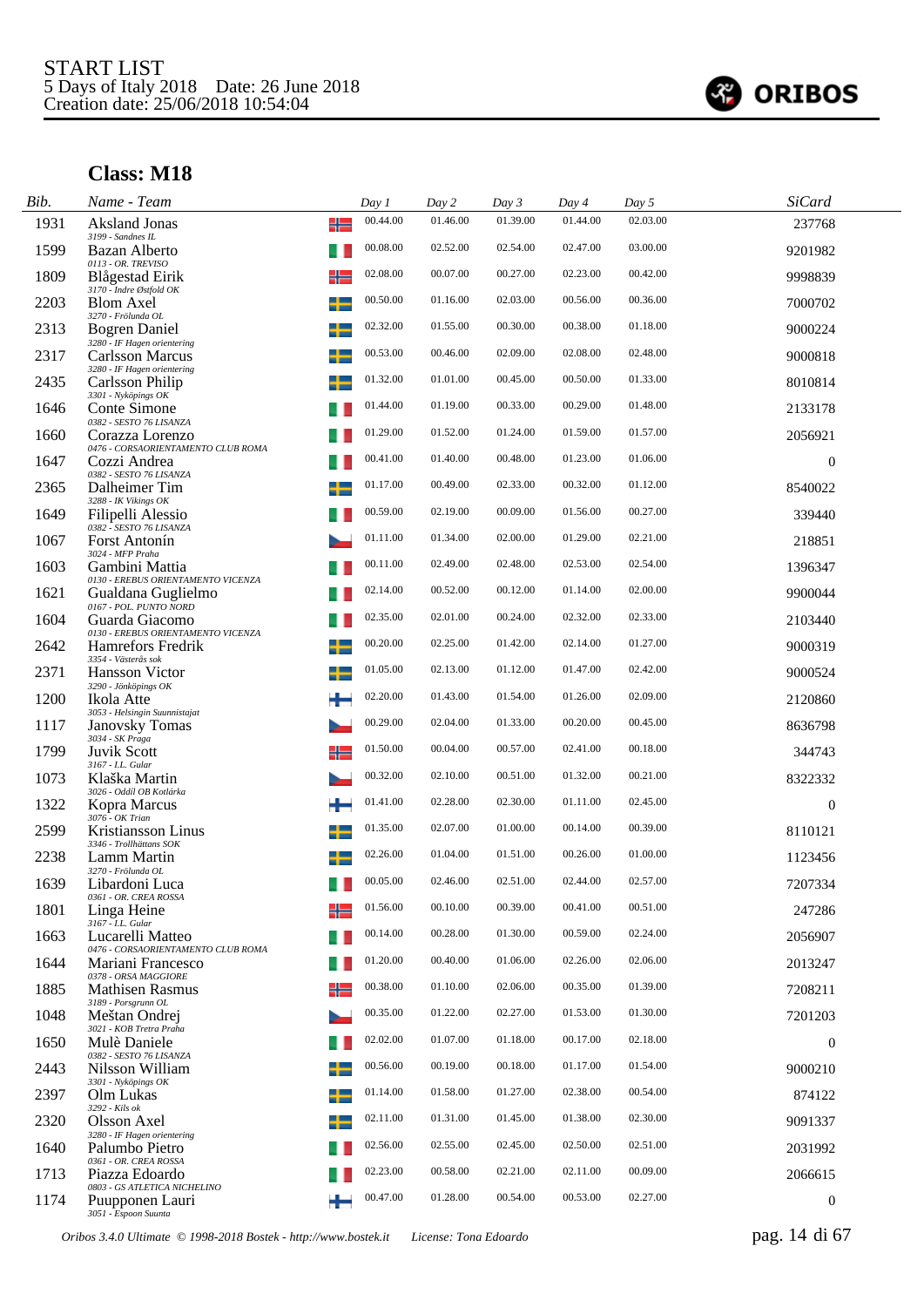START LIST
5 Days of Italy 2018 Date: 26 June 2018
Creation date: 25/06/2018 10:54:04

ORIBOS

## Class: M18

| Bib. | Name - Team | Day 1 | Day 2 | Day 3 | Day 4 | Day 5 | SiCard |
|---|---|---|---|---|---|---|---|
| 1931 | Aksland Jonas<br>3199 - Sandnes IL | 00.44.00 | 01.46.00 | 01.39.00 | 01.44.00 | 02.03.00 | 237768 |
| 1599 | Bazan Alberto<br>0113 - OR. TREVISO | 00.08.00 | 02.52.00 | 02.54.00 | 02.47.00 | 03.00.00 | 9201982 |
| 1809 | Blågestad Eirik<br>3170 - Indre Østfold OK | 02.08.00 | 00.07.00 | 00.27.00 | 02.23.00 | 00.42.00 | 9998839 |
| 2203 | Blom Axel<br>3270 - Frölunda OL | 00.50.00 | 01.16.00 | 02.03.00 | 00.56.00 | 00.36.00 | 7000702 |
| 2313 | Bogren Daniel<br>3280 - IF Hagen orientering | 02.32.00 | 01.55.00 | 00.30.00 | 00.38.00 | 01.18.00 | 9000224 |
| 2317 | Carlsson Marcus<br>3280 - IF Hagen orientering | 00.53.00 | 00.46.00 | 02.09.00 | 02.08.00 | 02.48.00 | 9000818 |
| 2435 | Carlsson Philip<br>3301 - Nyköpings OK | 01.32.00 | 01.01.00 | 00.45.00 | 00.50.00 | 01.33.00 | 8010814 |
| 1646 | Conte Simone<br>0382 - SESTO 76 LISANZA | 01.44.00 | 01.19.00 | 00.33.00 | 00.29.00 | 01.48.00 | 2133178 |
| 1660 | Corazza Lorenzo<br>0476 - CORSAORIENTAMENTO CLUB ROMA | 01.29.00 | 01.52.00 | 01.24.00 | 01.59.00 | 01.57.00 | 2056921 |
| 1647 | Cozzi Andrea<br>0382 - SESTO 76 LISANZA | 00.41.00 | 01.40.00 | 00.48.00 | 01.23.00 | 01.06.00 | 0 |
| 2365 | Dalheimer Tim<br>3288 - IK Vikings OK | 01.17.00 | 00.49.00 | 02.33.00 | 00.32.00 | 01.12.00 | 8540022 |
| 1649 | Filipelli Alessio<br>0382 - SESTO 76 LISANZA | 00.59.00 | 02.19.00 | 00.09.00 | 01.56.00 | 00.27.00 | 339440 |
| 1067 | Forst Antonín<br>3024 - MFP Praha | 01.11.00 | 01.34.00 | 02.00.00 | 01.29.00 | 00.21.00 | 218851 |
| 1603 | Gambini Mattia<br>0130 - EREBUS ORIENTAMENTO VICENZA | 00.11.00 | 02.49.00 | 02.48.00 | 02.53.00 | 02.54.00 | 1396347 |
| 1621 | Gualdana Guglielmo<br>0167 - POL. PUNTO NORD | 02.14.00 | 00.52.00 | 00.12.00 | 01.14.00 | 02.00.00 | 9900044 |
| 1604 | Guarda Giacomo<br>0130 - EREBUS ORIENTAMENTO VICENZA | 02.35.00 | 02.01.00 | 00.24.00 | 02.32.00 | 02.33.00 | 2103440 |
| 2642 | Hamrefors Fredrik<br>3354 - Västerås sok | 00.20.00 | 02.25.00 | 01.42.00 | 02.14.00 | 01.27.00 | 9000319 |
| 2371 | Hansson Victor<br>3290 - Jönköpings OK | 01.05.00 | 02.13.00 | 01.12.00 | 01.47.00 | 02.42.00 | 9000524 |
| 1200 | Ikola Atte<br>3053 - Helsingin Suunnistajat | 02.20.00 | 01.43.00 | 01.54.00 | 01.26.00 | 02.09.00 | 2120860 |
| 1117 | Janovsky Tomas<br>3034 - SK Praga | 00.29.00 | 02.04.00 | 01.33.00 | 00.20.00 | 00.45.00 | 8636798 |
| 1799 | Juvik Scott<br>3167 - I.L. Gular | 01.50.00 | 00.04.00 | 00.57.00 | 02.41.00 | 00.18.00 | 344743 |
| 1073 | Klaška Martin<br>3026 - Oddíl OB Kotlárka | 00.32.00 | 02.10.00 | 00.51.00 | 01.32.00 | 00.21.00 | 8322332 |
| 1322 | Kopra Marcus<br>3076 - OK Trian | 01.41.00 | 02.28.00 | 02.30.00 | 01.11.00 | 02.45.00 | 0 |
| 2599 | Kristiansson Linus<br>3346 - Trollhättans SOK | 01.35.00 | 02.07.00 | 01.00.00 | 00.14.00 | 00.39.00 | 8110121 |
| 2238 | Lamm Martin<br>3270 - Frölunda OL | 02.26.00 | 01.04.00 | 01.51.00 | 00.26.00 | 01.00.00 | 1123456 |
| 1639 | Libardoni Luca<br>0361 - OR. CREA ROSSA | 00.05.00 | 02.46.00 | 02.51.00 | 02.44.00 | 02.57.00 | 7207334 |
| 1801 | Linga Heine<br>3167 - I.L. Gular | 01.56.00 | 00.10.00 | 00.39.00 | 00.41.00 | 00.51.00 | 247286 |
| 1663 | Lucarelli Matteo<br>0476 - CORSAORIENTAMENTO CLUB ROMA | 00.14.00 | 00.28.00 | 01.30.00 | 00.59.00 | 02.24.00 | 2056907 |
| 1644 | Mariani Francesco<br>0378 - ORSA MAGGIORE | 01.20.00 | 00.40.00 | 01.06.00 | 02.26.00 | 02.06.00 | 2013247 |
| 1885 | Mathisen Rasmus<br>3189 - Porsgrunn OL | 00.38.00 | 01.10.00 | 02.06.00 | 00.35.00 | 01.39.00 | 7208211 |
| 1048 | Meštan Ondrej<br>3021 - KOB Tretra Praha | 00.35.00 | 01.22.00 | 02.27.00 | 01.53.00 | 01.30.00 | 7201203 |
| 1650 | Mulè Daniele<br>0382 - SESTO 76 LISANZA | 02.02.00 | 01.07.00 | 01.18.00 | 00.17.00 | 02.18.00 | 0 |
| 2443 | Nilsson William<br>3301 - Nyköpings OK | 00.56.00 | 00.19.00 | 00.18.00 | 01.17.00 | 01.54.00 | 9000210 |
| 2397 | Olm Lukas<br>3292 - Kils ok | 01.14.00 | 01.58.00 | 01.27.00 | 02.38.00 | 00.54.00 | 874122 |
| 2320 | Olsson Axel<br>3280 - IF Hagen orientering | 02.11.00 | 01.31.00 | 01.45.00 | 01.38.00 | 02.30.00 | 9091337 |
| 1640 | Palumbo Pietro<br>0361 - OR. CREA ROSSA | 02.56.00 | 02.55.00 | 02.45.00 | 02.50.00 | 02.51.00 | 2031992 |
| 1713 | Piazza Edoardo<br>0803 - GS ATLETICA NICHELINO | 02.23.00 | 00.58.00 | 02.21.00 | 02.11.00 | 00.09.00 | 2066615 |
| 1174 | Puupponen Lauri<br>3051 - Espoon Suunta | 00.47.00 | 01.28.00 | 00.54.00 | 00.53.00 | 02.27.00 | 0 |

Oribos 3.4.0 Ultimate © 1998-2018 Bostek - http://www.bostek.it License: Tona Edoardo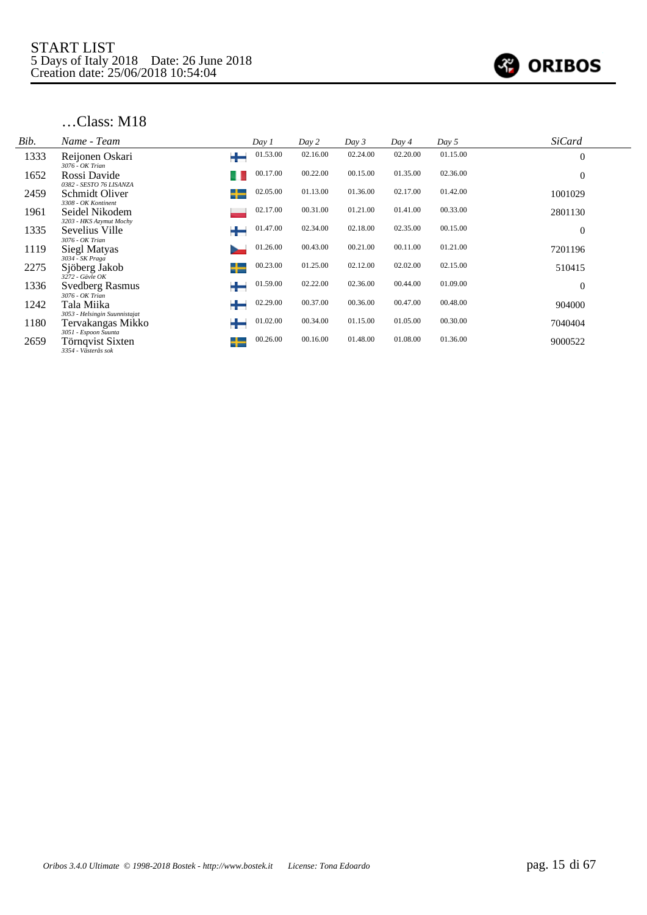START LIST
5 Days of Italy 2018 Date: 26 June 2018
Creation date: 25/06/2018 10:54:04

## …Class: M18

| Bib. | Name - Team | | Day 1 | Day 2 | Day 3 | Day 4 | Day 5 | SiCard |
|---|---|---|---|---|---|---|---|---|
| 1333 | Reijonen Oskari<br>*3076 - OK Trian* | | 01.53.00 | 02.16.00 | 02.24.00 | 02.20.00 | 01.15.00 | 0 |
| 1652 | Rossi Davide<br>*0382 - SESTO 76 LISANZA* | | 00.17.00 | 00.22.00 | 00.15.00 | 01.35.00 | 02.36.00 | 0 |
| 2459 | Schmidt Oliver<br>*3308 - OK Kontinent* | | 02.05.00 | 01.13.00 | 01.36.00 | 02.17.00 | 01.42.00 | 1001029 |
| 1961 | Seidel Nikodem<br>*3203 - HKS Azymut Mochy* | | 02.17.00 | 00.31.00 | 01.21.00 | 01.41.00 | 00.33.00 | 2801130 |
| 1335 | Sevelius Ville<br>*3076 - OK Trian* | | 01.47.00 | 02.34.00 | 02.18.00 | 02.35.00 | 00.15.00 | 0 |
| 1119 | Siegl Matyas<br>*3034 - SK Praga* | | 01.26.00 | 00.43.00 | 00.21.00 | 00.11.00 | 01.21.00 | 7201196 |
| 2275 | Sjöberg Jakob<br>*3272 - Gävle OK* | | 00.23.00 | 01.25.00 | 02.12.00 | 02.02.00 | 02.15.00 | 510415 |
| 1336 | Svedberg Rasmus<br>*3076 - OK Trian* | | 01.59.00 | 02.22.00 | 02.36.00 | 00.44.00 | 01.09.00 | 0 |
| 1242 | Tala Miika<br>*3053 - Helsingin Suunnistajat* | | 02.29.00 | 00.37.00 | 00.36.00 | 00.47.00 | 00.48.00 | 904000 |
| 1180 | Tervakangas Mikko<br>*3051 - Espoon Suunta* | | 01.02.00 | 00.34.00 | 01.15.00 | 01.05.00 | 00.30.00 | 7040404 |
| 2659 | Törnqvist Sixten<br>*3354 - Västerås sok* | | 00.26.00 | 00.16.00 | 01.48.00 | 01.08.00 | 01.36.00 | 9000522 |

*Oribos 3.4.0 Ultimate © 1998-2018 Bostek - http://www.bostek.it License: Tona Edoardo*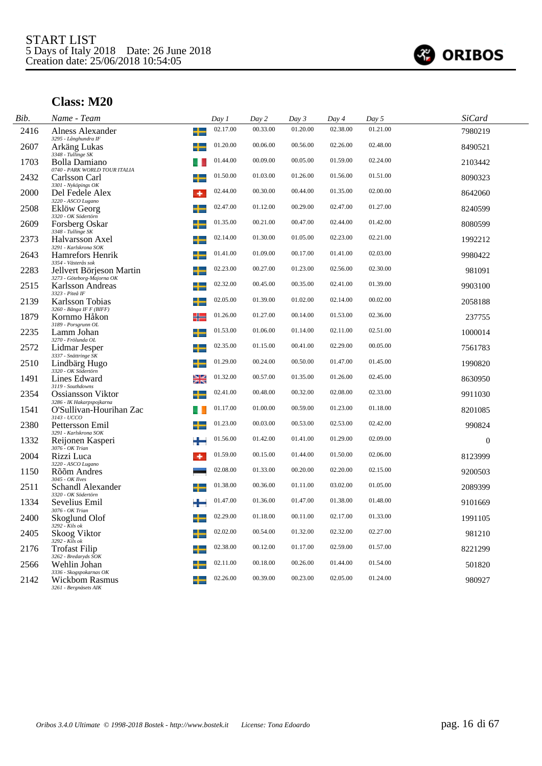START LIST
5 Days of Italy 2018 Date: 26 June 2018
Creation date: 25/06/2018 10:54:05

## Class: M20

| Bib. | Name - Team | Day 1 | Day 2 | Day 3 | Day 4 | Day 5 | SiCard |
|---|---|---|---|---|---|---|---|
| 2416 | Alness Alexander<br>3295 - Långhundra IF | 02.17.00 | 00.33.00 | 01.20.00 | 02.38.00 | 01.21.00 | 7980219 |
| 2607 | Arkäng Lukas<br>3348 - Tullinge SK | 01.20.00 | 00.06.00 | 00.56.00 | 02.26.00 | 02.48.00 | 8490521 |
| 1703 | Bolla Damiano<br>0740 - PARK WORLD TOUR ITALIA | 01.44.00 | 00.09.00 | 00.05.00 | 01.59.00 | 02.24.00 | 2103442 |
| 2432 | Carlsson Carl<br>3301 - Nyköpings OK | 01.50.00 | 01.03.00 | 01.26.00 | 01.56.00 | 01.51.00 | 8090323 |
| 2000 | Del Fedele Alex<br>3220 - ASCO Lugano | 02.44.00 | 00.30.00 | 00.44.00 | 01.35.00 | 02.00.00 | 8642060 |
| 2508 | Eklöw Georg<br>3320 - OK Södertörn | 02.47.00 | 01.12.00 | 00.29.00 | 02.47.00 | 01.27.00 | 8240599 |
| 2609 | Forsberg Oskar<br>3348 - Tullinge SK | 01.35.00 | 00.21.00 | 00.47.00 | 02.44.00 | 01.42.00 | 8080599 |
| 2373 | Halvarsson Axel<br>3291 - Karlskrona SOK | 02.14.00 | 01.30.00 | 01.05.00 | 02.23.00 | 02.21.00 | 1992212 |
| 2643 | Hamrefors Henrik<br>3354 - Västerås sok | 01.41.00 | 01.09.00 | 00.17.00 | 01.41.00 | 02.03.00 | 9980422 |
| 2283 | Jellvert Börjeson Martin<br>3273 - Göteborg-Majorna OK | 02.23.00 | 00.27.00 | 01.23.00 | 02.56.00 | 02.30.00 | 981091 |
| 2515 | Karlsson Andreas<br>3323 - Piteå IF | 02.32.00 | 00.45.00 | 00.35.00 | 02.41.00 | 01.39.00 | 9903100 |
| 2139 | Karlsson Tobias<br>3260 - Bånga IF F (BIFF) | 02.05.00 | 01.39.00 | 01.02.00 | 02.14.00 | 00.02.00 | 2058188 |
| 1879 | Kornmo Håkon<br>3189 - Porsgrunn OL | 01.26.00 | 01.27.00 | 00.14.00 | 01.53.00 | 02.36.00 | 237755 |
| 2235 | Lamm Johan<br>3270 - Frölunda OL | 01.53.00 | 01.06.00 | 01.14.00 | 02.11.00 | 02.51.00 | 1000014 |
| 2572 | Lidmar Jesper<br>3337 - Snättringe SK | 02.35.00 | 01.15.00 | 00.41.00 | 02.29.00 | 00.05.00 | 7561783 |
| 2510 | Lindbärg Hugo<br>3320 - OK Södertörn | 01.29.00 | 00.24.00 | 00.50.00 | 01.47.00 | 01.45.00 | 1990820 |
| 1491 | Lines Edward<br>3119 - Southdowns | 01.32.00 | 00.57.00 | 01.35.00 | 01.26.00 | 02.45.00 | 8630950 |
| 2354 | Ossiansson Viktor<br>3286 - IK Hakarpspojkarna | 02.41.00 | 00.48.00 | 00.32.00 | 02.08.00 | 02.33.00 | 9911030 |
| 1541 | O'Sullivan-Hourihan Zac<br>3143 - UCCO | 01.17.00 | 01.00.00 | 00.59.00 | 01.23.00 | 01.18.00 | 8201085 |
| 2380 | Pettersson Emil<br>3291 - Karlskrona SOK | 01.23.00 | 00.03.00 | 00.53.00 | 02.53.00 | 02.42.00 | 990824 |
| 1332 | Reijonen Kasperi<br>3076 - OK Trian | 01.56.00 | 01.42.00 | 01.41.00 | 01.29.00 | 02.09.00 | 0 |
| 2004 | Rizzi Luca<br>3220 - ASCO Lugano | 01.59.00 | 00.15.00 | 01.44.00 | 01.50.00 | 02.06.00 | 8123999 |
| 1150 | Rõõm Andres<br>3045 - OK Ilves | 02.08.00 | 01.33.00 | 00.20.00 | 02.20.00 | 02.15.00 | 9200503 |
| 2511 | Schandl Alexander<br>3320 - OK Södertörn | 01.38.00 | 00.36.00 | 01.11.00 | 03.02.00 | 01.05.00 | 2089399 |
| 1334 | Sevelius Emil<br>3076 - OK Trian | 01.47.00 | 01.36.00 | 01.47.00 | 01.38.00 | 01.48.00 | 9101669 |
| 2400 | Skoglund Olof<br>3292 - Kils ok | 02.29.00 | 01.18.00 | 00.11.00 | 02.17.00 | 01.33.00 | 1991105 |
| 2405 | Skoog Viktor<br>3292 - Kils ok | 02.02.00 | 00.54.00 | 01.32.00 | 02.32.00 | 02.27.00 | 981210 |
| 2176 | Trofast Filip<br>3262 - Bredaryds SOK | 02.38.00 | 00.12.00 | 01.17.00 | 02.59.00 | 01.57.00 | 8221299 |
| 2566 | Wehlin Johan<br>3336 - Skogspokarnas OK | 02.11.00 | 00.18.00 | 00.26.00 | 01.44.00 | 01.54.00 | 501820 |
| 2142 | Wickbom Rasmus<br>3261 - Bergnäsets AIK | 02.26.00 | 00.39.00 | 00.23.00 | 02.05.00 | 01.24.00 | 980927 |

Oribos 3.4.0 Ultimate © 1998-2018 Bostek - http://www.bostek.it License: Tona Edoardo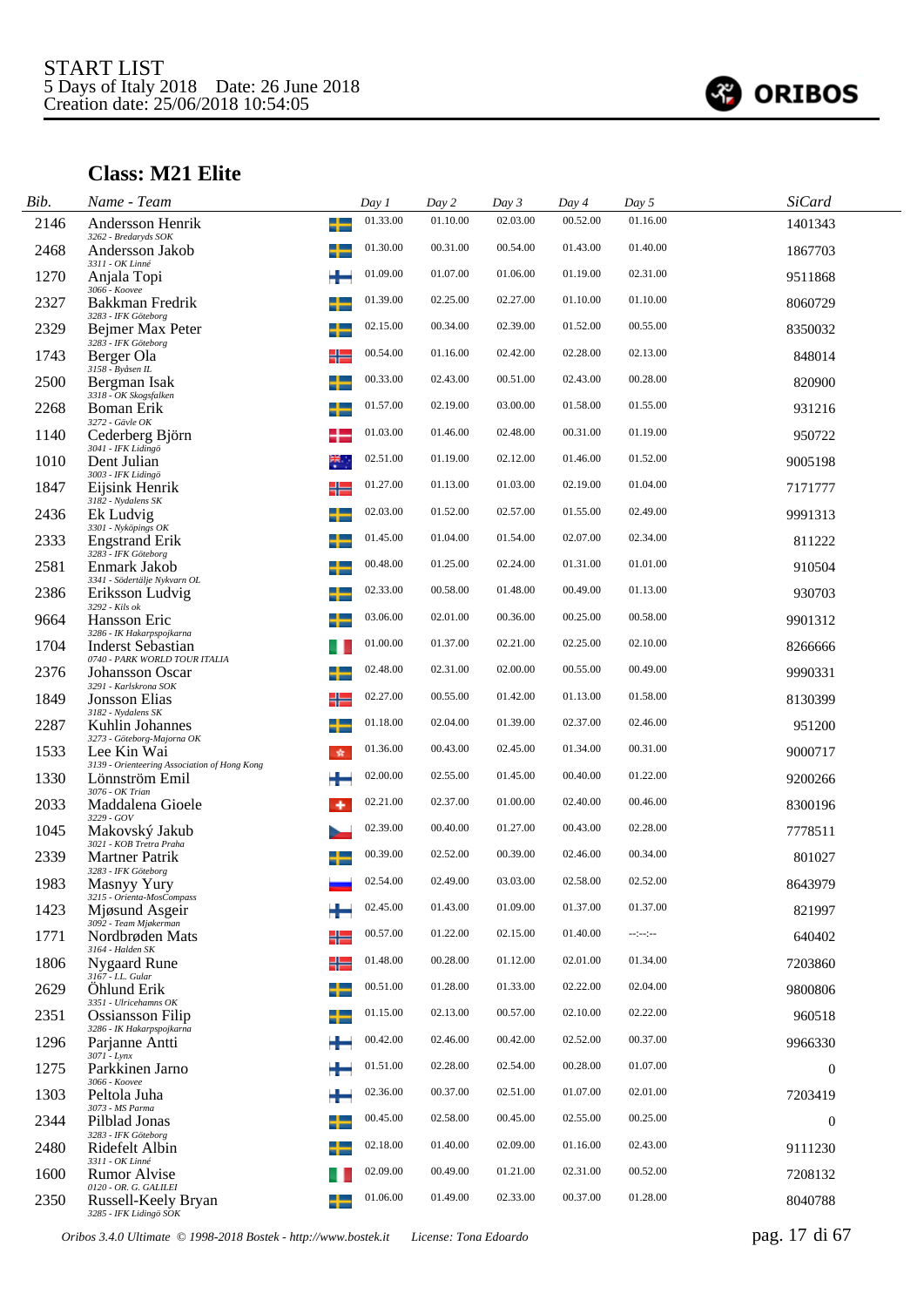START LIST
5 Days of Italy 2018 Date: 26 June 2018
Creation date: 25/06/2018 10:54:05

## Class: M21 Elite

| Bib. | Name - Team | Day 1 | Day 2 | Day 3 | Day 4 | Day 5 | SiCard |
|---|---|---|---|---|---|---|---|
| 2146 | Andersson Henrik<br>*3262 - Bredaryds SOK* | 01.33.00 | 01.10.00 | 02.03.00 | 00.52.00 | 01.16.00 | 1401343 |
| 2468 | Andersson Jakob<br>*3311 - OK Linné* | 01.30.00 | 00.31.00 | 00.54.00 | 01.43.00 | 01.40.00 | 1867703 |
| 1270 | Anjala Topi<br>*3066 - Koovee* | 01.09.00 | 01.07.00 | 01.06.00 | 01.19.00 | 02.31.00 | 9511868 |
| 2327 | Bakkman Fredrik<br>*3283 - IFK Göteborg* | 01.39.00 | 02.25.00 | 02.27.00 | 01.10.00 | 01.10.00 | 8060729 |
| 2329 | Bejmer Max Peter<br>*3283 - IFK Göteborg* | 02.15.00 | 00.34.00 | 02.39.00 | 01.52.00 | 00.55.00 | 8350032 |
| 1743 | Berger Ola<br>*3158 - Byåsen IL* | 00.54.00 | 01.16.00 | 02.42.00 | 02.28.00 | 02.13.00 | 848014 |
| 2500 | Bergman Isak<br>*3318 - OK Skogsfalken* | 00.33.00 | 02.43.00 | 00.51.00 | 02.43.00 | 00.28.00 | 820900 |
| 2268 | Boman Erik<br>*3272 - Gävle OK* | 01.57.00 | 02.19.00 | 03.00.00 | 01.58.00 | 01.55.00 | 931216 |
| 1140 | Cederberg Björn<br>*3041 - IFK Lidingö* | 01.03.00 | 01.46.00 | 02.48.00 | 00.31.00 | 01.19.00 | 950722 |
| 1010 | Dent Julian<br>*3003 - IFK Lidingö* | 02.51.00 | 01.19.00 | 02.12.00 | 01.46.00 | 01.52.00 | 9005198 |
| 1847 | Eijsink Henrik<br>*3182 - Nydalens SK* | 01.27.00 | 01.13.00 | 01.03.00 | 02.19.00 | 01.04.00 | 7171777 |
| 2436 | Ek Ludvig<br>*3301 - Nyköpings OK* | 02.03.00 | 01.52.00 | 02.57.00 | 01.55.00 | 02.49.00 | 9991313 |
| 2333 | Engstrand Erik<br>*3283 - IFK Göteborg* | 01.45.00 | 01.04.00 | 01.54.00 | 02.07.00 | 02.34.00 | 811222 |
| 2581 | Enmark Jakob<br>*3341 - Södertälje Nykvarn OL* | 00.48.00 | 01.25.00 | 02.24.00 | 01.31.00 | 01.01.00 | 910504 |
| 2386 | Eriksson Ludvig<br>*3292 - Kils ok* | 02.33.00 | 00.58.00 | 01.48.00 | 00.49.00 | 01.13.00 | 930703 |
| 9664 | Hansson Eric<br>*3286 - IK Hakarpspojkarna* | 03.06.00 | 02.01.00 | 00.36.00 | 00.25.00 | 00.58.00 | 9901312 |
| 1704 | Inderst Sebastian<br>*0740 - PARK WORLD TOUR ITALIA* | 01.00.00 | 01.37.00 | 02.21.00 | 02.25.00 | 02.10.00 | 8266666 |
| 2376 | Johansson Oscar<br>*3291 - Karlskrona SOK* | 02.48.00 | 02.31.00 | 02.00.00 | 00.55.00 | 00.49.00 | 9990331 |
| 1849 | Jonsson Elias<br>*3182 - Nydalens SK* | 02.27.00 | 00.55.00 | 01.42.00 | 01.13.00 | 01.58.00 | 8130399 |
| 2287 | Kuhlin Johannes<br>*3273 - Göteborg-Majorna OK* | 01.18.00 | 02.04.00 | 01.39.00 | 02.37.00 | 02.46.00 | 951200 |
| 1533 | Lee Kin Wai<br>*3139 - Orienteering Association of Hong Kong* | 01.36.00 | 00.43.00 | 02.45.00 | 01.34.00 | 00.31.00 | 9000717 |
| 1330 | Lönnström Emil<br>*3076 - OK Trian* | 02.00.00 | 02.55.00 | 01.45.00 | 00.40.00 | 01.22.00 | 9200266 |
| 2033 | Maddalena Gioele<br>*3229 - GOV* | 02.21.00 | 02.37.00 | 01.00.00 | 02.40.00 | 00.46.00 | 8300196 |
| 1045 | Makovský Jakub<br>*3021 - KOB Tretra Praha* | 02.39.00 | 00.40.00 | 01.27.00 | 00.43.00 | 02.28.00 | 7778511 |
| 2339 | Martner Patrik<br>*3283 - IFK Göteborg* | 00.39.00 | 02.52.00 | 00.39.00 | 02.46.00 | 00.34.00 | 801027 |
| 1983 | Masnyy Yury<br>*3215 - Orienta-MosCompass* | 02.54.00 | 02.49.00 | 03.03.00 | 02.58.00 | 02.52.00 | 8643979 |
| 1423 | Mjøsund Asgeir<br>*3092 - Team Mjøkerman* | 02.45.00 | 01.43.00 | 01.09.00 | 01.37.00 | 01.37.00 | 821997 |
| 1771 | Nordbrøden Mats<br>*3164 - Halden SK* | 00.57.00 | 01.22.00 | 02.15.00 | 01.40.00 | --:--:-- | 640402 |
| 1806 | Nygaard Rune<br>*3167 - I.L. Gular* | 01.48.00 | 00.28.00 | 01.12.00 | 02.01.00 | 01.34.00 | 7203860 |
| 2629 | Öhlund Erik<br>*3351 - Ulricehamns OK* | 00.51.00 | 01.28.00 | 01.33.00 | 02.22.00 | 02.04.00 | 9800806 |
| 2351 | Ossiansson Filip<br>*3286 - IK Hakarpspojkarna* | 01.15.00 | 02.13.00 | 00.57.00 | 02.10.00 | 02.22.00 | 960518 |
| 1296 | Parjanne Antti<br>*3071 - Lynx* | 00.42.00 | 02.46.00 | 00.42.00 | 02.52.00 | 00.37.00 | 9966330 |
| 1275 | Parkkinen Jarno<br>*3066 - Koovee* | 01.51.00 | 02.28.00 | 02.54.00 | 00.28.00 | 01.07.00 | 0 |
| 1303 | Peltola Juha<br>*3073 - MS Parma* | 02.36.00 | 00.37.00 | 02.51.00 | 01.07.00 | 02.01.00 | 7203419 |
| 2344 | Pilblad Jonas<br>*3283 - IFK Göteborg* | 00.45.00 | 02.58.00 | 00.45.00 | 02.55.00 | 00.25.00 | 0 |
| 2480 | Ridefelt Albin<br>*3311 - OK Linné* | 02.18.00 | 01.40.00 | 02.09.00 | 01.16.00 | 02.43.00 | 9111230 |
| 1600 | Rumor Alvise<br>*0120 - OR. G. GALILEI* | 02.09.00 | 00.49.00 | 01.21.00 | 02.31.00 | 00.52.00 | 7208132 |
| 2350 | Russell-Keely Bryan<br>*3285 - IFK Lidingö SOK* | 01.06.00 | 01.49.00 | 02.33.00 | 00.37.00 | 01.28.00 | 8040788 |

*Oribos 3.4.0 Ultimate © 1998-2018 Bostek - http://www.bostek.it License: Tona Edoardo*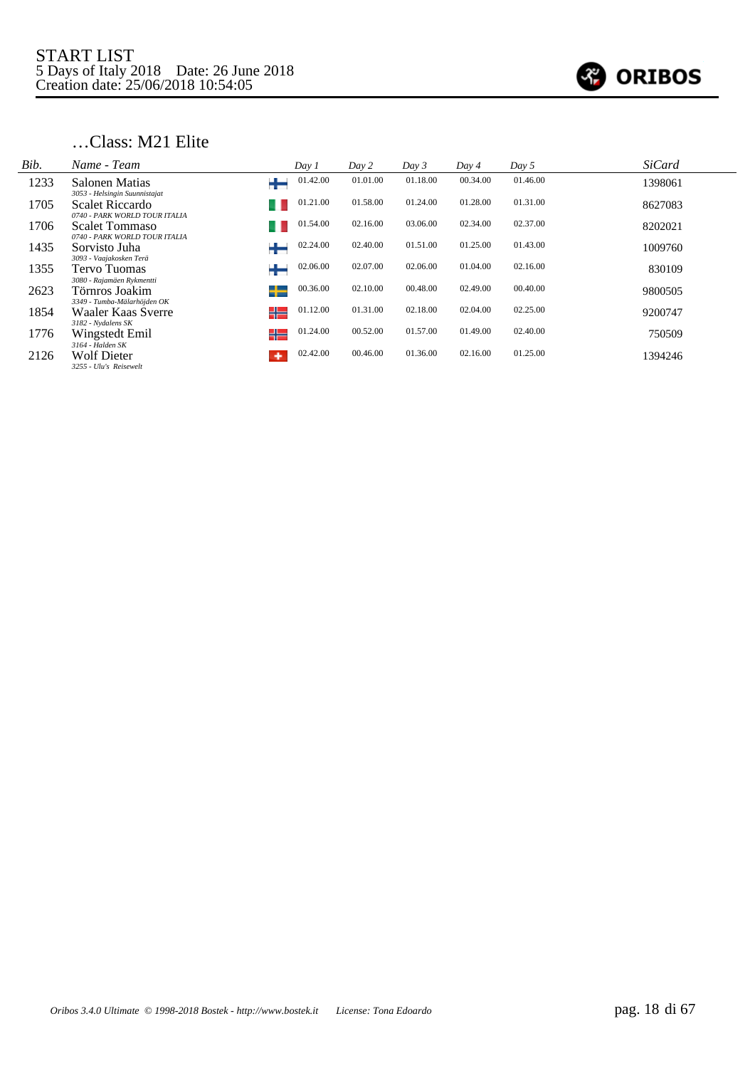START LIST
5 Days of Italy 2018 Date: 26 June 2018
Creation date: 25/06/2018 10:54:05

ORIBOS

## …Class: M21 Elite

| Bib. | Name - Team | Day 1 | Day 2 | Day 3 | Day 4 | Day 5 | SiCard |
|---|---|---|---|---|---|---|---|
| 1233 | Salonen Matias<br>*3053 - Helsingin Suunnistajat* | 01.42.00 | 01.01.00 | 01.18.00 | 00.34.00 | 01.46.00 | 1398061 |
| 1705 | Scalet Riccardo<br>*0740 - PARK WORLD TOUR ITALIA* | 01.21.00 | 01.58.00 | 01.24.00 | 01.28.00 | 01.31.00 | 8627083 |
| 1706 | Scalet Tommaso<br>*0740 - PARK WORLD TOUR ITALIA* | 01.54.00 | 02.16.00 | 03.06.00 | 02.34.00 | 02.37.00 | 8202021 |
| 1435 | Sorvisto Juha<br>*3093 - Vaajakosken Terä* | 02.24.00 | 02.40.00 | 01.51.00 | 01.25.00 | 01.43.00 | 1009760 |
| 1355 | Tervo Tuomas<br>*3080 - Rajamäen Rykmentti* | 02.06.00 | 02.07.00 | 02.06.00 | 01.04.00 | 02.16.00 | 830109 |
| 2623 | Törnros Joakim<br>*3349 - Tumba-Mälarhöjden OK* | 00.36.00 | 02.10.00 | 00.48.00 | 02.49.00 | 00.40.00 | 9800505 |
| 1854 | Waaler Kaas Sverre<br>*3182 - Nydalens SK* | 01.12.00 | 01.31.00 | 02.18.00 | 02.04.00 | 02.25.00 | 9200747 |
| 1776 | Wingstedt Emil<br>*3164 - Halden SK* | 01.24.00 | 00.52.00 | 01.57.00 | 01.49.00 | 02.40.00 | 750509 |
| 2126 | Wolf Dieter<br>*3255 - Ulu's Reisewelt* | 02.42.00 | 00.46.00 | 01.36.00 | 02.16.00 | 01.25.00 | 1394246 |

*Oribos 3.4.0 Ultimate © 1998-2018 Bostek - http://www.bostek.it License: Tona Edoardo*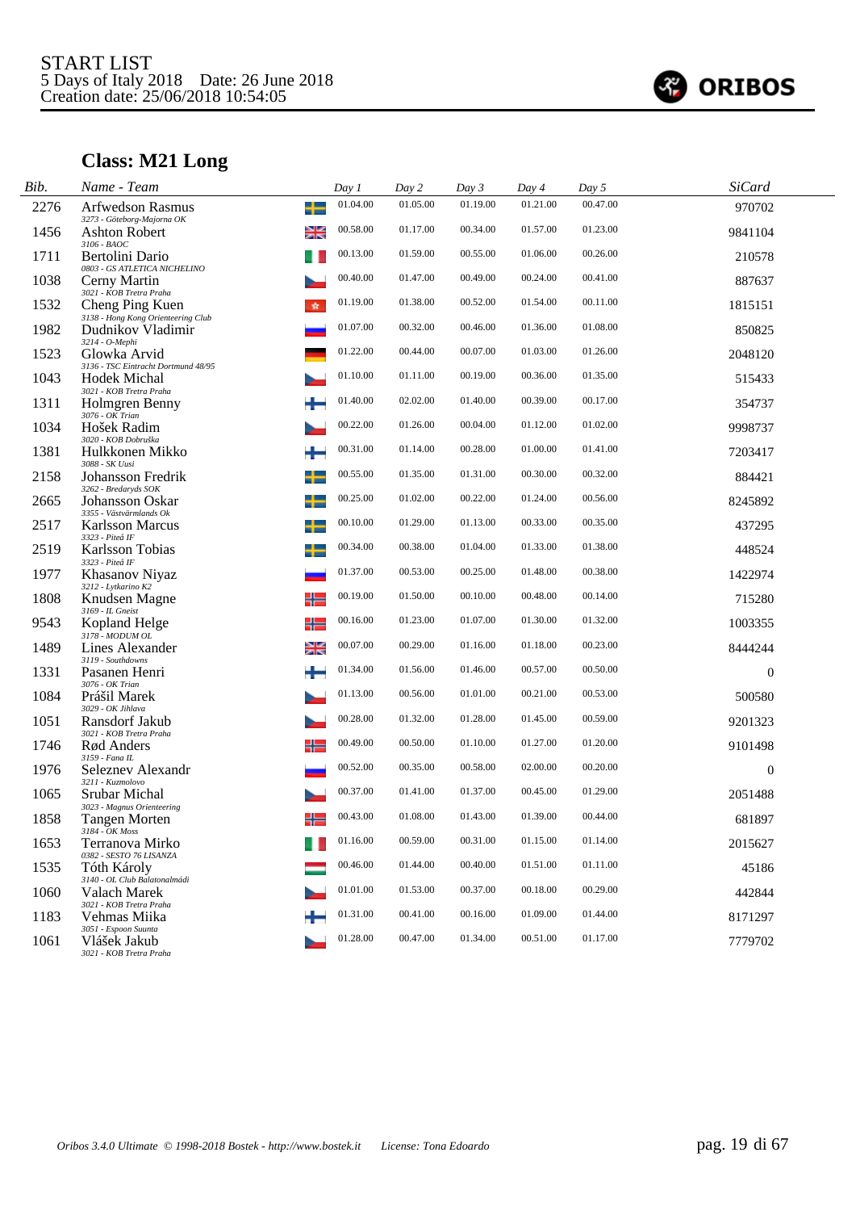START LIST
5 Days of Italy 2018 Date: 26 June 2018
Creation date: 25/06/2018 10:54:05

ORIBOS

## Class: M21 Long

| Bib. | Name - Team | Day 1 | Day 2 | Day 3 | Day 4 | Day 5 | SiCard |
|---|---|---|---|---|---|---|---|
| 2276 | Arfwedson Rasmus<br>3273 - Göteborg-Majorna OK | 01.04.00 | 01.05.00 | 01.19.00 | 01.21.00 | 00.47.00 | 970702 |
| 1456 | Ashton Robert<br>3106 - BAOC | 00.58.00 | 01.17.00 | 00.34.00 | 01.57.00 | 01.23.00 | 9841104 |
| 1711 | Bertolini Dario<br>0803 - GS ATLETICA NICHELINO | 00.13.00 | 01.59.00 | 00.55.00 | 01.06.00 | 00.26.00 | 210578 |
| 1038 | Cerny Martin<br>3021 - KOB Tretra Praha | 00.40.00 | 01.47.00 | 00.49.00 | 00.24.00 | 00.41.00 | 887637 |
| 1532 | Cheng Ping Kuen<br>3138 - Hong Kong Orienteering Club | 01.19.00 | 01.38.00 | 00.52.00 | 01.54.00 | 00.11.00 | 1815151 |
| 1982 | Dudnikov Vladimir<br>3214 - O-Mephi | 01.07.00 | 00.32.00 | 00.46.00 | 01.36.00 | 01.08.00 | 850825 |
| 1523 | Glowka Arvid<br>3136 - TSC Eintracht Dortmund 48/95 | 01.22.00 | 00.44.00 | 00.07.00 | 01.03.00 | 01.26.00 | 2048120 |
| 1043 | Hodek Michal<br>3021 - KOB Tretra Praha | 01.10.00 | 01.11.00 | 00.19.00 | 00.36.00 | 01.35.00 | 515433 |
| 1311 | Holmgren Benny<br>3076 - OK Trian | 01.40.00 | 02.02.00 | 01.40.00 | 00.39.00 | 00.17.00 | 354737 |
| 1034 | Hošek Radim<br>3020 - KOB Dobruška | 00.22.00 | 01.26.00 | 00.04.00 | 01.12.00 | 01.02.00 | 9998737 |
| 1381 | Hulkkonen Mikko<br>3088 - SK Uusi | 00.31.00 | 01.14.00 | 00.28.00 | 01.00.00 | 01.41.00 | 7203417 |
| 2158 | Johansson Fredrik<br>3262 - Bredaryds SOK | 00.55.00 | 01.35.00 | 01.31.00 | 00.30.00 | 00.32.00 | 884421 |
| 2665 | Johansson Oskar<br>3355 - Västvärmlands Ok | 00.25.00 | 01.02.00 | 00.22.00 | 01.24.00 | 00.56.00 | 8245892 |
| 2517 | Karlsson Marcus<br>3323 - Piteå IF | 00.10.00 | 01.29.00 | 01.13.00 | 00.33.00 | 00.35.00 | 437295 |
| 2519 | Karlsson Tobias<br>3323 - Piteå IF | 00.34.00 | 00.38.00 | 01.04.00 | 01.33.00 | 01.38.00 | 448524 |
| 1977 | Khasanov Niyaz<br>3212 - Lytkarino K2 | 01.37.00 | 00.53.00 | 00.25.00 | 01.48.00 | 00.38.00 | 1422974 |
| 1808 | Knudsen Magne<br>3169 - IL Gneist | 00.19.00 | 01.50.00 | 00.10.00 | 00.48.00 | 00.14.00 | 715280 |
| 9543 | Kopland Helge<br>3178 - MODUM OL | 00.16.00 | 01.23.00 | 01.07.00 | 01.30.00 | 01.32.00 | 1003355 |
| 1489 | Lines Alexander<br>3119 - Southdowns | 00.07.00 | 00.29.00 | 01.16.00 | 01.18.00 | 00.23.00 | 8444244 |
| 1331 | Pasanen Henri<br>3076 - OK Trian | 01.34.00 | 01.56.00 | 01.46.00 | 00.57.00 | 00.50.00 | 0 |
| 1084 | Prášil Marek<br>3029 - OK Jihlava | 01.13.00 | 00.56.00 | 01.01.00 | 00.21.00 | 00.53.00 | 500580 |
| 1051 | Ransdorf Jakub<br>3021 - KOB Tretra Praha | 00.28.00 | 01.32.00 | 01.28.00 | 01.45.00 | 00.59.00 | 9201323 |
| 1746 | Rød Anders<br>3159 - Fana IL | 00.49.00 | 00.50.00 | 01.10.00 | 01.27.00 | 01.20.00 | 9101498 |
| 1976 | Seleznev Alexandr<br>3211 - Kuzmolovo | 00.52.00 | 00.35.00 | 00.58.00 | 02.00.00 | 00.20.00 | 0 |
| 1065 | Srubar Michal<br>3023 - Magnus Orienteering | 00.37.00 | 01.41.00 | 01.37.00 | 00.45.00 | 01.29.00 | 2051488 |
| 1858 | Tangen Morten<br>3184 - OK Moss | 00.43.00 | 01.08.00 | 01.43.00 | 01.39.00 | 00.44.00 | 681897 |
| 1653 | Terranova Mirko<br>0382 - SESTO 76 LISANZA | 01.16.00 | 00.59.00 | 00.31.00 | 01.15.00 | 01.14.00 | 2015627 |
| 1535 | Tóth Károly<br>3140 - OL Club Balatonalmádi | 00.46.00 | 01.44.00 | 00.40.00 | 01.51.00 | 01.11.00 | 45186 |
| 1060 | Valach Marek<br>3021 - KOB Tretra Praha | 01.01.00 | 01.53.00 | 00.37.00 | 00.18.00 | 00.29.00 | 442844 |
| 1183 | Vehmas Miika<br>3051 - Espoon Suunta | 01.31.00 | 00.41.00 | 00.16.00 | 01.09.00 | 01.44.00 | 8171297 |
| 1061 | Vlášek Jakub<br>3021 - KOB Tretra Praha | 01.28.00 | 00.47.00 | 01.34.00 | 00.51.00 | 01.17.00 | 7779702 |

*Oribos 3.4.0 Ultimate © 1998-2018 Bostek - http://www.bostek.it License: Tona Edoardo*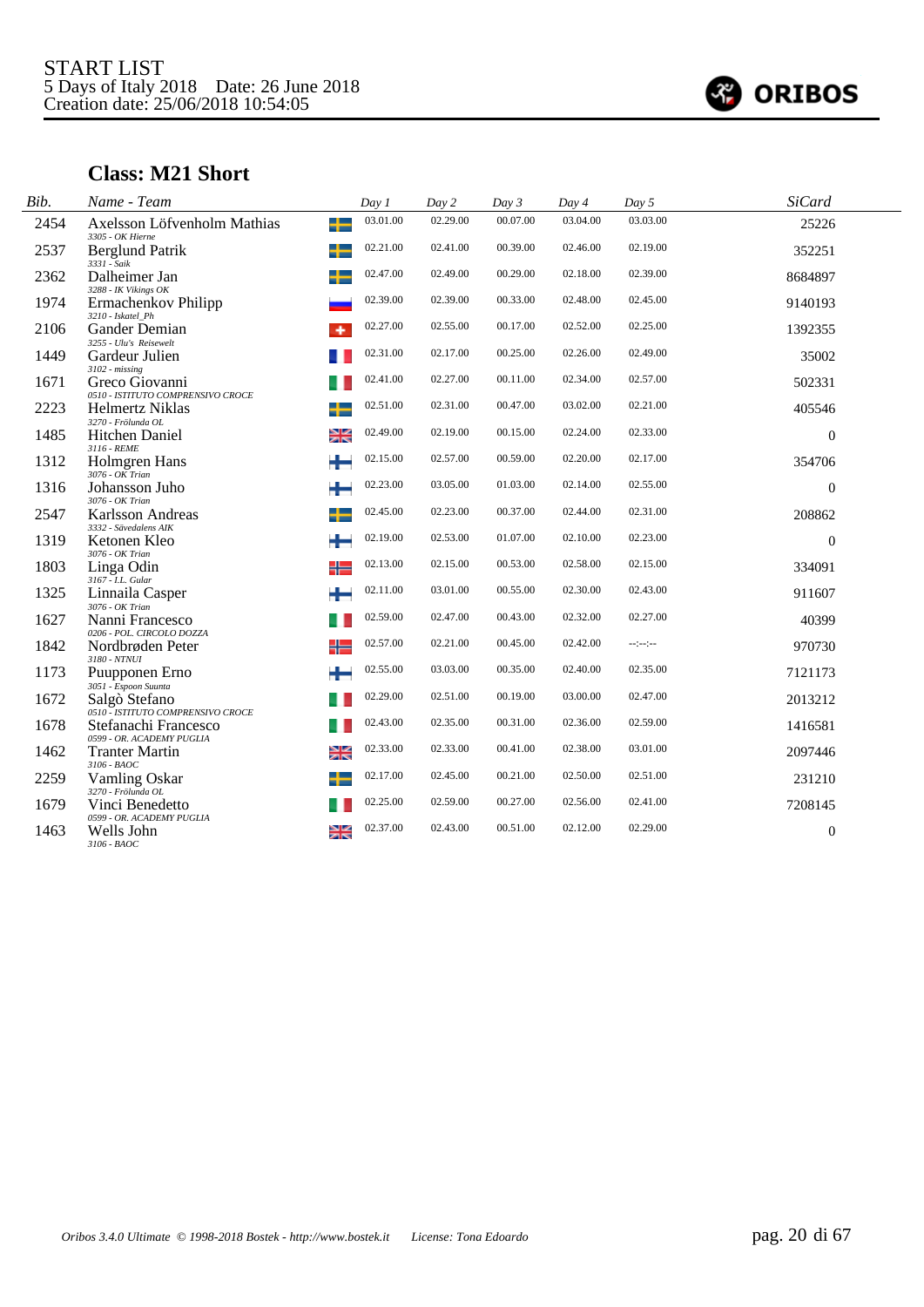START LIST
5 Days of Italy 2018    Date: 26 June 2018
Creation date: 25/06/2018 10:54:05

ORIBOS

## Class: M21 Short

| Bib. | Name - Team | Day 1 | Day 2 | Day 3 | Day 4 | Day 5 | SiCard |
|---|---|---|---|---|---|---|---|
| 2454 | Axelsson Löfvenholm Mathias<br>3305 - OK Hierne | 03.01.00 | 02.29.00 | 00.07.00 | 03.04.00 | 03.03.00 | 25226 |
| 2537 | Berglund Patrik<br>3331 - Saik | 02.21.00 | 02.41.00 | 00.39.00 | 02.46.00 | 02.19.00 | 352251 |
| 2362 | Dalheimer Jan<br>3288 - IK Vikings OK | 02.47.00 | 02.49.00 | 00.29.00 | 02.18.00 | 02.39.00 | 8684897 |
| 1974 | Ermachenkov Philipp<br>3210 - Iskatel_Ph | 02.39.00 | 02.39.00 | 00.33.00 | 02.48.00 | 02.45.00 | 9140193 |
| 2106 | Gander Demian<br>3255 - Ulu's Reisewelt | 02.27.00 | 02.55.00 | 00.17.00 | 02.52.00 | 02.25.00 | 1392355 |
| 1449 | Gardeur Julien<br>3102 - missing | 02.31.00 | 02.17.00 | 00.25.00 | 02.26.00 | 02.49.00 | 35002 |
| 1671 | Greco Giovanni<br>0510 - ISTITUTO COMPRENSIVO CROCE | 02.41.00 | 02.27.00 | 00.11.00 | 02.34.00 | 02.57.00 | 502331 |
| 2223 | Helmertz Niklas<br>3270 - Frölunda OL | 02.51.00 | 02.31.00 | 00.47.00 | 03.02.00 | 02.21.00 | 405546 |
| 1485 | Hitchen Daniel<br>3116 - REME | 02.49.00 | 02.19.00 | 00.15.00 | 02.24.00 | 02.33.00 | 0 |
| 1312 | Holmgren Hans<br>3076 - OK Trian | 02.15.00 | 02.57.00 | 00.59.00 | 02.20.00 | 02.17.00 | 354706 |
| 1316 | Johansson Juho<br>3076 - OK Trian | 02.23.00 | 03.05.00 | 01.03.00 | 02.14.00 | 02.55.00 | 0 |
| 2547 | Karlsson Andreas<br>3332 - Sävedalens AIK | 02.45.00 | 02.23.00 | 00.37.00 | 02.44.00 | 02.31.00 | 208862 |
| 1319 | Ketonen Kleo<br>3076 - OK Trian | 02.19.00 | 02.53.00 | 01.07.00 | 02.10.00 | 02.23.00 | 0 |
| 1803 | Linga Odin<br>3167 - I.L. Gular | 02.13.00 | 02.15.00 | 00.53.00 | 02.58.00 | 02.15.00 | 334091 |
| 1325 | Linnaila Casper<br>3076 - OK Trian | 02.11.00 | 03.01.00 | 00.55.00 | 02.30.00 | 02.43.00 | 911607 |
| 1627 | Nanni Francesco<br>0206 - POL. CIRCOLO DOZZA | 02.59.00 | 02.47.00 | 00.43.00 | 02.32.00 | 02.27.00 | 40399 |
| 1842 | Nordbrøden Peter<br>3180 - NTNUI | 02.57.00 | 02.21.00 | 00.45.00 | 02.42.00 | --:--:-- | 970730 |
| 1173 | Puupponen Erno<br>3051 - Espoon Suunta | 02.55.00 | 03.03.00 | 00.35.00 | 02.40.00 | 02.35.00 | 7121173 |
| 1672 | Salgò Stefano<br>0510 - ISTITUTO COMPRENSIVO CROCE | 02.29.00 | 02.51.00 | 00.19.00 | 03.00.00 | 02.47.00 | 2013212 |
| 1678 | Stefanachi Francesco<br>0599 - OR. ACADEMY PUGLIA | 02.43.00 | 02.35.00 | 00.31.00 | 02.36.00 | 02.59.00 | 1416581 |
| 1462 | Tranter Martin<br>3106 - BAOC | 02.33.00 | 02.33.00 | 00.41.00 | 02.38.00 | 03.01.00 | 2097446 |
| 2259 | Vamling Oskar<br>3270 - Frölunda OL | 02.17.00 | 02.45.00 | 00.21.00 | 02.50.00 | 02.51.00 | 231210 |
| 1679 | Vinci Benedetto<br>0599 - OR. ACADEMY PUGLIA | 02.25.00 | 02.59.00 | 00.27.00 | 02.56.00 | 02.41.00 | 7208145 |
| 1463 | Wells John<br>3106 - BAOC | 02.37.00 | 02.43.00 | 00.51.00 | 02.12.00 | 02.29.00 | 0 |

*Oribos 3.4.0 Ultimate © 1998-2018 Bostek - http://www.bostek.it    License: Tona Edoardo*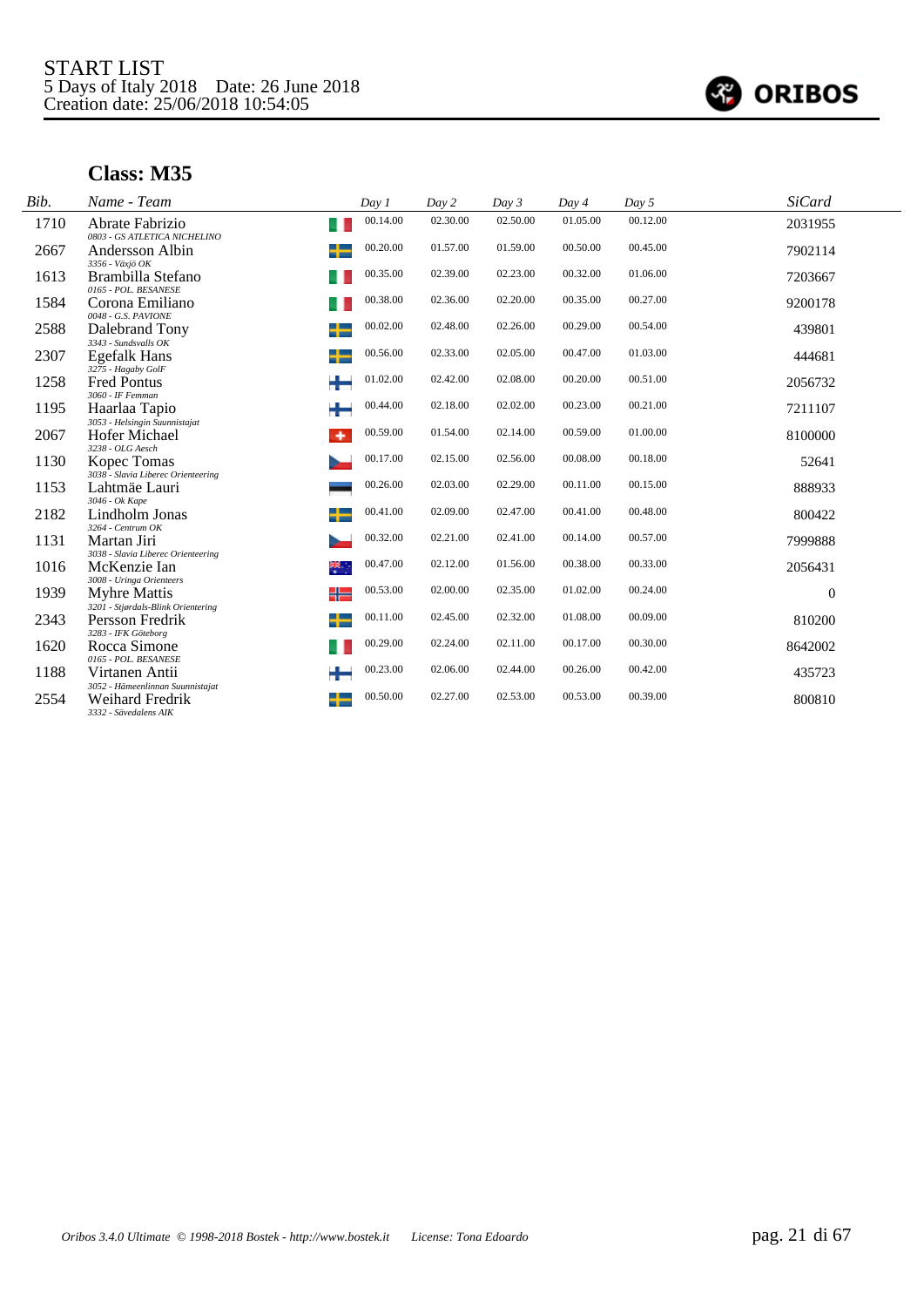START LIST
5 Days of Italy 2018 Date: 26 June 2018
Creation date: 25/06/2018 10:54:05

ORIBOS

## Class: M35

| Bib. | Name - Team | Day 1 | Day 2 | Day 3 | Day 4 | Day 5 | SiCard |
|---|---|---|---|---|---|---|---|
| 1710 | Abrate Fabrizio<br>0803 - GS ATLETICA NICHELINO | 00.14.00 | 02.30.00 | 02.50.00 | 01.05.00 | 00.12.00 | 2031955 |
| 2667 | Andersson Albin<br>3356 - Växjö OK | 00.20.00 | 01.57.00 | 01.59.00 | 00.50.00 | 00.45.00 | 7902114 |
| 1613 | Brambilla Stefano<br>0165 - POL. BESANESE | 00.35.00 | 02.39.00 | 02.23.00 | 00.32.00 | 01.06.00 | 7203667 |
| 1584 | Corona Emiliano<br>0048 - G.S. PAVIONE | 00.38.00 | 02.36.00 | 02.20.00 | 00.35.00 | 00.27.00 | 9200178 |
| 2588 | Dalebrand Tony<br>3343 - Sundsvalls OK | 00.02.00 | 02.48.00 | 02.26.00 | 00.29.00 | 00.54.00 | 439801 |
| 2307 | Egefalk Hans<br>3275 - Hagaby GoIF | 00.56.00 | 02.33.00 | 02.05.00 | 00.47.00 | 01.03.00 | 444681 |
| 1258 | Fred Pontus<br>3060 - IF Femman | 01.02.00 | 02.42.00 | 02.08.00 | 00.20.00 | 00.51.00 | 2056732 |
| 1195 | Haarlaa Tapio<br>3053 - Helsingin Suunnistajat | 00.44.00 | 02.18.00 | 02.02.00 | 00.23.00 | 00.21.00 | 7211107 |
| 2067 | Hofer Michael<br>3238 - OLG Aesch | 00.59.00 | 01.54.00 | 02.14.00 | 00.59.00 | 01.00.00 | 8100000 |
| 1130 | Kopec Tomas<br>3038 - Slavia Liberec Orienteering | 00.17.00 | 02.15.00 | 02.56.00 | 00.08.00 | 00.18.00 | 52641 |
| 1153 | Lahtmäe Lauri<br>3046 - Ok Kape | 00.26.00 | 02.03.00 | 02.29.00 | 00.11.00 | 00.15.00 | 888933 |
| 2182 | Lindholm Jonas<br>3264 - Centrum OK | 00.41.00 | 02.09.00 | 02.47.00 | 00.41.00 | 00.48.00 | 800422 |
| 1131 | Martan Jiri<br>3038 - Slavia Liberec Orienteering | 00.32.00 | 02.21.00 | 02.41.00 | 00.14.00 | 00.57.00 | 7999888 |
| 1016 | McKenzie Ian<br>3008 - Uringa Orienteers | 00.47.00 | 02.12.00 | 01.56.00 | 00.38.00 | 00.33.00 | 2056431 |
| 1939 | Myhre Mattis<br>3201 - Stjørdals-Blink Orientering | 00.53.00 | 02.00.00 | 02.35.00 | 01.02.00 | 00.24.00 | 0 |
| 2343 | Persson Fredrik<br>3283 - IFK Göteborg | 00.11.00 | 02.45.00 | 02.32.00 | 01.08.00 | 00.09.00 | 810200 |
| 1620 | Rocca Simone<br>0165 - POL. BESANESE | 00.29.00 | 02.24.00 | 02.11.00 | 00.17.00 | 00.30.00 | 8642002 |
| 1188 | Virtanen Antii<br>3052 - Hämeenlinnan Suunnistajat | 00.23.00 | 02.06.00 | 02.44.00 | 00.26.00 | 00.42.00 | 435723 |
| 2554 | Weihard Fredrik<br>3332 - Sävedalens AIK | 00.50.00 | 02.27.00 | 02.53.00 | 00.53.00 | 00.39.00 | 800810 |

Oribos 3.4.0 Ultimate © 1998-2018 Bostek - http://www.bostek.it License: Tona Edoardo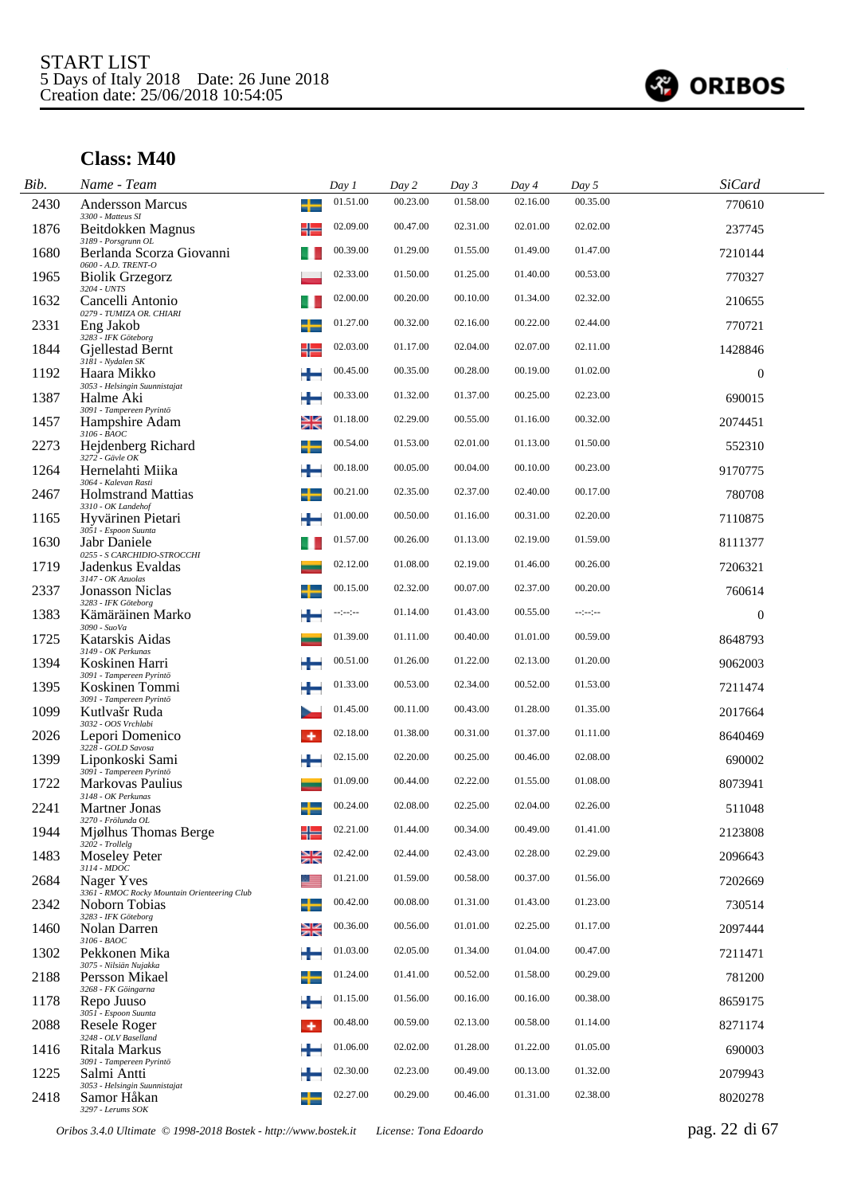START LIST
5 Days of Italy 2018 Date: 26 June 2018
Creation date: 25/06/2018 10:54:05

ORIBOS

## Class: M40

| Bib. | Name - Team | Day 1 | Day 2 | Day 3 | Day 4 | Day 5 | SiCard |
|---|---|---|---|---|---|---|---|
| 2430 | Andersson Marcus<br>3300 - Matteus SI | 01.51.00 | 00.23.00 | 01.58.00 | 02.16.00 | 00.35.00 | 770610 |
| 1876 | Beitdokken Magnus<br>3189 - Porsgrunn OL | 02.09.00 | 00.47.00 | 02.31.00 | 02.01.00 | 02.02.00 | 237745 |
| 1680 | Berlanda Scorza Giovanni<br>0600 - A.D. TRENT-O | 00.39.00 | 01.29.00 | 01.55.00 | 01.49.00 | 01.47.00 | 7210144 |
| 1965 | Biolik Grzegorz<br>3204 - UNTS | 02.33.00 | 01.50.00 | 01.25.00 | 01.40.00 | 00.53.00 | 770327 |
| 1632 | Cancelli Antonio<br>0279 - TUMIZA OR. CHIARI | 02.00.00 | 00.20.00 | 00.10.00 | 01.34.00 | 02.32.00 | 210655 |
| 2331 | Eng Jakob<br>3283 - IFK Göteborg | 01.27.00 | 00.32.00 | 02.16.00 | 00.22.00 | 02.44.00 | 770721 |
| 1844 | Gjellestad Bernt<br>3181 - Nydalen SK | 02.03.00 | 01.17.00 | 02.04.00 | 02.07.00 | 02.11.00 | 1428846 |
| 1192 | Haara Mikko<br>3053 - Helsingin Suunnistajat | 00.45.00 | 00.35.00 | 00.28.00 | 00.19.00 | 01.02.00 | 0 |
| 1387 | Halme Aki<br>3091 - Tampereen Pyrintö | 00.33.00 | 01.32.00 | 01.37.00 | 00.25.00 | 02.23.00 | 690015 |
| 1457 | Hampshire Adam<br>3106 - BAOC | 01.18.00 | 02.29.00 | 00.55.00 | 01.16.00 | 00.32.00 | 2074451 |
| 2273 | Hejdenberg Richard<br>3272 - Gävle OK | 00.54.00 | 01.53.00 | 02.01.00 | 01.13.00 | 01.50.00 | 552310 |
| 1264 | Hernelahti Miika<br>3064 - Kalevan Rasti | 00.18.00 | 00.05.00 | 00.04.00 | 00.10.00 | 00.23.00 | 9170775 |
| 2467 | Holmstrand Mattias<br>3310 - OK Landehof | 00.21.00 | 02.35.00 | 02.37.00 | 02.40.00 | 00.17.00 | 780708 |
| 1165 | Hyvärinen Pietari<br>3051 - Espoon Suunta | 01.00.00 | 00.50.00 | 01.16.00 | 00.31.00 | 02.20.00 | 7110875 |
| 1630 | Jabr Daniele<br>0255 - S CARCHIDIO-STROCCHI | 01.57.00 | 00.26.00 | 01.13.00 | 02.19.00 | 01.59.00 | 8111377 |
| 1719 | Jadenkus Evaldas<br>3147 - OK Azuolas | 02.12.00 | 01.08.00 | 02.19.00 | 01.46.00 | 00.26.00 | 7206321 |
| 2337 | Jonasson Niclas<br>3283 - IFK Göteborg | 00.15.00 | 02.32.00 | 00.07.00 | 02.37.00 | 00.20.00 | 760614 |
| 1383 | Kämäräinen Marko<br>3090 - SuoVa | --:--:-- | 01.14.00 | 01.43.00 | 00.55.00 | --:--:-- | 0 |
| 1725 | Katarskis Aidas<br>3149 - OK Perkunas | 01.39.00 | 01.11.00 | 00.40.00 | 01.01.00 | 00.59.00 | 8648793 |
| 1394 | Koskinen Harri<br>3091 - Tampereen Pyrintö | 00.51.00 | 01.26.00 | 01.22.00 | 02.13.00 | 01.20.00 | 9062003 |
| 1395 | Koskinen Tommi<br>3091 - Tampereen Pyrintö | 01.33.00 | 00.53.00 | 02.34.00 | 00.52.00 | 01.53.00 | 7211474 |
| 1099 | Kutlvašr Ruda<br>3032 - OOS Vrchlabi | 01.45.00 | 00.11.00 | 00.43.00 | 01.28.00 | 01.35.00 | 2017664 |
| 2026 | Lepori Domenico<br>3228 - GOLD Savosa | 02.18.00 | 01.38.00 | 00.31.00 | 01.37.00 | 01.11.00 | 8640469 |
| 1399 | Liponkoski Sami<br>3091 - Tampereen Pyrintö | 02.15.00 | 02.20.00 | 00.25.00 | 00.46.00 | 02.08.00 | 690002 |
| 1722 | Markovas Paulius<br>3148 - OK Perkunas | 01.09.00 | 00.44.00 | 02.22.00 | 01.55.00 | 01.08.00 | 8073941 |
| 2241 | Martner Jonas<br>3270 - Frölunda OL | 00.24.00 | 02.08.00 | 02.25.00 | 02.04.00 | 02.26.00 | 511048 |
| 1944 | Mjølhus Thomas Berge<br>3202 - Trollelg | 02.21.00 | 01.44.00 | 00.34.00 | 00.49.00 | 01.41.00 | 2123808 |
| 1483 | Moseley Peter<br>3114 - MDOC | 02.42.00 | 02.44.00 | 02.43.00 | 02.28.00 | 02.29.00 | 2096643 |
| 2684 | Nager Yves<br>3361 - RMOC Rocky Mountain Orienteering Club | 01.21.00 | 01.59.00 | 00.58.00 | 00.37.00 | 01.56.00 | 7202669 |
| 2342 | Noborn Tobias<br>3283 - IFK Göteborg | 00.42.00 | 00.08.00 | 01.31.00 | 01.43.00 | 01.23.00 | 730514 |
| 1460 | Nolan Darren<br>3106 - BAOC | 00.36.00 | 00.56.00 | 01.01.00 | 02.25.00 | 01.17.00 | 2097444 |
| 1302 | Pekkonen Mika<br>3075 - Nilsiän Nujakka | 01.03.00 | 02.05.00 | 01.34.00 | 01.04.00 | 00.47.00 | 7211471 |
| 2188 | Persson Mikael<br>3268 - FK Göingarna | 01.24.00 | 01.41.00 | 00.52.00 | 01.58.00 | 00.29.00 | 781200 |
| 1178 | Repo Juuso<br>3051 - Espoon Suunta | 01.15.00 | 01.56.00 | 00.16.00 | 00.16.00 | 00.38.00 | 8659175 |
| 2088 | Resele Roger<br>3248 - OLV Baselland | 00.48.00 | 00.59.00 | 02.13.00 | 00.58.00 | 01.14.00 | 8271174 |
| 1416 | Ritala Markus<br>3091 - Tampereen Pyrintö | 01.06.00 | 02.02.00 | 01.28.00 | 01.22.00 | 01.05.00 | 690003 |
| 1225 | Salmi Antti<br>3053 - Helsingin Suunnistajat | 02.30.00 | 02.23.00 | 00.49.00 | 00.13.00 | 01.32.00 | 2079943 |
| 2418 | Samor Håkan<br>3297 - Lerums SOK | 02.27.00 | 00.29.00 | 00.46.00 | 01.31.00 | 02.38.00 | 8020278 |

Oribos 3.4.0 Ultimate © 1998-2018 Bostek - http://www.bostek.it License: Tona Edoardo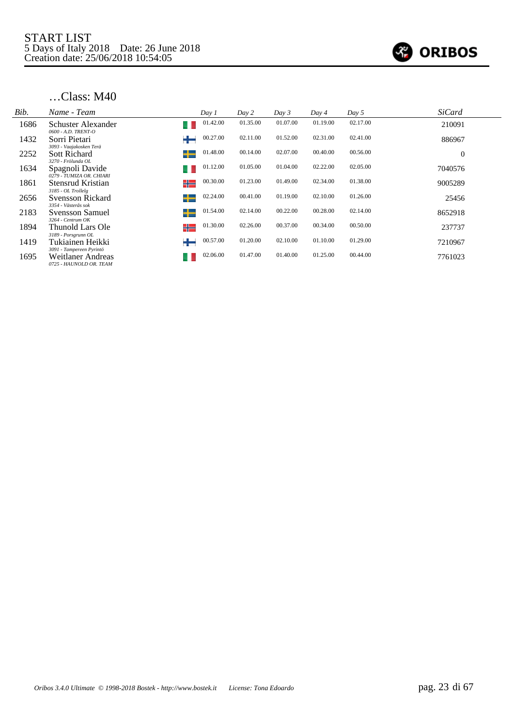START LIST
5 Days of Italy 2018 Date: 26 June 2018
Creation date: 25/06/2018 10:54:05

## …Class: M40

| Bib. | Name - Team | | Day 1 | Day 2 | Day 3 | Day 4 | Day 5 | SiCard |
|---|---|---|---|---|---|---|---|---|
| 1686 | Schuster Alexander<br>*0600 - A.D. TRENT-O* | ITA | 01.42.00 | 01.35.00 | 01.07.00 | 01.19.00 | 02.17.00 | 210091 |
| 1432 | Sorri Pietari<br>*3093 - Vaajakosken Terä* | FIN | 00.27.00 | 02.11.00 | 01.52.00 | 02.31.00 | 02.41.00 | 886967 |
| 2252 | Sott Richard<br>*3270 - Frölunda OL* | SWE | 01.48.00 | 00.14.00 | 02.07.00 | 00.40.00 | 00.56.00 | 0 |
| 1634 | Spagnoli Davide<br>*0279 - TUMIZA OR. CHIARI* | ITA | 01.12.00 | 01.05.00 | 01.04.00 | 02.22.00 | 02.05.00 | 7040576 |
| 1861 | Stensrud Kristian<br>*3185 - OL Trollelg* | NOR | 00.30.00 | 01.23.00 | 01.49.00 | 02.34.00 | 01.38.00 | 9005289 |
| 2656 | Svensson Rickard<br>*3354 - Västerås sok* | SWE | 02.24.00 | 00.41.00 | 01.19.00 | 02.10.00 | 01.26.00 | 25456 |
| 2183 | Svensson Samuel<br>*3264 - Centrum OK* | SWE | 01.54.00 | 02.14.00 | 00.22.00 | 00.28.00 | 02.14.00 | 8652918 |
| 1894 | Thunold Lars Ole<br>*3189 - Porsgrunn OL* | NOR | 01.30.00 | 02.26.00 | 00.37.00 | 00.34.00 | 00.50.00 | 237737 |
| 1419 | Tukiainen Heikki<br>*3091 - Tampereen Pyrintö* | FIN | 00.57.00 | 01.20.00 | 02.10.00 | 01.10.00 | 01.29.00 | 7210967 |
| 1695 | Weitlaner Andreas<br>*0725 - HAUNOLD OR. TEAM* | ITA | 02.06.00 | 01.47.00 | 01.40.00 | 01.25.00 | 00.44.00 | 7761023 |

*Oribos 3.4.0 Ultimate © 1998-2018 Bostek - http://www.bostek.it License: Tona Edoardo*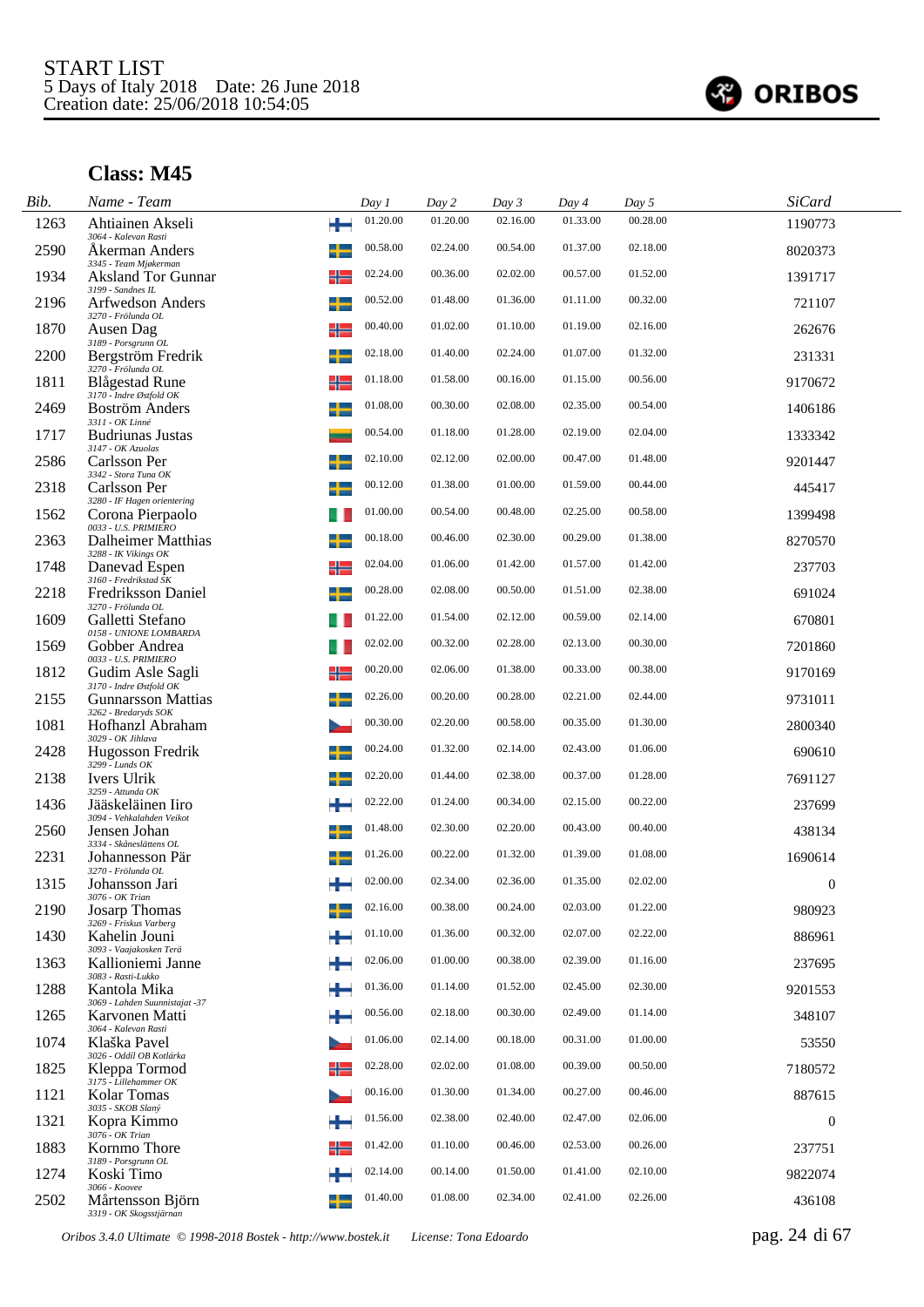START LIST
5 Days of Italy 2018 Date: 26 June 2018
Creation date: 25/06/2018 10:54:05

ORIBOS

## Class: M45

| Bib. | Name - Team | Day 1 | Day 2 | Day 3 | Day 4 | Day 5 | SiCard |
|---|---|---|---|---|---|---|---|
| 1263 | Ahtiainen Akseli<br>3064 - Kalevan Rasti | 01.20.00 | 01.20.00 | 02.16.00 | 01.33.00 | 00.28.00 | 1190773 |
| 2590 | Åkerman Anders<br>3345 - Team Mjøkerman | 00.58.00 | 02.24.00 | 00.54.00 | 01.37.00 | 02.18.00 | 8020373 |
| 1934 | Aksland Tor Gunnar<br>3199 - Sandnes IL | 02.24.00 | 00.36.00 | 02.02.00 | 00.57.00 | 01.52.00 | 1391717 |
| 2196 | Arfwedson Anders<br>3270 - Frölunda OL | 00.52.00 | 01.48.00 | 01.36.00 | 01.11.00 | 00.32.00 | 721107 |
| 1870 | Ausen Dag<br>3189 - Porsgrunn OL | 00.40.00 | 01.02.00 | 01.10.00 | 01.19.00 | 02.16.00 | 262676 |
| 2200 | Bergström Fredrik<br>3270 - Frölunda OL | 02.18.00 | 01.40.00 | 02.24.00 | 01.07.00 | 01.32.00 | 231331 |
| 1811 | Blågestad Rune<br>3170 - Indre Østfold OK | 01.18.00 | 01.58.00 | 00.16.00 | 01.15.00 | 00.56.00 | 9170672 |
| 2469 | Boström Anders<br>3311 - OK Linné | 01.08.00 | 00.30.00 | 02.08.00 | 02.35.00 | 00.54.00 | 1406186 |
| 1717 | Budriunas Justas<br>3147 - OK Azuolas | 00.54.00 | 01.18.00 | 01.28.00 | 02.19.00 | 02.04.00 | 1333342 |
| 2586 | Carlsson Per<br>3342 - Stora Tuna OK | 02.10.00 | 02.12.00 | 02.00.00 | 00.47.00 | 01.48.00 | 9201447 |
| 2318 | Carlsson Per<br>3280 - IF Hagen orientering | 00.12.00 | 01.38.00 | 01.00.00 | 01.59.00 | 00.44.00 | 445417 |
| 1562 | Corona Pierpaolo<br>0033 - U.S. PRIMIERO | 01.00.00 | 00.54.00 | 00.48.00 | 02.25.00 | 00.58.00 | 1399498 |
| 2363 | Dalheimer Matthias<br>3288 - IK Vikings OK | 00.18.00 | 00.46.00 | 02.30.00 | 00.29.00 | 01.38.00 | 8270570 |
| 1748 | Danevad Espen<br>3160 - Fredrikstad SK | 02.04.00 | 01.06.00 | 01.42.00 | 01.57.00 | 01.42.00 | 237703 |
| 2218 | Fredriksson Daniel<br>3270 - Frölunda OL | 00.28.00 | 02.08.00 | 00.50.00 | 01.51.00 | 02.38.00 | 691024 |
| 1609 | Galletti Stefano<br>0158 - UNIONE LOMBARDA | 01.22.00 | 01.54.00 | 02.12.00 | 00.59.00 | 02.14.00 | 670801 |
| 1569 | Gobber Andrea<br>0033 - U.S. PRIMIERO | 02.02.00 | 00.32.00 | 02.28.00 | 02.13.00 | 00.30.00 | 7201860 |
| 1812 | Gudim Asle Sagli<br>3170 - Indre Østfold OK | 00.20.00 | 02.06.00 | 01.38.00 | 00.33.00 | 00.38.00 | 9170169 |
| 2155 | Gunnarsson Mattias<br>3262 - Bredaryds SOK | 02.26.00 | 00.20.00 | 00.28.00 | 02.21.00 | 02.44.00 | 9731011 |
| 1081 | Hofhanzl Abraham<br>3029 - OK Jihlava | 00.30.00 | 02.20.00 | 00.58.00 | 00.35.00 | 01.30.00 | 2800340 |
| 2428 | Hugosson Fredrik<br>3299 - Lunds OK | 00.24.00 | 01.32.00 | 02.14.00 | 02.43.00 | 01.06.00 | 690610 |
| 2138 | Ivers Ulrik<br>3259 - Attunda OK | 02.20.00 | 01.44.00 | 02.38.00 | 00.37.00 | 01.28.00 | 7691127 |
| 1436 | Jääskeläinen Iiro<br>3094 - Vehkalahden Veikot | 02.22.00 | 01.24.00 | 00.34.00 | 02.15.00 | 00.22.00 | 237699 |
| 2560 | Jensen Johan<br>3334 - Skåneslättens OL | 01.48.00 | 02.30.00 | 02.20.00 | 00.43.00 | 00.40.00 | 438134 |
| 2231 | Johannesson Pär<br>3270 - Frölunda OL | 01.26.00 | 00.22.00 | 01.32.00 | 01.39.00 | 01.08.00 | 1690614 |
| 1315 | Johansson Jari<br>3076 - OK Trian | 02.00.00 | 02.34.00 | 02.36.00 | 01.35.00 | 02.02.00 | 0 |
| 2190 | Josarp Thomas<br>3269 - Friskus Varberg | 02.16.00 | 00.38.00 | 00.24.00 | 02.03.00 | 01.22.00 | 980923 |
| 1430 | Kahelin Jouni<br>3093 - Vaajakosken Terä | 01.10.00 | 01.36.00 | 00.32.00 | 02.07.00 | 02.22.00 | 886961 |
| 1363 | Kallioniemi Janne<br>3083 - Rasti-Lukko | 02.06.00 | 01.00.00 | 00.38.00 | 02.39.00 | 01.16.00 | 237695 |
| 1288 | Kantola Mika<br>3069 - Lahden Suunnistajat -37 | 01.36.00 | 01.14.00 | 01.52.00 | 02.45.00 | 02.30.00 | 9201553 |
| 1265 | Karvonen Matti<br>3064 - Kalevan Rasti | 00.56.00 | 02.18.00 | 00.30.00 | 02.49.00 | 01.14.00 | 348107 |
| 1074 | Klaška Pavel<br>3026 - Oddíl OB Kotlárka | 01.06.00 | 02.14.00 | 00.18.00 | 00.31.00 | 01.00.00 | 53550 |
| 1825 | Kleppa Tormod<br>3175 - Lillehammer OK | 02.28.00 | 02.02.00 | 01.08.00 | 00.39.00 | 00.50.00 | 7180572 |
| 1121 | Kolar Tomas<br>3035 - SKOB Slaný | 00.16.00 | 01.30.00 | 01.34.00 | 00.27.00 | 00.46.00 | 887615 |
| 1321 | Kopra Kimmo<br>3076 - OK Trian | 01.56.00 | 02.38.00 | 02.40.00 | 02.47.00 | 02.06.00 | 0 |
| 1883 | Kornmo Thore<br>3189 - Porsgrunn OL | 01.42.00 | 01.10.00 | 00.46.00 | 02.53.00 | 00.26.00 | 237751 |
| 1274 | Koski Timo<br>3066 - Koovee | 02.14.00 | 00.14.00 | 01.50.00 | 01.41.00 | 02.10.00 | 9822074 |
| 2502 | Mårtensson Björn<br>3319 - OK Skogsstjärnan | 01.40.00 | 01.08.00 | 02.34.00 | 02.41.00 | 02.26.00 | 436108 |

*Oribos 3.4.0 Ultimate © 1998-2018 Bostek - http://www.bostek.it License: Tona Edoardo*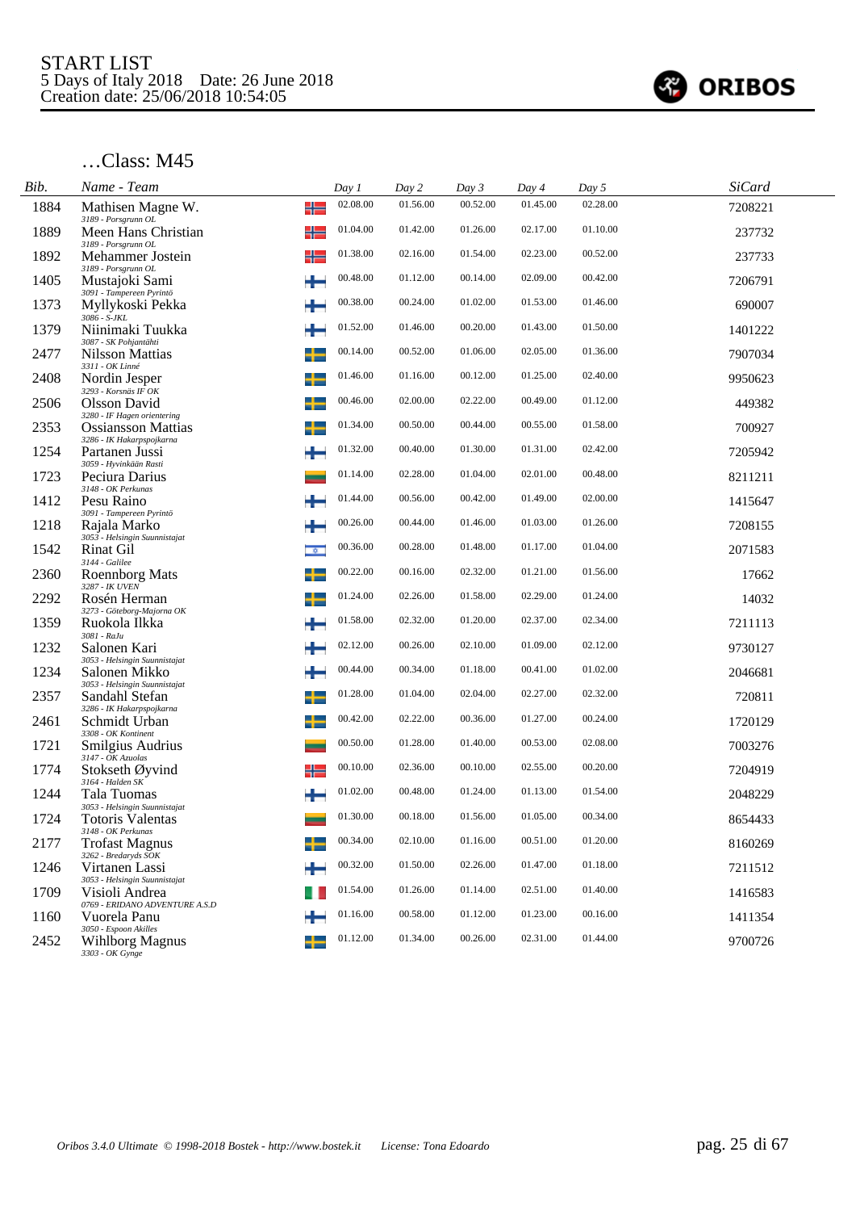START LIST
5 Days of Italy 2018 Date: 26 June 2018
Creation date: 25/06/2018 10:54:05

## …Class: M45

| Bib. | Name - Team | Day 1 | Day 2 | Day 3 | Day 4 | Day 5 | SiCard |
|---|---|---|---|---|---|---|---|
| 1884 | Mathisen Magne W.<br>*3189 - Porsgrunn OL* | 02.08.00 | 01.56.00 | 00.52.00 | 01.45.00 | 02.28.00 | 7208221 |
| 1889 | Meen Hans Christian<br>*3189 - Porsgrunn OL* | 01.04.00 | 01.42.00 | 01.26.00 | 02.17.00 | 01.10.00 | 237732 |
| 1892 | Mehammer Jostein<br>*3189 - Porsgrunn OL* | 01.38.00 | 02.16.00 | 01.54.00 | 02.23.00 | 00.52.00 | 237733 |
| 1405 | Mustajoki Sami<br>*3091 - Tampereen Pyrintö* | 00.48.00 | 01.12.00 | 00.14.00 | 02.09.00 | 00.42.00 | 7206791 |
| 1373 | Myllykoski Pekka<br>*3086 - S-JKL* | 00.38.00 | 00.24.00 | 01.02.00 | 01.53.00 | 01.46.00 | 690007 |
| 1379 | Niinimaki Tuukka<br>*3087 - SK Pohjantähti* | 01.52.00 | 01.46.00 | 00.20.00 | 01.43.00 | 01.50.00 | 1401222 |
| 2477 | Nilsson Mattias<br>*3311 - OK Linné* | 00.14.00 | 00.52.00 | 01.06.00 | 02.05.00 | 01.36.00 | 7907034 |
| 2408 | Nordin Jesper<br>*3293 - Korsnäs IF OK* | 01.46.00 | 01.16.00 | 00.12.00 | 01.25.00 | 02.40.00 | 9950623 |
| 2506 | Olsson David<br>*3280 - IF Hagen orientering* | 00.46.00 | 02.00.00 | 02.22.00 | 00.49.00 | 01.12.00 | 449382 |
| 2353 | Ossiansson Mattias<br>*3286 - IK Hakarpspojkarna* | 01.34.00 | 00.50.00 | 00.44.00 | 00.55.00 | 01.58.00 | 700927 |
| 1254 | Partanen Jussi<br>*3059 - Hyvinkään Rasti* | 01.32.00 | 00.40.00 | 01.30.00 | 01.31.00 | 02.42.00 | 7205942 |
| 1723 | Peciura Darius<br>*3148 - OK Perkunas* | 01.14.00 | 02.28.00 | 01.04.00 | 02.01.00 | 00.48.00 | 8211211 |
| 1412 | Pesu Raino<br>*3091 - Tampereen Pyrintö* | 01.44.00 | 00.56.00 | 00.42.00 | 01.49.00 | 02.00.00 | 1415647 |
| 1218 | Rajala Marko<br>*3053 - Helsingin Suunnistajat* | 00.26.00 | 00.44.00 | 01.46.00 | 01.03.00 | 01.26.00 | 7208155 |
| 1542 | Rinat Gil<br>*3144 - Galilee* | 00.36.00 | 00.28.00 | 01.48.00 | 01.17.00 | 01.04.00 | 2071583 |
| 2360 | Roennborg Mats<br>*3287 - IK UVEN* | 00.22.00 | 00.16.00 | 02.32.00 | 01.21.00 | 01.56.00 | 17662 |
| 2292 | Rosén Herman<br>*3273 - Göteborg-Majorna OK* | 01.24.00 | 02.26.00 | 01.58.00 | 02.29.00 | 01.24.00 | 14032 |
| 1359 | Ruokola Ilkka<br>*3081 - RaJu* | 01.58.00 | 02.32.00 | 01.20.00 | 02.37.00 | 02.34.00 | 7211113 |
| 1232 | Salonen Kari<br>*3053 - Helsingin Suunnistajat* | 02.12.00 | 00.26.00 | 02.10.00 | 01.09.00 | 02.12.00 | 9730127 |
| 1234 | Salonen Mikko<br>*3053 - Helsingin Suunnistajat* | 00.44.00 | 00.34.00 | 01.18.00 | 00.41.00 | 01.02.00 | 2046681 |
| 2357 | Sandahl Stefan<br>*3286 - IK Hakarpspojkarna* | 01.28.00 | 01.04.00 | 02.04.00 | 02.27.00 | 02.32.00 | 720811 |
| 2461 | Schmidt Urban<br>*3308 - OK Kontinent* | 00.42.00 | 02.22.00 | 00.36.00 | 01.27.00 | 00.24.00 | 1720129 |
| 1721 | Smilgius Audrius<br>*3147 - OK Azuolas* | 00.50.00 | 01.28.00 | 01.40.00 | 00.53.00 | 02.08.00 | 7003276 |
| 1774 | Stokseth Øyvind<br>*3164 - Halden SK* | 00.10.00 | 02.36.00 | 00.10.00 | 02.55.00 | 00.20.00 | 7204919 |
| 1244 | Tala Tuomas<br>*3053 - Helsingin Suunnistajat* | 01.02.00 | 00.48.00 | 01.24.00 | 01.13.00 | 01.54.00 | 2048229 |
| 1724 | Totoris Valentas<br>*3148 - OK Perkunas* | 01.30.00 | 00.18.00 | 01.56.00 | 01.05.00 | 00.34.00 | 8654433 |
| 2177 | Trofast Magnus<br>*3262 - Bredaryds SOK* | 00.34.00 | 02.10.00 | 01.16.00 | 00.51.00 | 01.20.00 | 8160269 |
| 1246 | Virtanen Lassi<br>*3053 - Helsingin Suunnistajat* | 00.32.00 | 01.50.00 | 02.26.00 | 01.47.00 | 01.18.00 | 7211512 |
| 1709 | Visioli Andrea<br>*0769 - ERIDANO ADVENTURE A.S.D* | 01.54.00 | 01.26.00 | 01.14.00 | 02.51.00 | 01.40.00 | 1416583 |
| 1160 | Vuorela Panu<br>*3050 - Espoon Akilles* | 01.16.00 | 00.58.00 | 01.12.00 | 01.23.00 | 00.16.00 | 1411354 |
| 2452 | Wihlborg Magnus<br>*3303 - OK Gynge* | 01.12.00 | 01.34.00 | 00.26.00 | 02.31.00 | 01.44.00 | 9700726 |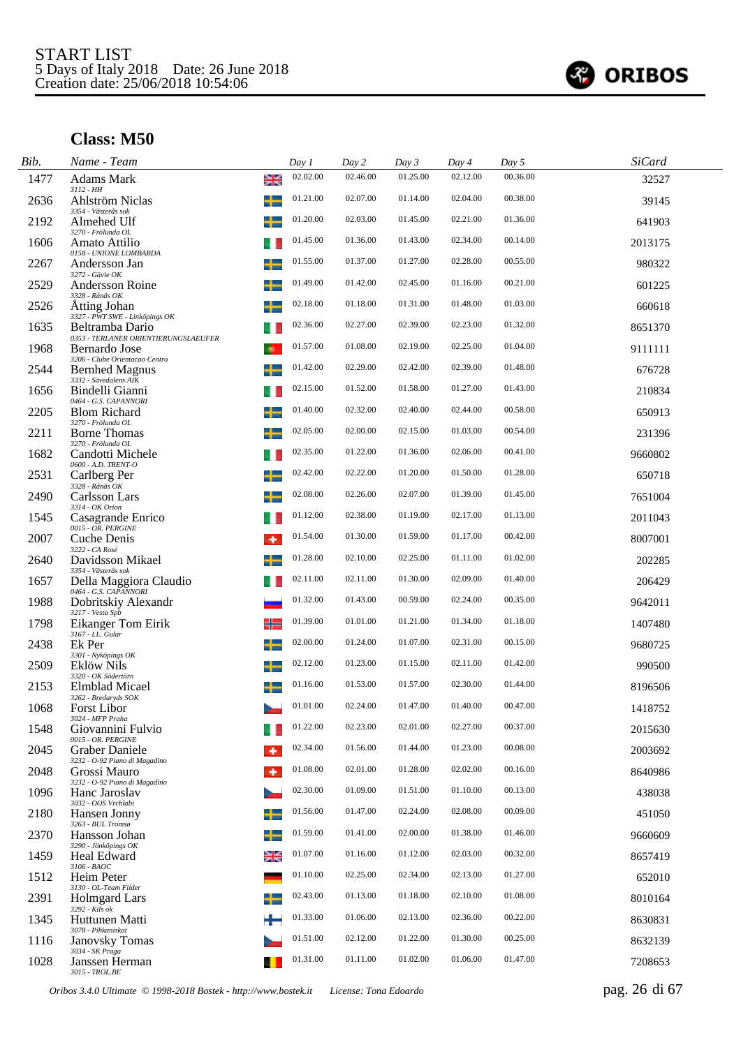START LIST
5 Days of Italy 2018 Date: 26 June 2018
Creation date: 25/06/2018 10:54:06

## Class: M50

| Bib. | Name - Team | Day 1 | Day 2 | Day 3 | Day 4 | Day 5 | SiCard |
|---|---|---|---|---|---|---|---|
| 1477 | Adams Mark<br>3112 - HH | 02.02.00 | 02.46.00 | 01.25.00 | 02.12.00 | 00.36.00 | 32527 |
| 2636 | Ahlström Niclas<br>3354 - Västerås sok | 01.21.00 | 02.07.00 | 01.14.00 | 02.04.00 | 00.38.00 | 39145 |
| 2192 | Almehed Ulf<br>3270 - Frölunda OL | 01.20.00 | 02.03.00 | 01.45.00 | 02.21.00 | 01.36.00 | 641903 |
| 1606 | Amato Attilio<br>0158 - UNIONE LOMBARDA | 01.45.00 | 01.36.00 | 01.43.00 | 02.34.00 | 00.14.00 | 2013175 |
| 2267 | Andersson Jan<br>3272 - Gävle OK | 01.55.00 | 01.37.00 | 01.27.00 | 02.28.00 | 00.55.00 | 980322 |
| 2529 | Andersson Roine<br>3328 - Rånäs OK | 01.49.00 | 01.42.00 | 02.45.00 | 01.16.00 | 00.21.00 | 601225 |
| 2526 | Åtting Johan<br>3327 - PWT SWE - Linköpings OK | 02.18.00 | 01.18.00 | 01.31.00 | 01.48.00 | 01.03.00 | 660618 |
| 1635 | Beltramba Dario<br>0353 - TERLANER ORIENTIERUNGSLAEUFER | 02.36.00 | 02.27.00 | 02.39.00 | 02.23.00 | 01.32.00 | 8651370 |
| 1968 | Bernardo Jose<br>3206 - Clube Orientacao Centro | 01.57.00 | 01.08.00 | 02.19.00 | 02.25.00 | 01.04.00 | 9111111 |
| 2544 | Bernhed Magnus<br>3332 - Sävedalens AIK | 01.42.00 | 02.29.00 | 02.42.00 | 02.39.00 | 01.48.00 | 676728 |
| 1656 | Bindelli Gianni<br>0464 - G.S. CAPANNORI | 02.15.00 | 01.52.00 | 01.58.00 | 01.27.00 | 01.43.00 | 210834 |
| 2205 | Blom Richard<br>3270 - Frölunda OL | 01.40.00 | 02.32.00 | 02.40.00 | 02.44.00 | 00.58.00 | 650913 |
| 2211 | Borne Thomas<br>3270 - Frölunda OL | 02.05.00 | 02.00.00 | 02.15.00 | 01.03.00 | 00.54.00 | 231396 |
| 1682 | Candotti Michele<br>0600 - A.D. TRENT-O | 02.35.00 | 01.22.00 | 01.36.00 | 02.06.00 | 00.41.00 | 9660802 |
| 2531 | Carlberg Per<br>3328 - Rånäs OK | 02.42.00 | 02.22.00 | 01.20.00 | 01.50.00 | 01.28.00 | 650718 |
| 2490 | Carlsson Lars<br>3314 - OK Orion | 02.08.00 | 02.26.00 | 02.07.00 | 01.39.00 | 01.45.00 | 7651004 |
| 1545 | Casagrande Enrico<br>0015 - OR. PERGINE | 01.12.00 | 02.38.00 | 01.19.00 | 02.17.00 | 01.13.00 | 2011043 |
| 2007 | Cuche Denis<br>3222 - CA Rosé | 01.54.00 | 01.30.00 | 01.59.00 | 01.17.00 | 00.42.00 | 8007001 |
| 2640 | Davidsson Mikael<br>3354 - Västerås sok | 01.28.00 | 02.10.00 | 02.25.00 | 01.11.00 | 01.02.00 | 202285 |
| 1657 | Della Maggiora Claudio<br>0464 - G.S. CAPANNORI | 02.11.00 | 02.11.00 | 01.30.00 | 02.09.00 | 01.40.00 | 206429 |
| 1988 | Dobritskiy Alexandr<br>3217 - Vesta Spb | 01.32.00 | 01.43.00 | 00.59.00 | 02.24.00 | 00.35.00 | 9642011 |
| 1798 | Eikanger Tom Eirik<br>3167 - I.L. Gular | 01.39.00 | 01.01.00 | 01.21.00 | 01.34.00 | 01.18.00 | 1407480 |
| 2438 | Ek Per<br>3301 - Nyköpings OK | 02.00.00 | 01.24.00 | 01.07.00 | 02.31.00 | 00.15.00 | 9680725 |
| 2509 | Eklöw Nils<br>3320 - OK Södertörn | 02.12.00 | 01.23.00 | 01.15.00 | 02.11.00 | 01.42.00 | 990500 |
| 2153 | Elmblad Micael<br>3262 - Bredaryds SOK | 01.16.00 | 01.53.00 | 01.57.00 | 02.30.00 | 01.44.00 | 8196506 |
| 1068 | Forst Libor<br>3024 - MFP Praha | 01.01.00 | 02.24.00 | 01.47.00 | 01.40.00 | 00.47.00 | 1418752 |
| 1548 | Giovannini Fulvio<br>0015 - OR. PERGINE | 01.22.00 | 02.23.00 | 02.01.00 | 02.27.00 | 00.37.00 | 2015630 |
| 2045 | Graber Daniele<br>3232 - O-92 Piano di Magadino | 02.34.00 | 01.56.00 | 01.44.00 | 01.23.00 | 00.08.00 | 2003692 |
| 2048 | Grossi Mauro<br>3232 - O-92 Piano di Magadino | 01.08.00 | 02.01.00 | 01.28.00 | 02.02.00 | 00.16.00 | 8640986 |
| 1096 | Hanc Jaroslav<br>3032 - OOS Vrchlabi | 02.30.00 | 01.09.00 | 01.51.00 | 01.10.00 | 00.13.00 | 438038 |
| 2180 | Hansen Jonny<br>3263 - BUL Tromsø | 01.56.00 | 01.47.00 | 02.24.00 | 02.08.00 | 00.09.00 | 451050 |
| 2370 | Hansson Johan<br>3290 - Jönköpings OK | 01.59.00 | 01.41.00 | 02.00.00 | 01.38.00 | 01.46.00 | 9660609 |
| 1459 | Heal Edward<br>3106 - BAOC | 01.07.00 | 01.16.00 | 01.12.00 | 02.03.00 | 00.32.00 | 8657419 |
| 1512 | Heim Peter<br>3130 - OL-Team Filder | 01.10.00 | 02.25.00 | 02.34.00 | 02.13.00 | 01.27.00 | 652010 |
| 2391 | Holmgard Lars<br>3292 - Kils ok | 02.43.00 | 01.13.00 | 01.18.00 | 02.10.00 | 01.08.00 | 8010164 |
| 1345 | Huttunen Matti<br>3078 - Pihkaniskat | 01.33.00 | 01.06.00 | 02.13.00 | 02.36.00 | 00.22.00 | 8630831 |
| 1116 | Janovsky Tomas<br>3034 - SK Praga | 01.51.00 | 02.12.00 | 01.22.00 | 01.30.00 | 00.25.00 | 8632139 |
| 1028 | Janssen Herman<br>3015 - TROL.BE | 01.31.00 | 01.11.00 | 01.02.00 | 01.06.00 | 01.47.00 | 7208653 |

Oribos 3.4.0 Ultimate © 1998-2018 Bostek - http://www.bostek.it License: Tona Edoardo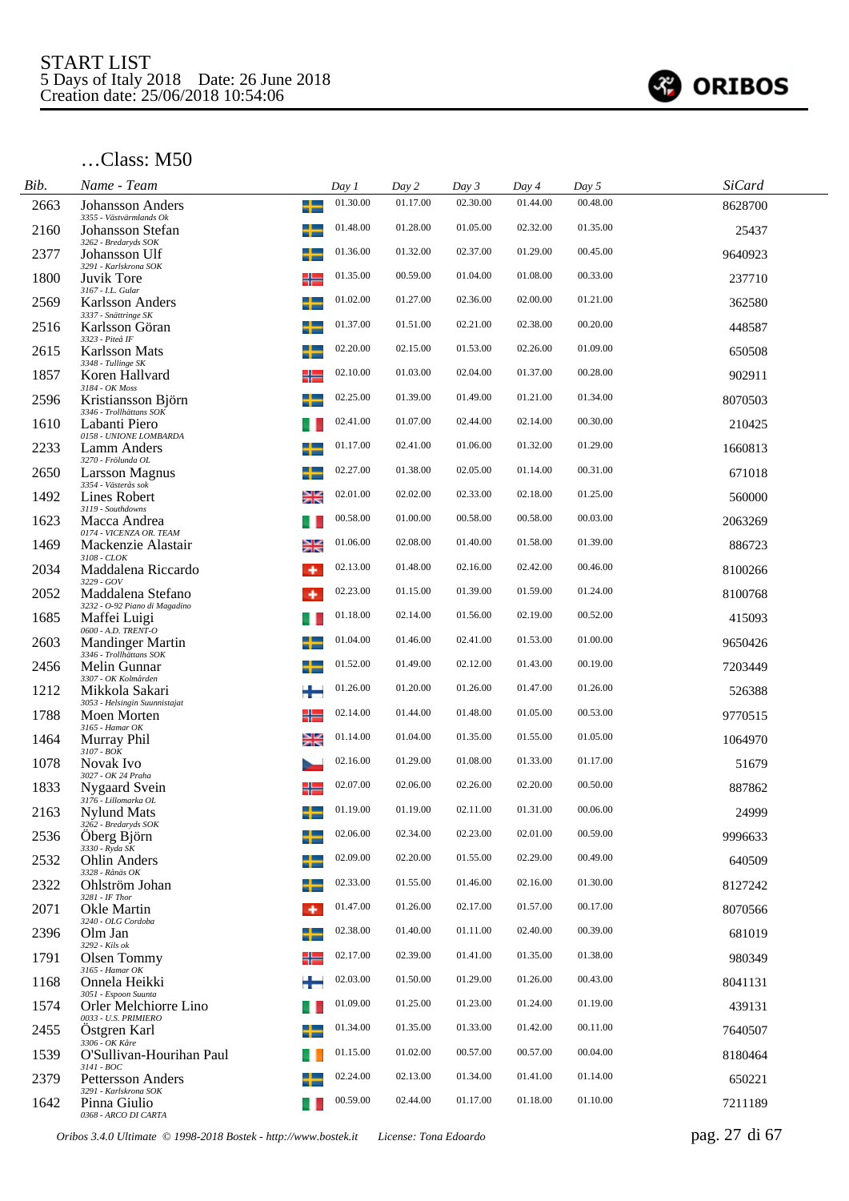START LIST
5 Days of Italy 2018 Date: 26 June 2018
Creation date: 25/06/2018 10:54:06

ORIBOS

## …Class: M50

| Bib. | Name - Team | | Day 1 | Day 2 | Day 3 | Day 4 | Day 5 | SiCard |
|---|---|---|---|---|---|---|---|---|
| 2663 | Johansson Anders<br>3355 - Västvärmlands Ok | SWE | 01.30.00 | 01.17.00 | 02.30.00 | 01.44.00 | 00.48.00 | 8628700 |
| 2160 | Johansson Stefan<br>3262 - Bredaryds SOK | SWE | 01.48.00 | 01.28.00 | 01.05.00 | 02.32.00 | 01.35.00 | 25437 |
| 2377 | Johansson Ulf<br>3291 - Karlskrona SOK | SWE | 01.36.00 | 01.32.00 | 02.37.00 | 01.29.00 | 00.45.00 | 9640923 |
| 1800 | Juvik Tore<br>3167 - I.L. Gular | NOR | 01.35.00 | 00.59.00 | 01.04.00 | 01.08.00 | 00.33.00 | 237710 |
| 2569 | Karlsson Anders<br>3337 - Snättringe SK | SWE | 01.02.00 | 01.27.00 | 02.36.00 | 02.00.00 | 01.21.00 | 362580 |
| 2516 | Karlsson Göran<br>3323 - Piteå IF | SWE | 01.37.00 | 01.51.00 | 02.21.00 | 02.38.00 | 00.20.00 | 448587 |
| 2615 | Karlsson Mats<br>3348 - Tullinge SK | SWE | 02.20.00 | 02.15.00 | 01.53.00 | 02.26.00 | 01.09.00 | 650508 |
| 1857 | Koren Hallvard<br>3184 - OK Moss | NOR | 02.10.00 | 01.03.00 | 02.04.00 | 01.37.00 | 00.28.00 | 902911 |
| 2596 | Kristiansson Björn<br>3346 - Trollhättans SOK | SWE | 02.25.00 | 01.39.00 | 01.49.00 | 01.21.00 | 01.34.00 | 8070503 |
| 1610 | Labanti Piero<br>0158 - UNIONE LOMBARDA | ITA | 02.41.00 | 01.07.00 | 02.44.00 | 02.14.00 | 00.30.00 | 210425 |
| 2233 | Lamm Anders<br>3270 - Frölunda OL | SWE | 01.17.00 | 02.41.00 | 01.06.00 | 01.32.00 | 01.29.00 | 1660813 |
| 2650 | Larsson Magnus<br>3354 - Västerås sok | SWE | 02.27.00 | 01.38.00 | 02.05.00 | 01.14.00 | 00.31.00 | 671018 |
| 1492 | Lines Robert<br>3119 - Southdowns | GBR | 02.01.00 | 02.02.00 | 02.33.00 | 02.18.00 | 01.25.00 | 560000 |
| 1623 | Macca Andrea<br>0174 - VICENZA OR. TEAM | ITA | 00.58.00 | 01.00.00 | 00.58.00 | 00.58.00 | 00.03.00 | 2063269 |
| 1469 | Mackenzie Alastair<br>3108 - CLOK | GBR | 01.06.00 | 02.08.00 | 01.40.00 | 01.58.00 | 01.39.00 | 886723 |
| 2034 | Maddalena Riccardo<br>3229 - GOV | SUI | 02.13.00 | 01.48.00 | 02.16.00 | 02.42.00 | 00.46.00 | 8100266 |
| 2052 | Maddalena Stefano<br>3232 - O-92 Piano di Magadino | SUI | 02.23.00 | 01.15.00 | 01.39.00 | 01.59.00 | 01.24.00 | 8100768 |
| 1685 | Maffei Luigi<br>0600 - A.D. TRENT-O | ITA | 01.18.00 | 02.14.00 | 01.56.00 | 02.19.00 | 00.52.00 | 415093 |
| 2603 | Mandinger Martin<br>3346 - Trollhättans SOK | SWE | 01.04.00 | 01.46.00 | 02.41.00 | 01.53.00 | 01.00.00 | 9650426 |
| 2456 | Melin Gunnar<br>3307 - OK Kolmården | SWE | 01.52.00 | 01.49.00 | 02.12.00 | 01.43.00 | 00.19.00 | 7203449 |
| 1212 | Mikkola Sakari<br>3053 - Helsingin Suunnistajat | FIN | 01.26.00 | 01.20.00 | 01.26.00 | 01.47.00 | 01.26.00 | 526388 |
| 1788 | Moen Morten<br>3165 - Hamar OK | NOR | 02.14.00 | 01.44.00 | 01.48.00 | 01.05.00 | 00.53.00 | 9770515 |
| 1464 | Murray Phil<br>3107 - BOK | GBR | 01.14.00 | 01.04.00 | 01.35.00 | 01.55.00 | 01.05.00 | 1064970 |
| 1078 | Novak Ivo<br>3027 - OK 24 Praha | CZE | 02.16.00 | 01.29.00 | 01.08.00 | 01.33.00 | 01.17.00 | 51679 |
| 1833 | Nygaard Svein<br>3176 - Lillomarka OL | NOR | 02.07.00 | 02.06.00 | 02.26.00 | 02.20.00 | 00.50.00 | 887862 |
| 2163 | Nylund Mats<br>3262 - Bredaryds SOK | SWE | 01.19.00 | 01.19.00 | 02.11.00 | 01.31.00 | 00.06.00 | 24999 |
| 2536 | Öberg Björn<br>3330 - Ryda SK | SWE | 02.06.00 | 02.34.00 | 02.23.00 | 02.01.00 | 00.59.00 | 9996633 |
| 2532 | Ohlin Anders<br>3328 - Rånäs OK | SWE | 02.09.00 | 02.20.00 | 01.55.00 | 02.29.00 | 00.49.00 | 640509 |
| 2322 | Ohlström Johan<br>3281 - IF Thor | SWE | 02.33.00 | 01.55.00 | 01.46.00 | 02.16.00 | 01.30.00 | 8127242 |
| 2071 | Okle Martin<br>3240 - OLG Cordoba | SUI | 01.47.00 | 01.26.00 | 02.17.00 | 01.57.00 | 00.17.00 | 8070566 |
| 2396 | Olm Jan<br>3292 - Kils ok | SWE | 02.38.00 | 01.40.00 | 01.11.00 | 02.40.00 | 00.39.00 | 681019 |
| 1791 | Olsen Tommy<br>3165 - Hamar OK | NOR | 02.17.00 | 02.39.00 | 01.41.00 | 01.35.00 | 01.38.00 | 980349 |
| 1168 | Onnela Heikki<br>3051 - Espoon Suunta | FIN | 02.03.00 | 01.50.00 | 01.29.00 | 01.26.00 | 00.43.00 | 8041131 |
| 1574 | Orler Melchiorre Lino<br>0033 - U.S. PRIMIERO | ITA | 01.09.00 | 01.25.00 | 01.23.00 | 01.24.00 | 01.19.00 | 439131 |
| 2455 | Östgren Karl<br>3306 - OK Kåre | SWE | 01.34.00 | 01.35.00 | 01.33.00 | 01.42.00 | 00.11.00 | 7640507 |
| 1539 | O'Sullivan-Hourihan Paul<br>3141 - BOC | IRL | 01.15.00 | 01.02.00 | 00.57.00 | 00.57.00 | 00.04.00 | 8180464 |
| 2379 | Pettersson Anders<br>3291 - Karlskrona SOK | SWE | 02.24.00 | 02.13.00 | 01.34.00 | 01.41.00 | 01.14.00 | 650221 |
| 1642 | Pinna Giulio<br>0368 - ARCO DI CARTA | ITA | 00.59.00 | 02.44.00 | 01.17.00 | 01.18.00 | 01.10.00 | 7211189 |

Oribos 3.4.0 Ultimate © 1998-2018 Bostek - http://www.bostek.it License: Tona Edoardo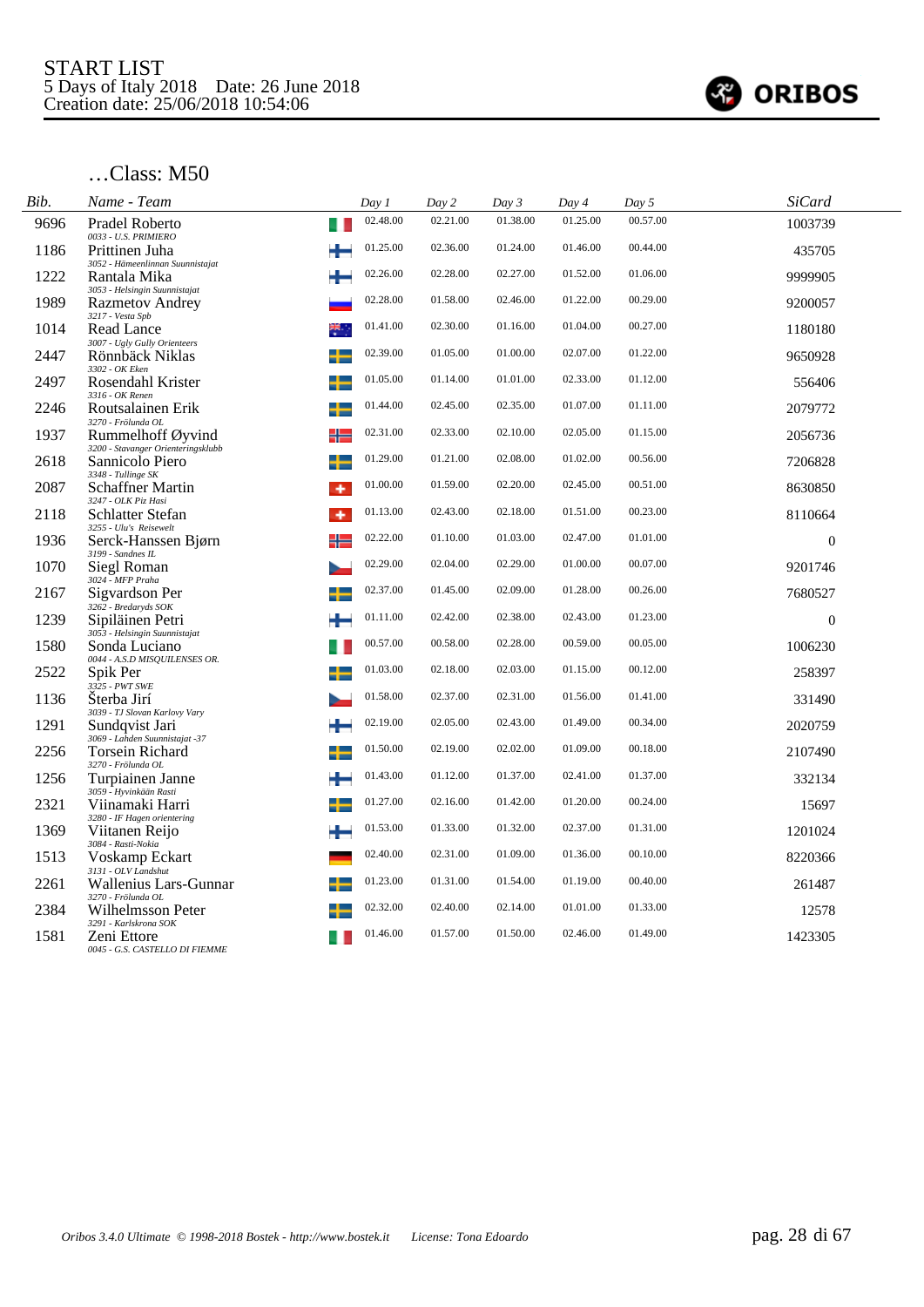START LIST
5 Days of Italy 2018 Date: 26 June 2018
Creation date: 25/06/2018 10:54:06

ORIBOS

## …Class: M50

| Bib. | Name - Team | Day 1 | Day 2 | Day 3 | Day 4 | Day 5 | SiCard |
|---|---|---|---|---|---|---|---|
| 9696 | Pradel Roberto<br>0033 - U.S. PRIMIERO | 02.48.00 | 02.21.00 | 01.38.00 | 01.25.00 | 00.57.00 | 1003739 |
| 1186 | Prittinen Juha<br>3052 - Hämeenlinnan Suunnistajat | 01.25.00 | 02.36.00 | 01.24.00 | 01.46.00 | 00.44.00 | 435705 |
| 1222 | Rantala Mika<br>3053 - Helsingin Suunnistajat | 02.26.00 | 02.28.00 | 02.27.00 | 01.52.00 | 01.06.00 | 9999905 |
| 1989 | Razmetov Andrey<br>3217 - Vesta Spb | 02.28.00 | 01.58.00 | 02.46.00 | 01.22.00 | 00.29.00 | 9200057 |
| 1014 | Read Lance<br>3007 - Ugly Gully Orienteers | 01.41.00 | 02.30.00 | 01.16.00 | 01.04.00 | 00.27.00 | 1180180 |
| 2447 | Rönnbäck Niklas<br>3302 - OK Eken | 02.39.00 | 01.05.00 | 01.00.00 | 02.07.00 | 01.22.00 | 9650928 |
| 2497 | Rosendahl Krister<br>3316 - OK Renen | 01.05.00 | 01.14.00 | 01.01.00 | 02.33.00 | 01.12.00 | 556406 |
| 2246 | Routsalainen Erik<br>3270 - Frölunda OL | 01.44.00 | 02.45.00 | 02.35.00 | 01.07.00 | 01.11.00 | 2079772 |
| 1937 | Rummelhoff Øyvind<br>3200 - Stavanger Orienteringsklubb | 02.31.00 | 02.33.00 | 02.10.00 | 02.05.00 | 01.15.00 | 2056736 |
| 2618 | Sannicolo Piero<br>3348 - Tullinge SK | 01.29.00 | 01.21.00 | 02.08.00 | 01.02.00 | 00.56.00 | 7206828 |
| 2087 | Schaffner Martin<br>3247 - OLK Piz Hasi | 01.00.00 | 01.59.00 | 02.20.00 | 02.45.00 | 00.51.00 | 8630850 |
| 2118 | Schlatter Stefan<br>3255 - Ulu's Reisewelt | 01.13.00 | 02.43.00 | 02.18.00 | 01.51.00 | 00.23.00 | 8110664 |
| 1936 | Serck-Hanssen Bjørn<br>3199 - Sandnes IL | 02.22.00 | 01.10.00 | 01.03.00 | 02.47.00 | 01.01.00 | 0 |
| 1070 | Siegl Roman<br>3024 - MFP Praha | 02.29.00 | 02.04.00 | 02.29.00 | 01.00.00 | 00.07.00 | 9201746 |
| 2167 | Sigvardson Per<br>3262 - Bredaryds SOK | 02.37.00 | 01.45.00 | 02.09.00 | 01.28.00 | 00.26.00 | 7680527 |
| 1239 | Sipiläinen Petri<br>3053 - Helsingin Suunnistajat | 01.11.00 | 02.42.00 | 02.38.00 | 02.43.00 | 01.23.00 | 0 |
| 1580 | Sonda Luciano<br>0044 - A.S.D MISQUILENSES OR. | 00.57.00 | 00.58.00 | 02.28.00 | 00.59.00 | 00.05.00 | 1006230 |
| 2522 | Spik Per<br>3325 - PWT SWE | 01.03.00 | 02.18.00 | 02.03.00 | 01.15.00 | 00.12.00 | 258397 |
| 1136 | Šterba Jirí<br>3039 - TJ Slovan Karlovy Vary | 01.58.00 | 02.37.00 | 02.31.00 | 01.56.00 | 01.41.00 | 331490 |
| 1291 | Sundqvist Jari<br>3069 - Lahden Suunnistajat -37 | 02.19.00 | 02.05.00 | 02.43.00 | 01.49.00 | 00.34.00 | 2020759 |
| 2256 | Torsein Richard<br>3270 - Frölunda OL | 01.50.00 | 02.19.00 | 02.02.00 | 01.09.00 | 00.18.00 | 2107490 |
| 1256 | Turpiainen Janne<br>3059 - Hyvinkään Rasti | 01.43.00 | 01.12.00 | 01.37.00 | 02.41.00 | 01.37.00 | 332134 |
| 2321 | Viinamaki Harri<br>3280 - IF Hagen orientering | 01.27.00 | 02.16.00 | 01.42.00 | 01.20.00 | 00.24.00 | 15697 |
| 1369 | Viitanen Reijo<br>3084 - Rasti-Nokia | 01.53.00 | 01.33.00 | 01.32.00 | 02.37.00 | 01.31.00 | 1201024 |
| 1513 | Voskamp Eckart<br>3131 - OLV Landshut | 02.40.00 | 02.31.00 | 01.09.00 | 01.36.00 | 00.10.00 | 8220366 |
| 2261 | Wallenius Lars-Gunnar<br>3270 - Frölunda OL | 01.23.00 | 01.31.00 | 01.54.00 | 01.19.00 | 00.40.00 | 261487 |
| 2384 | Wilhelmsson Peter<br>3291 - Karlskrona SOK | 02.32.00 | 02.40.00 | 02.14.00 | 01.01.00 | 01.33.00 | 12578 |
| 1581 | Zeni Ettore<br>0045 - G.S. CASTELLO DI FIEMME | 01.46.00 | 01.57.00 | 01.50.00 | 02.46.00 | 01.49.00 | 1423305 |

*Oribos 3.4.0 Ultimate © 1998-2018 Bostek - http://www.bostek.it License: Tona Edoardo*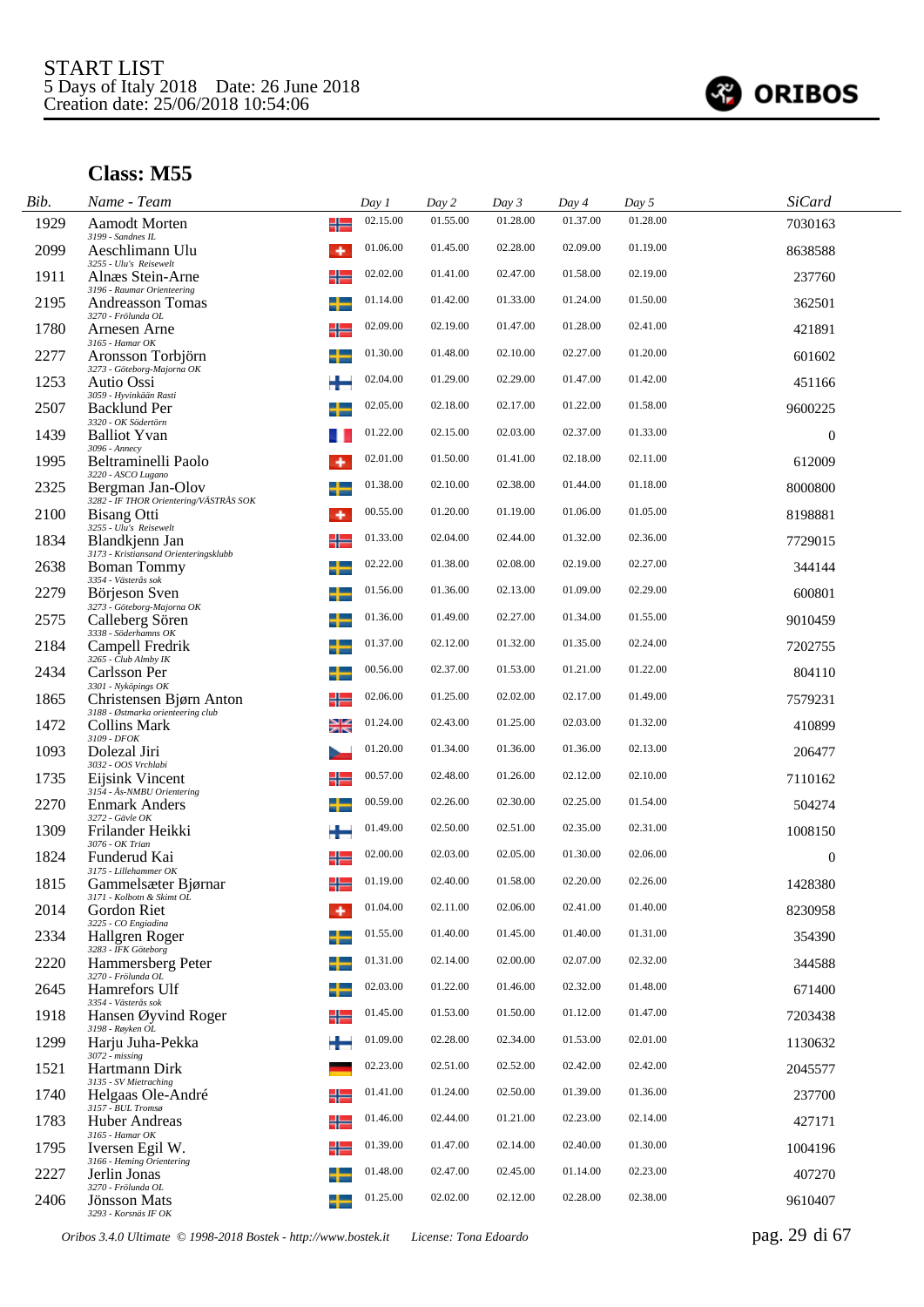START LIST
5 Days of Italy 2018 Date: 26 June 2018
Creation date: 25/06/2018 10:54:06

## Class: M55

| Bib. | Name - Team | Day 1 | Day 2 | Day 3 | Day 4 | Day 5 | SiCard |
|---|---|---|---|---|---|---|---|
| 1929 | Aamodt Morten<br>3199 - Sandnes IL | 02.15.00 | 01.55.00 | 01.28.00 | 01.37.00 | 01.28.00 | 7030163 |
| 2099 | Aeschlimann Ulu<br>3255 - Ulu's Reisewelt | 01.06.00 | 01.45.00 | 02.28.00 | 02.09.00 | 01.19.00 | 8638588 |
| 1911 | Alnæs Stein-Arne<br>3196 - Raumar Orienteering | 02.02.00 | 01.41.00 | 02.47.00 | 01.58.00 | 02.19.00 | 237760 |
| 2195 | Andreasson Tomas<br>3270 - Frölunda OL | 01.14.00 | 01.42.00 | 01.33.00 | 01.24.00 | 01.50.00 | 362501 |
| 1780 | Arnesen Arne<br>3165 - Hamar OK | 02.09.00 | 02.19.00 | 01.47.00 | 01.28.00 | 02.41.00 | 421891 |
| 2277 | Aronsson Torbjörn<br>3273 - Göteborg-Majorna OK | 01.30.00 | 01.48.00 | 02.10.00 | 02.27.00 | 01.20.00 | 601602 |
| 1253 | Autio Ossi<br>3059 - Hyvinkään Rasti | 02.04.00 | 01.29.00 | 02.29.00 | 01.47.00 | 01.42.00 | 451166 |
| 2507 | Backlund Per<br>3320 - OK Södertörn | 02.05.00 | 02.18.00 | 02.17.00 | 01.22.00 | 01.58.00 | 9600225 |
| 1439 | Balliot Yvan<br>3096 - Annecy | 01.22.00 | 02.15.00 | 02.03.00 | 02.37.00 | 01.33.00 | 0 |
| 1995 | Beltraminelli Paolo<br>3220 - ASCO Lugano | 02.01.00 | 01.50.00 | 01.41.00 | 02.18.00 | 02.11.00 | 612009 |
| 2325 | Bergman Jan-Olov<br>3282 - IF THOR Orientering/VÄSTRÅS SOK | 01.38.00 | 02.10.00 | 02.38.00 | 01.44.00 | 01.18.00 | 8000800 |
| 2100 | Bisang Otti<br>3255 - Ulu's Reisewelt | 00.55.00 | 01.20.00 | 01.19.00 | 01.06.00 | 01.05.00 | 8198881 |
| 1834 | Blandkjenn Jan<br>3173 - Kristiansand Orienteringsklubb | 01.33.00 | 02.04.00 | 02.44.00 | 01.32.00 | 02.36.00 | 7729015 |
| 2638 | Boman Tommy<br>3354 - Västerås sok | 02.22.00 | 01.38.00 | 02.08.00 | 02.19.00 | 02.27.00 | 344144 |
| 2279 | Börjeson Sven<br>3273 - Göteborg-Majorna OK | 01.56.00 | 01.36.00 | 02.13.00 | 01.09.00 | 02.29.00 | 600801 |
| 2575 | Calleberg Sören<br>3338 - Söderhamns OK | 01.36.00 | 01.49.00 | 02.27.00 | 01.34.00 | 01.55.00 | 9010459 |
| 2184 | Campell Fredrik<br>3265 - Club Almby IK | 01.37.00 | 02.12.00 | 01.32.00 | 01.35.00 | 02.24.00 | 7202755 |
| 2434 | Carlsson Per<br>3301 - Nyköpings OK | 00.56.00 | 02.37.00 | 01.53.00 | 01.21.00 | 01.22.00 | 804110 |
| 1865 | Christensen Bjørn Anton<br>3188 - Østmarka orienteering club | 02.06.00 | 01.25.00 | 02.02.00 | 02.17.00 | 01.49.00 | 7579231 |
| 1472 | Collins Mark<br>3109 - DFOK | 01.24.00 | 02.43.00 | 01.25.00 | 02.03.00 | 01.32.00 | 410899 |
| 1093 | Dolezal Jiri<br>3032 - OOS Vrchlabi | 01.20.00 | 01.34.00 | 01.36.00 | 01.36.00 | 02.13.00 | 206477 |
| 1735 | Eijsink Vincent<br>3154 - Ås-NMBU Orientering | 00.57.00 | 02.48.00 | 01.26.00 | 02.12.00 | 02.10.00 | 7110162 |
| 2270 | Enmark Anders<br>3272 - Gävle OK | 00.59.00 | 02.26.00 | 02.30.00 | 02.25.00 | 01.54.00 | 504274 |
| 1309 | Frilander Heikki<br>3076 - OK Trian | 01.49.00 | 02.50.00 | 02.51.00 | 02.35.00 | 02.31.00 | 1008150 |
| 1824 | Funderud Kai<br>3175 - Lillehammer OK | 02.00.00 | 02.03.00 | 02.05.00 | 01.30.00 | 02.06.00 | 0 |
| 1815 | Gammelsæter Bjørnar<br>3171 - Kolbotn & Skimt OL | 01.19.00 | 02.40.00 | 01.58.00 | 02.20.00 | 02.26.00 | 1428380 |
| 2014 | Gordon Riet<br>3225 - CO Engiadina | 01.04.00 | 02.11.00 | 02.06.00 | 02.41.00 | 01.40.00 | 8230958 |
| 2334 | Hallgren Roger<br>3283 - IFK Göteborg | 01.55.00 | 01.40.00 | 01.45.00 | 01.40.00 | 01.31.00 | 354390 |
| 2220 | Hammersberg Peter<br>3270 - Frölunda OL | 01.31.00 | 02.14.00 | 02.00.00 | 02.07.00 | 02.32.00 | 344588 |
| 2645 | Hamrefors Ulf<br>3354 - Västerås sok | 02.03.00 | 01.22.00 | 01.46.00 | 02.32.00 | 01.48.00 | 671400 |
| 1918 | Hansen Øyvind Roger<br>3198 - Røyken OL | 01.45.00 | 01.53.00 | 01.50.00 | 01.12.00 | 01.47.00 | 7203438 |
| 1299 | Harju Juha-Pekka<br>3072 - missing | 01.09.00 | 02.28.00 | 02.34.00 | 01.53.00 | 02.01.00 | 1130632 |
| 1521 | Hartmann Dirk<br>3135 - SV Mietraching | 02.23.00 | 02.51.00 | 02.52.00 | 02.42.00 | 02.42.00 | 2045577 |
| 1740 | Helgaas Ole-André<br>3157 - BUL Tromsø | 01.41.00 | 01.24.00 | 02.50.00 | 01.39.00 | 01.36.00 | 237700 |
| 1783 | Huber Andreas<br>3165 - Hamar OK | 01.46.00 | 02.44.00 | 01.21.00 | 02.23.00 | 02.14.00 | 427171 |
| 1795 | Iversen Egil W.<br>3166 - Heming Orientering | 01.39.00 | 01.47.00 | 02.14.00 | 02.40.00 | 01.30.00 | 1004196 |
| 2227 | Jerlin Jonas<br>3270 - Frölunda OL | 01.48.00 | 02.47.00 | 02.45.00 | 01.14.00 | 02.23.00 | 407270 |
| 2406 | Jönsson Mats<br>3293 - Korsnäs IF OK | 01.25.00 | 02.02.00 | 02.12.00 | 02.28.00 | 02.38.00 | 9610407 |

Oribos 3.4.0 Ultimate © 1998-2018 Bostek - http://www.bostek.it License: Tona Edoardo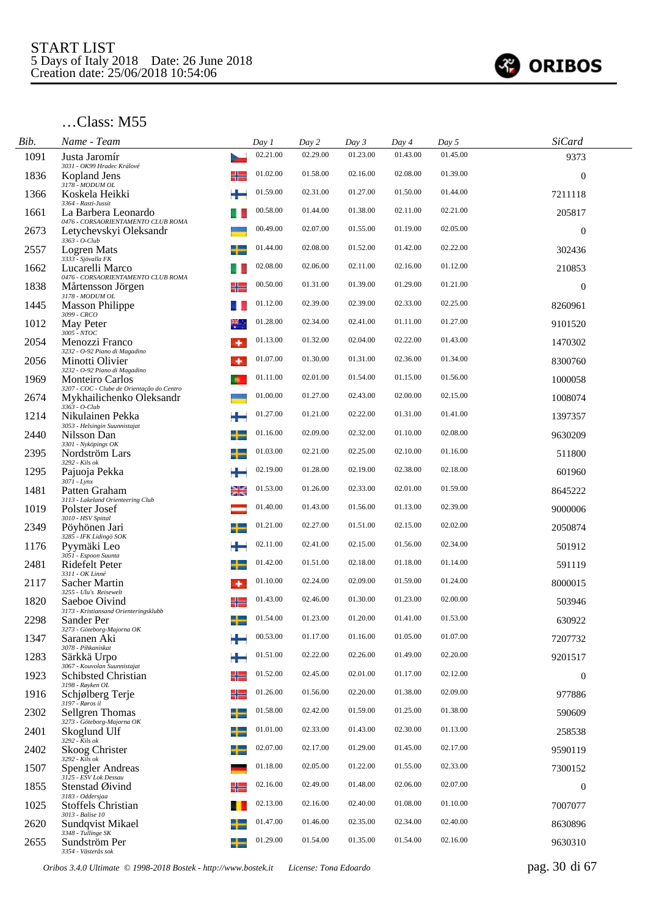START LIST
5 Days of Italy 2018 Date: 26 June 2018
Creation date: 25/06/2018 10:54:06

## …Class: M55

| Bib. | Name - Team | Day 1 | Day 2 | Day 3 | Day 4 | Day 5 | SiCard |
|---|---|---|---|---|---|---|---|
| 1091 | Justa Jaromír<br>*3031 - OK99 Hradec Králové* | 02.21.00 | 02.29.00 | 01.23.00 | 01.43.00 | 01.45.00 | 9373 |
| 1836 | Kopland Jens<br>*3178 - MODUM OL* | 01.02.00 | 01.58.00 | 02.16.00 | 02.08.00 | 01.39.00 | 0 |
| 1366 | Koskela Heikki<br>*3364 - Rasti-Jussit* | 01.59.00 | 02.31.00 | 01.27.00 | 01.50.00 | 01.44.00 | 7211118 |
| 1661 | La Barbera Leonardo<br>*0476 - CORSAORIENTAMENTO CLUB ROMA* | 00.58.00 | 01.44.00 | 01.38.00 | 02.11.00 | 02.21.00 | 205817 |
| 2673 | Letychevskyi Oleksandr<br>*3363 - O-Club* | 00.49.00 | 02.07.00 | 01.55.00 | 01.19.00 | 02.05.00 | 0 |
| 2557 | Logren Mats<br>*3333 - Sjövalla FK* | 01.44.00 | 02.08.00 | 01.52.00 | 01.42.00 | 02.22.00 | 302436 |
| 1662 | Lucarelli Marco<br>*0476 - CORSAORIENTAMENTO CLUB ROMA* | 02.08.00 | 02.06.00 | 02.11.00 | 02.16.00 | 01.12.00 | 210853 |
| 1838 | Mårtensson Jörgen<br>*3178 - MODUM OL* | 00.50.00 | 01.31.00 | 01.39.00 | 01.29.00 | 01.21.00 | 0 |
| 1445 | Masson Philippe<br>*3099 - CRCO* | 01.12.00 | 02.39.00 | 02.39.00 | 02.33.00 | 02.25.00 | 8260961 |
| 1012 | May Peter<br>*3005 - NTOC* | 01.28.00 | 02.34.00 | 02.41.00 | 01.11.00 | 01.27.00 | 9101520 |
| 2054 | Menozzi Franco<br>*3232 - O-92 Piano di Magadino* | 01.13.00 | 01.32.00 | 02.04.00 | 02.22.00 | 01.43.00 | 1470302 |
| 2056 | Minotti Olivier<br>*3232 - O-92 Piano di Magadino* | 01.07.00 | 01.30.00 | 01.31.00 | 02.36.00 | 01.34.00 | 8300760 |
| 1969 | Monteiro Carlos<br>*3207 - COC - Clube de Orientação do Centro* | 01.11.00 | 02.01.00 | 01.54.00 | 01.15.00 | 01.56.00 | 1000058 |
| 2674 | Mykhailichenko Oleksandr<br>*3363 - O-Club* | 01.00.00 | 01.27.00 | 02.43.00 | 02.00.00 | 02.15.00 | 1008074 |
| 1214 | Nikulainen Pekka<br>*3053 - Helsingin Suunnistajat* | 01.27.00 | 01.21.00 | 02.22.00 | 01.31.00 | 01.41.00 | 1397357 |
| 2440 | Nilsson Dan<br>*3301 - Nyköpings OK* | 01.16.00 | 02.09.00 | 02.32.00 | 01.10.00 | 02.08.00 | 9630209 |
| 2395 | Nordström Lars<br>*3292 - Kils ok* | 01.03.00 | 02.21.00 | 02.25.00 | 02.10.00 | 01.16.00 | 511800 |
| 1295 | Pajuoja Pekka<br>*3071 - Lynx* | 02.19.00 | 01.28.00 | 02.19.00 | 02.38.00 | 02.18.00 | 601960 |
| 1481 | Patten Graham<br>*3113 - Lakeland Orienteering Club* | 01.53.00 | 01.26.00 | 02.33.00 | 02.01.00 | 01.59.00 | 8645222 |
| 1019 | Polster Josef<br>*3010 - HSV Spittal* | 01.40.00 | 01.43.00 | 01.56.00 | 01.13.00 | 02.39.00 | 9000006 |
| 2349 | Pöyhönen Jari<br>*3285 - IFK Lidingö SOK* | 01.21.00 | 02.27.00 | 01.51.00 | 02.15.00 | 02.02.00 | 2050874 |
| 1176 | Pyymäki Leo<br>*3051 - Espoon Suunta* | 02.11.00 | 02.41.00 | 02.15.00 | 01.56.00 | 02.34.00 | 501912 |
| 2481 | Ridefelt Peter<br>*3311 - OK Linné* | 01.42.00 | 01.51.00 | 02.18.00 | 01.18.00 | 01.14.00 | 591119 |
| 2117 | Sacher Martin<br>*3255 - Ulu's Reisewelt* | 01.10.00 | 02.24.00 | 02.09.00 | 01.59.00 | 01.24.00 | 8000015 |
| 1820 | Saeboe Oivind<br>*3173 - Kristiansand Orienteringsklubb* | 01.43.00 | 02.46.00 | 01.30.00 | 01.23.00 | 02.00.00 | 503946 |
| 2298 | Sander Per<br>*3273 - Göteborg-Majorna OK* | 01.54.00 | 01.23.00 | 01.20.00 | 01.41.00 | 01.53.00 | 630922 |
| 1347 | Saranen Aki<br>*3078 - Pihkaniskat* | 00.53.00 | 01.17.00 | 01.16.00 | 01.05.00 | 01.07.00 | 7207732 |
| 1283 | Särkkä Urpo<br>*3067 - Kouvolan Suunnistajat* | 01.51.00 | 02.22.00 | 02.26.00 | 01.49.00 | 02.20.00 | 9201517 |
| 1923 | Schibsted Christian<br>*3198 - Røyken OL* | 01.52.00 | 02.45.00 | 02.01.00 | 01.17.00 | 02.12.00 | 0 |
| 1916 | Schjølberg Terje<br>*3197 - Røros il* | 01.26.00 | 01.56.00 | 02.20.00 | 01.38.00 | 02.09.00 | 977886 |
| 2302 | Sellgren Thomas<br>*3273 - Göteborg-Majorna OK* | 01.58.00 | 02.42.00 | 01.59.00 | 01.25.00 | 01.38.00 | 590609 |
| 2401 | Skoglund Ulf<br>*3292 - Kils ok* | 01.01.00 | 02.33.00 | 01.43.00 | 02.30.00 | 01.13.00 | 258538 |
| 2402 | Skoog Christer<br>*3292 - Kils ok* | 02.07.00 | 02.17.00 | 01.29.00 | 01.45.00 | 02.17.00 | 9590119 |
| 1507 | Spengler Andreas<br>*3125 - ESV Lok Dessau* | 01.18.00 | 02.05.00 | 01.22.00 | 01.55.00 | 02.33.00 | 7300152 |
| 1855 | Stenstad Øivind<br>*3183 - Oddersjaa* | 02.16.00 | 02.49.00 | 01.48.00 | 02.06.00 | 02.07.00 | 0 |
| 1025 | Stoffels Christian<br>*3013 - Balise 10* | 02.13.00 | 02.16.00 | 02.40.00 | 01.08.00 | 01.10.00 | 7007077 |
| 2620 | Sundqvist Mikael<br>*3348 - Tullinge SK* | 01.47.00 | 01.46.00 | 02.35.00 | 02.34.00 | 02.40.00 | 8630896 |
| 2655 | Sundström Per<br>*3354 - Västerås sok* | 01.29.00 | 01.54.00 | 01.35.00 | 01.54.00 | 02.16.00 | 9630310 |

*Oribos 3.4.0 Ultimate © 1998-2018 Bostek - http://www.bostek.it License: Tona Edoardo*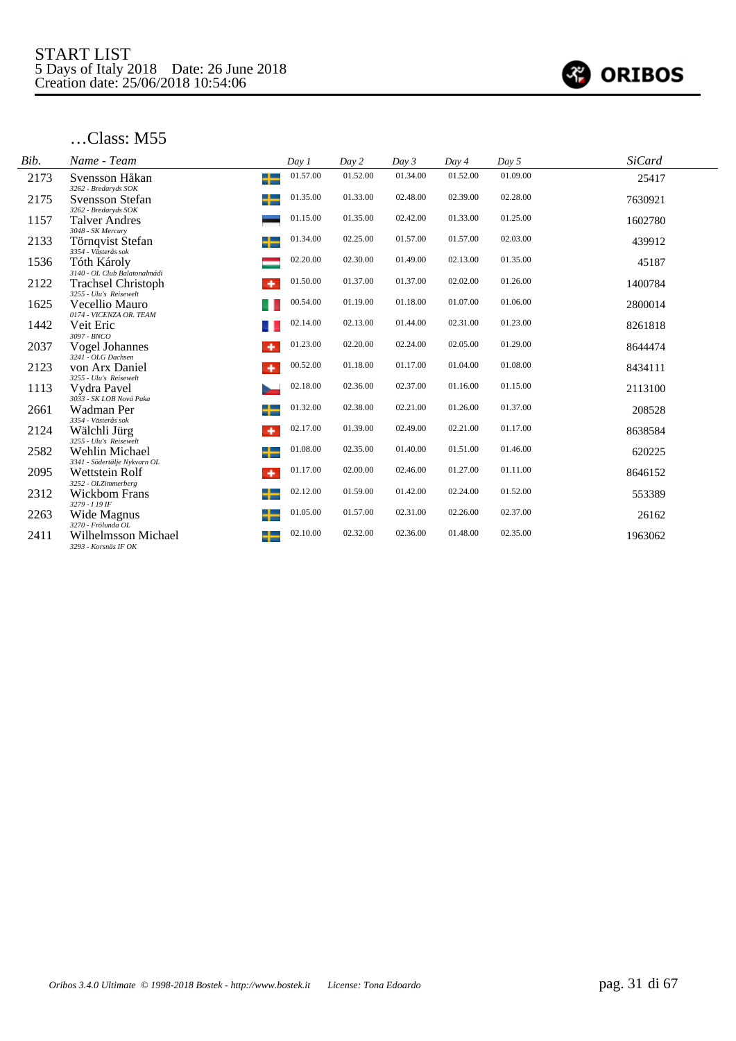START LIST
5 Days of Italy 2018 Date: 26 June 2018
Creation date: 25/06/2018 10:54:06

ORIBOS

## …Class: M55

| Bib. | Name - Team | | Day 1 | Day 2 | Day 3 | Day 4 | Day 5 | SiCard |
|---|---|---|---|---|---|---|---|---|
| 2173 | Svensson Håkan<br>*3262 - Bredaryds SOK* | | 01.57.00 | 01.52.00 | 01.34.00 | 01.52.00 | 01.09.00 | 25417 |
| 2175 | Svensson Stefan<br>*3262 - Bredaryds SOK* | | 01.35.00 | 01.33.00 | 02.48.00 | 02.39.00 | 02.28.00 | 7630921 |
| 1157 | Talver Andres<br>*3048 - SK Mercury* | | 01.15.00 | 01.35.00 | 02.42.00 | 01.33.00 | 01.25.00 | 1602780 |
| 2133 | Törnqvist Stefan<br>*3354 - Västerås sok* | | 01.34.00 | 02.25.00 | 01.57.00 | 01.57.00 | 02.03.00 | 439912 |
| 1536 | Tóth Károly<br>*3140 - OL Club Balatonalmádi* | | 02.20.00 | 02.30.00 | 01.49.00 | 02.13.00 | 01.35.00 | 45187 |
| 2122 | Trachsel Christoph<br>*3255 - Ulu's Reisewelt* | | 01.50.00 | 01.37.00 | 01.37.00 | 02.02.00 | 01.26.00 | 1400784 |
| 1625 | Vecellio Mauro<br>*0174 - VICENZA OR. TEAM* | | 00.54.00 | 01.19.00 | 01.18.00 | 01.07.00 | 01.06.00 | 2800014 |
| 1442 | Veit Eric<br>*3097 - BNCO* | | 02.14.00 | 02.13.00 | 01.44.00 | 02.31.00 | 01.23.00 | 8261818 |
| 2037 | Vogel Johannes<br>*3241 - OLG Dachsen* | | 01.23.00 | 02.20.00 | 02.24.00 | 02.05.00 | 01.29.00 | 8644474 |
| 2123 | von Arx Daniel<br>*3255 - Ulu's Reisewelt* | | 00.52.00 | 01.18.00 | 01.17.00 | 01.04.00 | 01.08.00 | 8434111 |
| 1113 | Vydra Pavel<br>*3033 - SK LOB Nová Paka* | | 02.18.00 | 02.36.00 | 02.37.00 | 01.16.00 | 01.15.00 | 2113100 |
| 2661 | Wadman Per<br>*3354 - Västerås sok* | | 01.32.00 | 02.38.00 | 02.21.00 | 01.26.00 | 01.37.00 | 208528 |
| 2124 | Wälchli Jürg<br>*3255 - Ulu's Reisewelt* | | 02.17.00 | 01.39.00 | 02.49.00 | 02.21.00 | 01.17.00 | 8638584 |
| 2582 | Wehlin Michael<br>*3341 - Södertälje Nykvarn OL* | | 01.08.00 | 02.35.00 | 01.40.00 | 01.51.00 | 01.46.00 | 620225 |
| 2095 | Wettstein Rolf<br>*3252 - OLZimmerberg* | | 01.17.00 | 02.00.00 | 02.46.00 | 01.27.00 | 01.11.00 | 8646152 |
| 2312 | Wickbom Frans<br>*3279 - I 19 IF* | | 02.12.00 | 01.59.00 | 01.42.00 | 02.24.00 | 01.52.00 | 553389 |
| 2263 | Wide Magnus<br>*3270 - Frölunda OL* | | 01.05.00 | 01.57.00 | 02.31.00 | 02.26.00 | 02.37.00 | 26162 |
| 2411 | Wilhelmsson Michael<br>*3293 - Korsnäs IF OK* | | 02.10.00 | 02.32.00 | 02.36.00 | 01.48.00 | 02.35.00 | 1963062 |

*Oribos 3.4.0 Ultimate © 1998-2018 Bostek - http://www.bostek.it License: Tona Edoardo*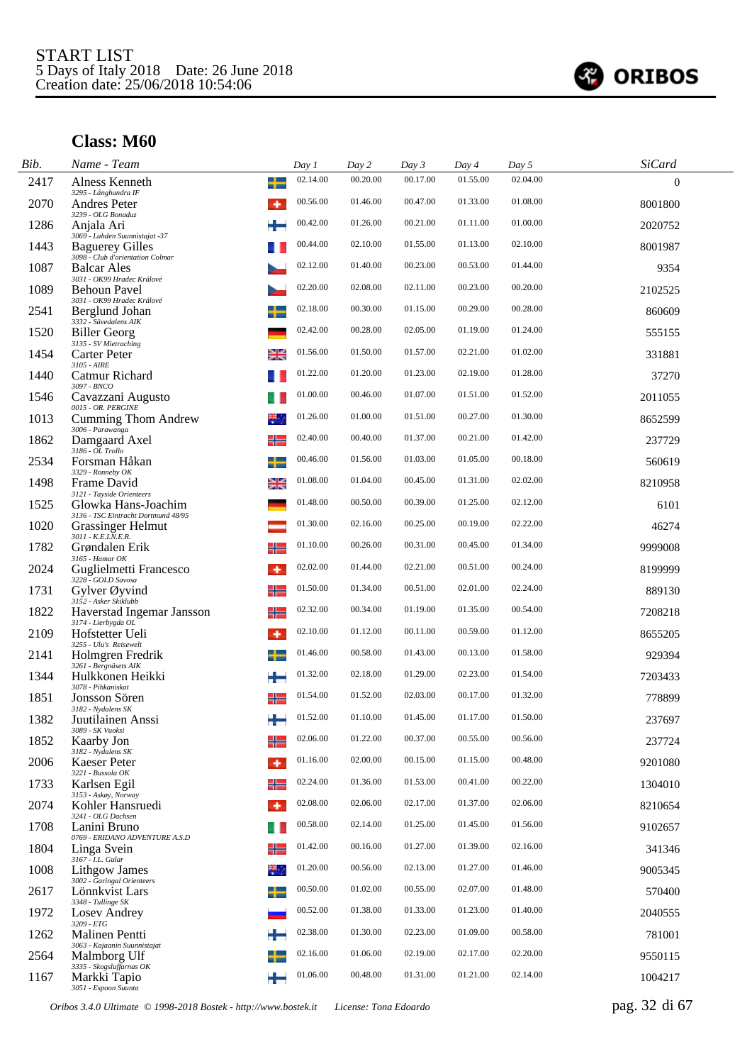START LIST
5 Days of Italy 2018 Date: 26 June 2018
Creation date: 25/06/2018 10:54:06

## Class: M60

| Bib. | Name - Team | Day 1 | Day 2 | Day 3 | Day 4 | Day 5 | SiCard |
|---|---|---|---|---|---|---|---|
| 2417 | Alness Kenneth<br>*3295 - Långhundra IF* | 02.14.00 | 00.20.00 | 00.17.00 | 01.55.00 | 02.04.00 | 0 |
| 2070 | Andres Peter<br>*3239 - OLG Bonaduz* | 00.56.00 | 01.46.00 | 00.47.00 | 01.33.00 | 01.08.00 | 8001800 |
| 1286 | Anjala Ari<br>*3069 - Lahden Suunnistajat -37* | 00.42.00 | 01.26.00 | 00.21.00 | 01.11.00 | 01.00.00 | 2020752 |
| 1443 | Baguerey Gilles<br>*3098 - Club d'orientation Colmar* | 00.44.00 | 02.10.00 | 01.55.00 | 01.13.00 | 02.10.00 | 8001987 |
| 1087 | Balcar Ales<br>*3031 - OK99 Hradec Králové* | 02.12.00 | 01.40.00 | 00.23.00 | 00.53.00 | 01.44.00 | 9354 |
| 1089 | Behoun Pavel<br>*3031 - OK99 Hradec Králové* | 02.20.00 | 02.08.00 | 02.11.00 | 00.23.00 | 00.20.00 | 2102525 |
| 2541 | Berglund Johan<br>*3332 - Sävedalens AIK* | 02.18.00 | 00.30.00 | 01.15.00 | 00.29.00 | 00.28.00 | 860609 |
| 1520 | Biller Georg<br>*3135 - SV Mietraching* | 02.42.00 | 00.28.00 | 02.05.00 | 01.19.00 | 01.24.00 | 555155 |
| 1454 | Carter Peter<br>*3105 - AIRE* | 01.56.00 | 01.50.00 | 01.57.00 | 02.21.00 | 01.02.00 | 331881 |
| 1440 | Catmur Richard<br>*3097 - BNCO* | 01.22.00 | 01.20.00 | 01.23.00 | 02.19.00 | 01.28.00 | 37270 |
| 1546 | Cavazzani Augusto<br>*0015 - OR. PERGINE* | 01.00.00 | 00.46.00 | 01.07.00 | 01.51.00 | 01.52.00 | 2011055 |
| 1013 | Cumming Thom Andrew<br>*3006 - Parawanga* | 01.26.00 | 01.00.00 | 01.51.00 | 00.27.00 | 01.30.00 | 8652599 |
| 1862 | Damgaard Axel<br>*3186 - OL Trollo* | 02.40.00 | 00.40.00 | 01.37.00 | 00.21.00 | 01.42.00 | 237729 |
| 2534 | Forsman Håkan<br>*3329 - Ronneby OK* | 00.46.00 | 01.56.00 | 01.03.00 | 01.05.00 | 00.18.00 | 560619 |
| 1498 | Frame David<br>*3121 - Tayside Orienteers* | 01.08.00 | 01.04.00 | 00.45.00 | 01.31.00 | 02.02.00 | 8210958 |
| 1525 | Glowka Hans-Joachim<br>*3136 - TSC Eintracht Dortmund 48/95* | 01.48.00 | 00.50.00 | 00.39.00 | 01.25.00 | 02.12.00 | 6101 |
| 1020 | Grassinger Helmut<br>*3011 - K.E.I.N.E.R.* | 01.30.00 | 02.16.00 | 00.25.00 | 00.19.00 | 02.22.00 | 46274 |
| 1782 | Grøndalen Erik<br>*3165 - Hamar OK* | 01.10.00 | 00.26.00 | 00.31.00 | 00.45.00 | 01.34.00 | 9999008 |
| 2024 | Guglielmetti Francesco<br>*3228 - GOLD Savosa* | 02.02.00 | 01.44.00 | 02.21.00 | 00.51.00 | 00.24.00 | 8199999 |
| 1731 | Gylver Øyvind<br>*3152 - Asker Skiklubb* | 01.50.00 | 01.34.00 | 00.51.00 | 02.01.00 | 02.24.00 | 889130 |
| 1822 | Haverstad Ingemar Jansson<br>*3174 - Lierbygda OL* | 02.32.00 | 00.34.00 | 01.19.00 | 01.35.00 | 00.54.00 | 7208218 |
| 2109 | Hofstetter Ueli<br>*3255 - Ulu's Reisewelt* | 02.10.00 | 01.12.00 | 00.11.00 | 00.59.00 | 01.12.00 | 8655205 |
| 2141 | Holmgren Fredrik<br>*3261 - Bergnäsets AIK* | 01.46.00 | 00.58.00 | 01.43.00 | 00.13.00 | 01.58.00 | 929394 |
| 1344 | Hulkkonen Heikki<br>*3078 - Pihkaniskat* | 01.32.00 | 02.18.00 | 01.29.00 | 02.23.00 | 01.54.00 | 7203433 |
| 1851 | Jonsson Sören<br>*3182 - Nydalens SK* | 01.54.00 | 01.52.00 | 02.03.00 | 00.17.00 | 01.32.00 | 778899 |
| 1382 | Juutilainen Anssi<br>*3089 - SK Vuoksi* | 01.52.00 | 01.10.00 | 01.45.00 | 01.17.00 | 01.50.00 | 237697 |
| 1852 | Kaarby Jon<br>*3182 - Nydalens SK* | 02.06.00 | 01.22.00 | 00.37.00 | 00.55.00 | 00.56.00 | 237724 |
| 2006 | Kaeser Peter<br>*3221 - Bussola OK* | 01.16.00 | 02.00.00 | 00.15.00 | 01.15.00 | 00.48.00 | 9201080 |
| 1733 | Karlsen Egil<br>*3153 - Askøy, Norway* | 02.24.00 | 01.36.00 | 01.53.00 | 00.41.00 | 00.22.00 | 1304010 |
| 2074 | Kohler Hansruedi<br>*3241 - OLG Dachsen* | 02.08.00 | 02.06.00 | 02.17.00 | 01.37.00 | 02.06.00 | 8210654 |
| 1708 | Lanini Bruno<br>*0769 - ERIDANO ADVENTURE A.S.D* | 00.58.00 | 02.14.00 | 01.25.00 | 01.45.00 | 01.56.00 | 9102657 |
| 1804 | Linga Svein<br>*3167 - I.L. Gular* | 01.42.00 | 00.16.00 | 01.27.00 | 01.39.00 | 02.16.00 | 341346 |
| 1008 | Lithgow James<br>*3002 - Garingal Orienteers* | 01.20.00 | 00.56.00 | 02.13.00 | 01.27.00 | 01.46.00 | 9005345 |
| 2617 | Lönnkvist Lars<br>*3348 - Tullinge SK* | 00.50.00 | 01.02.00 | 00.55.00 | 02.07.00 | 01.48.00 | 570400 |
| 1972 | Losev Andrey<br>*3209 - ETG* | 00.52.00 | 01.38.00 | 01.33.00 | 01.23.00 | 01.40.00 | 2040555 |
| 1262 | Malinen Pentti<br>*3063 - Kajaanin Suunnistajat* | 02.38.00 | 01.30.00 | 02.23.00 | 01.09.00 | 00.58.00 | 781001 |
| 2564 | Malmborg Ulf<br>*3335 - Skogsluffarnas OK* | 02.16.00 | 01.06.00 | 02.19.00 | 02.17.00 | 02.20.00 | 9550115 |
| 1167 | Markki Tapio<br>*3051 - Espoon Suunta* | 01.06.00 | 00.48.00 | 01.31.00 | 01.21.00 | 02.14.00 | 1004217 |

*Oribos 3.4.0 Ultimate © 1998-2018 Bostek - http://www.bostek.it License: Tona Edoardo*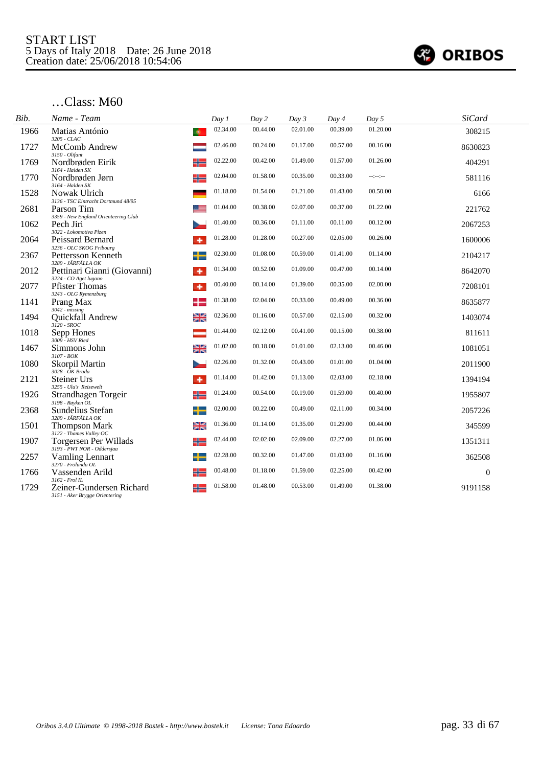START LIST
5 Days of Italy 2018 Date: 26 June 2018
Creation date: 25/06/2018 10:54:06

ORIBOS

## …Class: M60

| Bib. | Name - Team | Day 1 | Day 2 | Day 3 | Day 4 | Day 5 | SiCard |
|---|---|---|---|---|---|---|---|
| 1966 | Matias António<br>3205 - CLAC | 02.34.00 | 00.44.00 | 02.01.00 | 00.39.00 | 01.20.00 | 308215 |
| 1727 | McComb Andrew<br>3150 - Olifant | 02.46.00 | 00.24.00 | 01.17.00 | 00.57.00 | 00.16.00 | 8630823 |
| 1769 | Nordbrøden Eirik<br>3164 - Halden SK | 02.22.00 | 00.42.00 | 01.49.00 | 01.57.00 | 01.26.00 | 404291 |
| 1770 | Nordbrøden Jørn<br>3164 - Halden SK | 02.04.00 | 01.58.00 | 00.35.00 | 00.33.00 | --:--:-- | 581116 |
| 1528 | Nowak Ulrich<br>3136 - TSC Eintracht Dortmund 48/95 | 01.18.00 | 01.54.00 | 01.21.00 | 01.43.00 | 00.50.00 | 6166 |
| 2681 | Parson Tim<br>3359 - New England Orienteering Club | 01.04.00 | 00.38.00 | 02.07.00 | 00.37.00 | 01.22.00 | 221762 |
| 1062 | Pech Jiri<br>3022 - Lokomotiva Plzen | 01.40.00 | 00.36.00 | 01.11.00 | 00.11.00 | 00.12.00 | 2067253 |
| 2064 | Peissard Bernard<br>3236 - OLC SKOG Fribourg | 01.28.00 | 01.28.00 | 00.27.00 | 02.05.00 | 00.26.00 | 1600006 |
| 2367 | Pettersson Kenneth<br>3289 - JÄRFÄLLA OK | 02.30.00 | 01.08.00 | 00.59.00 | 01.41.00 | 01.14.00 | 2104217 |
| 2012 | Pettinari Gianni (Giovanni)<br>3224 - CO Aget lugano | 01.34.00 | 00.52.00 | 01.09.00 | 00.47.00 | 00.14.00 | 8642070 |
| 2077 | Pfister Thomas<br>3243 - OLG Rymenzburg | 00.40.00 | 00.14.00 | 01.39.00 | 00.35.00 | 02.00.00 | 7208101 |
| 1141 | Prang Max<br>3042 - missing | 01.38.00 | 02.04.00 | 00.33.00 | 00.49.00 | 00.36.00 | 8635877 |
| 1494 | Quickfall Andrew<br>3120 - SROC | 02.36.00 | 01.16.00 | 00.57.00 | 02.15.00 | 00.32.00 | 1403074 |
| 1018 | Sepp Hones<br>3009 - HSV Ried | 01.44.00 | 02.12.00 | 00.41.00 | 00.15.00 | 00.38.00 | 811611 |
| 1467 | Simmons John<br>3107 - BOK | 01.02.00 | 00.18.00 | 01.01.00 | 02.13.00 | 00.46.00 | 1081051 |
| 1080 | Skorpil Martin<br>3028 - OK Brada | 02.26.00 | 01.32.00 | 00.43.00 | 01.01.00 | 01.04.00 | 2011900 |
| 2121 | Steiner Urs<br>3255 - Ulu's Reisewelt | 01.14.00 | 01.42.00 | 01.13.00 | 02.03.00 | 02.18.00 | 1394194 |
| 1926 | Strandhagen Torgeir<br>3198 - Røyken OL | 01.24.00 | 00.54.00 | 00.19.00 | 01.59.00 | 00.40.00 | 1955807 |
| 2368 | Sundelius Stefan<br>3289 - JÄRFÄLLA OK | 02.00.00 | 00.22.00 | 00.49.00 | 02.11.00 | 00.34.00 | 2057226 |
| 1501 | Thompson Mark<br>3122 - Thames Valley OC | 01.36.00 | 01.14.00 | 01.35.00 | 01.29.00 | 00.44.00 | 345599 |
| 1907 | Torgersen Per Willads<br>3193 - PWT NOR - Oddersjaa | 02.44.00 | 02.02.00 | 02.09.00 | 02.27.00 | 01.06.00 | 1351311 |
| 2257 | Vamling Lennart<br>3270 - Frölunda OL | 02.28.00 | 00.32.00 | 01.47.00 | 01.03.00 | 01.16.00 | 362508 |
| 1766 | Vassenden Arild<br>3162 - Frol IL | 00.48.00 | 01.18.00 | 01.59.00 | 02.25.00 | 00.42.00 | 0 |
| 1729 | Zeiner-Gundersen Richard<br>3151 - Aker Brygge Orientering | 01.58.00 | 01.48.00 | 00.53.00 | 01.49.00 | 01.38.00 | 9191158 |

Oribos 3.4.0 Ultimate © 1998-2018 Bostek - http://www.bostek.it License: Tona Edoardo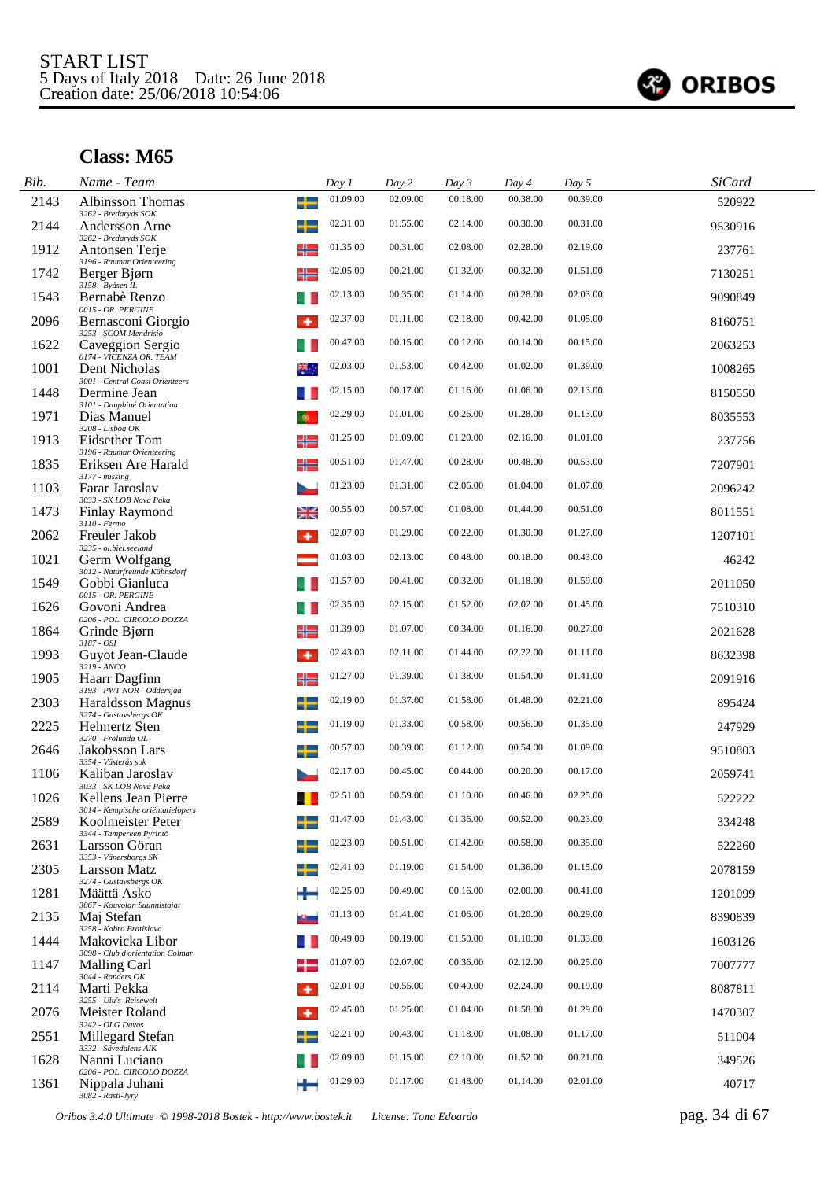START LIST
5 Days of Italy 2018    Date: 26 June 2018
Creation date: 25/06/2018 10:54:06

## Class: M65

| Bib. | Name - Team | Day 1 | Day 2 | Day 3 | Day 4 | Day 5 | SiCard |
|---|---|---|---|---|---|---|---|
| 2143 | Albinsson Thomas<br>*3262 - Bredaryds SOK* | 01.09.00 | 02.09.00 | 00.18.00 | 00.38.00 | 00.39.00 | 520922 |
| 2144 | Andersson Arne<br>*3262 - Bredaryds SOK* | 02.31.00 | 01.55.00 | 02.14.00 | 00.30.00 | 00.31.00 | 9530916 |
| 1912 | Antonsen Terje<br>*3196 - Raumar Orienteering* | 01.35.00 | 00.31.00 | 02.08.00 | 02.28.00 | 02.19.00 | 237761 |
| 1742 | Berger Bjørn<br>*3158 - Byåsen IL* | 02.05.00 | 00.21.00 | 01.32.00 | 00.32.00 | 01.51.00 | 7130251 |
| 1543 | Bernabè Renzo<br>*0015 - OR. PERGINE* | 02.13.00 | 00.35.00 | 01.14.00 | 00.28.00 | 02.03.00 | 9090849 |
| 2096 | Bernasconi Giorgio<br>*3253 - SCOM Mendrisio* | 02.37.00 | 01.11.00 | 02.18.00 | 00.42.00 | 01.05.00 | 8160751 |
| 1622 | Caveggion Sergio<br>*0174 - VICENZA OR. TEAM* | 00.47.00 | 00.15.00 | 00.12.00 | 00.14.00 | 00.15.00 | 2063253 |
| 1001 | Dent Nicholas<br>*3001 - Central Coast Orienteers* | 02.03.00 | 01.53.00 | 00.42.00 | 01.02.00 | 01.39.00 | 1008265 |
| 1448 | Dermine Jean<br>*3101 - Dauphiné Orientation* | 02.15.00 | 00.17.00 | 01.16.00 | 01.06.00 | 02.13.00 | 8150550 |
| 1971 | Dias Manuel<br>*3208 - Lisboa OK* | 02.29.00 | 01.01.00 | 00.26.00 | 01.28.00 | 01.13.00 | 8035553 |
| 1913 | Eidsether Tom<br>*3196 - Raumar Orienteering* | 01.25.00 | 01.09.00 | 01.20.00 | 02.16.00 | 01.01.00 | 237756 |
| 1835 | Eriksen Are Harald<br>*3177 - missing* | 00.51.00 | 01.47.00 | 00.28.00 | 00.48.00 | 00.53.00 | 7207901 |
| 1103 | Farar Jaroslav<br>*3033 - SK LOB Nová Paka* | 01.23.00 | 01.31.00 | 02.06.00 | 01.04.00 | 01.07.00 | 2096242 |
| 1473 | Finlay Raymond<br>*3110 - Fermo* | 00.55.00 | 00.57.00 | 01.08.00 | 01.44.00 | 00.51.00 | 8011551 |
| 2062 | Freuler Jakob<br>*3235 - ol.biel.seeland* | 02.07.00 | 01.29.00 | 00.22.00 | 01.30.00 | 01.27.00 | 1207101 |
| 1021 | Germ Wolfgang<br>*3012 - Naturfreunde Kühnsdorf* | 01.03.00 | 02.13.00 | 00.48.00 | 00.18.00 | 00.43.00 | 46242 |
| 1549 | Gobbi Gianluca<br>*0015 - OR. PERGINE* | 01.57.00 | 00.41.00 | 00.32.00 | 01.18.00 | 01.59.00 | 2011050 |
| 1626 | Govoni Andrea<br>*0206 - POL. CIRCOLO DOZZA* | 02.35.00 | 02.15.00 | 01.52.00 | 02.02.00 | 01.45.00 | 7510310 |
| 1864 | Grinde Bjørn<br>*3187 - OSI* | 01.39.00 | 01.07.00 | 00.34.00 | 01.16.00 | 00.27.00 | 2021628 |
| 1993 | Guyot Jean-Claude<br>*3219 - ANCO* | 02.43.00 | 02.11.00 | 01.44.00 | 02.22.00 | 01.11.00 | 8632398 |
| 1905 | Haarr Dagfinn<br>*3193 - PWT NOR - Oddersjaa* | 01.27.00 | 01.39.00 | 01.38.00 | 01.54.00 | 01.41.00 | 2091916 |
| 2303 | Haraldsson Magnus<br>*3274 - Gustavsbergs OK* | 02.19.00 | 01.37.00 | 01.58.00 | 01.48.00 | 02.21.00 | 895424 |
| 2225 | Helmertz Sten<br>*3270 - Frölunda OL* | 01.19.00 | 01.33.00 | 00.58.00 | 00.56.00 | 01.35.00 | 247929 |
| 2646 | Jakobsson Lars<br>*3354 - Västerås sok* | 00.57.00 | 00.39.00 | 01.12.00 | 00.54.00 | 01.09.00 | 9510803 |
| 1106 | Kaliban Jaroslav<br>*3033 - SK LOB Nová Paka* | 02.17.00 | 00.45.00 | 00.44.00 | 00.20.00 | 00.17.00 | 2059741 |
| 1026 | Kellens Jean Pierre<br>*3014 - Kempische oriëntatielopers* | 02.51.00 | 00.59.00 | 01.10.00 | 00.46.00 | 02.25.00 | 522222 |
| 2589 | Koolmeister Peter<br>*3344 - Tampereen Pyrintö* | 01.47.00 | 01.43.00 | 01.36.00 | 00.52.00 | 00.23.00 | 334248 |
| 2631 | Larsson Göran<br>*3353 - Vänersborgs SK* | 02.23.00 | 00.51.00 | 01.42.00 | 00.58.00 | 00.35.00 | 522260 |
| 2305 | Larsson Matz<br>*3274 - Gustavsbergs OK* | 02.41.00 | 01.19.00 | 01.54.00 | 01.36.00 | 01.15.00 | 2078159 |
| 1281 | Määttä Asko<br>*3067 - Kouvolan Suunnistajat* | 02.25.00 | 00.49.00 | 00.16.00 | 02.00.00 | 00.41.00 | 1201099 |
| 2135 | Maj Stefan<br>*3258 - Kobra Bratislava* | 01.13.00 | 01.41.00 | 01.06.00 | 01.20.00 | 00.29.00 | 8390839 |
| 1444 | Makovicka Libor<br>*3098 - Club d'orientation Colmar* | 00.49.00 | 00.19.00 | 01.50.00 | 01.10.00 | 01.33.00 | 1603126 |
| 1147 | Malling Carl<br>*3044 - Randers OK* | 01.07.00 | 02.07.00 | 00.36.00 | 02.12.00 | 00.25.00 | 7007777 |
| 2114 | Marti Pekka<br>*3255 - Ulu's Reisewelt* | 02.01.00 | 00.55.00 | 00.40.00 | 02.24.00 | 00.19.00 | 8087811 |
| 2076 | Meister Roland<br>*3242 - OLG Davos* | 02.45.00 | 01.25.00 | 01.04.00 | 01.58.00 | 01.29.00 | 1470307 |
| 2551 | Millegard Stefan<br>*3332 - Sävedalens AIK* | 02.21.00 | 00.43.00 | 01.18.00 | 01.08.00 | 01.17.00 | 511004 |
| 1628 | Nanni Luciano<br>*0206 - POL. CIRCOLO DOZZA* | 02.09.00 | 01.15.00 | 02.10.00 | 01.52.00 | 00.21.00 | 349526 |
| 1361 | Nippala Juhani<br>*3082 - Rasti-Jyry* | 01.29.00 | 01.17.00 | 01.48.00 | 01.14.00 | 02.01.00 | 40717 |

*Oribos 3.4.0 Ultimate © 1998-2018 Bostek - http://www.bostek.it    License: Tona Edoardo*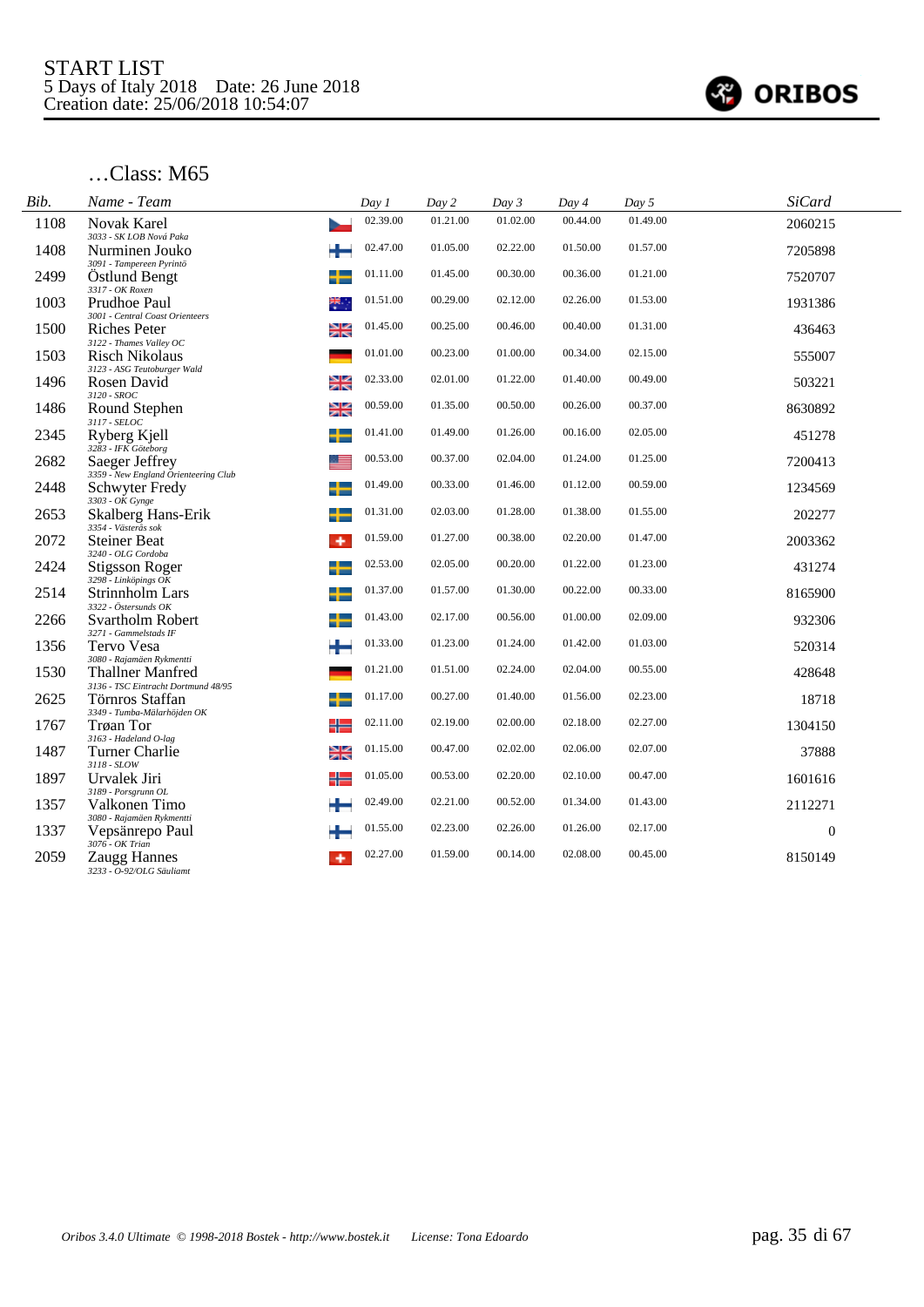START LIST
5 Days of Italy 2018 Date: 26 June 2018
Creation date: 25/06/2018 10:54:07

ORIBOS

## …Class: M65

| Bib. | Name - Team | Day 1 | Day 2 | Day 3 | Day 4 | Day 5 | SiCard |
|---|---|---|---|---|---|---|---|
| 1108 | Novak Karel<br>*3033 - SK LOB Nová Paka* | 02.39.00 | 01.21.00 | 01.02.00 | 00.44.00 | 01.49.00 | 2060215 |
| 1408 | Nurminen Jouko<br>*3091 - Tampereen Pyrintö* | 02.47.00 | 01.05.00 | 02.22.00 | 01.50.00 | 01.57.00 | 7205898 |
| 2499 | Östlund Bengt<br>*3317 - OK Roxen* | 01.11.00 | 01.45.00 | 00.30.00 | 00.36.00 | 01.21.00 | 7520707 |
| 1003 | Prudhoe Paul<br>*3001 - Central Coast Orienteers* | 01.51.00 | 00.29.00 | 02.12.00 | 02.26.00 | 01.53.00 | 1931386 |
| 1500 | Riches Peter<br>*3122 - Thames Valley OC* | 01.45.00 | 00.25.00 | 00.46.00 | 00.40.00 | 01.31.00 | 436463 |
| 1503 | Risch Nikolaus<br>*3123 - ASG Teutoburger Wald* | 01.01.00 | 00.23.00 | 01.00.00 | 00.34.00 | 02.15.00 | 555007 |
| 1496 | Rosen David<br>*3120 - SROC* | 02.33.00 | 02.01.00 | 01.22.00 | 01.40.00 | 00.49.00 | 503221 |
| 1486 | Round Stephen<br>*3117 - SELOC* | 00.59.00 | 01.35.00 | 00.50.00 | 00.26.00 | 00.37.00 | 8630892 |
| 2345 | Ryberg Kjell<br>*3283 - IFK Göteborg* | 01.41.00 | 01.49.00 | 01.26.00 | 00.16.00 | 02.05.00 | 451278 |
| 2682 | Saeger Jeffrey<br>*3359 - New England Orienteering Club* | 00.53.00 | 00.37.00 | 02.04.00 | 01.24.00 | 01.25.00 | 7200413 |
| 2448 | Schwyter Fredy<br>*3303 - OK Gynge* | 01.49.00 | 00.33.00 | 01.46.00 | 01.12.00 | 00.59.00 | 1234569 |
| 2653 | Skalberg Hans-Erik<br>*3354 - Västerås sok* | 01.31.00 | 02.03.00 | 01.28.00 | 01.38.00 | 01.55.00 | 202277 |
| 2072 | Steiner Beat<br>*3240 - OLG Cordoba* | 01.59.00 | 01.27.00 | 00.38.00 | 02.20.00 | 01.47.00 | 2003362 |
| 2424 | Stigsson Roger<br>*3298 - Linköpings OK* | 02.53.00 | 02.05.00 | 00.20.00 | 01.22.00 | 01.23.00 | 431274 |
| 2514 | Strinnholm Lars<br>*3322 - Östersunds OK* | 01.37.00 | 01.57.00 | 01.30.00 | 00.22.00 | 00.33.00 | 8165900 |
| 2266 | Svartholm Robert<br>*3271 - Gammelstads IF* | 01.43.00 | 02.17.00 | 00.56.00 | 01.00.00 | 02.09.00 | 932306 |
| 1356 | Tervo Vesa<br>*3080 - Rajamäen Rykmentti* | 01.33.00 | 01.23.00 | 01.24.00 | 01.42.00 | 01.03.00 | 520314 |
| 1530 | Thallner Manfred<br>*3136 - TSC Eintracht Dortmund 48/95* | 01.21.00 | 01.51.00 | 02.24.00 | 02.04.00 | 00.55.00 | 428648 |
| 2625 | Törnros Staffan<br>*3349 - Tumba-Mälarhöjden OK* | 01.17.00 | 00.27.00 | 01.40.00 | 01.56.00 | 02.23.00 | 18718 |
| 1767 | Trøan Tor<br>*3163 - Hadeland O-lag* | 02.11.00 | 02.19.00 | 02.00.00 | 02.18.00 | 02.27.00 | 1304150 |
| 1487 | Turner Charlie<br>*3118 - SLOW* | 01.15.00 | 00.47.00 | 02.02.00 | 02.06.00 | 02.07.00 | 37888 |
| 1897 | Urvalek Jiri<br>*3189 - Porsgrunn OL* | 01.05.00 | 00.53.00 | 02.20.00 | 02.10.00 | 00.47.00 | 1601616 |
| 1357 | Valkonen Timo<br>*3080 - Rajamäen Rykmentti* | 02.49.00 | 02.21.00 | 00.52.00 | 01.34.00 | 01.43.00 | 2112271 |
| 1337 | Vepsänrepo Paul<br>*3076 - OK Trian* | 01.55.00 | 02.23.00 | 02.26.00 | 01.26.00 | 02.17.00 | 0 |
| 2059 | Zaugg Hannes<br>*3233 - O-92/OLG Säuliamt* | 02.27.00 | 01.59.00 | 00.14.00 | 02.08.00 | 00.45.00 | 8150149 |

*Oribos 3.4.0 Ultimate © 1998-2018 Bostek - http://www.bostek.it License: Tona Edoardo*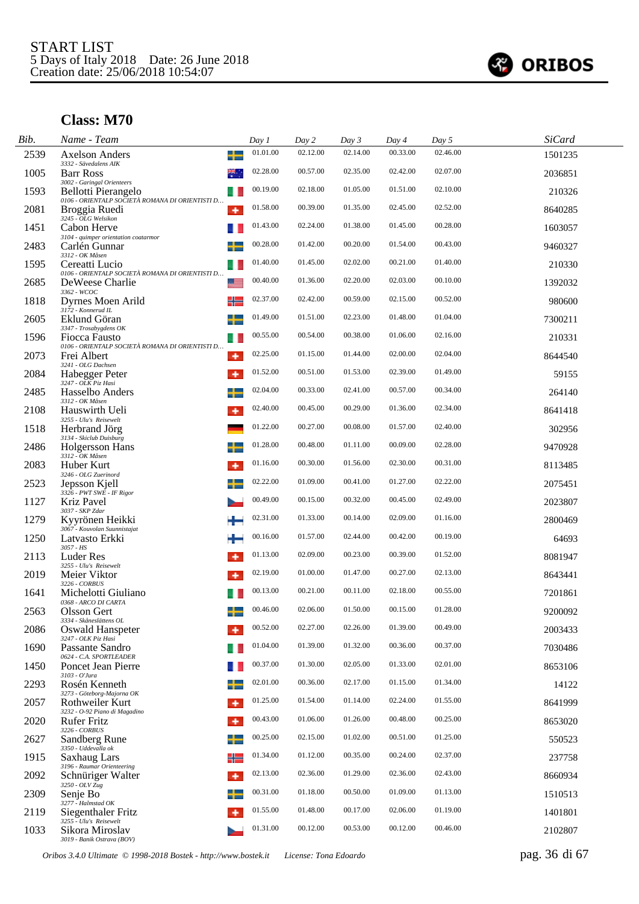START LIST
5 Days of Italy 2018 Date: 26 June 2018
Creation date: 25/06/2018 10:54:07

## Class: M70

| Bib. | Name - Team | Day 1 | Day 2 | Day 3 | Day 4 | Day 5 | SiCard |
|---|---|---|---|---|---|---|---|
| 2539 | Axelson Anders<br>3332 - Sävedalens AIK | 01.01.00 | 02.12.00 | 02.14.00 | 00.33.00 | 02.46.00 | 1501235 |
| 1005 | Barr Ross<br>3002 - Garingal Orienteers | 02.28.00 | 00.57.00 | 02.35.00 | 02.42.00 | 02.07.00 | 2036851 |
| 1593 | Bellotti Pierangelo<br>0106 - ORIENTALP SOCIETÀ ROMANA DI ORIENTISTI D... | 00.19.00 | 02.18.00 | 01.05.00 | 01.51.00 | 02.10.00 | 210326 |
| 2081 | Broggia Ruedi<br>3245 - OLG Welsikon | 01.58.00 | 00.39.00 | 01.35.00 | 02.45.00 | 02.52.00 | 8640285 |
| 1451 | Cabon Herve<br>3104 - quimper orientation coatarmor | 01.43.00 | 02.24.00 | 01.38.00 | 01.45.00 | 00.28.00 | 1603057 |
| 2483 | Carlén Gunnar<br>3312 - OK Måsen | 00.28.00 | 01.42.00 | 00.20.00 | 01.54.00 | 00.43.00 | 9460327 |
| 1595 | Cereatti Lucio<br>0106 - ORIENTALP SOCIETÀ ROMANA DI ORIENTISTI D... | 01.40.00 | 01.45.00 | 02.02.00 | 00.21.00 | 01.40.00 | 210330 |
| 2685 | DeWeese Charlie<br>3362 - WCOC | 00.40.00 | 01.36.00 | 02.20.00 | 02.03.00 | 00.10.00 | 1392032 |
| 1818 | Dyrnes Moen Arild<br>3172 - Konnerud IL | 02.37.00 | 02.42.00 | 00.59.00 | 02.15.00 | 00.52.00 | 980600 |
| 2605 | Eklund Göran<br>3347 - Trosabygdens OK | 01.49.00 | 01.51.00 | 02.23.00 | 01.48.00 | 01.04.00 | 7300211 |
| 1596 | Fiocca Fausto<br>0106 - ORIENTALP SOCIETÀ ROMANA DI ORIENTISTI D... | 00.55.00 | 00.54.00 | 00.38.00 | 01.06.00 | 02.16.00 | 210331 |
| 2073 | Frei Albert<br>3241 - OLG Dachsen | 02.25.00 | 01.15.00 | 01.44.00 | 02.00.00 | 02.04.00 | 8644540 |
| 2084 | Habegger Peter<br>3247 - OLK Piz Hasi | 01.52.00 | 00.51.00 | 01.53.00 | 02.39.00 | 01.49.00 | 59155 |
| 2485 | Hasselbo Anders<br>3312 - OK Måsen | 02.04.00 | 00.33.00 | 02.41.00 | 00.57.00 | 00.34.00 | 264140 |
| 2108 | Hauswirth Ueli<br>3255 - Ulu's Reisewelt | 02.40.00 | 00.45.00 | 00.29.00 | 01.36.00 | 02.34.00 | 8641418 |
| 1518 | Herbrand Jörg<br>3134 - Skiclub Duisburg | 01.22.00 | 00.27.00 | 00.08.00 | 01.57.00 | 02.40.00 | 302956 |
| 2486 | Holgersson Hans<br>3312 - OK Måsen | 01.28.00 | 00.48.00 | 01.11.00 | 00.09.00 | 02.28.00 | 9470928 |
| 2083 | Huber Kurt<br>3246 - OLG Zuerinord | 01.16.00 | 00.30.00 | 01.56.00 | 02.30.00 | 00.31.00 | 8113485 |
| 2523 | Jepsson Kjell<br>3326 - PWT SWE - IF Rigor | 02.22.00 | 01.09.00 | 00.41.00 | 01.27.00 | 02.22.00 | 2075451 |
| 1127 | Kriz Pavel<br>3037 - SKP Zdar | 00.49.00 | 00.15.00 | 00.32.00 | 00.45.00 | 02.49.00 | 2023807 |
| 1279 | Kyyrönen Heikki<br>3067 - Kouvolan Suunnistajat | 02.31.00 | 01.33.00 | 00.14.00 | 02.09.00 | 01.16.00 | 2800469 |
| 1250 | Latvasto Erkki<br>3057 - HS | 00.16.00 | 01.57.00 | 02.44.00 | 00.42.00 | 00.19.00 | 64693 |
| 2113 | Luder Res<br>3255 - Ulu's Reisewelt | 01.13.00 | 02.09.00 | 00.23.00 | 00.39.00 | 01.52.00 | 8081947 |
| 2019 | Meier Viktor<br>3226 - CORBUS | 02.19.00 | 01.00.00 | 01.47.00 | 00.27.00 | 02.13.00 | 8643441 |
| 1641 | Michelotti Giuliano<br>0368 - ARCO DI CARTA | 00.13.00 | 00.21.00 | 00.11.00 | 02.18.00 | 00.55.00 | 7201861 |
| 2563 | Olsson Gert<br>3334 - Skåneslättens OL | 00.46.00 | 02.06.00 | 01.50.00 | 00.15.00 | 01.28.00 | 9200092 |
| 2086 | Oswald Hanspeter<br>3247 - OLK Piz Hasi | 00.52.00 | 02.27.00 | 02.26.00 | 01.39.00 | 00.49.00 | 2003433 |
| 1690 | Passante Sandro<br>0624 - C.A. SPORTLEADER | 01.04.00 | 01.39.00 | 01.32.00 | 00.36.00 | 00.37.00 | 7030486 |
| 1450 | Poncet Jean Pierre<br>3103 - O'Jura | 00.37.00 | 01.30.00 | 02.05.00 | 01.33.00 | 02.01.00 | 8653106 |
| 2293 | Rosén Kenneth<br>3273 - Göteborg-Majorna OK | 02.01.00 | 00.36.00 | 02.17.00 | 01.15.00 | 01.34.00 | 14122 |
| 2057 | Rothweiler Kurt<br>3232 - O-92 Piano di Magadino | 01.25.00 | 01.54.00 | 01.14.00 | 02.24.00 | 01.55.00 | 8641999 |
| 2020 | Rufer Fritz<br>3226 - CORBUS | 00.43.00 | 01.06.00 | 01.26.00 | 00.48.00 | 00.25.00 | 8653020 |
| 2627 | Sandberg Rune<br>3350 - Uddevalla ok | 00.25.00 | 02.15.00 | 01.02.00 | 00.51.00 | 01.25.00 | 550523 |
| 1915 | Saxhaug Lars<br>3196 - Raumar Orienteering | 01.34.00 | 01.12.00 | 00.35.00 | 00.24.00 | 02.37.00 | 237758 |
| 2092 | Schnüriger Walter<br>3250 - OLV Zug | 02.13.00 | 02.36.00 | 01.29.00 | 02.36.00 | 02.43.00 | 8660934 |
| 2309 | Senje Bo<br>3277 - Halmstad OK | 00.31.00 | 01.18.00 | 00.50.00 | 01.09.00 | 01.13.00 | 1510513 |
| 2119 | Siegenthaler Fritz<br>3255 - Ulu's Reisewelt | 01.55.00 | 01.48.00 | 00.17.00 | 02.06.00 | 01.19.00 | 1401801 |
| 1033 | Sikora Miroslav<br>3019 - Banik Ostrava (BOV) | 01.31.00 | 00.12.00 | 00.53.00 | 00.12.00 | 00.46.00 | 2102807 |

Oribos 3.4.0 Ultimate © 1998-2018 Bostek - http://www.bostek.it License: Tona Edoardo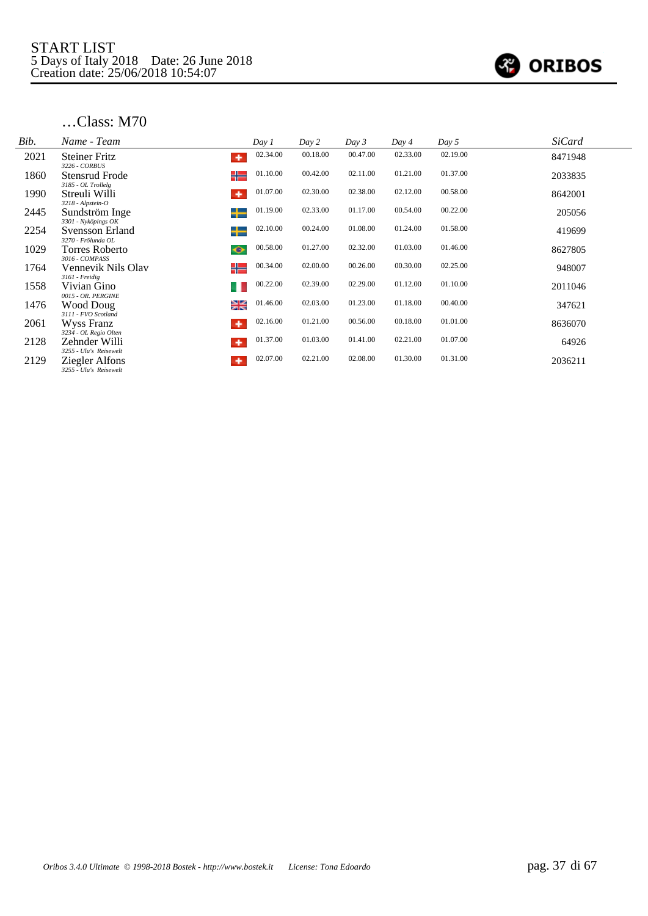START LIST
5 Days of Italy 2018    Date: 26 June 2018
Creation date: 25/06/2018 10:54:07

## …Class: M70

| Bib. | Name - Team | | Day 1 | Day 2 | Day 3 | Day 4 | Day 5 | SiCard |
|---|---|---|---|---|---|---|---|---|
| 2021 | Steiner Fritz<br>3226 - CORBUS | SUI | 02.34.00 | 00.18.00 | 00.47.00 | 02.33.00 | 02.19.00 | 8471948 |
| 1860 | Stensrud Frode<br>3185 - OL Trollelg | NOR | 01.10.00 | 00.42.00 | 02.11.00 | 01.21.00 | 01.37.00 | 2033835 |
| 1990 | Streuli Willi<br>3218 - Alpstein-O | SUI | 01.07.00 | 02.30.00 | 02.38.00 | 02.12.00 | 00.58.00 | 8642001 |
| 2445 | Sundström Inge<br>3301 - Nyköpings OK | SWE | 01.19.00 | 02.33.00 | 01.17.00 | 00.54.00 | 00.22.00 | 205056 |
| 2254 | Svensson Erland<br>3270 - Frölunda OL | SWE | 02.10.00 | 00.24.00 | 01.08.00 | 01.24.00 | 01.58.00 | 419699 |
| 1029 | Torres Roberto<br>3016 - COMPASS | BRA | 00.58.00 | 01.27.00 | 02.32.00 | 01.03.00 | 01.46.00 | 8627805 |
| 1764 | Vennevik Nils Olav<br>3161 - Freidig | NOR | 00.34.00 | 02.00.00 | 00.26.00 | 00.30.00 | 02.25.00 | 948007 |
| 1558 | Vivian Gino<br>0015 - OR. PERGINE | ITA | 00.22.00 | 02.39.00 | 02.29.00 | 01.12.00 | 01.10.00 | 2011046 |
| 1476 | Wood Doug<br>3111 - FVO Scotland | GBR | 01.46.00 | 02.03.00 | 01.23.00 | 01.18.00 | 00.40.00 | 347621 |
| 2061 | Wyss Franz<br>3234 - OL Regio Olten | SUI | 02.16.00 | 01.21.00 | 00.56.00 | 00.18.00 | 01.01.00 | 8636070 |
| 2128 | Zehnder Willi<br>3255 - Ulu's Reisewelt | SUI | 01.37.00 | 01.03.00 | 01.41.00 | 02.21.00 | 01.07.00 | 64926 |
| 2129 | Ziegler Alfons<br>3255 - Ulu's Reisewelt | SUI | 02.07.00 | 02.21.00 | 02.08.00 | 01.30.00 | 01.31.00 | 2036211 |

Oribos 3.4.0 Ultimate © 1998-2018 Bostek - http://www.bostek.it    License: Tona Edoardo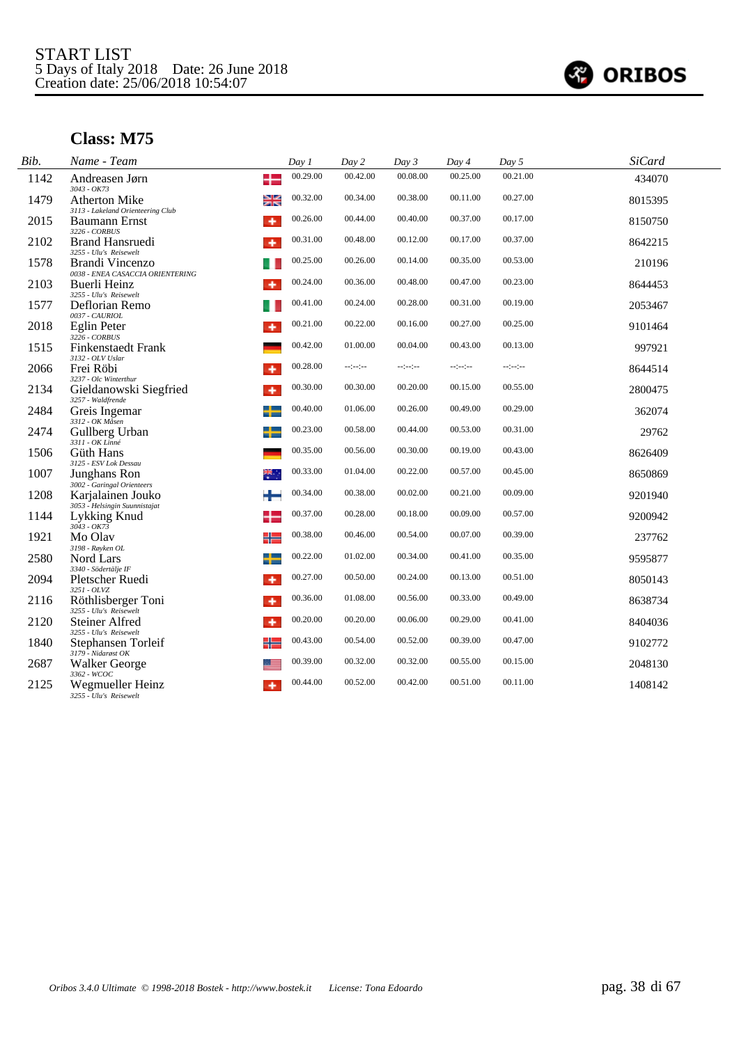START LIST
5 Days of Italy 2018 Date: 26 June 2018
Creation date: 25/06/2018 10:54:07

ORIBOS

## Class: M75

| Bib. | Name - Team | Day 1 | Day 2 | Day 3 | Day 4 | Day 5 | SiCard |
|---|---|---|---|---|---|---|---|
| 1142 | Andreasen Jørn<br>3043 - OK73 | 00.29.00 | 00.42.00 | 00.08.00 | 00.25.00 | 00.21.00 | 434070 |
| 1479 | Atherton Mike<br>3113 - Lakeland Orienteering Club | 00.32.00 | 00.34.00 | 00.38.00 | 00.11.00 | 00.27.00 | 8015395 |
| 2015 | Baumann Ernst<br>3226 - CORBUS | 00.26.00 | 00.44.00 | 00.40.00 | 00.37.00 | 00.17.00 | 8150750 |
| 2102 | Brand Hansruedi<br>3255 - Ulu's Reisewelt | 00.31.00 | 00.48.00 | 00.12.00 | 00.17.00 | 00.37.00 | 8642215 |
| 1578 | Brandi Vincenzo<br>0038 - ENEA CASACCIA ORIENTERING | 00.25.00 | 00.26.00 | 00.14.00 | 00.35.00 | 00.53.00 | 210196 |
| 2103 | Buerli Heinz<br>3255 - Ulu's Reisewelt | 00.24.00 | 00.36.00 | 00.48.00 | 00.47.00 | 00.23.00 | 8644453 |
| 1577 | Deflorian Remo<br>0037 - CAURIOL | 00.41.00 | 00.24.00 | 00.28.00 | 00.31.00 | 00.19.00 | 2053467 |
| 2018 | Eglin Peter<br>3226 - CORBUS | 00.21.00 | 00.22.00 | 00.16.00 | 00.27.00 | 00.25.00 | 9101464 |
| 1515 | Finkenstaedt Frank<br>3132 - OLV Uslar | 00.42.00 | 01.00.00 | 00.04.00 | 00.43.00 | 00.13.00 | 997921 |
| 2066 | Frei Röbi<br>3237 - Olc Winterthur | 00.28.00 | --:--:-- | --:--:-- | --:--:-- | --:--:-- | 8644514 |
| 2134 | Gieldanowski Siegfried<br>3257 - Waldfrende | 00.30.00 | 00.30.00 | 00.20.00 | 00.15.00 | 00.55.00 | 2800475 |
| 2484 | Greis Ingemar<br>3312 - OK Måsen | 00.40.00 | 01.06.00 | 00.26.00 | 00.49.00 | 00.29.00 | 362074 |
| 2474 | Gullberg Urban<br>3311 - OK Linné | 00.23.00 | 00.58.00 | 00.44.00 | 00.53.00 | 00.31.00 | 29762 |
| 1506 | Güth Hans<br>3125 - ESV Lok Dessau | 00.35.00 | 00.56.00 | 00.30.00 | 00.19.00 | 00.43.00 | 8626409 |
| 1007 | Junghans Ron<br>3002 - Garingal Orienteers | 00.33.00 | 01.04.00 | 00.22.00 | 00.57.00 | 00.45.00 | 8650869 |
| 1208 | Karjalainen Jouko<br>3053 - Helsingin Suunnistajat | 00.34.00 | 00.38.00 | 00.02.00 | 00.21.00 | 00.09.00 | 9201940 |
| 1144 | Lykking Knud<br>3043 - OK73 | 00.37.00 | 00.28.00 | 00.18.00 | 00.09.00 | 00.57.00 | 9200942 |
| 1921 | Mo Olav<br>3198 - Røyken OL | 00.38.00 | 00.46.00 | 00.54.00 | 00.07.00 | 00.39.00 | 237762 |
| 2580 | Nord Lars<br>3340 - Södertälje IF | 00.22.00 | 01.02.00 | 00.34.00 | 00.41.00 | 00.35.00 | 9595877 |
| 2094 | Pletscher Ruedi<br>3251 - OLVZ | 00.27.00 | 00.50.00 | 00.24.00 | 00.13.00 | 00.51.00 | 8050143 |
| 2116 | Röthlisberger Toni<br>3255 - Ulu's Reisewelt | 00.36.00 | 01.08.00 | 00.56.00 | 00.33.00 | 00.49.00 | 8638734 |
| 2120 | Steiner Alfred<br>3255 - Ulu's Reisewelt | 00.20.00 | 00.20.00 | 00.06.00 | 00.29.00 | 00.41.00 | 8404036 |
| 1840 | Stephansen Torleif<br>3179 - Nidarøst OK | 00.43.00 | 00.54.00 | 00.52.00 | 00.39.00 | 00.47.00 | 9102772 |
| 2687 | Walker George<br>3362 - WCOC | 00.39.00 | 00.32.00 | 00.32.00 | 00.55.00 | 00.15.00 | 2048130 |
| 2125 | Wegmueller Heinz<br>3255 - Ulu's Reisewelt | 00.44.00 | 00.52.00 | 00.42.00 | 00.51.00 | 00.11.00 | 1408142 |

*Oribos 3.4.0 Ultimate © 1998-2018 Bostek - http://www.bostek.it License: Tona Edoardo*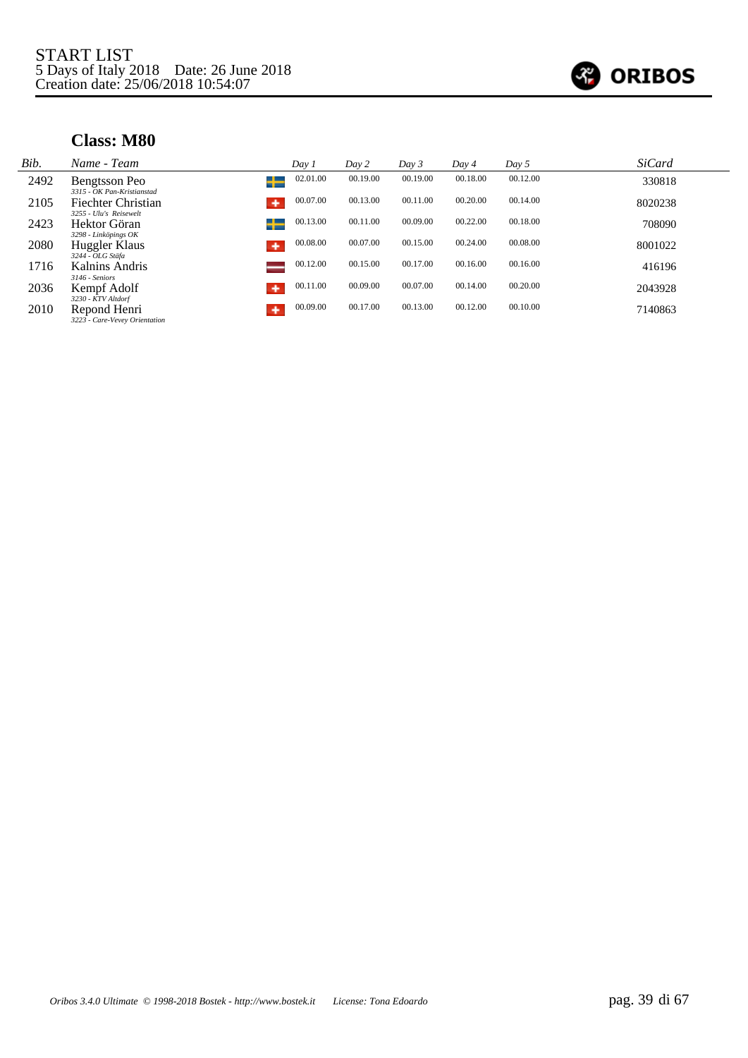START LIST
5 Days of Italy 2018    Date: 26 June 2018
Creation date: 25/06/2018 10:54:07

## Class: M80

| Bib. | Name - Team | | Day 1 | Day 2 | Day 3 | Day 4 | Day 5 | SiCard |
|---|---|---|---|---|---|---|---|---|
| 2492 | Bengtsson Peo<br>3315 - OK Pan-Kristianstad | | 02.01.00 | 00.19.00 | 00.19.00 | 00.18.00 | 00.12.00 | 330818 |
| 2105 | Fiechter Christian<br>3255 - Ulu's Reisewelt | | 00.07.00 | 00.13.00 | 00.11.00 | 00.20.00 | 00.14.00 | 8020238 |
| 2423 | Hektor Göran<br>3298 - Linköpings OK | | 00.13.00 | 00.11.00 | 00.09.00 | 00.22.00 | 00.18.00 | 708090 |
| 2080 | Huggler Klaus<br>3244 - OLG Stäfa | | 00.08.00 | 00.07.00 | 00.15.00 | 00.24.00 | 00.08.00 | 8001022 |
| 1716 | Kalnins Andris<br>3146 - Seniors | | 00.12.00 | 00.15.00 | 00.17.00 | 00.16.00 | 00.16.00 | 416196 |
| 2036 | Kempf Adolf<br>3230 - KTV Altdorf | | 00.11.00 | 00.09.00 | 00.07.00 | 00.14.00 | 00.20.00 | 2043928 |
| 2010 | Repond Henri<br>3223 - Care-Vevey Orientation | | 00.09.00 | 00.17.00 | 00.13.00 | 00.12.00 | 00.10.00 | 7140863 |

Oribos 3.4.0 Ultimate © 1998-2018 Bostek - http://www.bostek.it    License: Tona Edoardo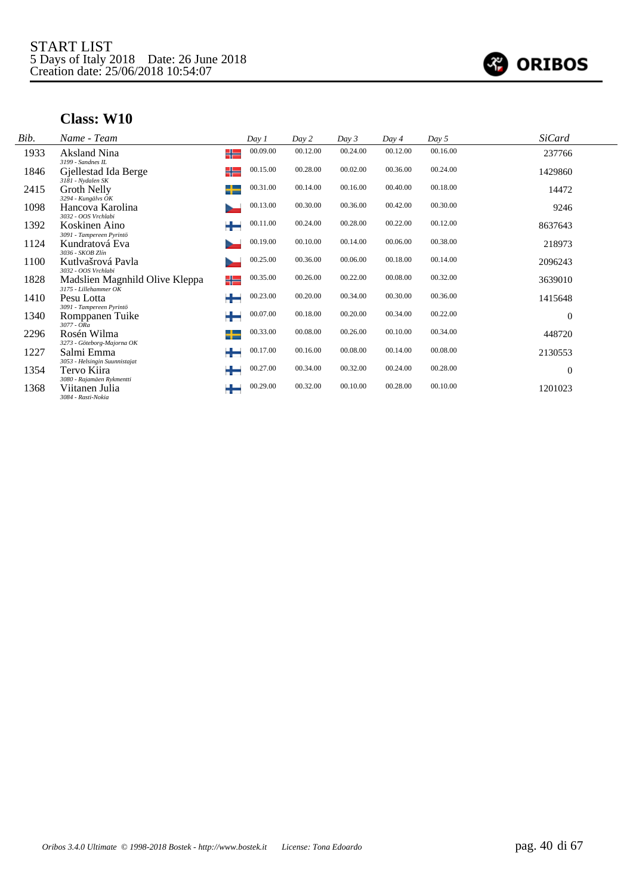START LIST
5 Days of Italy 2018 Date: 26 June 2018
Creation date: 25/06/2018 10:54:07

ORIBOS

## Class: W10

| Bib. | Name - Team | Day 1 | Day 2 | Day 3 | Day 4 | Day 5 | SiCard |
|---|---|---|---|---|---|---|---|
| 1933 | Aksland Nina<br>*3199 - Sandnes IL* | 00.09.00 | 00.12.00 | 00.24.00 | 00.12.00 | 00.16.00 | 237766 |
| 1846 | Gjellestad Ida Berge<br>*3181 - Nydalen SK* | 00.15.00 | 00.28.00 | 00.02.00 | 00.36.00 | 00.24.00 | 1429860 |
| 2415 | Groth Nelly<br>*3294 - Kungälvs OK* | 00.31.00 | 00.14.00 | 00.16.00 | 00.40.00 | 00.18.00 | 14472 |
| 1098 | Hancova Karolina<br>*3032 - OOS Vrchlabi* | 00.13.00 | 00.30.00 | 00.36.00 | 00.42.00 | 00.30.00 | 9246 |
| 1392 | Koskinen Aino<br>*3091 - Tampereen Pyrintö* | 00.11.00 | 00.24.00 | 00.28.00 | 00.22.00 | 00.12.00 | 8637643 |
| 1124 | Kundratová Eva<br>*3036 - SKOB Zlín* | 00.19.00 | 00.10.00 | 00.14.00 | 00.06.00 | 00.38.00 | 218973 |
| 1100 | Kutlvašrová Pavla<br>*3032 - OOS Vrchlabi* | 00.25.00 | 00.36.00 | 00.06.00 | 00.18.00 | 00.14.00 | 2096243 |
| 1828 | Madslien Magnhild Olive Kleppa<br>*3175 - Lillehammer OK* | 00.35.00 | 00.26.00 | 00.22.00 | 00.08.00 | 00.32.00 | 3639010 |
| 1410 | Pesu Lotta<br>*3091 - Tampereen Pyrintö* | 00.23.00 | 00.20.00 | 00.34.00 | 00.30.00 | 00.36.00 | 1415648 |
| 1340 | Romppanen Tuike<br>*3077 - ORa* | 00.07.00 | 00.18.00 | 00.20.00 | 00.34.00 | 00.22.00 | 0 |
| 2296 | Rosén Wilma<br>*3273 - Göteborg-Majorna OK* | 00.33.00 | 00.08.00 | 00.26.00 | 00.10.00 | 00.34.00 | 448720 |
| 1227 | Salmi Emma<br>*3053 - Helsingin Suunnistajat* | 00.17.00 | 00.16.00 | 00.08.00 | 00.14.00 | 00.08.00 | 2130553 |
| 1354 | Tervo Kiira<br>*3080 - Rajamäen Rykmentti* | 00.27.00 | 00.34.00 | 00.32.00 | 00.24.00 | 00.28.00 | 0 |
| 1368 | Viitanen Julia<br>*3084 - Rasti-Nokia* | 00.29.00 | 00.32.00 | 00.10.00 | 00.28.00 | 00.10.00 | 1201023 |

*Oribos 3.4.0 Ultimate © 1998-2018 Bostek - http://www.bostek.it License: Tona Edoardo*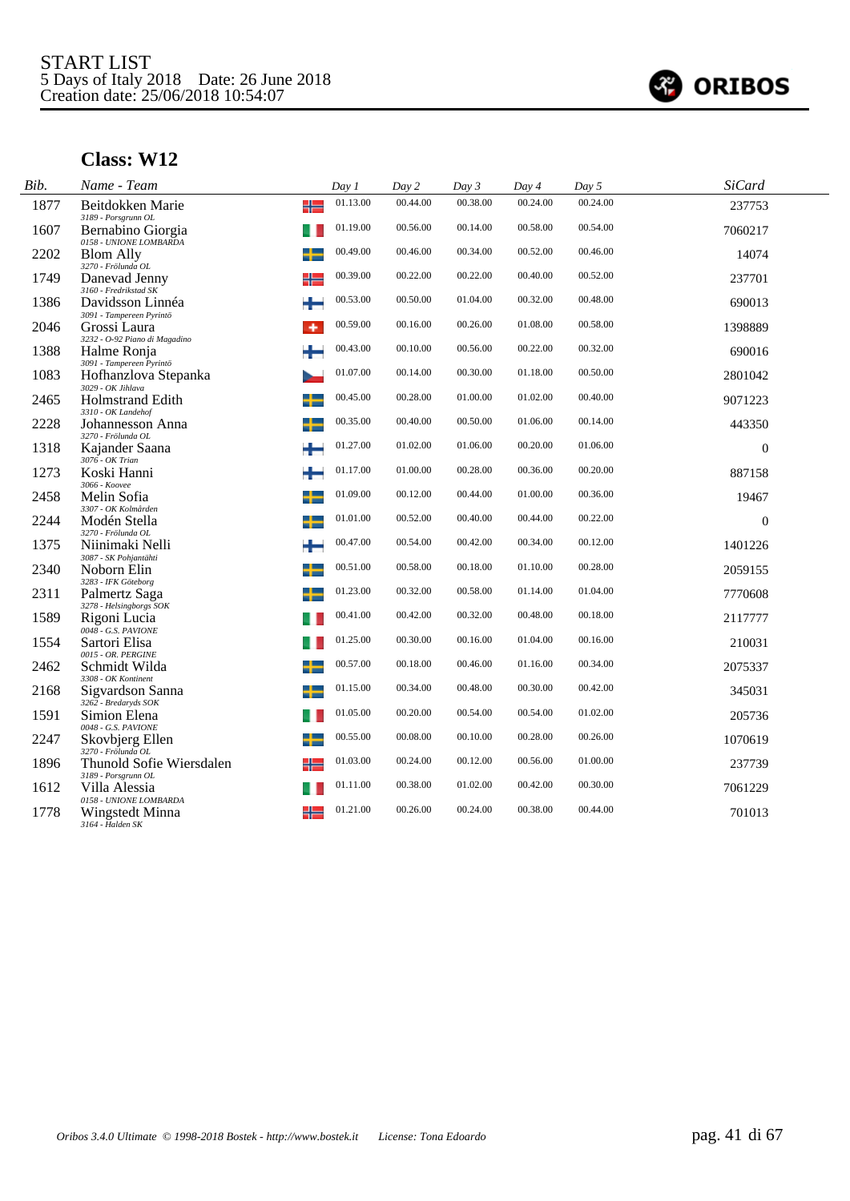START LIST
5 Days of Italy 2018 Date: 26 June 2018
Creation date: 25/06/2018 10:54:07

## Class: W12

| Bib. | Name - Team | Day 1 | Day 2 | Day 3 | Day 4 | Day 5 | SiCard |
|---|---|---|---|---|---|---|---|
| 1877 | Beitdokken Marie<br>3189 - Porsgrunn OL | 01.13.00 | 00.44.00 | 00.38.00 | 00.24.00 | 00.24.00 | 237753 |
| 1607 | Bernabino Giorgia<br>0158 - UNIONE LOMBARDA | 01.19.00 | 00.56.00 | 00.14.00 | 00.58.00 | 00.54.00 | 7060217 |
| 2202 | Blom Ally<br>3270 - Frölunda OL | 00.49.00 | 00.46.00 | 00.34.00 | 00.52.00 | 00.46.00 | 14074 |
| 1749 | Danevad Jenny<br>3160 - Fredrikstad SK | 00.39.00 | 00.22.00 | 00.22.00 | 00.40.00 | 00.52.00 | 237701 |
| 1386 | Davidsson Linnéa<br>3091 - Tampereen Pyrintö | 00.53.00 | 00.50.00 | 01.04.00 | 00.32.00 | 00.48.00 | 690013 |
| 2046 | Grossi Laura<br>3232 - O-92 Piano di Magadino | 00.59.00 | 00.16.00 | 00.26.00 | 01.08.00 | 00.58.00 | 1398889 |
| 1388 | Halme Ronja<br>3091 - Tampereen Pyrintö | 00.43.00 | 00.10.00 | 00.56.00 | 00.22.00 | 00.32.00 | 690016 |
| 1083 | Hofhanzlova Stepanka<br>3029 - OK Jihlava | 01.07.00 | 00.14.00 | 00.30.00 | 01.18.00 | 00.50.00 | 2801042 |
| 2465 | Holmstrand Edith<br>3310 - OK Landehof | 00.45.00 | 00.28.00 | 01.00.00 | 01.02.00 | 00.40.00 | 9071223 |
| 2228 | Johannesson Anna<br>3270 - Frölunda OL | 00.35.00 | 00.40.00 | 00.50.00 | 01.06.00 | 00.14.00 | 443350 |
| 1318 | Kajander Saana<br>3076 - OK Trian | 01.27.00 | 01.02.00 | 01.06.00 | 00.20.00 | 01.06.00 | 0 |
| 1273 | Koski Hanni<br>3066 - Koovee | 01.17.00 | 01.00.00 | 00.28.00 | 00.36.00 | 00.20.00 | 887158 |
| 2458 | Melin Sofia<br>3307 - OK Kolmården | 01.09.00 | 00.12.00 | 00.44.00 | 01.00.00 | 00.36.00 | 19467 |
| 2244 | Modén Stella<br>3270 - Frölunda OL | 01.01.00 | 00.52.00 | 00.40.00 | 00.44.00 | 00.22.00 | 0 |
| 1375 | Niinimaki Nelli<br>3087 - SK Pohjantähti | 00.47.00 | 00.54.00 | 00.42.00 | 00.34.00 | 00.12.00 | 1401226 |
| 2340 | Noborn Elin<br>3283 - IFK Göteborg | 00.51.00 | 00.58.00 | 00.18.00 | 01.10.00 | 00.28.00 | 2059155 |
| 2311 | Palmertz Saga<br>3278 - Helsingborgs SOK | 01.23.00 | 00.32.00 | 00.58.00 | 01.14.00 | 01.04.00 | 7770608 |
| 1589 | Rigoni Lucia<br>0048 - G.S. PAVIONE | 00.41.00 | 00.42.00 | 00.32.00 | 00.48.00 | 00.18.00 | 2117777 |
| 1554 | Sartori Elisa<br>0015 - OR. PERGINE | 01.25.00 | 00.30.00 | 00.16.00 | 01.04.00 | 00.16.00 | 210031 |
| 2462 | Schmidt Wilda<br>3308 - OK Kontinent | 00.57.00 | 00.18.00 | 00.46.00 | 01.16.00 | 00.34.00 | 2075337 |
| 2168 | Sigvardson Sanna<br>3262 - Bredaryds SOK | 01.15.00 | 00.34.00 | 00.48.00 | 00.30.00 | 00.42.00 | 345031 |
| 1591 | Simion Elena<br>0048 - G.S. PAVIONE | 01.05.00 | 00.20.00 | 00.54.00 | 00.54.00 | 01.02.00 | 205736 |
| 2247 | Skovbjerg Ellen<br>3270 - Frölunda OL | 00.55.00 | 00.08.00 | 00.10.00 | 00.28.00 | 00.26.00 | 1070619 |
| 1896 | Thunold Sofie Wiersdalen<br>3189 - Porsgrunn OL | 01.03.00 | 00.24.00 | 00.12.00 | 00.56.00 | 01.00.00 | 237739 |
| 1612 | Villa Alessia<br>0158 - UNIONE LOMBARDA | 01.11.00 | 00.38.00 | 01.02.00 | 00.42.00 | 00.30.00 | 7061229 |
| 1778 | Wingstedt Minna<br>3164 - Halden SK | 01.21.00 | 00.26.00 | 00.24.00 | 00.38.00 | 00.44.00 | 701013 |

Oribos 3.4.0 Ultimate © 1998-2018 Bostek - http://www.bostek.it License: Tona Edoardo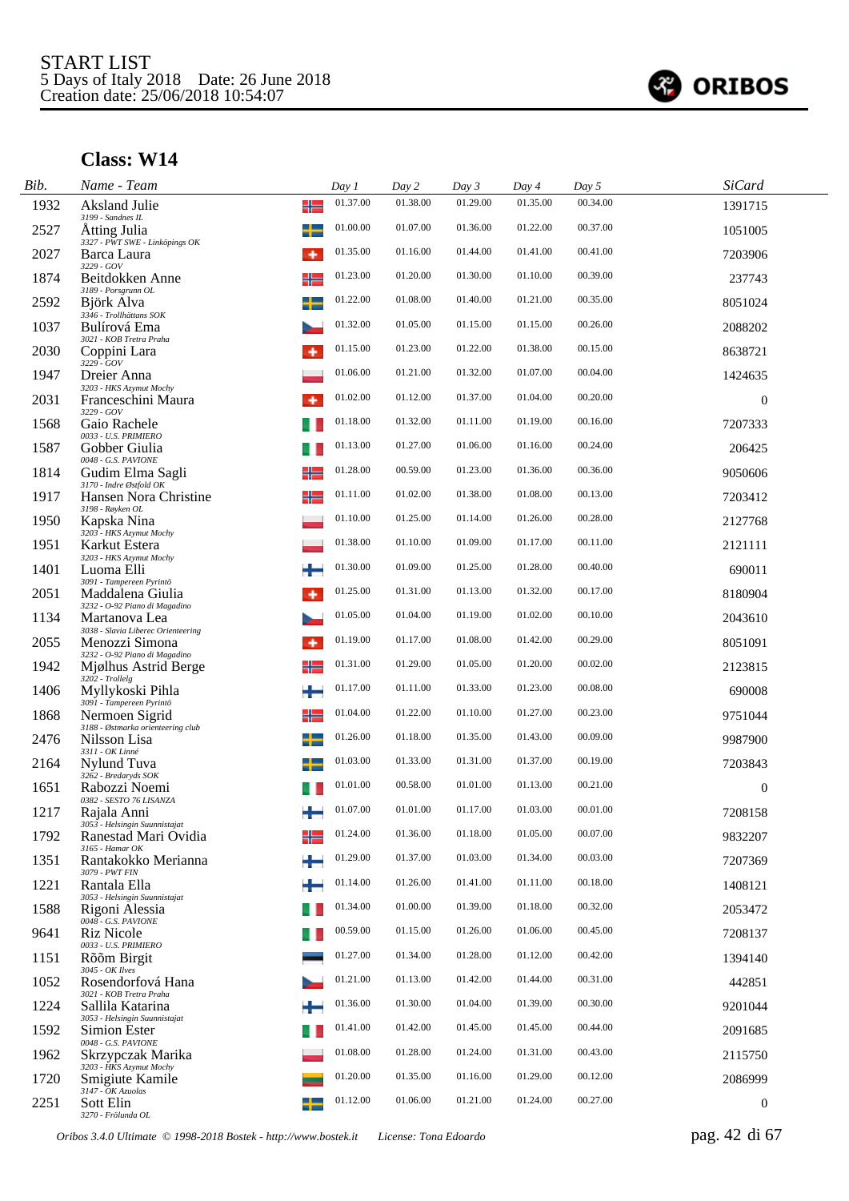START LIST
5 Days of Italy 2018 Date: 26 June 2018
Creation date: 25/06/2018 10:54:07

## Class: W14

| Bib. | Name - Team | Day 1 | Day 2 | Day 3 | Day 4 | Day 5 | SiCard |
|---|---|---|---|---|---|---|---|
| 1932 | Aksland Julie<br>*3199 - Sandnes IL* | 01.37.00 | 01.38.00 | 01.29.00 | 01.35.00 | 00.34.00 | 1391715 |
| 2527 | Åtting Julia<br>*3327 - PWT SWE - Linköpings OK* | 01.00.00 | 01.07.00 | 01.36.00 | 01.22.00 | 00.37.00 | 1051005 |
| 2027 | Barca Laura<br>*3229 - GOV* | 01.35.00 | 01.16.00 | 01.44.00 | 01.41.00 | 00.41.00 | 7203906 |
| 1874 | Beitdokken Anne<br>*3189 - Porsgrunn OL* | 01.23.00 | 01.20.00 | 01.30.00 | 01.10.00 | 00.39.00 | 237743 |
| 2592 | Björk Alva<br>*3346 - Trollhättans SOK* | 01.22.00 | 01.08.00 | 01.40.00 | 01.21.00 | 00.35.00 | 8051024 |
| 1037 | Bulírová Ema<br>*3021 - KOB Tretra Praha* | 01.32.00 | 01.05.00 | 01.15.00 | 01.15.00 | 00.26.00 | 2088202 |
| 2030 | Coppini Lara<br>*3229 - GOV* | 01.15.00 | 01.23.00 | 01.22.00 | 01.38.00 | 00.15.00 | 8638721 |
| 1947 | Dreier Anna<br>*3203 - HKS Azymut Mochy* | 01.06.00 | 01.21.00 | 01.32.00 | 01.07.00 | 00.04.00 | 1424635 |
| 2031 | Franceschini Maura<br>*3229 - GOV* | 01.02.00 | 01.12.00 | 01.37.00 | 01.04.00 | 00.20.00 | 0 |
| 1568 | Gaio Rachele<br>*0033 - U.S. PRIMIERO* | 01.18.00 | 01.32.00 | 01.11.00 | 01.19.00 | 00.16.00 | 7207333 |
| 1587 | Gobber Giulia<br>*0048 - G.S. PAVIONE* | 01.13.00 | 01.27.00 | 01.06.00 | 01.16.00 | 00.24.00 | 206425 |
| 1814 | Gudim Elma Sagli<br>*3170 - Indre Østfold OK* | 01.28.00 | 00.59.00 | 01.23.00 | 01.36.00 | 00.36.00 | 9050606 |
| 1917 | Hansen Nora Christine<br>*3198 - Røyken OL* | 01.11.00 | 01.02.00 | 01.38.00 | 01.08.00 | 00.13.00 | 7203412 |
| 1950 | Kapska Nina<br>*3203 - HKS Azymut Mochy* | 01.10.00 | 01.25.00 | 01.14.00 | 01.26.00 | 00.28.00 | 2127768 |
| 1951 | Karkut Estera<br>*3203 - HKS Azymut Mochy* | 01.38.00 | 01.10.00 | 01.09.00 | 01.17.00 | 00.11.00 | 2121111 |
| 1401 | Luoma Elli<br>*3091 - Tampereen Pyrintö* | 01.30.00 | 01.09.00 | 01.25.00 | 01.28.00 | 00.40.00 | 690011 |
| 2051 | Maddalena Giulia<br>*3232 - O-92 Piano di Magadino* | 01.25.00 | 01.31.00 | 01.13.00 | 01.32.00 | 00.17.00 | 8180904 |
| 1134 | Martanova Lea<br>*3038 - Slavia Liberec Orienteering* | 01.05.00 | 01.04.00 | 01.19.00 | 01.02.00 | 00.10.00 | 2043610 |
| 2055 | Menozzi Simona<br>*3232 - O-92 Piano di Magadino* | 01.19.00 | 01.17.00 | 01.08.00 | 01.42.00 | 00.29.00 | 8051091 |
| 1942 | Mjølhus Astrid Berge<br>*3202 - Trollelg* | 01.31.00 | 01.29.00 | 01.05.00 | 01.20.00 | 00.02.00 | 2123815 |
| 1406 | Myllykoski Pihla<br>*3091 - Tampereen Pyrintö* | 01.17.00 | 01.11.00 | 01.33.00 | 01.23.00 | 00.08.00 | 690008 |
| 1868 | Nermoen Sigrid<br>*3188 - Østmarka orienteering club* | 01.04.00 | 01.22.00 | 01.10.00 | 01.27.00 | 00.23.00 | 9751044 |
| 2476 | Nilsson Lisa<br>*3311 - OK Linné* | 01.26.00 | 01.18.00 | 01.35.00 | 01.43.00 | 00.09.00 | 9987900 |
| 2164 | Nylund Tuva<br>*3262 - Bredaryds SOK* | 01.03.00 | 01.33.00 | 01.31.00 | 01.37.00 | 00.19.00 | 7203843 |
| 1651 | Rabozzi Noemi<br>*0382 - SESTO 76 LISANZA* | 01.01.00 | 00.58.00 | 01.01.00 | 01.13.00 | 00.21.00 | 0 |
| 1217 | Rajala Anni<br>*3053 - Helsingin Suunnistajat* | 01.07.00 | 01.01.00 | 01.17.00 | 01.03.00 | 00.01.00 | 7208158 |
| 1792 | Ranestad Mari Ovidia<br>*3165 - Hamar OK* | 01.24.00 | 01.36.00 | 01.18.00 | 01.05.00 | 00.07.00 | 9832207 |
| 1351 | Rantakokko Merianna<br>*3079 - PWT FIN* | 01.29.00 | 01.37.00 | 01.03.00 | 01.34.00 | 00.03.00 | 7207369 |
| 1221 | Rantala Ella<br>*3053 - Helsingin Suunnistajat* | 01.14.00 | 01.26.00 | 01.41.00 | 01.11.00 | 00.18.00 | 1408121 |
| 1588 | Rigoni Alessia<br>*0048 - G.S. PAVIONE* | 01.34.00 | 01.00.00 | 01.39.00 | 01.18.00 | 00.32.00 | 2053472 |
| 9641 | Riz Nicole<br>*0033 - U.S. PRIMIERO* | 00.59.00 | 01.15.00 | 01.26.00 | 01.06.00 | 00.45.00 | 7208137 |
| 1151 | Rõõm Birgit<br>*3045 - OK Ilves* | 01.27.00 | 01.34.00 | 01.28.00 | 01.12.00 | 00.42.00 | 1394140 |
| 1052 | Rosendorfová Hana<br>*3021 - KOB Tretra Praha* | 01.21.00 | 01.13.00 | 01.42.00 | 01.44.00 | 00.31.00 | 442851 |
| 1224 | Sallila Katarina<br>*3053 - Helsingin Suunnistajat* | 01.36.00 | 01.30.00 | 01.04.00 | 01.39.00 | 00.30.00 | 9201044 |
| 1592 | Simion Ester<br>*0048 - G.S. PAVIONE* | 01.41.00 | 01.42.00 | 01.45.00 | 01.45.00 | 00.44.00 | 2091685 |
| 1962 | Skrzypczak Marika<br>*3203 - HKS Azymut Mochy* | 01.08.00 | 01.28.00 | 01.24.00 | 01.31.00 | 00.43.00 | 2115750 |
| 1720 | Smigiute Kamile<br>*3147 - OK Azuolas* | 01.20.00 | 01.35.00 | 01.16.00 | 01.29.00 | 00.12.00 | 2086999 |
| 2251 | Sott Elin<br>*3270 - Frölunda OL* | 01.12.00 | 01.06.00 | 01.21.00 | 01.24.00 | 00.27.00 | 0 |

*Oribos 3.4.0 Ultimate © 1998-2018 Bostek - http://www.bostek.it License: Tona Edoardo*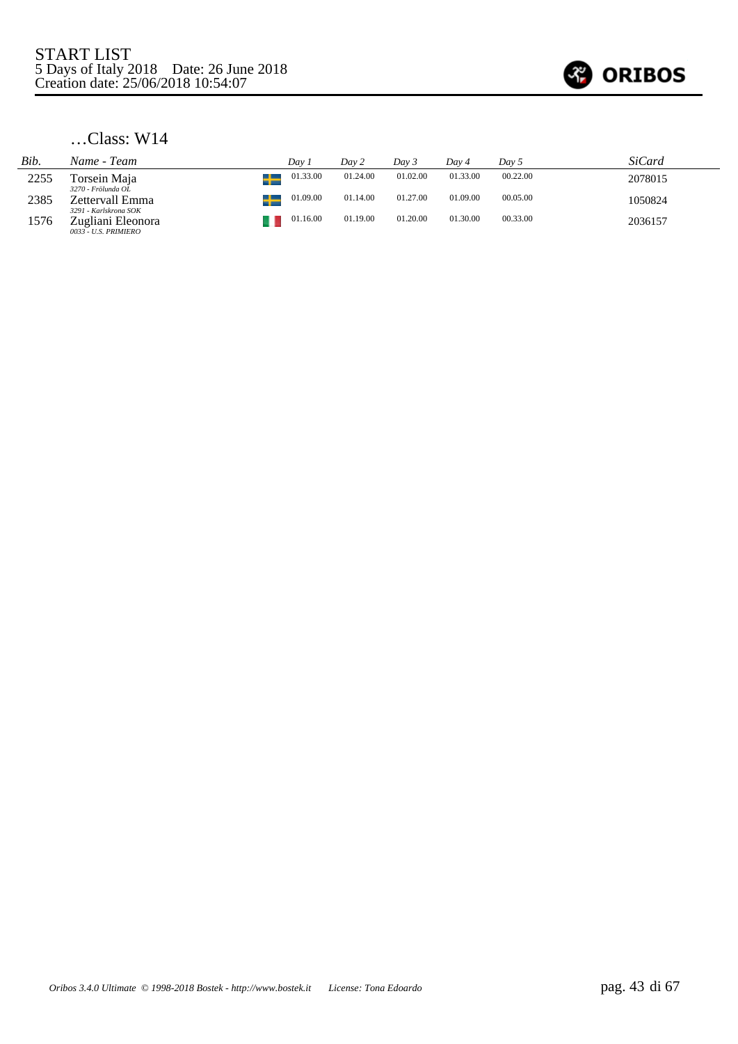START LIST
5 Days of Italy 2018 Date: 26 June 2018
Creation date: 25/06/2018 10:54:07

ORIBOS

## …Class: W14

| Bib. | Name - Team | | Day 1 | Day 2 | Day 3 | Day 4 | Day 5 | SiCard |
|---|---|---|---|---|---|---|---|---|
| 2255 | Torsein Maja<br>*3270 - Frölunda OL* | SWE | 01.33.00 | 01.24.00 | 01.02.00 | 01.33.00 | 00.22.00 | 2078015 |
| 2385 | Zettervall Emma<br>*3291 - Karlskrona SOK* | SWE | 01.09.00 | 01.14.00 | 01.27.00 | 01.09.00 | 00.05.00 | 1050824 |
| 1576 | Zugliani Eleonora<br>*0033 - U.S. PRIMIERO* | ITA | 01.16.00 | 01.19.00 | 01.20.00 | 01.30.00 | 00.33.00 | 2036157 |

*Oribos 3.4.0 Ultimate © 1998-2018 Bostek - http://www.bostek.it License: Tona Edoardo*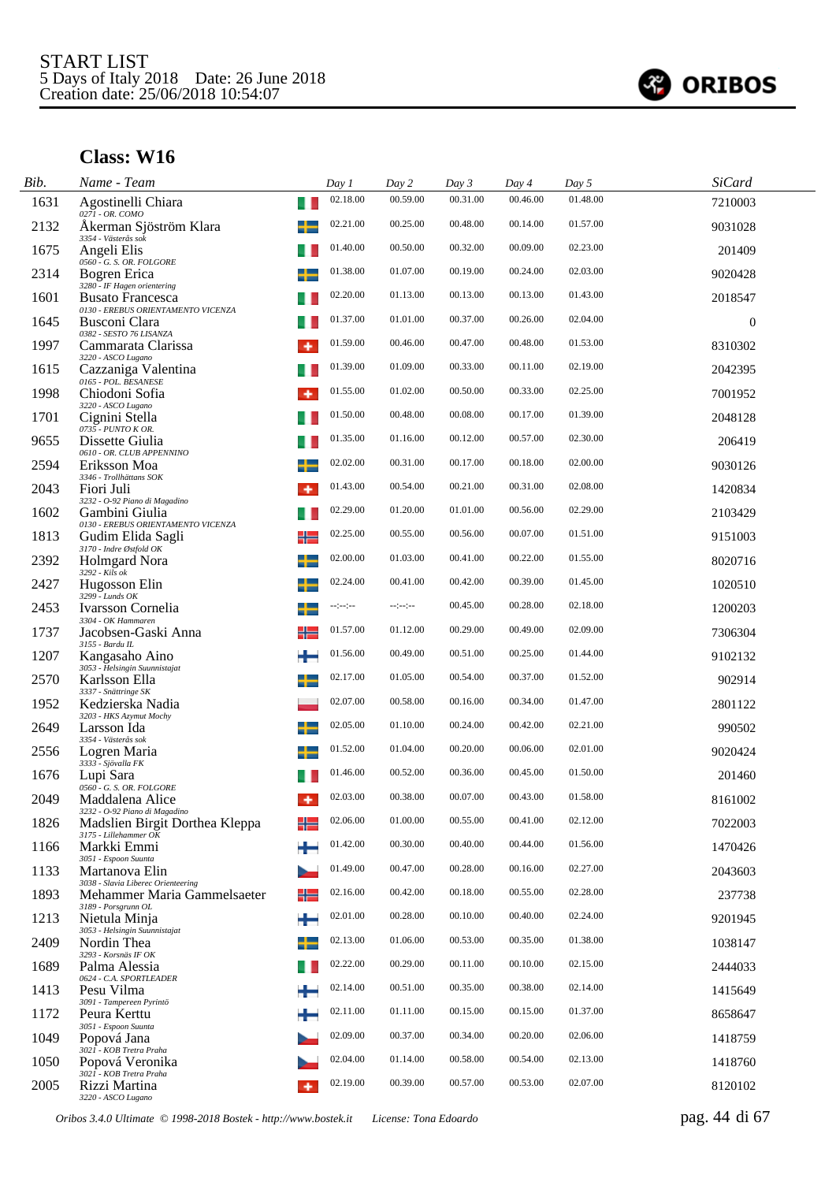START LIST
5 Days of Italy 2018 Date: 26 June 2018
Creation date: 25/06/2018 10:54:07

ORIBOS

## Class: W16

| Bib. | Name - Team | Day 1 | Day 2 | Day 3 | Day 4 | Day 5 | SiCard |
|---|---|---|---|---|---|---|---|
| 1631 | Agostinelli Chiara<br>0271 - OR. COMO | 02.18.00 | 00.59.00 | 00.31.00 | 00.46.00 | 01.48.00 | 7210003 |
| 2132 | Åkerman Sjöström Klara<br>3354 - Västerås sok | 02.21.00 | 00.25.00 | 00.48.00 | 00.14.00 | 01.57.00 | 9031028 |
| 1675 | Angeli Elis<br>0560 - G. S. OR. FOLGORE | 01.40.00 | 00.50.00 | 00.32.00 | 00.09.00 | 02.23.00 | 201409 |
| 2314 | Bogren Erica<br>3280 - IF Hagen orientering | 01.38.00 | 01.07.00 | 00.19.00 | 00.24.00 | 02.03.00 | 9020428 |
| 1601 | Busato Francesca<br>0130 - EREBUS ORIENTAMENTO VICENZA | 02.20.00 | 01.13.00 | 00.13.00 | 00.13.00 | 01.43.00 | 2018547 |
| 1645 | Busconi Clara<br>0382 - SESTO 76 LISANZA | 01.37.00 | 01.01.00 | 00.37.00 | 00.26.00 | 02.04.00 | 0 |
| 1997 | Cammarata Clarissa<br>3220 - ASCO Lugano | 01.59.00 | 00.46.00 | 00.47.00 | 00.48.00 | 01.53.00 | 8310302 |
| 1615 | Cazzaniga Valentina<br>0165 - POL. BESANESE | 01.39.00 | 01.09.00 | 00.33.00 | 00.11.00 | 02.19.00 | 2042395 |
| 1998 | Chiodoni Sofia<br>3220 - ASCO Lugano | 01.55.00 | 01.02.00 | 00.50.00 | 00.33.00 | 02.25.00 | 7001952 |
| 1701 | Cignini Stella<br>0735 - PUNTO K OR. | 01.50.00 | 00.48.00 | 00.08.00 | 00.17.00 | 01.39.00 | 2048128 |
| 9655 | Dissette Giulia<br>0610 - OR. CLUB APPENNINO | 01.35.00 | 01.16.00 | 00.12.00 | 00.57.00 | 02.30.00 | 206419 |
| 2594 | Eriksson Moa<br>3346 - Trollhättans SOK | 02.02.00 | 00.31.00 | 00.17.00 | 00.18.00 | 02.00.00 | 9030126 |
| 2043 | Fiori Juli<br>3232 - O-92 Piano di Magadino | 01.43.00 | 00.54.00 | 00.21.00 | 00.31.00 | 02.08.00 | 1420834 |
| 1602 | Gambini Giulia<br>0130 - EREBUS ORIENTAMENTO VICENZA | 02.29.00 | 01.20.00 | 01.01.00 | 00.56.00 | 02.29.00 | 2103429 |
| 1813 | Gudim Elida Sagli<br>3170 - Indre Østfold OK | 02.25.00 | 00.55.00 | 00.56.00 | 00.07.00 | 01.51.00 | 9151003 |
| 2392 | Holmgard Nora<br>3292 - Kils ok | 02.00.00 | 01.03.00 | 00.41.00 | 00.22.00 | 01.55.00 | 8020716 |
| 2427 | Hugosson Elin<br>3299 - Lunds OK | 02.24.00 | 00.41.00 | 00.42.00 | 00.39.00 | 01.45.00 | 1020510 |
| 2453 | Ivarsson Cornelia<br>3304 - OK Hammaren | --:--:-- | --:--:-- | 00.45.00 | 00.28.00 | 02.18.00 | 1200203 |
| 1737 | Jacobsen-Gaski Anna<br>3155 - Bardu IL | 01.57.00 | 01.12.00 | 00.29.00 | 00.49.00 | 02.09.00 | 7306304 |
| 1207 | Kangasaho Aino<br>3053 - Helsingin Suunnistajat | 01.56.00 | 00.49.00 | 00.51.00 | 00.25.00 | 01.44.00 | 9102132 |
| 2570 | Karlsson Ella<br>3337 - Snättringe SK | 02.17.00 | 01.05.00 | 00.54.00 | 00.37.00 | 01.52.00 | 902914 |
| 1952 | Kedzierska Nadia<br>3203 - HKS Azymut Mochy | 02.07.00 | 00.58.00 | 00.16.00 | 00.34.00 | 01.47.00 | 2801122 |
| 2649 | Larsson Ida<br>3354 - Västerås sok | 02.05.00 | 01.10.00 | 00.24.00 | 00.42.00 | 02.21.00 | 990502 |
| 2556 | Logren Maria<br>3333 - Sjövalla FK | 01.52.00 | 01.04.00 | 00.20.00 | 00.06.00 | 02.01.00 | 9020424 |
| 1676 | Lupi Sara<br>0560 - G. S. OR. FOLGORE | 01.46.00 | 00.52.00 | 00.36.00 | 00.45.00 | 01.50.00 | 201460 |
| 2049 | Maddalena Alice<br>3232 - O-92 Piano di Magadino | 02.03.00 | 00.38.00 | 00.07.00 | 00.43.00 | 01.58.00 | 8161002 |
| 1826 | Madslien Birgit Dorthea Kleppa<br>3175 - Lillehammer OK | 02.06.00 | 01.00.00 | 00.55.00 | 00.41.00 | 02.12.00 | 7022003 |
| 1166 | Markki Emmi<br>3051 - Espoon Suunta | 01.42.00 | 00.30.00 | 00.40.00 | 00.44.00 | 01.56.00 | 1470426 |
| 1133 | Martanova Elin<br>3038 - Slavia Liberec Orienteering | 01.49.00 | 00.47.00 | 00.28.00 | 00.16.00 | 02.27.00 | 2043603 |
| 1893 | Mehammer Maria Gammelsaeter<br>3189 - Porsgrunn OL | 02.16.00 | 00.42.00 | 00.18.00 | 00.55.00 | 02.28.00 | 237738 |
| 1213 | Nietula Minja<br>3053 - Helsingin Suunnistajat | 02.01.00 | 00.28.00 | 00.10.00 | 00.40.00 | 02.24.00 | 9201945 |
| 2409 | Nordin Thea<br>3293 - Korsnäs IF OK | 02.13.00 | 01.06.00 | 00.53.00 | 00.35.00 | 01.38.00 | 1038147 |
| 1689 | Palma Alessia<br>0624 - C.A. SPORTLEADER | 02.22.00 | 00.29.00 | 00.11.00 | 00.10.00 | 02.15.00 | 2444033 |
| 1413 | Pesu Vilma<br>3091 - Tampereen Pyrintö | 02.14.00 | 00.51.00 | 00.35.00 | 00.38.00 | 02.14.00 | 1415649 |
| 1172 | Peura Kerttu<br>3051 - Espoon Suunta | 02.11.00 | 01.11.00 | 00.15.00 | 00.15.00 | 01.37.00 | 8658647 |
| 1049 | Popová Jana<br>3021 - KOB Tretra Praha | 02.09.00 | 00.37.00 | 00.34.00 | 00.20.00 | 02.06.00 | 1418759 |
| 1050 | Popová Veronika<br>3021 - KOB Tretra Praha | 02.04.00 | 01.14.00 | 00.58.00 | 00.54.00 | 02.13.00 | 1418760 |
| 2005 | Rizzi Martina<br>3220 - ASCO Lugano | 02.19.00 | 00.39.00 | 00.57.00 | 00.53.00 | 02.07.00 | 8120102 |

Oribos 3.4.0 Ultimate © 1998-2018 Bostek - http://www.bostek.it License: Tona Edoardo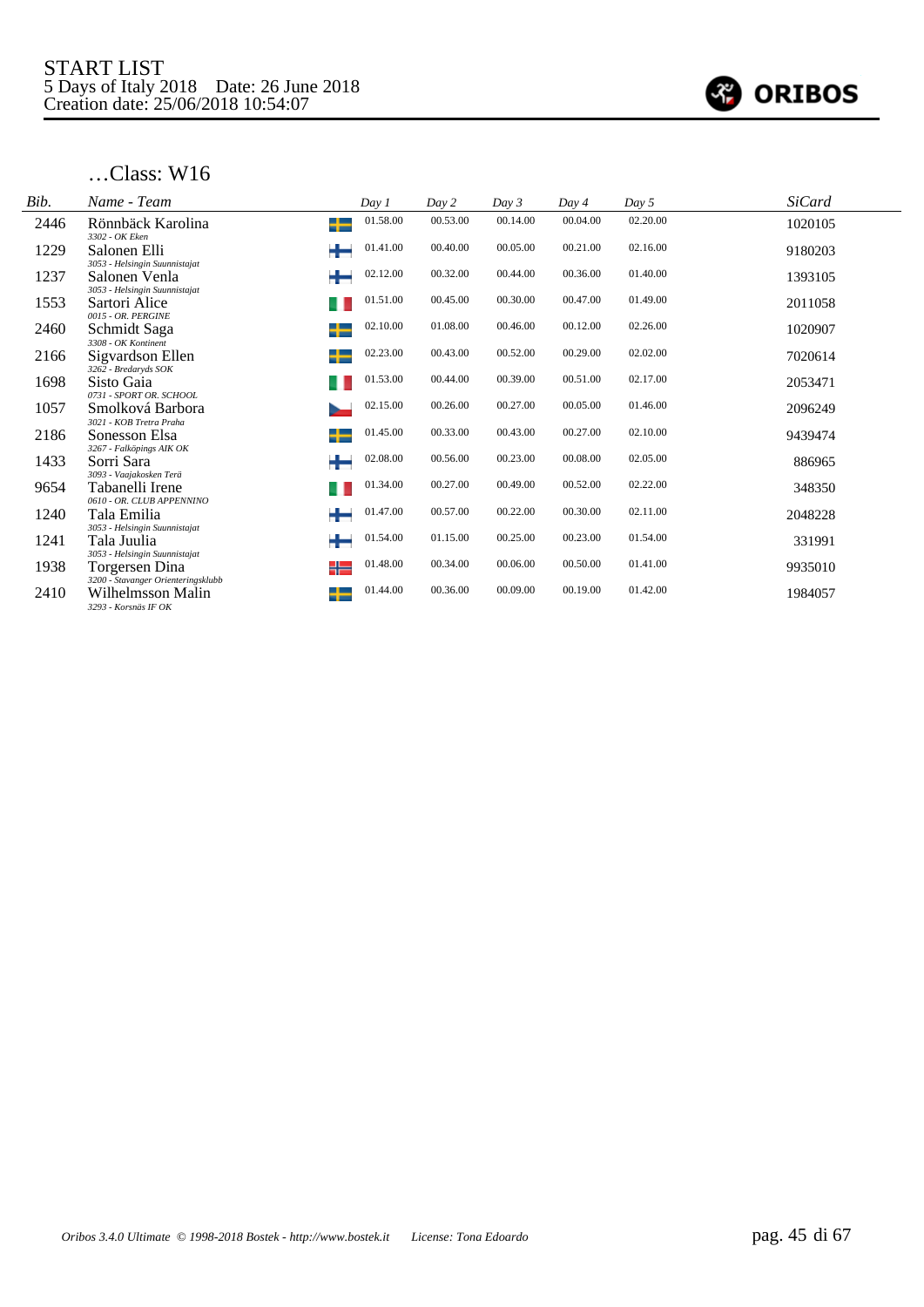START LIST
5 Days of Italy 2018 Date: 26 June 2018
Creation date: 25/06/2018 10:54:07

ORIBOS

## …Class: W16

| Bib. | Name - Team | Day 1 | Day 2 | Day 3 | Day 4 | Day 5 | SiCard |
|---|---|---|---|---|---|---|---|
| 2446 | Rönnbäck Karolina<br>*3302 - OK Eken* | 01.58.00 | 00.53.00 | 00.14.00 | 00.04.00 | 02.20.00 | 1020105 |
| 1229 | Salonen Elli<br>*3053 - Helsingin Suunnistajat* | 01.41.00 | 00.40.00 | 00.05.00 | 00.21.00 | 02.16.00 | 9180203 |
| 1237 | Salonen Venla<br>*3053 - Helsingin Suunnistajat* | 02.12.00 | 00.32.00 | 00.44.00 | 00.36.00 | 01.40.00 | 1393105 |
| 1553 | Sartori Alice<br>*0015 - OR. PERGINE* | 01.51.00 | 00.45.00 | 00.30.00 | 00.47.00 | 01.49.00 | 2011058 |
| 2460 | Schmidt Saga<br>*3308 - OK Kontinent* | 02.10.00 | 01.08.00 | 00.46.00 | 00.12.00 | 02.26.00 | 1020907 |
| 2166 | Sigvardson Ellen<br>*3262 - Bredaryds SOK* | 02.23.00 | 00.43.00 | 00.52.00 | 00.29.00 | 02.02.00 | 7020614 |
| 1698 | Sisto Gaia<br>*0731 - SPORT OR. SCHOOL* | 01.53.00 | 00.44.00 | 00.39.00 | 00.51.00 | 02.17.00 | 2053471 |
| 1057 | Smolková Barbora<br>*3021 - KOB Tretra Praha* | 02.15.00 | 00.26.00 | 00.27.00 | 00.05.00 | 01.46.00 | 2096249 |
| 2186 | Sonesson Elsa<br>*3267 - Falköpings AIK OK* | 01.45.00 | 00.33.00 | 00.43.00 | 00.27.00 | 02.10.00 | 9439474 |
| 1433 | Sorri Sara<br>*3093 - Vaajakosken Terä* | 02.08.00 | 00.56.00 | 00.23.00 | 00.08.00 | 02.05.00 | 886965 |
| 9654 | Tabanelli Irene<br>*0610 - OR. CLUB APPENNINO* | 01.34.00 | 00.27.00 | 00.49.00 | 00.52.00 | 02.22.00 | 348350 |
| 1240 | Tala Emilia<br>*3053 - Helsingin Suunnistajat* | 01.47.00 | 00.57.00 | 00.22.00 | 00.30.00 | 02.11.00 | 2048228 |
| 1241 | Tala Juulia<br>*3053 - Helsingin Suunnistajat* | 01.54.00 | 01.15.00 | 00.25.00 | 00.23.00 | 01.54.00 | 331991 |
| 1938 | Torgersen Dina<br>*3200 - Stavanger Orienteringsklubb* | 01.48.00 | 00.34.00 | 00.06.00 | 00.50.00 | 01.41.00 | 9935010 |
| 2410 | Wilhelmsson Malin<br>*3293 - Korsnäs IF OK* | 01.44.00 | 00.36.00 | 00.09.00 | 00.19.00 | 01.42.00 | 1984057 |

*Oribos 3.4.0 Ultimate © 1998-2018 Bostek - http://www.bostek.it License: Tona Edoardo*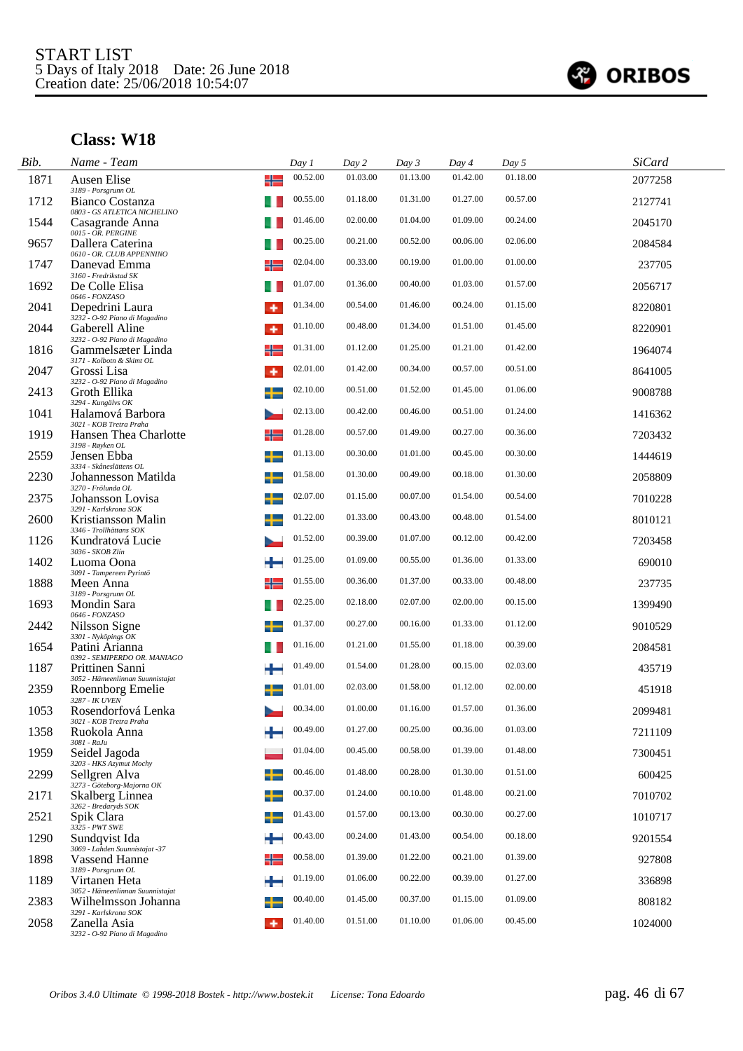START LIST
5 Days of Italy 2018 Date: 26 June 2018
Creation date: 25/06/2018 10:54:07

## Class: W18

| Bib. | Name - Team | Day 1 | Day 2 | Day 3 | Day 4 | Day 5 | SiCard |
|---|---|---|---|---|---|---|---|
| 1871 | Ausen Elise<br>3189 - Porsgrunn OL | 00.52.00 | 01.03.00 | 01.13.00 | 01.42.00 | 01.18.00 | 2077258 |
| 1712 | Bianco Costanza<br>0803 - GS ATLETICA NICHELINO | 00.55.00 | 01.18.00 | 01.31.00 | 01.27.00 | 00.57.00 | 2127741 |
| 1544 | Casagrande Anna<br>0015 - OR. PERGINE | 01.46.00 | 02.00.00 | 01.04.00 | 01.09.00 | 00.24.00 | 2045170 |
| 9657 | Dallera Caterina<br>0610 - OR. CLUB APPENNINO | 00.25.00 | 00.21.00 | 00.52.00 | 00.06.00 | 02.06.00 | 2084584 |
| 1747 | Danevad Emma<br>3160 - Fredrikstad SK | 02.04.00 | 00.33.00 | 00.19.00 | 01.00.00 | 01.00.00 | 237705 |
| 1692 | De Colle Elisa<br>0646 - FONZASO | 01.07.00 | 01.36.00 | 00.40.00 | 01.03.00 | 01.57.00 | 2056717 |
| 2041 | Depedrini Laura<br>3232 - O-92 Piano di Magadino | 01.34.00 | 00.54.00 | 01.46.00 | 00.24.00 | 01.15.00 | 8220801 |
| 2044 | Gaberell Aline<br>3232 - O-92 Piano di Magadino | 01.10.00 | 00.48.00 | 01.34.00 | 01.51.00 | 01.45.00 | 8220901 |
| 1816 | Gammelsæter Linda<br>3171 - Kolbotn & Skimt OL | 01.31.00 | 01.12.00 | 01.25.00 | 01.21.00 | 01.42.00 | 1964074 |
| 2047 | Grossi Lisa<br>3232 - O-92 Piano di Magadino | 02.01.00 | 01.42.00 | 00.34.00 | 00.57.00 | 00.51.00 | 8641005 |
| 2413 | Groth Ellika<br>3294 - Kungälvs OK | 02.10.00 | 00.51.00 | 01.52.00 | 01.45.00 | 01.06.00 | 9008788 |
| 1041 | Halamová Barbora<br>3021 - KOB Tretra Praha | 02.13.00 | 00.42.00 | 00.46.00 | 00.51.00 | 01.24.00 | 1416362 |
| 1919 | Hansen Thea Charlotte<br>3198 - Røyken OL | 01.28.00 | 00.57.00 | 01.49.00 | 00.27.00 | 00.36.00 | 7203432 |
| 2559 | Jensen Ebba<br>3334 - Skåneslättens OL | 01.13.00 | 00.30.00 | 01.01.00 | 00.45.00 | 00.30.00 | 1444619 |
| 2230 | Johannesson Matilda<br>3270 - Frölunda OL | 01.58.00 | 01.30.00 | 00.49.00 | 00.18.00 | 01.30.00 | 2058809 |
| 2375 | Johansson Lovisa<br>3291 - Karlskrona SOK | 02.07.00 | 01.15.00 | 00.07.00 | 01.54.00 | 00.54.00 | 7010228 |
| 2600 | Kristiansson Malin<br>3346 - Trollhättans SOK | 01.22.00 | 01.33.00 | 00.43.00 | 00.48.00 | 01.54.00 | 8010121 |
| 1126 | Kundratová Lucie<br>3036 - SKOB Zlín | 01.52.00 | 00.39.00 | 01.07.00 | 00.12.00 | 00.42.00 | 7203458 |
| 1402 | Luoma Oona<br>3091 - Tampereen Pyrintö | 01.25.00 | 01.09.00 | 00.55.00 | 01.36.00 | 01.33.00 | 690010 |
| 1888 | Meen Anna<br>3189 - Porsgrunn OL | 01.55.00 | 00.36.00 | 01.37.00 | 00.33.00 | 00.48.00 | 237735 |
| 1693 | Mondin Sara<br>0646 - FONZASO | 02.25.00 | 02.18.00 | 02.07.00 | 02.00.00 | 00.15.00 | 1399490 |
| 2442 | Nilsson Signe<br>3301 - Nyköpings OK | 01.37.00 | 00.27.00 | 00.16.00 | 01.33.00 | 01.12.00 | 9010529 |
| 1654 | Patini Arianna<br>0392 - SEMIPERDO OR. MANIAGO | 01.16.00 | 01.21.00 | 01.55.00 | 01.18.00 | 00.39.00 | 2084581 |
| 1187 | Prittinen Sanni<br>3052 - Hämeenlinnan Suunnistajat | 01.49.00 | 01.54.00 | 01.28.00 | 00.15.00 | 02.03.00 | 435719 |
| 2359 | Roennborg Emelie<br>3287 - IK UVEN | 01.01.00 | 02.03.00 | 01.58.00 | 01.12.00 | 02.00.00 | 451918 |
| 1053 | Rosendorfová Lenka<br>3021 - KOB Tretra Praha | 00.34.00 | 01.00.00 | 01.16.00 | 01.57.00 | 01.36.00 | 2099481 |
| 1358 | Ruokola Anna<br>3081 - RaJu | 00.49.00 | 01.27.00 | 00.25.00 | 00.36.00 | 01.03.00 | 7211109 |
| 1959 | Seidel Jagoda<br>3203 - HKS Azymut Mochy | 01.04.00 | 00.45.00 | 00.58.00 | 01.39.00 | 01.48.00 | 7300451 |
| 2299 | Sellgren Alva<br>3273 - Göteborg-Majorna OK | 00.46.00 | 01.48.00 | 00.28.00 | 01.30.00 | 01.51.00 | 600425 |
| 2171 | Skalberg Linnea<br>3262 - Bredaryds SOK | 00.37.00 | 01.24.00 | 00.10.00 | 01.48.00 | 00.21.00 | 7010702 |
| 2521 | Spik Clara<br>3325 - PWT SWE | 01.43.00 | 01.57.00 | 00.13.00 | 00.30.00 | 00.27.00 | 1010717 |
| 1290 | Sundqvist Ida<br>3069 - Lahden Suunnistajat -37 | 00.43.00 | 00.24.00 | 01.43.00 | 00.54.00 | 00.18.00 | 9201554 |
| 1898 | Vassend Hanne<br>3189 - Porsgrunn OL | 00.58.00 | 01.39.00 | 01.22.00 | 00.21.00 | 01.39.00 | 927808 |
| 1189 | Virtanen Heta<br>3052 - Hämeenlinnan Suunnistajat | 01.19.00 | 01.06.00 | 00.22.00 | 00.39.00 | 01.27.00 | 336898 |
| 2383 | Wilhelmsson Johanna<br>3291 - Karlskrona SOK | 00.40.00 | 01.45.00 | 00.37.00 | 01.15.00 | 01.09.00 | 808182 |
| 2058 | Zanella Asia<br>3232 - O-92 Piano di Magadino | 01.40.00 | 01.51.00 | 01.10.00 | 01.06.00 | 00.45.00 | 1024000 |

*Oribos 3.4.0 Ultimate © 1998-2018 Bostek - http://www.bostek.it License: Tona Edoardo*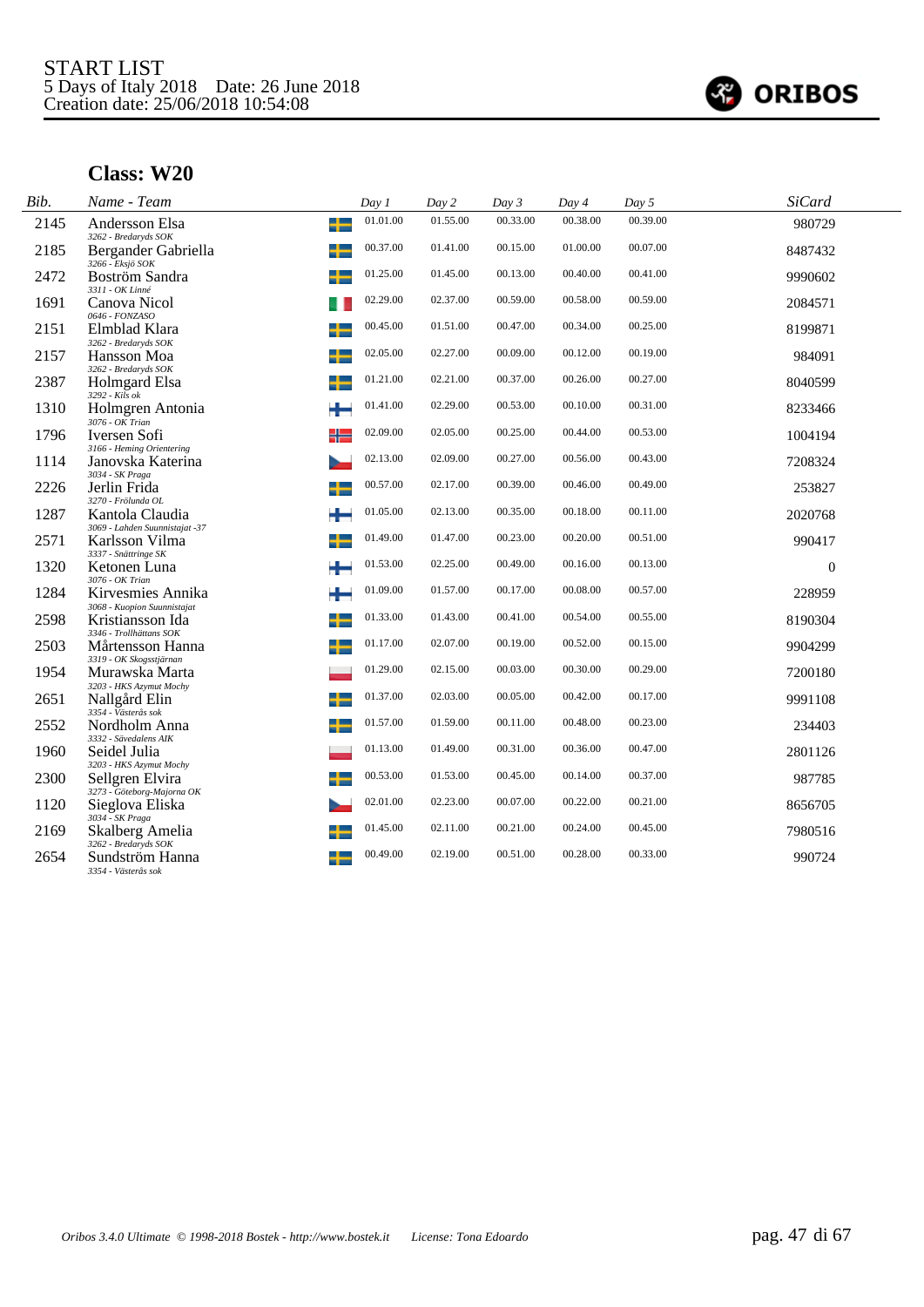START LIST
5 Days of Italy 2018 Date: 26 June 2018
Creation date: 25/06/2018 10:54:08

ORIBOS

## Class: W20

| Bib. | Name - Team | Day 1 | Day 2 | Day 3 | Day 4 | Day 5 | SiCard |
|---|---|---|---|---|---|---|---|
| 2145 | Andersson Elsa<br>*3262 - Bredaryds SOK* | 01.01.00 | 01.55.00 | 00.33.00 | 00.38.00 | 00.39.00 | 980729 |
| 2185 | Bergander Gabriella<br>*3266 - Eksjö SOK* | 00.37.00 | 01.41.00 | 00.15.00 | 01.00.00 | 00.07.00 | 8487432 |
| 2472 | Boström Sandra<br>*3311 - OK Linné* | 01.25.00 | 01.45.00 | 00.13.00 | 00.40.00 | 00.41.00 | 9990602 |
| 1691 | Canova Nicol<br>*0646 - FONZASO* | 02.29.00 | 02.37.00 | 00.59.00 | 00.58.00 | 00.59.00 | 2084571 |
| 2151 | Elmblad Klara<br>*3262 - Bredaryds SOK* | 00.45.00 | 01.51.00 | 00.47.00 | 00.34.00 | 00.25.00 | 8199871 |
| 2157 | Hansson Moa<br>*3262 - Bredaryds SOK* | 02.05.00 | 02.27.00 | 00.09.00 | 00.12.00 | 00.19.00 | 984091 |
| 2387 | Holmgard Elsa<br>*3292 - Kils ok* | 01.21.00 | 02.21.00 | 00.37.00 | 00.26.00 | 00.27.00 | 8040599 |
| 1310 | Holmgren Antonia<br>*3076 - OK Trian* | 01.41.00 | 02.29.00 | 00.53.00 | 00.10.00 | 00.31.00 | 8233466 |
| 1796 | Iversen Sofi<br>*3166 - Heming Orientering* | 02.09.00 | 02.05.00 | 00.25.00 | 00.44.00 | 00.53.00 | 1004194 |
| 1114 | Janovska Katerina<br>*3034 - SK Praga* | 02.13.00 | 02.09.00 | 00.27.00 | 00.56.00 | 00.43.00 | 7208324 |
| 2226 | Jerlin Frida<br>*3270 - Frölunda OL* | 00.57.00 | 02.17.00 | 00.39.00 | 00.46.00 | 00.49.00 | 253827 |
| 1287 | Kantola Claudia<br>*3069 - Lahden Suunnistajat -37* | 01.05.00 | 02.13.00 | 00.35.00 | 00.18.00 | 00.11.00 | 2020768 |
| 2571 | Karlsson Vilma<br>*3337 - Snättringe SK* | 01.49.00 | 01.47.00 | 00.23.00 | 00.20.00 | 00.51.00 | 990417 |
| 1320 | Ketonen Luna<br>*3076 - OK Trian* | 01.53.00 | 02.25.00 | 00.49.00 | 00.16.00 | 00.13.00 | 0 |
| 1284 | Kirvesmies Annika<br>*3068 - Kuopion Suunnistajat* | 01.09.00 | 01.57.00 | 00.17.00 | 00.08.00 | 00.57.00 | 228959 |
| 2598 | Kristiansson Ida<br>*3346 - Trollhättans SOK* | 01.33.00 | 01.43.00 | 00.41.00 | 00.54.00 | 00.55.00 | 8190304 |
| 2503 | Mårtensson Hanna<br>*3319 - OK Skogsstjärnan* | 01.17.00 | 02.07.00 | 00.19.00 | 00.52.00 | 00.15.00 | 9904299 |
| 1954 | Murawska Marta<br>*3203 - HKS Azymut Mochy* | 01.29.00 | 02.15.00 | 00.03.00 | 00.30.00 | 00.29.00 | 7200180 |
| 2651 | Nallgård Elin<br>*3354 - Västerås sok* | 01.37.00 | 02.03.00 | 00.05.00 | 00.42.00 | 00.17.00 | 9991108 |
| 2552 | Nordholm Anna<br>*3332 - Sävedalens AIK* | 01.57.00 | 01.59.00 | 00.11.00 | 00.48.00 | 00.23.00 | 234403 |
| 1960 | Seidel Julia<br>*3203 - HKS Azymut Mochy* | 01.13.00 | 01.49.00 | 00.31.00 | 00.36.00 | 00.47.00 | 2801126 |
| 2300 | Sellgren Elvira<br>*3273 - Göteborg-Majorna OK* | 00.53.00 | 01.53.00 | 00.45.00 | 00.14.00 | 00.37.00 | 987785 |
| 1120 | Sieglova Eliska<br>*3034 - SK Praga* | 02.01.00 | 02.23.00 | 00.07.00 | 00.22.00 | 00.21.00 | 8656705 |
| 2169 | Skalberg Amelia<br>*3262 - Bredaryds SOK* | 01.45.00 | 02.11.00 | 00.21.00 | 00.24.00 | 00.45.00 | 7980516 |
| 2654 | Sundström Hanna<br>*3354 - Västerås sok* | 00.49.00 | 02.19.00 | 00.51.00 | 00.28.00 | 00.33.00 | 990724 |

*Oribos 3.4.0 Ultimate © 1998-2018 Bostek - http://www.bostek.it License: Tona Edoardo*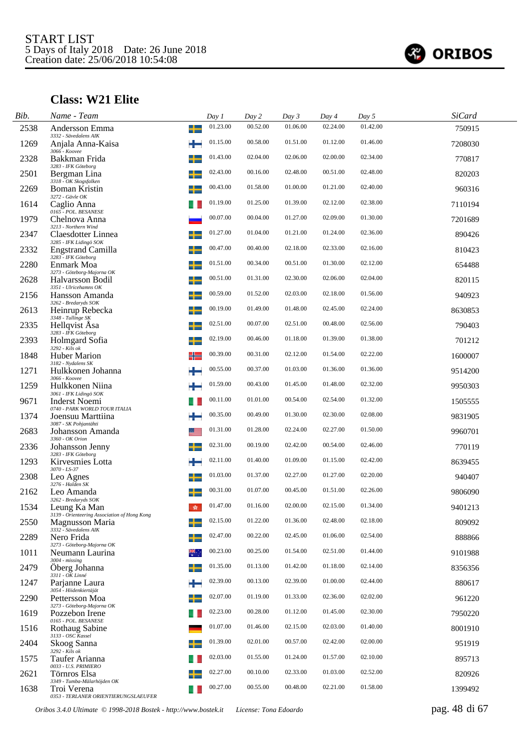START LIST
5 Days of Italy 2018 Date: 26 June 2018
Creation date: 25/06/2018 10:54:08

ORIBOS

## Class: W21 Elite

| Bib. | Name - Team | Day 1 | Day 2 | Day 3 | Day 4 | Day 5 | SiCard |
|---|---|---|---|---|---|---|---|
| 2538 | Andersson Emma<br>3332 - Sävedalens AIK | 01.23.00 | 00.52.00 | 01.06.00 | 02.24.00 | 01.42.00 | 750915 |
| 1269 | Anjala Anna-Kaisa<br>3066 - Koovee | 01.15.00 | 00.58.00 | 01.51.00 | 01.12.00 | 01.46.00 | 7208030 |
| 2328 | Bakkman Frida<br>3283 - IFK Göteborg | 01.43.00 | 02.04.00 | 02.06.00 | 02.00.00 | 02.34.00 | 770817 |
| 2501 | Bergman Lina<br>3318 - OK Skogsfalken | 02.43.00 | 00.16.00 | 02.48.00 | 00.51.00 | 02.48.00 | 820203 |
| 2269 | Boman Kristin<br>3272 - Gävle OK | 00.43.00 | 01.58.00 | 01.00.00 | 01.21.00 | 02.40.00 | 960316 |
| 1614 | Caglio Anna<br>0165 - POL. BESANESE | 01.19.00 | 01.25.00 | 01.39.00 | 02.12.00 | 02.38.00 | 7110194 |
| 1979 | Chelnova Anna<br>3213 - Northern Wind | 00.07.00 | 00.04.00 | 01.27.00 | 02.09.00 | 01.30.00 | 7201689 |
| 2347 | Claesdotter Linnea<br>3285 - IFK Lidingö SOK | 01.27.00 | 01.04.00 | 01.21.00 | 01.24.00 | 02.36.00 | 890426 |
| 2332 | Engstrand Camilla<br>3283 - IFK Göteborg | 00.47.00 | 00.40.00 | 02.18.00 | 02.33.00 | 02.16.00 | 810423 |
| 2280 | Enmark Moa<br>3273 - Göteborg-Majorna OK | 01.51.00 | 00.34.00 | 00.51.00 | 01.30.00 | 02.12.00 | 654488 |
| 2628 | Halvarsson Bodil<br>3351 - Ulricehamns OK | 00.51.00 | 01.31.00 | 02.30.00 | 02.06.00 | 02.04.00 | 820115 |
| 2156 | Hansson Amanda<br>3262 - Bredaryds SOK | 00.59.00 | 01.52.00 | 02.03.00 | 02.18.00 | 01.56.00 | 940923 |
| 2613 | Heinrup Rebecka<br>3348 - Tullinge SK | 00.19.00 | 01.49.00 | 01.48.00 | 02.45.00 | 02.24.00 | 8630853 |
| 2335 | Hellqvist Åsa<br>3283 - IFK Göteborg | 02.51.00 | 00.07.00 | 02.51.00 | 00.48.00 | 02.56.00 | 790403 |
| 2393 | Holmgard Sofia<br>3292 - Kils ok | 02.19.00 | 00.46.00 | 01.18.00 | 01.39.00 | 01.38.00 | 701212 |
| 1848 | Huber Marion<br>3182 - Nydalens SK | 00.39.00 | 00.31.00 | 02.12.00 | 01.54.00 | 02.22.00 | 1600007 |
| 1271 | Hulkkonen Johanna<br>3066 - Koovee | 00.55.00 | 00.37.00 | 01.03.00 | 01.36.00 | 01.36.00 | 9514200 |
| 1259 | Hulkkonen Niina<br>3061 - IFK Lidingö SOK | 01.59.00 | 00.43.00 | 01.45.00 | 01.48.00 | 02.32.00 | 9950303 |
| 9671 | Inderst Noemi<br>0740 - PARK WORLD TOUR ITALIA | 00.11.00 | 01.01.00 | 00.54.00 | 02.54.00 | 01.32.00 | 1505555 |
| 1374 | Joensuu Marttiina<br>3087 - SK Pohjantähti | 00.35.00 | 00.49.00 | 01.30.00 | 02.30.00 | 02.08.00 | 9831905 |
| 2683 | Johansson Amanda<br>3360 - OK Orion | 01.31.00 | 01.28.00 | 02.24.00 | 02.27.00 | 01.50.00 | 9960701 |
| 2336 | Johansson Jenny<br>3283 - IFK Göteborg | 02.31.00 | 00.19.00 | 02.42.00 | 00.54.00 | 02.46.00 | 770119 |
| 1293 | Kirvesmies Lotta<br>3070 - LS-37 | 02.11.00 | 01.40.00 | 01.09.00 | 01.15.00 | 02.42.00 | 8639455 |
| 2308 | Leo Agnes<br>3276 - Halden SK | 01.03.00 | 01.37.00 | 02.27.00 | 01.27.00 | 02.20.00 | 940407 |
| 2162 | Leo Amanda<br>3262 - Bredaryds SOK | 00.31.00 | 01.07.00 | 00.45.00 | 01.51.00 | 02.26.00 | 9806090 |
| 1534 | Leung Ka Man<br>3139 - Orienteering Association of Hong Kong | 01.47.00 | 01.16.00 | 02.00.00 | 02.15.00 | 01.34.00 | 9401213 |
| 2550 | Magnusson Maria<br>3332 - Sävedalens AIK | 02.15.00 | 01.22.00 | 01.36.00 | 02.48.00 | 02.18.00 | 809092 |
| 2289 | Nero Frida<br>3273 - Göteborg-Majorna OK | 02.47.00 | 00.22.00 | 02.45.00 | 01.06.00 | 02.54.00 | 888866 |
| 1011 | Neumann Laurina<br>3004 - missing | 00.23.00 | 00.25.00 | 01.54.00 | 02.51.00 | 01.44.00 | 9101988 |
| 2479 | Öberg Johanna<br>3311 - OK Linné | 01.35.00 | 01.13.00 | 01.42.00 | 01.18.00 | 02.14.00 | 8356356 |
| 1247 | Parjanne Laura<br>3054 - Hiidenkiertäjät | 02.39.00 | 00.13.00 | 02.39.00 | 01.00.00 | 02.44.00 | 880617 |
| 2290 | Pettersson Moa<br>3273 - Göteborg-Majorna OK | 02.07.00 | 01.19.00 | 01.33.00 | 02.36.00 | 02.02.00 | 961220 |
| 1619 | Pozzebon Irene<br>0165 - POL. BESANESE | 02.23.00 | 00.28.00 | 01.12.00 | 01.45.00 | 02.30.00 | 7950220 |
| 1516 | Rothaug Sabine<br>3133 - OSC Kassel | 01.07.00 | 01.46.00 | 02.15.00 | 02.03.00 | 01.40.00 | 8001910 |
| 2404 | Skoog Sanna<br>3292 - Kils ok | 01.39.00 | 02.01.00 | 00.57.00 | 02.42.00 | 02.00.00 | 951919 |
| 1575 | Taufer Arianna<br>0033 - U.S. PRIMIERO | 02.03.00 | 01.55.00 | 01.24.00 | 01.57.00 | 02.10.00 | 895713 |
| 2621 | Törnros Elsa<br>3349 - Tumba-Mälarhöjden OK | 02.27.00 | 00.10.00 | 02.33.00 | 01.03.00 | 02.52.00 | 820926 |
| 1638 | Troi Verena<br>0353 - TERLANER ORIENTIERUNGSLAEUFER | 00.27.00 | 00.55.00 | 00.48.00 | 02.21.00 | 01.58.00 | 1399492 |

Oribos 3.4.0 Ultimate © 1998-2018 Bostek - http://www.bostek.it License: Tona Edoardo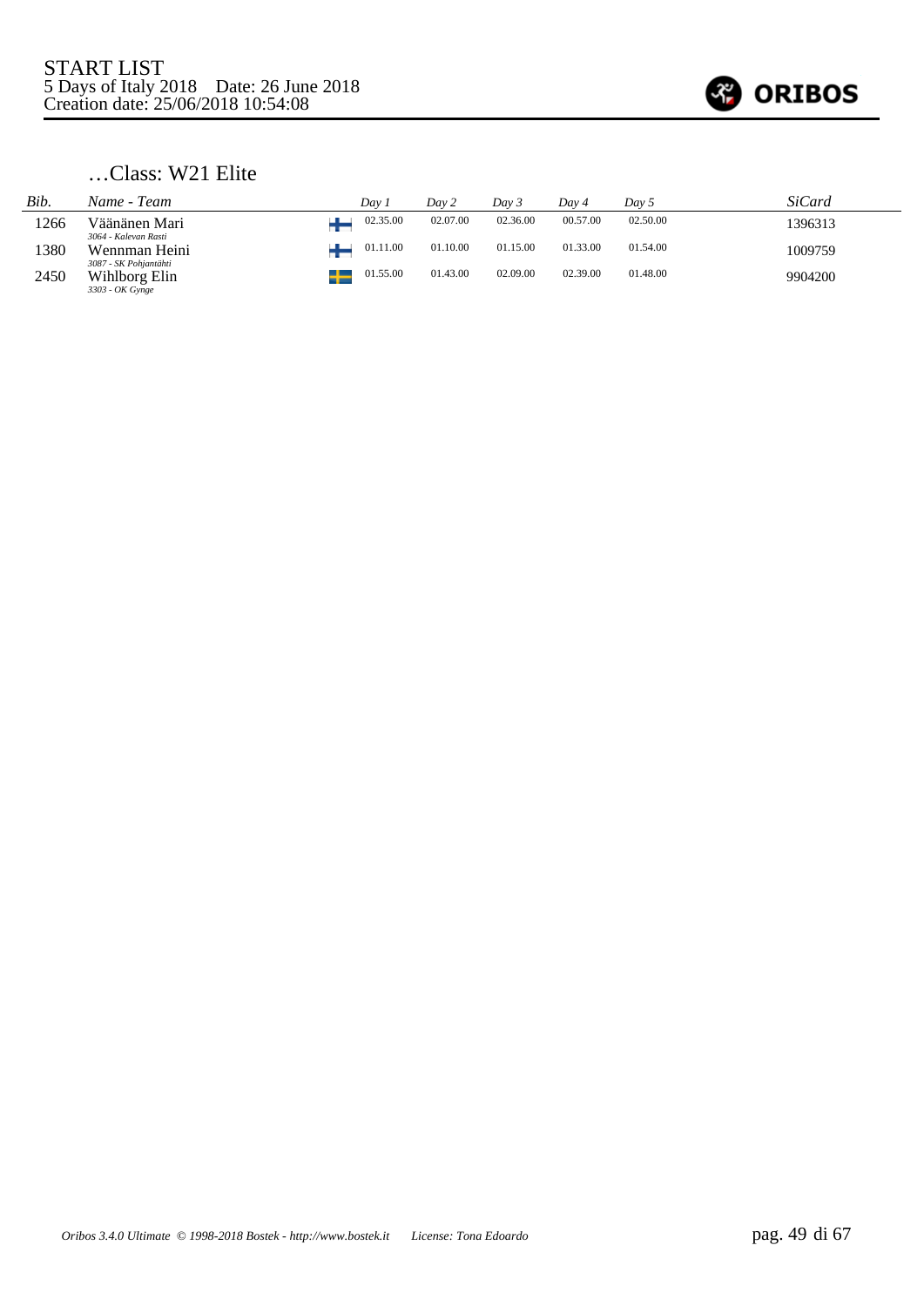START LIST
5 Days of Italy 2018 Date: 26 June 2018
Creation date: 25/06/2018 10:54:08

## …Class: W21 Elite

| Bib. | Name - Team | | Day 1 | Day 2 | Day 3 | Day 4 | Day 5 | SiCard |
|---|---|---|---|---|---|---|---|---|
| 1266 | Väänänen Mari<br>*3064 - Kalevan Rasti* | FIN | 02.35.00 | 02.07.00 | 02.36.00 | 00.57.00 | 02.50.00 | 1396313 |
| 1380 | Wennman Heini<br>*3087 - SK Pohjantähti* | FIN | 01.11.00 | 01.10.00 | 01.15.00 | 01.33.00 | 01.54.00 | 1009759 |
| 2450 | Wihlborg Elin<br>*3303 - OK Gynge* | SWE | 01.55.00 | 01.43.00 | 02.09.00 | 02.39.00 | 01.48.00 | 9904200 |

*Oribos 3.4.0 Ultimate © 1998-2018 Bostek - http://www.bostek.it License: Tona Edoardo*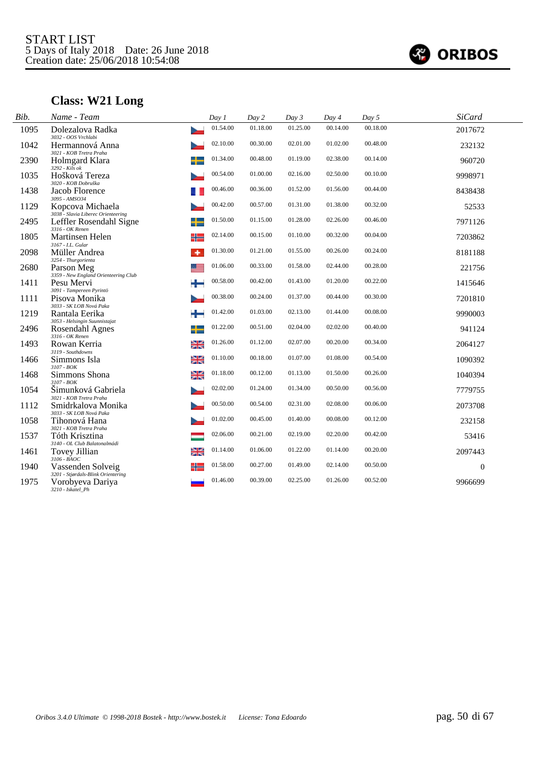START LIST
5 Days of Italy 2018 Date: 26 June 2018
Creation date: 25/06/2018 10:54:08

ORIBOS

## Class: W21 Long

| Bib. | Name - Team | Day 1 | Day 2 | Day 3 | Day 4 | Day 5 | SiCard |
|---|---|---|---|---|---|---|---|
| 1095 | Dolezalova Radka<br>3032 - OOS Vrchlabi | 01.54.00 | 01.18.00 | 01.25.00 | 00.14.00 | 00.18.00 | 2017672 |
| 1042 | Hermannová Anna<br>3021 - KOB Tretra Praha | 02.10.00 | 00.30.00 | 02.01.00 | 01.02.00 | 00.48.00 | 232132 |
| 2390 | Holmgard Klara<br>3292 - Kils ok | 01.34.00 | 00.48.00 | 01.19.00 | 02.38.00 | 00.14.00 | 960720 |
| 1035 | Hošková Tereza<br>3020 - KOB Dobruška | 00.54.00 | 01.00.00 | 02.16.00 | 02.50.00 | 00.10.00 | 9998971 |
| 1438 | Jacob Florence<br>3095 - AMSO34 | 00.46.00 | 00.36.00 | 01.52.00 | 01.56.00 | 00.44.00 | 8438438 |
| 1129 | Kopcova Michaela<br>3038 - Slavia Liberec Orienteering | 00.42.00 | 00.57.00 | 01.31.00 | 01.38.00 | 00.32.00 | 52533 |
| 2495 | Leffler Rosendahl Signe<br>3316 - OK Renen | 01.50.00 | 01.15.00 | 01.28.00 | 02.26.00 | 00.46.00 | 7971126 |
| 1805 | Martinsen Helen<br>3167 - I.L. Gular | 02.14.00 | 00.15.00 | 01.10.00 | 00.32.00 | 00.04.00 | 7203862 |
| 2098 | Müller Andrea<br>3254 - Thurgorienta | 01.30.00 | 01.21.00 | 01.55.00 | 00.26.00 | 00.24.00 | 8181188 |
| 2680 | Parson Meg<br>3359 - New England Orienteering Club | 01.06.00 | 00.33.00 | 01.58.00 | 02.44.00 | 00.28.00 | 221756 |
| 1411 | Pesu Mervi<br>3091 - Tampereen Pyrintö | 00.58.00 | 00.42.00 | 01.43.00 | 01.20.00 | 00.22.00 | 1415646 |
| 1111 | Pisova Monika<br>3033 - SK LOB Nová Paka | 00.38.00 | 00.24.00 | 01.37.00 | 00.44.00 | 00.30.00 | 7201810 |
| 1219 | Rantala Eerika<br>3053 - Helsingin Suunnistajat | 01.42.00 | 01.03.00 | 02.13.00 | 01.44.00 | 00.08.00 | 9990003 |
| 2496 | Rosendahl Agnes<br>3316 - OK Renen | 01.22.00 | 00.51.00 | 02.04.00 | 02.02.00 | 00.40.00 | 941124 |
| 1493 | Rowan Kerria<br>3119 - Southdowns | 01.26.00 | 01.12.00 | 02.07.00 | 00.20.00 | 00.34.00 | 2064127 |
| 1466 | Simmons Isla<br>3107 - BOK | 01.10.00 | 00.18.00 | 01.07.00 | 01.08.00 | 00.54.00 | 1090392 |
| 1468 | Simmons Shona<br>3107 - BOK | 01.18.00 | 00.12.00 | 01.13.00 | 01.50.00 | 00.26.00 | 1040394 |
| 1054 | Šimunková Gabriela<br>3021 - KOB Tretra Praha | 02.02.00 | 01.24.00 | 01.34.00 | 00.50.00 | 00.56.00 | 7779755 |
| 1112 | Smidrkalova Monika<br>3033 - SK LOB Nová Paka | 00.50.00 | 00.54.00 | 02.31.00 | 02.08.00 | 00.06.00 | 2073708 |
| 1058 | Tihonová Hana<br>3021 - KOB Tretra Praha | 01.02.00 | 00.45.00 | 01.40.00 | 00.08.00 | 00.12.00 | 232158 |
| 1537 | Tóth Krisztina<br>3140 - OL Club Balatonalmádi | 02.06.00 | 00.21.00 | 02.19.00 | 02.20.00 | 00.42.00 | 53416 |
| 1461 | Tovey Jillian<br>3106 - BAOC | 01.14.00 | 01.06.00 | 01.22.00 | 01.14.00 | 00.20.00 | 2097443 |
| 1940 | Vassenden Solveig<br>3201 - Stjørdals-Blink Orientering | 01.58.00 | 00.27.00 | 01.49.00 | 02.14.00 | 00.50.00 | 0 |
| 1975 | Vorobyeva Dariya<br>3210 - Iskatel_Ph | 01.46.00 | 00.39.00 | 02.25.00 | 01.26.00 | 00.52.00 | 9966699 |

Oribos 3.4.0 Ultimate © 1998-2018 Bostek - http://www.bostek.it License: Tona Edoardo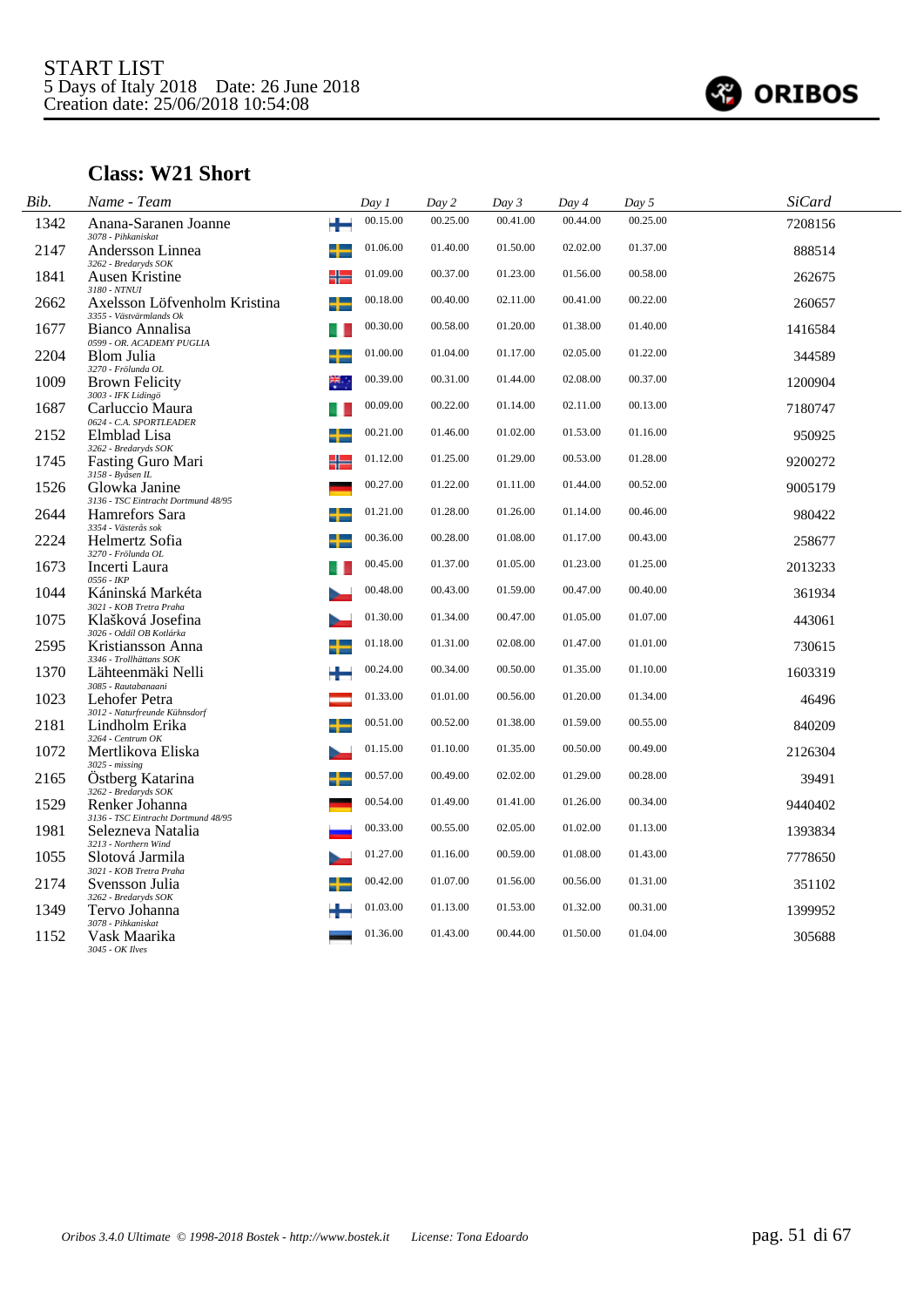START LIST
5 Days of Italy 2018 Date: 26 June 2018
Creation date: 25/06/2018 10:54:08

ORIBOS

## Class: W21 Short

| Bib. | Name - Team | Day 1 | Day 2 | Day 3 | Day 4 | Day 5 | SiCard |
|---|---|---|---|---|---|---|---|
| 1342 | Anana-Saranen Joanne<br>*3078 - Pihkaniskat* | 00.15.00 | 00.25.00 | 00.41.00 | 00.44.00 | 00.25.00 | 7208156 |
| 2147 | Andersson Linnea<br>*3262 - Bredaryds SOK* | 01.06.00 | 01.40.00 | 01.50.00 | 02.02.00 | 01.37.00 | 888514 |
| 1841 | Ausen Kristine<br>*3180 - NTNUI* | 01.09.00 | 00.37.00 | 01.23.00 | 01.56.00 | 00.58.00 | 262675 |
| 2662 | Axelsson Löfvenholm Kristina<br>*3355 - Västvärmlands Ok* | 00.18.00 | 00.40.00 | 02.11.00 | 00.41.00 | 00.22.00 | 260657 |
| 1677 | Bianco Annalisa<br>*0599 - OR. ACADEMY PUGLIA* | 00.30.00 | 00.58.00 | 01.20.00 | 01.38.00 | 01.40.00 | 1416584 |
| 2204 | Blom Julia<br>*3270 - Frölunda OL* | 01.00.00 | 01.04.00 | 01.17.00 | 02.05.00 | 01.22.00 | 344589 |
| 1009 | Brown Felicity<br>*3003 - IFK Lidingö* | 00.39.00 | 00.31.00 | 01.44.00 | 02.08.00 | 00.37.00 | 1200904 |
| 1687 | Carluccio Maura<br>*0624 - C.A. SPORTLEADER* | 00.09.00 | 00.22.00 | 01.14.00 | 02.11.00 | 00.13.00 | 7180747 |
| 2152 | Elmblad Lisa<br>*3262 - Bredaryds SOK* | 00.21.00 | 01.46.00 | 01.02.00 | 01.53.00 | 01.16.00 | 950925 |
| 1745 | Fasting Guro Mari<br>*3158 - Byåsen IL* | 01.12.00 | 01.25.00 | 01.29.00 | 00.53.00 | 01.28.00 | 9200272 |
| 1526 | Glowka Janine<br>*3136 - TSC Eintracht Dortmund 48/95* | 00.27.00 | 01.22.00 | 01.11.00 | 01.44.00 | 00.52.00 | 9005179 |
| 2644 | Hamrefors Sara<br>*3354 - Västerås sok* | 01.21.00 | 01.28.00 | 01.26.00 | 01.14.00 | 00.46.00 | 980422 |
| 2224 | Helmertz Sofia<br>*3270 - Frölunda OL* | 00.36.00 | 00.28.00 | 01.08.00 | 01.17.00 | 00.43.00 | 258677 |
| 1673 | Incerti Laura<br>*0556 - IKP* | 00.45.00 | 01.37.00 | 01.05.00 | 01.23.00 | 01.25.00 | 2013233 |
| 1044 | Káninská Markéta<br>*3021 - KOB Tretra Praha* | 00.48.00 | 00.43.00 | 01.59.00 | 00.47.00 | 00.40.00 | 361934 |
| 1075 | Klašková Josefina<br>*3026 - Oddíl OB Kotlárka* | 01.30.00 | 01.34.00 | 00.47.00 | 01.05.00 | 01.07.00 | 443061 |
| 2595 | Kristiansson Anna<br>*3346 - Trollhättans SOK* | 01.18.00 | 01.31.00 | 02.08.00 | 01.47.00 | 01.01.00 | 730615 |
| 1370 | Lähteenmäki Nelli<br>*3085 - Rautabanaani* | 00.24.00 | 00.34.00 | 00.50.00 | 01.35.00 | 01.10.00 | 1603319 |
| 1023 | Lehofer Petra<br>*3012 - Naturfreunde Kühnsdorf* | 01.33.00 | 01.01.00 | 00.56.00 | 01.20.00 | 01.34.00 | 46496 |
| 2181 | Lindholm Erika<br>*3264 - Centrum OK* | 00.51.00 | 00.52.00 | 01.38.00 | 01.59.00 | 00.55.00 | 840209 |
| 1072 | Mertlikova Eliska<br>*3025 - missing* | 01.15.00 | 01.10.00 | 01.35.00 | 00.50.00 | 00.49.00 | 2126304 |
| 2165 | Östberg Katarina<br>*3262 - Bredaryds SOK* | 00.57.00 | 00.49.00 | 02.02.00 | 01.29.00 | 00.28.00 | 39491 |
| 1529 | Renker Johanna<br>*3136 - TSC Eintracht Dortmund 48/95* | 00.54.00 | 01.49.00 | 01.41.00 | 01.26.00 | 00.34.00 | 9440402 |
| 1981 | Selezneva Natalia<br>*3213 - Northern Wind* | 00.33.00 | 00.55.00 | 02.05.00 | 01.02.00 | 01.13.00 | 1393834 |
| 1055 | Slotová Jarmila<br>*3021 - KOB Tretra Praha* | 01.27.00 | 01.16.00 | 00.59.00 | 01.08.00 | 01.43.00 | 7778650 |
| 2174 | Svensson Julia<br>*3262 - Bredaryds SOK* | 00.42.00 | 01.07.00 | 01.56.00 | 00.56.00 | 01.31.00 | 351102 |
| 1349 | Tervo Johanna<br>*3078 - Pihkaniskat* | 01.03.00 | 01.13.00 | 01.53.00 | 01.32.00 | 00.31.00 | 1399952 |
| 1152 | Vask Maarika<br>*3045 - OK Ilves* | 01.36.00 | 01.43.00 | 00.44.00 | 01.50.00 | 01.04.00 | 305688 |

*Oribos 3.4.0 Ultimate © 1998-2018 Bostek - http://www.bostek.it License: Tona Edoardo*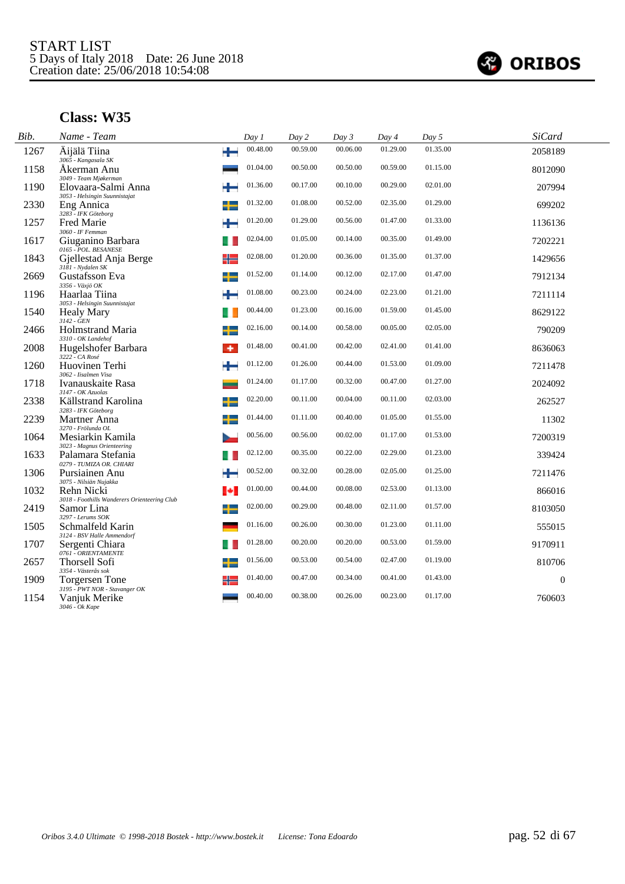START LIST
5 Days of Italy 2018 Date: 26 June 2018
Creation date: 25/06/2018 10:54:08

## Class: W35

| Bib. | Name - Team | Day 1 | Day 2 | Day 3 | Day 4 | Day 5 | SiCard |
|---|---|---|---|---|---|---|---|
| 1267 | Äijälä Tiina<br>3065 - Kangasala SK | 00.48.00 | 00.59.00 | 00.06.00 | 01.29.00 | 01.35.00 | 2058189 |
| 1158 | Åkerman Anu<br>3049 - Team Mjøkerman | 01.04.00 | 00.50.00 | 00.50.00 | 00.59.00 | 01.15.00 | 8012090 |
| 1190 | Elovaara-Salmi Anna<br>3053 - Helsingin Suunnistajat | 01.36.00 | 00.17.00 | 00.10.00 | 00.29.00 | 02.01.00 | 207994 |
| 2330 | Eng Annica<br>3283 - IFK Göteborg | 01.32.00 | 01.08.00 | 00.52.00 | 02.35.00 | 01.29.00 | 699202 |
| 1257 | Fred Marie<br>3060 - IF Femman | 01.20.00 | 01.29.00 | 00.56.00 | 01.47.00 | 01.33.00 | 1136136 |
| 1617 | Giuganino Barbara<br>0165 - POL. BESANESE | 02.04.00 | 01.05.00 | 00.14.00 | 00.35.00 | 01.49.00 | 7202221 |
| 1843 | Gjellestad Anja Berge<br>3181 - Nydalen SK | 02.08.00 | 01.20.00 | 00.36.00 | 01.35.00 | 01.37.00 | 1429656 |
| 2669 | Gustafsson Eva<br>3356 - Växjö OK | 01.52.00 | 01.14.00 | 00.12.00 | 02.17.00 | 01.47.00 | 7912134 |
| 1196 | Haarlaa Tiina<br>3053 - Helsingin Suunnistajat | 01.08.00 | 00.23.00 | 00.24.00 | 02.23.00 | 01.21.00 | 7211114 |
| 1540 | Healy Mary<br>3142 - GEN | 00.44.00 | 01.23.00 | 00.16.00 | 01.59.00 | 01.45.00 | 8629122 |
| 2466 | Holmstrand Maria<br>3310 - OK Landehof | 02.16.00 | 00.14.00 | 00.58.00 | 00.05.00 | 02.05.00 | 790209 |
| 2008 | Hugelshofer Barbara<br>3222 - CA Rosé | 01.48.00 | 00.41.00 | 00.42.00 | 02.41.00 | 01.41.00 | 8636063 |
| 1260 | Huovinen Terhi<br>3062 - Iisalmen Visa | 01.12.00 | 01.26.00 | 00.44.00 | 01.53.00 | 01.09.00 | 7211478 |
| 1718 | Ivanauskaite Rasa<br>3147 - OK Azuolas | 01.24.00 | 01.17.00 | 00.32.00 | 00.47.00 | 01.27.00 | 2024092 |
| 2338 | Källstrand Karolina<br>3283 - IFK Göteborg | 02.20.00 | 00.11.00 | 00.04.00 | 00.11.00 | 02.03.00 | 262527 |
| 2239 | Martner Anna<br>3270 - Frölunda OL | 01.44.00 | 01.11.00 | 00.40.00 | 01.05.00 | 01.55.00 | 11302 |
| 1064 | Mesiarkin Kamila<br>3023 - Magnus Orienteering | 00.56.00 | 00.56.00 | 00.02.00 | 01.17.00 | 01.53.00 | 7200319 |
| 1633 | Palamara Stefania<br>0279 - TUMIZA OR. CHIARI | 02.12.00 | 00.35.00 | 00.22.00 | 02.29.00 | 01.23.00 | 339424 |
| 1306 | Pursiainen Anu<br>3075 - Nilsiän Nujakka | 00.52.00 | 00.32.00 | 00.28.00 | 02.05.00 | 01.25.00 | 7211476 |
| 1032 | Rehn Nicki<br>3018 - Foothills Wanderers Orienteering Club | 01.00.00 | 00.44.00 | 00.08.00 | 02.53.00 | 01.13.00 | 866016 |
| 2419 | Samor Lina<br>3297 - Lerums SOK | 02.00.00 | 00.29.00 | 00.48.00 | 02.11.00 | 01.57.00 | 8103050 |
| 1505 | Schmalfeld Karin<br>3124 - BSV Halle Ammendorf | 01.16.00 | 00.26.00 | 00.30.00 | 01.23.00 | 01.11.00 | 555015 |
| 1707 | Sergenti Chiara<br>0761 - ORIENTAMENTE | 01.28.00 | 00.20.00 | 00.20.00 | 00.53.00 | 01.59.00 | 9170911 |
| 2657 | Thorsell Sofi<br>3354 - Västerås sok | 01.56.00 | 00.53.00 | 00.54.00 | 02.47.00 | 01.19.00 | 810706 |
| 1909 | Torgersen Tone<br>3195 - PWT NOR - Stavanger OK | 01.40.00 | 00.47.00 | 00.34.00 | 00.41.00 | 01.43.00 | 0 |
| 1154 | Vanjuk Merike<br>3046 - Ok Kape | 00.40.00 | 00.38.00 | 00.26.00 | 00.23.00 | 01.17.00 | 760603 |

Oribos 3.4.0 Ultimate © 1998-2018 Bostek - http://www.bostek.it License: Tona Edoardo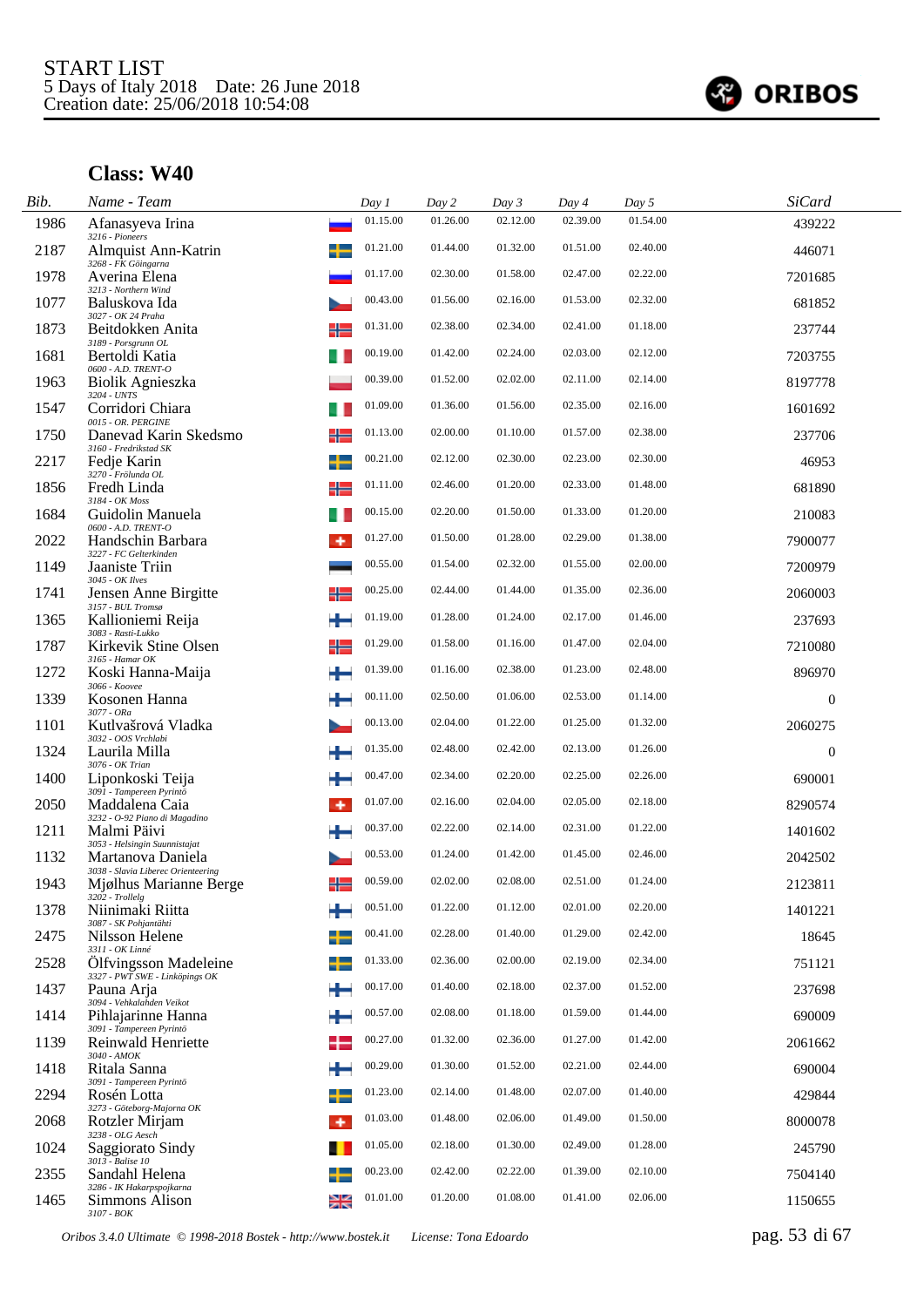START LIST
5 Days of Italy 2018 Date: 26 June 2018
Creation date: 25/06/2018 10:54:08

## Class: W40

| Bib. | Name - Team | Day 1 | Day 2 | Day 3 | Day 4 | Day 5 | SiCard |
|---|---|---|---|---|---|---|---|
| 1986 | Afanasyeva Irina<br>3216 - Pioneers | 01.15.00 | 01.26.00 | 02.12.00 | 02.39.00 | 01.54.00 | 439222 |
| 2187 | Almquist Ann-Katrin<br>3268 - FK Göingarna | 01.21.00 | 01.44.00 | 01.32.00 | 01.51.00 | 02.40.00 | 446071 |
| 1978 | Averina Elena<br>3213 - Northern Wind | 01.17.00 | 02.30.00 | 01.58.00 | 02.47.00 | 02.22.00 | 7201685 |
| 1077 | Baluskova Ida<br>3027 - OK 24 Praha | 00.43.00 | 01.56.00 | 02.16.00 | 01.53.00 | 02.32.00 | 681852 |
| 1873 | Beitdokken Anita<br>3189 - Porsgrunn OL | 01.31.00 | 02.38.00 | 02.34.00 | 02.41.00 | 01.18.00 | 237744 |
| 1681 | Bertoldi Katia<br>0600 - A.D. TRENT-O | 00.19.00 | 01.42.00 | 02.24.00 | 02.03.00 | 02.12.00 | 7203755 |
| 1963 | Biolik Agnieszka<br>3204 - UNTS | 00.39.00 | 01.52.00 | 02.02.00 | 02.11.00 | 02.14.00 | 8197778 |
| 1547 | Corridori Chiara<br>0015 - OR. PERGINE | 01.09.00 | 01.36.00 | 01.56.00 | 02.35.00 | 02.16.00 | 1601692 |
| 1750 | Danevad Karin Skedsmo<br>3160 - Fredrikstad SK | 01.13.00 | 02.00.00 | 01.10.00 | 01.57.00 | 02.38.00 | 237706 |
| 2217 | Fedje Karin<br>3270 - Frölunda OL | 00.21.00 | 02.12.00 | 02.30.00 | 02.23.00 | 02.30.00 | 46953 |
| 1856 | Fredh Linda<br>3184 - OK Moss | 01.11.00 | 02.46.00 | 01.20.00 | 02.33.00 | 01.48.00 | 681890 |
| 1684 | Guidolin Manuela<br>0600 - A.D. TRENT-O | 00.15.00 | 02.20.00 | 01.50.00 | 01.33.00 | 01.20.00 | 210083 |
| 2022 | Handschin Barbara<br>3227 - FC Gelterkinden | 01.27.00 | 01.50.00 | 01.28.00 | 02.29.00 | 01.38.00 | 7900077 |
| 1149 | Jaaniste Triin<br>3045 - OK Ilves | 00.55.00 | 01.54.00 | 02.32.00 | 01.55.00 | 02.00.00 | 7200979 |
| 1741 | Jensen Anne Birgitte<br>3157 - BUL Tromsø | 00.25.00 | 02.44.00 | 01.44.00 | 01.35.00 | 02.36.00 | 2060003 |
| 1365 | Kallioniemi Reija<br>3083 - Rasti-Lukko | 01.19.00 | 01.28.00 | 01.24.00 | 02.17.00 | 01.46.00 | 237693 |
| 1787 | Kirkevik Stine Olsen<br>3165 - Hamar OK | 01.29.00 | 01.58.00 | 01.16.00 | 01.47.00 | 02.04.00 | 7210080 |
| 1272 | Koski Hanna-Maija<br>3066 - Koovee | 01.39.00 | 01.16.00 | 02.38.00 | 01.23.00 | 02.48.00 | 896970 |
| 1339 | Kosonen Hanna<br>3077 - ORa | 00.11.00 | 02.50.00 | 01.06.00 | 02.53.00 | 01.14.00 | 0 |
| 1101 | Kutlvašrová Vladka<br>3032 - OOS Vrchlabi | 00.13.00 | 02.04.00 | 01.22.00 | 01.25.00 | 01.32.00 | 2060275 |
| 1324 | Laurila Milla<br>3076 - OK Trian | 01.35.00 | 02.48.00 | 02.42.00 | 02.13.00 | 01.26.00 | 0 |
| 1400 | Liponkoski Teija<br>3091 - Tampereen Pyrintö | 00.47.00 | 02.34.00 | 02.20.00 | 02.25.00 | 02.26.00 | 690001 |
| 2050 | Maddalena Caia<br>3232 - O-92 Piano di Magadino | 01.07.00 | 02.16.00 | 02.04.00 | 02.05.00 | 02.18.00 | 8290574 |
| 1211 | Malmi Päivi<br>3053 - Helsingin Suunnistajat | 00.37.00 | 02.22.00 | 02.14.00 | 02.31.00 | 01.22.00 | 1401602 |
| 1132 | Martanova Daniela<br>3038 - Slavia Liberec Orienteering | 00.53.00 | 01.24.00 | 01.42.00 | 01.45.00 | 02.46.00 | 2042502 |
| 1943 | Mjølhus Marianne Berge<br>3202 - Trollelg | 00.59.00 | 02.02.00 | 02.08.00 | 02.51.00 | 01.24.00 | 2123811 |
| 1378 | Niinimaki Riitta<br>3087 - SK Pohjantähti | 00.51.00 | 01.22.00 | 01.12.00 | 02.01.00 | 02.20.00 | 1401221 |
| 2475 | Nilsson Helene<br>3311 - OK Linné | 00.41.00 | 02.28.00 | 01.40.00 | 01.29.00 | 02.42.00 | 18645 |
| 2528 | Ölfvingsson Madeleine<br>3327 - PWT SWE - Linköpings OK | 01.33.00 | 02.36.00 | 02.00.00 | 02.19.00 | 02.34.00 | 751121 |
| 1437 | Pauna Arja<br>3094 - Vehkalahden Veikot | 00.17.00 | 01.40.00 | 02.18.00 | 02.37.00 | 01.52.00 | 237698 |
| 1414 | Pihlajarinne Hanna<br>3091 - Tampereen Pyrintö | 00.57.00 | 02.08.00 | 01.18.00 | 01.59.00 | 01.44.00 | 690009 |
| 1139 | Reinwald Henriette<br>3040 - AMOK | 00.27.00 | 01.32.00 | 02.36.00 | 01.27.00 | 01.42.00 | 2061662 |
| 1418 | Ritala Sanna<br>3091 - Tampereen Pyrintö | 00.29.00 | 01.30.00 | 01.52.00 | 02.21.00 | 02.44.00 | 690004 |
| 2294 | Rosén Lotta<br>3273 - Göteborg-Majorna OK | 01.23.00 | 02.14.00 | 01.48.00 | 02.07.00 | 01.40.00 | 429844 |
| 2068 | Rotzler Mirjam<br>3238 - OLG Aesch | 01.03.00 | 01.48.00 | 02.06.00 | 01.49.00 | 01.50.00 | 8000078 |
| 1024 | Saggiorato Sindy<br>3013 - Balise 10 | 01.05.00 | 02.18.00 | 01.30.00 | 02.49.00 | 01.28.00 | 245790 |
| 2355 | Sandahl Helena<br>3286 - IK Hakarpspojkarna | 00.23.00 | 02.42.00 | 02.22.00 | 01.39.00 | 02.10.00 | 7504140 |
| 1465 | Simmons Alison<br>3107 - BOK | 01.01.00 | 01.20.00 | 01.08.00 | 01.41.00 | 02.06.00 | 1150655 |

Oribos 3.4.0 Ultimate © 1998-2018 Bostek - http://www.bostek.it License: Tona Edoardo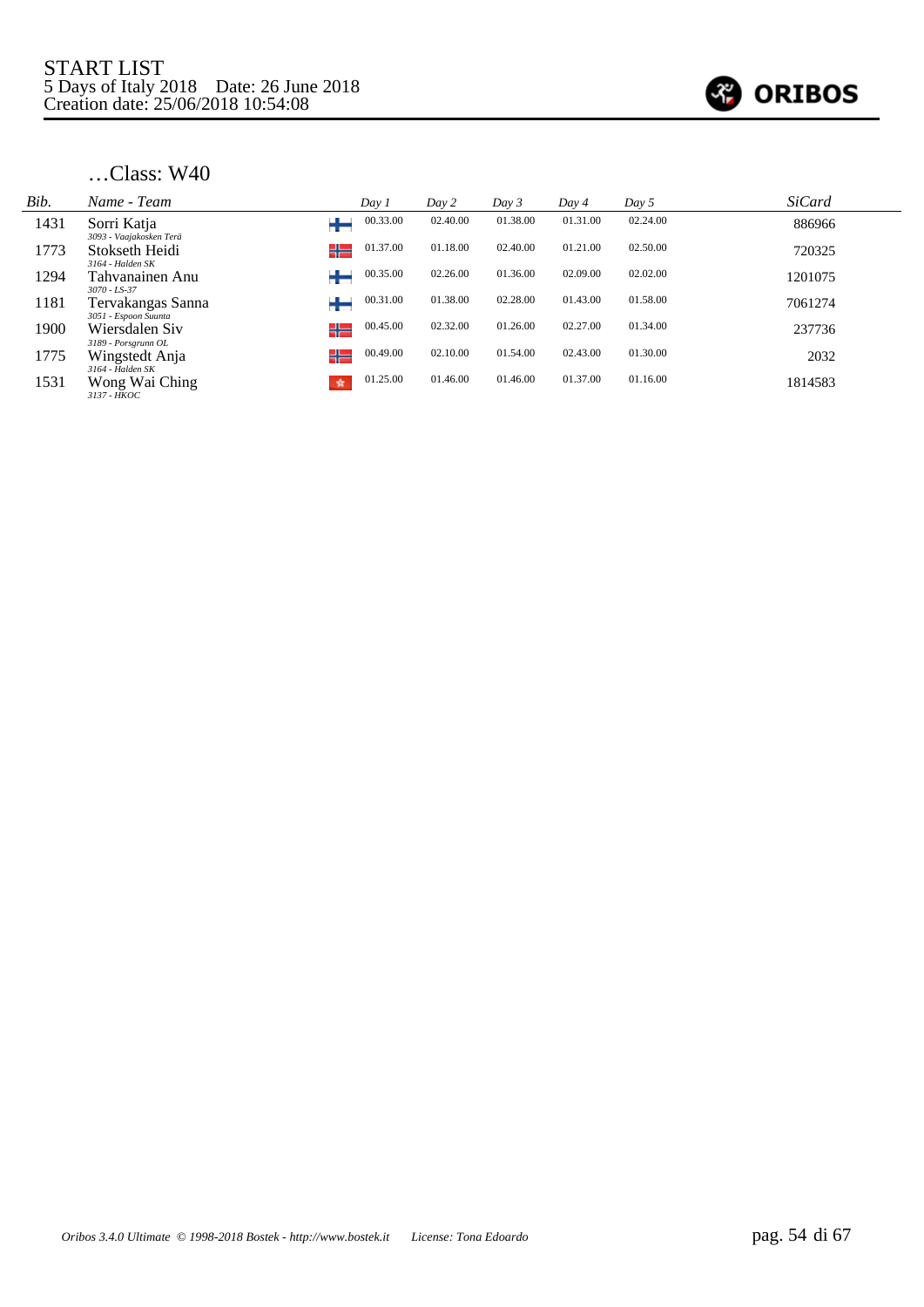START LIST
5 Days of Italy 2018    Date: 26 June 2018
Creation date: 25/06/2018 10:54:08

## …Class: W40

| Bib. | Name - Team | | Day 1 | Day 2 | Day 3 | Day 4 | Day 5 | SiCard |
|---|---|---|---|---|---|---|---|---|
| 1431 | Sorri Katja<br>*3093 - Vaajakosken Terä* | FIN | 00.33.00 | 02.40.00 | 01.38.00 | 01.31.00 | 02.24.00 | 886966 |
| 1773 | Stokseth Heidi<br>*3164 - Halden SK* | NOR | 01.37.00 | 01.18.00 | 02.40.00 | 01.21.00 | 02.50.00 | 720325 |
| 1294 | Tahvanainen Anu<br>*3070 - LS-37* | FIN | 00.35.00 | 02.26.00 | 01.36.00 | 02.09.00 | 02.02.00 | 1201075 |
| 1181 | Tervakangas Sanna<br>*3051 - Espoon Suunta* | FIN | 00.31.00 | 01.38.00 | 02.28.00 | 01.43.00 | 01.58.00 | 7061274 |
| 1900 | Wiersdalen Siv<br>*3189 - Porsgrunn OL* | NOR | 00.45.00 | 02.32.00 | 01.26.00 | 02.27.00 | 01.34.00 | 237736 |
| 1775 | Wingstedt Anja<br>*3164 - Halden SK* | NOR | 00.49.00 | 02.10.00 | 01.54.00 | 02.43.00 | 01.30.00 | 2032 |
| 1531 | Wong Wai Ching<br>*3137 - HKOC* | HKG | 01.25.00 | 01.46.00 | 01.46.00 | 01.37.00 | 01.16.00 | 1814583 |

*Oribos 3.4.0 Ultimate © 1998-2018 Bostek - http://www.bostek.it    License: Tona Edoardo*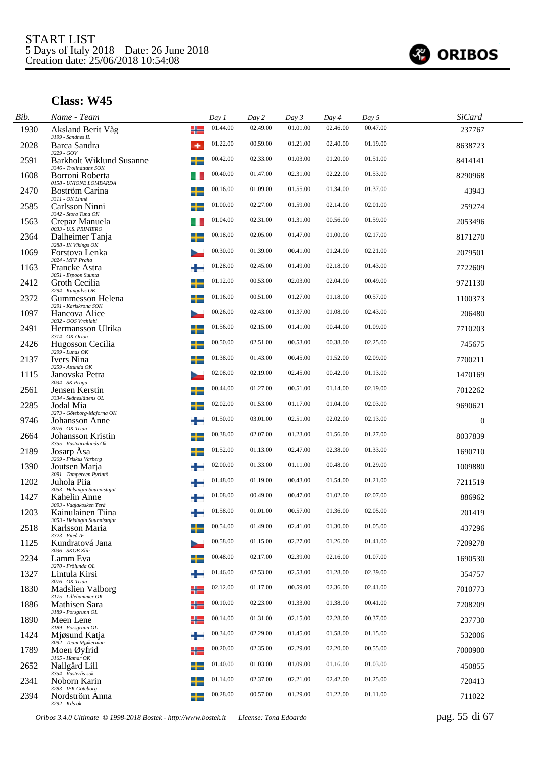START LIST
5 Days of Italy 2018 Date: 26 June 2018
Creation date: 25/06/2018 10:54:08

ORIBOS

## Class: W45

| Bib. | Name - Team | Day 1 | Day 2 | Day 3 | Day 4 | Day 5 | SiCard |
|---|---|---|---|---|---|---|---|
| 1930 | Aksland Berit Våg<br>3199 - Sandnes IL | 01.44.00 | 02.49.00 | 01.01.00 | 02.46.00 | 00.47.00 | 237767 |
| 2028 | Barca Sandra<br>3229 - GOV | 01.22.00 | 00.59.00 | 01.21.00 | 02.40.00 | 01.19.00 | 8638723 |
| 2591 | Barkholt Wiklund Susanne<br>3346 - Trollhättans SOK | 00.42.00 | 02.33.00 | 01.03.00 | 01.20.00 | 01.51.00 | 8414141 |
| 1608 | Borroni Roberta<br>0158 - UNIONE LOMBARDA | 00.40.00 | 01.47.00 | 02.31.00 | 02.22.00 | 01.53.00 | 8290968 |
| 2470 | Boström Carina<br>3311 - OK Linné | 00.16.00 | 01.09.00 | 01.55.00 | 01.34.00 | 01.37.00 | 43943 |
| 2585 | Carlsson Ninni<br>3342 - Stora Tuna OK | 01.00.00 | 02.27.00 | 01.59.00 | 02.14.00 | 02.01.00 | 259274 |
| 1563 | Crepaz Manuela<br>0033 - U.S. PRIMIERO | 01.04.00 | 02.31.00 | 01.31.00 | 00.56.00 | 01.59.00 | 2053496 |
| 2364 | Dalheimer Tanja<br>3288 - IK Vikings OK | 00.18.00 | 02.05.00 | 01.47.00 | 01.00.00 | 02.17.00 | 8171270 |
| 1069 | Forstova Lenka<br>3024 - MFP Praha | 00.30.00 | 01.39.00 | 00.41.00 | 01.24.00 | 02.21.00 | 2079501 |
| 1163 | Francke Astra<br>3051 - Espoon Suunta | 01.28.00 | 02.45.00 | 01.49.00 | 02.18.00 | 01.43.00 | 7722609 |
| 2412 | Groth Cecilia<br>3294 - Kungälvs OK | 01.12.00 | 00.53.00 | 02.03.00 | 02.04.00 | 00.49.00 | 9721130 |
| 2372 | Gummesson Helena<br>3291 - Karlskrona SOK | 01.16.00 | 00.51.00 | 01.27.00 | 01.18.00 | 00.57.00 | 1100373 |
| 1097 | Hancova Alice<br>3032 - OOS Vrchlabi | 00.26.00 | 02.43.00 | 01.37.00 | 01.08.00 | 02.43.00 | 206480 |
| 2491 | Hermansson Ulrika<br>3314 - OK Orion | 01.56.00 | 02.15.00 | 01.41.00 | 00.44.00 | 01.09.00 | 7710203 |
| 2426 | Hugosson Cecilia<br>3299 - Lunds OK | 00.50.00 | 02.51.00 | 00.53.00 | 00.38.00 | 02.25.00 | 745675 |
| 2137 | Ivers Nina<br>3259 - Attunda OK | 01.38.00 | 01.43.00 | 00.45.00 | 01.52.00 | 02.09.00 | 7700211 |
| 1115 | Janovska Petra<br>3034 - SK Praga | 02.08.00 | 02.19.00 | 02.45.00 | 00.42.00 | 01.13.00 | 1470169 |
| 2561 | Jensen Kerstin<br>3334 - Skåneslättens OL | 00.44.00 | 01.27.00 | 00.51.00 | 01.14.00 | 02.19.00 | 7012262 |
| 2285 | Jodal Mia<br>3273 - Göteborg-Majorna OK | 02.02.00 | 01.53.00 | 01.17.00 | 01.04.00 | 02.03.00 | 9690621 |
| 9746 | Johansson Anne<br>3076 - OK Trian | 01.50.00 | 03.01.00 | 02.51.00 | 02.02.00 | 02.13.00 | 0 |
| 2664 | Johansson Kristin<br>3355 - Västvärmlands Ok | 00.38.00 | 02.07.00 | 01.23.00 | 01.56.00 | 01.27.00 | 8037839 |
| 2189 | Josarp Åsa<br>3269 - Friskus Varberg | 01.52.00 | 01.13.00 | 02.47.00 | 02.38.00 | 01.33.00 | 1690710 |
| 1390 | Joutsen Marja<br>3091 - Tampereen Pyrintö | 02.00.00 | 01.33.00 | 01.11.00 | 00.48.00 | 01.29.00 | 1009880 |
| 1202 | Juhola Piia<br>3053 - Helsingin Suunnistajat | 01.48.00 | 01.19.00 | 00.43.00 | 01.54.00 | 01.21.00 | 7211519 |
| 1427 | Kahelin Anne<br>3093 - Vaajakosken Terä | 01.08.00 | 00.49.00 | 00.47.00 | 01.02.00 | 02.07.00 | 886962 |
| 1203 | Kainulainen Tiina<br>3053 - Helsingin Suunnistajat | 01.58.00 | 01.01.00 | 00.57.00 | 01.36.00 | 02.05.00 | 201419 |
| 2518 | Karlsson Maria<br>3323 - Piteå IF | 00.54.00 | 01.49.00 | 02.41.00 | 01.30.00 | 01.05.00 | 437296 |
| 1125 | Kundratová Jana<br>3036 - SKOB Zlín | 00.58.00 | 01.15.00 | 02.27.00 | 01.26.00 | 01.41.00 | 7209278 |
| 2234 | Lamm Eva<br>3270 - Frölunda OL | 00.48.00 | 02.17.00 | 02.39.00 | 02.16.00 | 01.07.00 | 1690530 |
| 1327 | Lintula Kirsi<br>3076 - OK Trian | 01.46.00 | 02.53.00 | 02.53.00 | 01.28.00 | 02.39.00 | 354757 |
| 1830 | Madslien Valborg<br>3175 - Lillehammer OK | 02.12.00 | 01.17.00 | 00.59.00 | 02.36.00 | 02.41.00 | 7010773 |
| 1886 | Mathisen Sara<br>3189 - Porsgrunn OL | 00.10.00 | 02.23.00 | 01.33.00 | 01.38.00 | 00.41.00 | 7208209 |
| 1890 | Meen Lene<br>3189 - Porsgrunn OL | 00.14.00 | 01.31.00 | 02.15.00 | 02.28.00 | 00.37.00 | 237730 |
| 1424 | Mjøsund Katja<br>3092 - Team Mjøkerman | 00.34.00 | 02.29.00 | 01.45.00 | 01.58.00 | 01.15.00 | 532006 |
| 1789 | Moen Øyfrid<br>3165 - Hamar OK | 00.20.00 | 02.35.00 | 02.29.00 | 02.20.00 | 00.55.00 | 7000900 |
| 2652 | Nallgård Lill<br>3354 - Västerås sok | 01.40.00 | 01.03.00 | 01.09.00 | 01.16.00 | 01.03.00 | 450855 |
| 2341 | Noborn Karin<br>3283 - IFK Göteborg | 01.14.00 | 02.37.00 | 02.21.00 | 02.42.00 | 01.25.00 | 720413 |
| 2394 | Nordström Anna<br>3292 - Kils ok | 00.28.00 | 00.57.00 | 01.29.00 | 01.22.00 | 01.11.00 | 711022 |

Oribos 3.4.0 Ultimate © 1998-2018 Bostek - http://www.bostek.it License: Tona Edoardo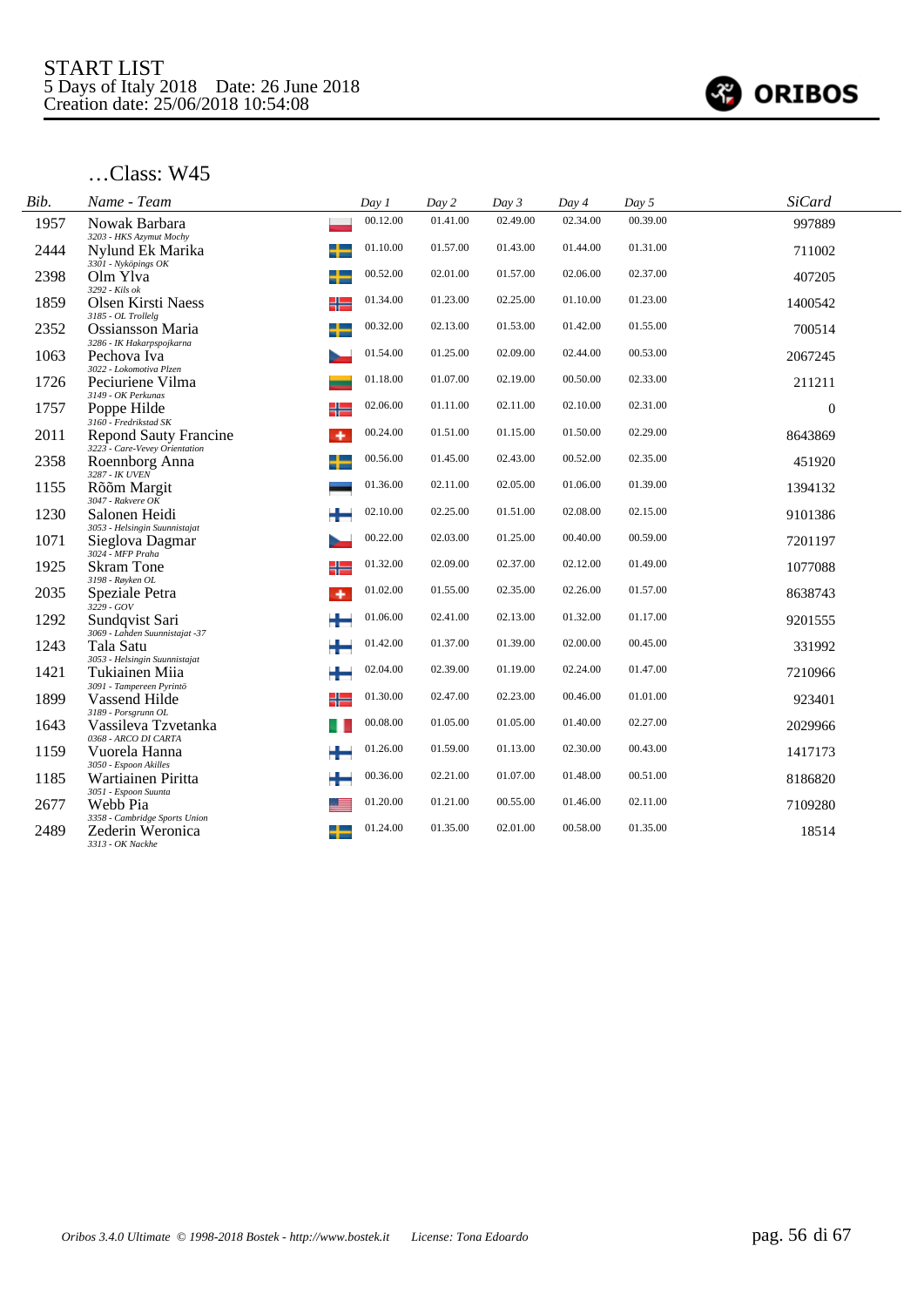START LIST
5 Days of Italy 2018 Date: 26 June 2018
Creation date: 25/06/2018 10:54:08

ORIBOS

## …Class: W45

| Bib. | Name - Team | Day 1 | Day 2 | Day 3 | Day 4 | Day 5 | SiCard |
|---|---|---|---|---|---|---|---|
| 1957 | Nowak Barbara<br>3203 - HKS Azymut Mochy | 00.12.00 | 01.41.00 | 02.49.00 | 02.34.00 | 00.39.00 | 997889 |
| 2444 | Nylund Ek Marika<br>3301 - Nyköpings OK | 01.10.00 | 01.57.00 | 01.43.00 | 01.44.00 | 01.31.00 | 711002 |
| 2398 | Olm Ylva<br>3292 - Kils ok | 00.52.00 | 02.01.00 | 01.57.00 | 02.06.00 | 02.37.00 | 407205 |
| 1859 | Olsen Kirsti Naess<br>3185 - OL Trollelg | 01.34.00 | 01.23.00 | 02.25.00 | 01.10.00 | 01.23.00 | 1400542 |
| 2352 | Ossiansson Maria<br>3286 - IK Hakarpspojkarna | 00.32.00 | 02.13.00 | 01.53.00 | 01.42.00 | 01.55.00 | 700514 |
| 1063 | Pechova Iva<br>3022 - Lokomotiva Plzen | 01.54.00 | 01.25.00 | 02.09.00 | 02.44.00 | 00.53.00 | 2067245 |
| 1726 | Peciuriene Vilma<br>3149 - OK Perkunas | 01.18.00 | 01.07.00 | 02.19.00 | 00.50.00 | 02.33.00 | 211211 |
| 1757 | Poppe Hilde<br>3160 - Fredrikstad SK | 02.06.00 | 01.11.00 | 02.11.00 | 02.10.00 | 02.31.00 | 0 |
| 2011 | Repond Sauty Francine<br>3223 - Care-Vevey Orientation | 00.24.00 | 01.51.00 | 01.15.00 | 01.50.00 | 02.29.00 | 8643869 |
| 2358 | Roennborg Anna<br>3287 - IK UVEN | 00.56.00 | 01.45.00 | 02.43.00 | 00.52.00 | 02.35.00 | 451920 |
| 1155 | Rõõm Margit<br>3047 - Rakvere OK | 01.36.00 | 02.11.00 | 02.05.00 | 01.06.00 | 01.39.00 | 1394132 |
| 1230 | Salonen Heidi<br>3053 - Helsingin Suunnistajat | 02.10.00 | 02.25.00 | 01.51.00 | 02.08.00 | 02.15.00 | 9101386 |
| 1071 | Sieglova Dagmar<br>3024 - MFP Praha | 00.22.00 | 02.03.00 | 01.25.00 | 00.40.00 | 00.59.00 | 7201197 |
| 1925 | Skram Tone<br>3198 - Røyken OL | 01.32.00 | 02.09.00 | 02.37.00 | 02.12.00 | 01.49.00 | 1077088 |
| 2035 | Speziale Petra<br>3229 - GOV | 01.02.00 | 01.55.00 | 02.35.00 | 02.26.00 | 01.57.00 | 8638743 |
| 1292 | Sundqvist Sari<br>3069 - Lahden Suunnistajat -37 | 01.06.00 | 02.41.00 | 02.13.00 | 01.32.00 | 01.17.00 | 9201555 |
| 1243 | Tala Satu<br>3053 - Helsingin Suunnistajat | 01.42.00 | 01.37.00 | 01.39.00 | 02.00.00 | 00.45.00 | 331992 |
| 1421 | Tukiainen Miia<br>3091 - Tampereen Pyrintö | 02.04.00 | 02.39.00 | 01.19.00 | 02.24.00 | 01.47.00 | 7210966 |
| 1899 | Vassend Hilde<br>3189 - Porsgrunn OL | 01.30.00 | 02.47.00 | 02.23.00 | 00.46.00 | 01.01.00 | 923401 |
| 1643 | Vassileva Tzvetanka<br>0368 - ARCO DI CARTA | 00.08.00 | 01.05.00 | 01.05.00 | 01.40.00 | 02.27.00 | 2029966 |
| 1159 | Vuorela Hanna<br>3050 - Espoon Akilles | 01.26.00 | 01.59.00 | 01.13.00 | 02.30.00 | 00.43.00 | 1417173 |
| 1185 | Wartiainen Piritta<br>3051 - Espoon Suunta | 00.36.00 | 02.21.00 | 01.07.00 | 01.48.00 | 00.51.00 | 8186820 |
| 2677 | Webb Pia<br>3358 - Cambridge Sports Union | 01.20.00 | 01.21.00 | 00.55.00 | 01.46.00 | 02.11.00 | 7109280 |
| 2489 | Zederin Weronica<br>3313 - OK Nackhe | 01.24.00 | 01.35.00 | 02.01.00 | 00.58.00 | 01.35.00 | 18514 |

Oribos 3.4.0 Ultimate © 1998-2018 Bostek - http://www.bostek.it License: Tona Edoardo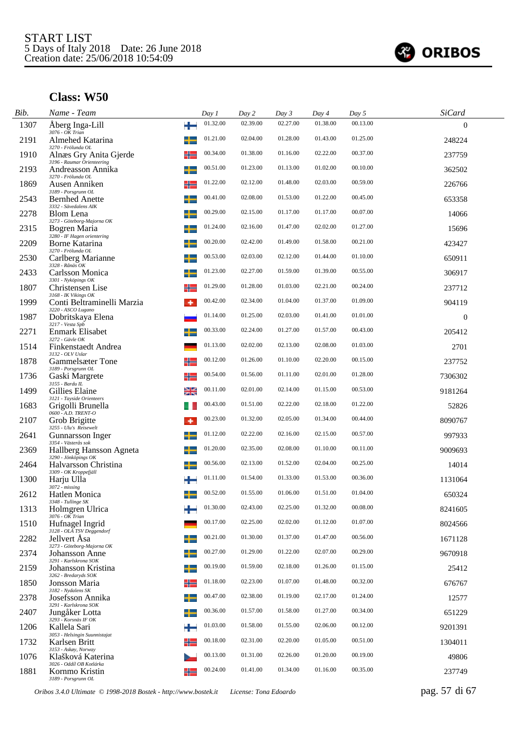START LIST
5 Days of Italy 2018 Date: 26 June 2018
Creation date: 25/06/2018 10:54:09

## Class: W50

| Bib. | Name - Team | | Day 1 | Day 2 | Day 3 | Day 4 | Day 5 | SiCard |
|---|---|---|---|---|---|---|---|---|
| 1307 | Åberg Inga-Lill<br>3076 - OK Trian | | 01.32.00 | 02.39.00 | 02.27.00 | 01.38.00 | 00.13.00 | 0 |
| 2191 | Almehed Katarina<br>3270 - Frölunda OL | | 01.21.00 | 02.04.00 | 01.28.00 | 01.43.00 | 01.25.00 | 248224 |
| 1910 | Alnæs Gry Anita Gjerde<br>3196 - Raumar Orienteering | | 00.34.00 | 01.38.00 | 01.16.00 | 02.22.00 | 00.37.00 | 237759 |
| 2193 | Andreasson Annika<br>3270 - Frölunda OL | | 00.51.00 | 01.23.00 | 01.13.00 | 01.02.00 | 00.10.00 | 362502 |
| 1869 | Ausen Anniken<br>3189 - Porsgrunn OL | | 01.22.00 | 02.12.00 | 01.48.00 | 02.03.00 | 00.59.00 | 226766 |
| 2543 | Bernhed Anette<br>3332 - Sävedalens AIK | | 00.41.00 | 02.08.00 | 01.53.00 | 01.22.00 | 00.45.00 | 653358 |
| 2278 | Blom Lena<br>3273 - Göteborg-Majorna OK | | 00.29.00 | 02.15.00 | 01.17.00 | 01.17.00 | 00.07.00 | 14066 |
| 2315 | Bogren Maria<br>3280 - IF Hagen orientering | | 01.24.00 | 02.16.00 | 01.47.00 | 02.02.00 | 01.27.00 | 15696 |
| 2209 | Borne Katarina<br>3270 - Frölunda OL | | 00.20.00 | 02.42.00 | 01.49.00 | 01.58.00 | 00.21.00 | 423427 |
| 2530 | Carlberg Marianne<br>3328 - Rånäs OK | | 00.53.00 | 02.03.00 | 02.12.00 | 01.44.00 | 01.10.00 | 650911 |
| 2433 | Carlsson Monica<br>3301 - Nyköpings OK | | 01.23.00 | 02.27.00 | 01.59.00 | 01.39.00 | 00.55.00 | 306917 |
| 1807 | Christensen Lise<br>3168 - IK Vikings OK | | 01.29.00 | 01.28.00 | 01.03.00 | 02.21.00 | 00.24.00 | 237712 |
| 1999 | Conti Beltraminelli Marzia<br>3220 - ASCO Lugano | | 00.42.00 | 02.34.00 | 01.04.00 | 01.37.00 | 01.09.00 | 904119 |
| 1987 | Dobritskaya Elena<br>3217 - Vesta Spb | | 01.14.00 | 01.25.00 | 02.03.00 | 01.41.00 | 01.01.00 | 0 |
| 2271 | Enmark Elisabet<br>3272 - Gävle OK | | 00.33.00 | 02.24.00 | 01.27.00 | 01.57.00 | 00.43.00 | 205412 |
| 1514 | Finkenstaedt Andrea<br>3132 - OLV Uslar | | 01.13.00 | 02.02.00 | 02.13.00 | 02.08.00 | 01.03.00 | 2701 |
| 1878 | Gammelsæter Tone<br>3189 - Porsgrunn OL | | 00.12.00 | 01.26.00 | 01.10.00 | 02.20.00 | 00.15.00 | 237752 |
| 1736 | Gaski Margrete<br>3155 - Bardu IL | | 00.54.00 | 01.56.00 | 01.11.00 | 02.01.00 | 01.28.00 | 7306302 |
| 1499 | Gillies Elaine<br>3121 - Tayside Orienteers | | 00.11.00 | 02.01.00 | 02.14.00 | 01.15.00 | 00.53.00 | 9181264 |
| 1683 | Grigolli Brunella<br>0600 - A.D. TRENT-O | | 00.43.00 | 01.51.00 | 02.22.00 | 02.18.00 | 01.22.00 | 52826 |
| 2107 | Grob Brigitte<br>3255 - Ulu's Reisewelt | | 00.23.00 | 01.32.00 | 02.05.00 | 01.34.00 | 00.44.00 | 8090767 |
| 2641 | Gunnarsson Inger<br>3354 - Västerås sok | | 01.12.00 | 02.22.00 | 02.16.00 | 02.15.00 | 00.57.00 | 997933 |
| 2369 | Hallberg Hansson Agneta<br>3290 - Jönköpings OK | | 01.20.00 | 02.35.00 | 02.08.00 | 01.10.00 | 00.11.00 | 9009693 |
| 2464 | Halvarsson Christina<br>3309 - OK Kroppefjäll | | 00.56.00 | 02.13.00 | 01.52.00 | 02.04.00 | 00.25.00 | 14014 |
| 1300 | Harju Ulla<br>3072 - missing | | 01.11.00 | 01.54.00 | 01.33.00 | 01.53.00 | 00.36.00 | 1131064 |
| 2612 | Hatlen Monica<br>3348 - Tullinge SK | | 00.52.00 | 01.55.00 | 01.06.00 | 01.51.00 | 01.04.00 | 650324 |
| 1313 | Holmgren Ulrica<br>3076 - OK Trian | | 01.30.00 | 02.43.00 | 02.25.00 | 01.32.00 | 00.08.00 | 8241605 |
| 1510 | Hufnagel Ingrid<br>3128 - OLA TSV Deggendorf | | 00.17.00 | 02.25.00 | 02.02.00 | 01.12.00 | 01.07.00 | 8024566 |
| 2282 | Jellvert Åsa<br>3273 - Göteborg-Majorna OK | | 00.21.00 | 01.30.00 | 01.37.00 | 01.47.00 | 00.56.00 | 1671128 |
| 2374 | Johansson Anne<br>3291 - Karlskrona SOK | | 00.27.00 | 01.29.00 | 01.22.00 | 02.07.00 | 00.29.00 | 9670918 |
| 2159 | Johansson Kristina<br>3262 - Bredaryds SOK | | 00.19.00 | 01.59.00 | 02.18.00 | 01.26.00 | 01.15.00 | 25412 |
| 1850 | Jonsson Maria<br>3182 - Nydalens SK | | 01.18.00 | 02.23.00 | 01.07.00 | 01.48.00 | 00.32.00 | 676767 |
| 2378 | Josefsson Annika<br>3291 - Karlskrona SOK | | 00.47.00 | 02.38.00 | 01.19.00 | 02.17.00 | 01.24.00 | 12577 |
| 2407 | Jungåker Lotta<br>3293 - Korsnäs IF OK | | 00.36.00 | 01.57.00 | 01.58.00 | 01.27.00 | 00.34.00 | 651229 |
| 1206 | Kallela Sari<br>3053 - Helsingin Suunnistajat | | 01.03.00 | 01.58.00 | 01.55.00 | 02.06.00 | 00.12.00 | 9201391 |
| 1732 | Karlsen Britt<br>3153 - Askøy, Norway | | 00.18.00 | 02.31.00 | 02.20.00 | 01.05.00 | 00.51.00 | 1304011 |
| 1076 | Klašková Katerina<br>3026 - Oddíl OB Kotlárka | | 00.13.00 | 01.31.00 | 02.26.00 | 01.20.00 | 00.19.00 | 49806 |
| 1881 | Kornmo Kristin<br>3189 - Porsgrunn OL | | 00.24.00 | 01.41.00 | 01.34.00 | 01.16.00 | 00.35.00 | 237749 |

Oribos 3.4.0 Ultimate © 1998-2018 Bostek - http://www.bostek.it License: Tona Edoardo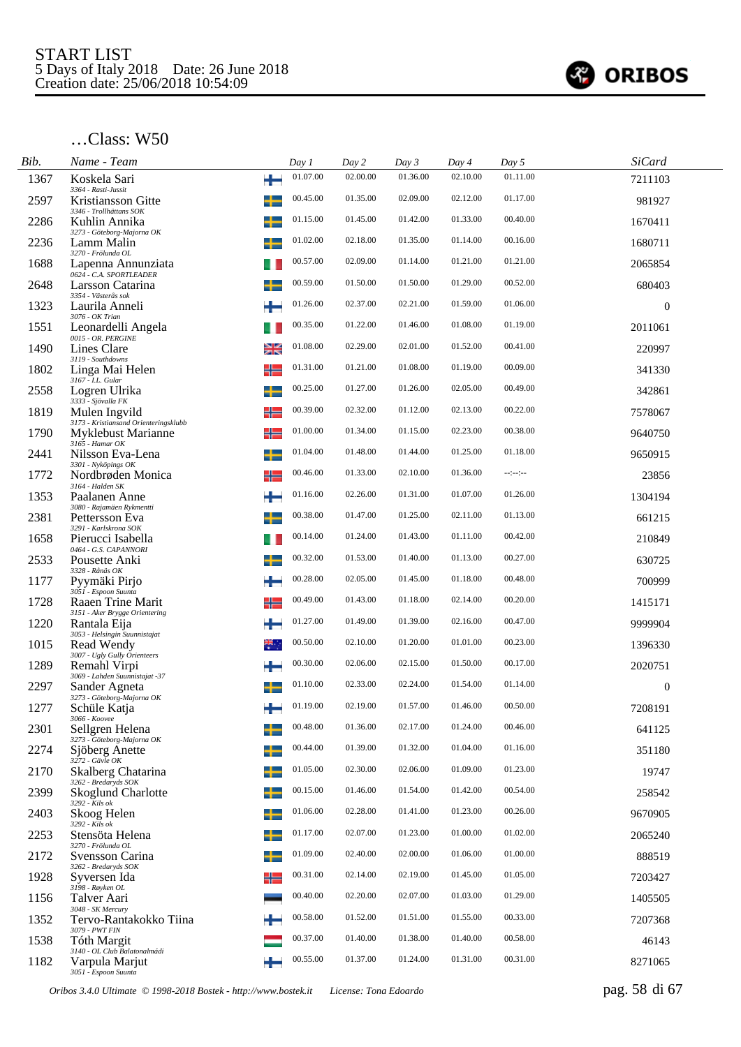START LIST
5 Days of Italy 2018 Date: 26 June 2018
Creation date: 25/06/2018 10:54:09

ORIBOS

## …Class: W50

| Bib. | Name - Team | Day 1 | Day 2 | Day 3 | Day 4 | Day 5 | SiCard |
|---|---|---|---|---|---|---|---|
| 1367 | Koskela Sari<br>3364 - Rasti-Jussit | 01.07.00 | 02.00.00 | 01.36.00 | 02.10.00 | 01.11.00 | 7211103 |
| 2597 | Kristiansson Gitte<br>3346 - Trollhättans SOK | 00.45.00 | 01.35.00 | 02.09.00 | 02.12.00 | 01.17.00 | 981927 |
| 2286 | Kuhlin Annika<br>3273 - Göteborg-Majorna OK | 01.15.00 | 01.45.00 | 01.42.00 | 01.33.00 | 00.40.00 | 1670411 |
| 2236 | Lamm Malin<br>3270 - Frölunda OL | 01.02.00 | 02.18.00 | 01.35.00 | 01.14.00 | 00.16.00 | 1680711 |
| 1688 | Lapenna Annunziata<br>0624 - C.A. SPORTLEADER | 00.57.00 | 02.09.00 | 01.14.00 | 01.21.00 | 01.21.00 | 2065854 |
| 2648 | Larsson Catarina<br>3354 - Västerås sok | 00.59.00 | 01.50.00 | 01.50.00 | 01.29.00 | 00.52.00 | 680403 |
| 1323 | Laurila Anneli<br>3076 - OK Trian | 01.26.00 | 02.37.00 | 02.21.00 | 01.59.00 | 01.06.00 | 0 |
| 1551 | Leonardelli Angela<br>0015 - OR. PERGINE | 00.35.00 | 01.22.00 | 01.46.00 | 01.08.00 | 01.19.00 | 2011061 |
| 1490 | Lines Clare<br>3119 - Southdowns | 01.08.00 | 02.29.00 | 02.01.00 | 01.52.00 | 00.41.00 | 220997 |
| 1802 | Linga Mai Helen<br>3167 - I.L. Gular | 01.31.00 | 01.21.00 | 01.08.00 | 01.19.00 | 00.09.00 | 341330 |
| 2558 | Logren Ulrika<br>3333 - Sjövalla FK | 00.25.00 | 01.27.00 | 01.26.00 | 02.05.00 | 00.49.00 | 342861 |
| 1819 | Mulen Ingvild<br>3173 - Kristiansand Orienteringsklubb | 00.39.00 | 02.32.00 | 01.12.00 | 02.13.00 | 00.22.00 | 7578067 |
| 1790 | Myklebust Marianne<br>3165 - Hamar OK | 01.00.00 | 01.34.00 | 01.15.00 | 02.23.00 | 00.38.00 | 9640750 |
| 2441 | Nilsson Eva-Lena<br>3301 - Nyköpings OK | 01.04.00 | 01.48.00 | 01.44.00 | 01.25.00 | 01.18.00 | 9650915 |
| 1772 | Nordbrøden Monica<br>3164 - Halden SK | 00.46.00 | 01.33.00 | 02.10.00 | 01.36.00 | --:--:-- | 23856 |
| 1353 | Paalanen Anne<br>3080 - Rajamäen Rykmentti | 01.16.00 | 02.26.00 | 01.31.00 | 01.07.00 | 01.26.00 | 1304194 |
| 2381 | Pettersson Eva<br>3291 - Karlskrona SOK | 00.38.00 | 01.47.00 | 01.25.00 | 02.11.00 | 01.13.00 | 661215 |
| 1658 | Pierucci Isabella<br>0464 - G.S. CAPANNORI | 00.14.00 | 01.24.00 | 01.43.00 | 01.11.00 | 00.42.00 | 210849 |
| 2533 | Pousette Anki<br>3328 - Rånäs OK | 00.32.00 | 01.53.00 | 01.40.00 | 01.13.00 | 00.27.00 | 630725 |
| 1177 | Pyymäki Pirjo<br>3051 - Espoon Suunta | 00.28.00 | 02.05.00 | 01.45.00 | 01.18.00 | 00.48.00 | 700999 |
| 1728 | Raaen Trine Marit<br>3151 - Aker Brygge Orientering | 00.49.00 | 01.43.00 | 01.18.00 | 02.14.00 | 00.20.00 | 1415171 |
| 1220 | Rantala Eija<br>3053 - Helsingin Suunnistajat | 01.27.00 | 01.49.00 | 01.39.00 | 02.16.00 | 00.47.00 | 9999904 |
| 1015 | Read Wendy<br>3007 - Ugly Gully Orienteers | 00.50.00 | 02.10.00 | 01.20.00 | 01.01.00 | 00.23.00 | 1396330 |
| 1289 | Remahl Virpi<br>3069 - Lahden Suunnistajat -37 | 00.30.00 | 02.06.00 | 02.15.00 | 01.50.00 | 00.17.00 | 2020751 |
| 2297 | Sander Agneta<br>3273 - Göteborg-Majorna OK | 01.10.00 | 02.33.00 | 02.24.00 | 01.54.00 | 01.14.00 | 0 |
| 1277 | Schüle Katja<br>3066 - Koovee | 01.19.00 | 02.19.00 | 01.57.00 | 01.46.00 | 00.50.00 | 7208191 |
| 2301 | Sellgren Helena<br>3273 - Göteborg-Majorna OK | 00.48.00 | 01.36.00 | 02.17.00 | 01.24.00 | 00.46.00 | 641125 |
| 2274 | Sjöberg Anette<br>3272 - Gävle OK | 00.44.00 | 01.39.00 | 01.32.00 | 01.04.00 | 01.16.00 | 351180 |
| 2170 | Skalberg Chatarina<br>3262 - Bredaryds SOK | 01.05.00 | 02.30.00 | 02.06.00 | 01.09.00 | 01.23.00 | 19747 |
| 2399 | Skoglund Charlotte<br>3292 - Kils ok | 00.15.00 | 01.46.00 | 01.54.00 | 01.42.00 | 00.54.00 | 258542 |
| 2403 | Skoog Helen<br>3292 - Kils ok | 01.06.00 | 02.28.00 | 01.41.00 | 01.23.00 | 00.26.00 | 9670905 |
| 2253 | Stensöta Helena<br>3270 - Frölunda OL | 01.17.00 | 02.07.00 | 01.23.00 | 01.00.00 | 01.02.00 | 2065240 |
| 2172 | Svensson Carina<br>3262 - Bredaryds SOK | 01.09.00 | 02.40.00 | 02.00.00 | 01.06.00 | 01.00.00 | 888519 |
| 1928 | Syversen Ida<br>3198 - Røyken OL | 00.31.00 | 02.14.00 | 02.19.00 | 01.45.00 | 01.05.00 | 7203427 |
| 1156 | Talver Aari<br>3048 - SK Mercury | 00.40.00 | 02.20.00 | 02.07.00 | 01.03.00 | 01.29.00 | 1405505 |
| 1352 | Tervo-Rantakokko Tiina<br>3079 - PWT FIN | 00.58.00 | 01.52.00 | 01.51.00 | 01.55.00 | 00.33.00 | 7207368 |
| 1538 | Tóth Margit<br>3140 - OL Club Balatonalmádi | 00.37.00 | 01.40.00 | 01.38.00 | 01.40.00 | 00.58.00 | 46143 |
| 1182 | Varpula Marjut<br>3051 - Espoon Suunta | 00.55.00 | 01.37.00 | 01.24.00 | 01.31.00 | 00.31.00 | 8271065 |

Oribos 3.4.0 Ultimate © 1998-2018 Bostek - http://www.bostek.it License: Tona Edoardo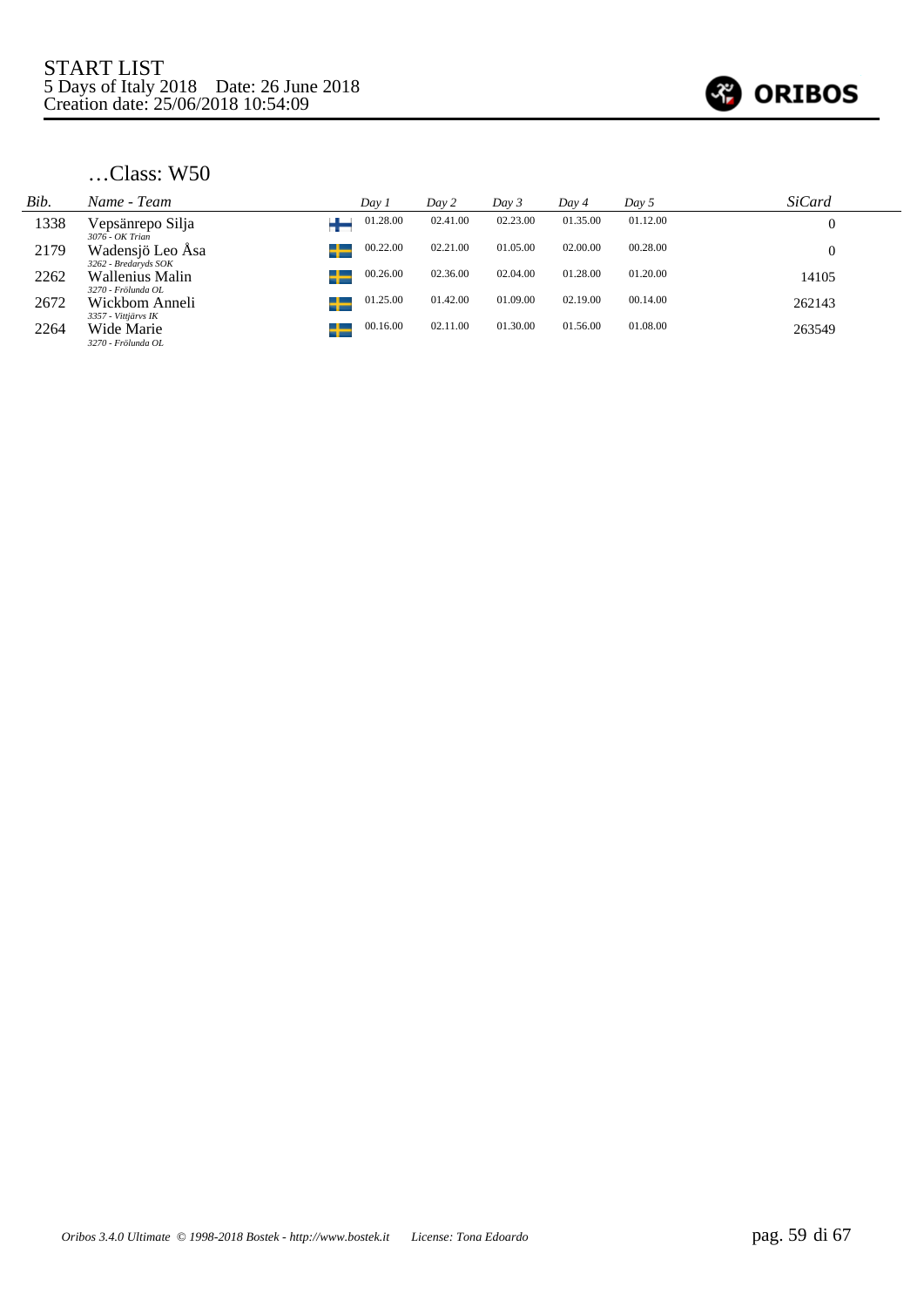START LIST
5 Days of Italy 2018 Date: 26 June 2018
Creation date: 25/06/2018 10:54:09

ORIBOS

## …Class: W50

| *Bib.* | *Name - Team* | | *Day 1* | *Day 2* | *Day 3* | *Day 4* | *Day 5* | *SiCard* |
|---|---|---|---|---|---|---|---|---|
| 1338 | Vepsänrepo Silja<br>*3076 - OK Trian* | FIN | 01.28.00 | 02.41.00 | 02.23.00 | 01.35.00 | 01.12.00 | 0 |
| 2179 | Wadensjö Leo Åsa<br>*3262 - Bredaryds SOK* | SWE | 00.22.00 | 02.21.00 | 01.05.00 | 02.00.00 | 00.28.00 | 0 |
| 2262 | Wallenius Malin<br>*3270 - Frölunda OL* | SWE | 00.26.00 | 02.36.00 | 02.04.00 | 01.28.00 | 01.20.00 | 14105 |
| 2672 | Wickbom Anneli<br>*3357 - Vittjärvs IK* | SWE | 01.25.00 | 01.42.00 | 01.09.00 | 02.19.00 | 00.14.00 | 262143 |
| 2264 | Wide Marie<br>*3270 - Frölunda OL* | SWE | 00.16.00 | 02.11.00 | 01.30.00 | 01.56.00 | 01.08.00 | 263549 |

*Oribos 3.4.0 Ultimate © 1998-2018 Bostek - http://www.bostek.it* *License: Tona Edoardo*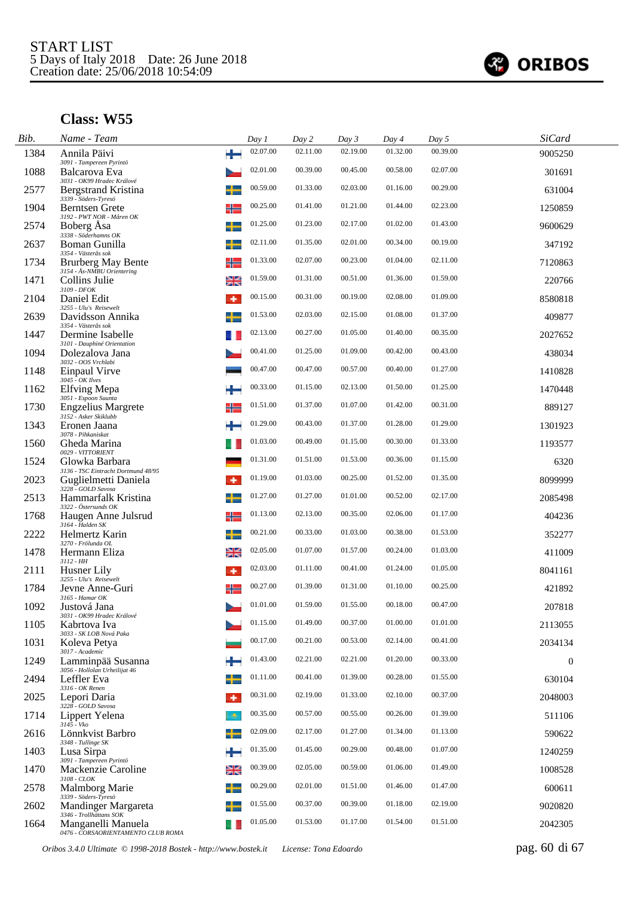START LIST
5 Days of Italy 2018 Date: 26 June 2018
Creation date: 25/06/2018 10:54:09

ORIBOS

## Class: W55

| Bib. | Name - Team | Day 1 | Day 2 | Day 3 | Day 4 | Day 5 | SiCard |
|---|---|---|---|---|---|---|---|
| 1384 | Annila Päivi<br>*3091 - Tampereen Pyrintö* | 02.07.00 | 02.11.00 | 02.19.00 | 01.32.00 | 00.39.00 | 9005250 |
| 1088 | Balcarova Eva<br>*3031 - OK99 Hradec Králové* | 02.01.00 | 00.39.00 | 00.45.00 | 00.58.00 | 02.07.00 | 301691 |
| 2577 | Bergstrand Kristina<br>*3339 - Söders-Tyresö* | 00.59.00 | 01.33.00 | 02.03.00 | 01.16.00 | 00.29.00 | 631004 |
| 1904 | Berntsen Grete<br>*3192 - PWT NOR - Måren OK* | 00.25.00 | 01.41.00 | 01.21.00 | 01.44.00 | 02.23.00 | 1250859 |
| 2574 | Boberg Åsa<br>*3338 - Söderhamns OK* | 01.25.00 | 01.23.00 | 02.17.00 | 01.02.00 | 01.43.00 | 9600629 |
| 2637 | Boman Gunilla<br>*3354 - Västerås sok* | 02.11.00 | 01.35.00 | 02.01.00 | 00.34.00 | 00.19.00 | 347192 |
| 1734 | Brurberg May Bente<br>*3154 - Ås-NMBU Orientering* | 01.33.00 | 02.07.00 | 00.23.00 | 01.04.00 | 02.11.00 | 7120863 |
| 1471 | Collins Julie<br>*3109 - DFOK* | 01.59.00 | 01.31.00 | 00.51.00 | 01.36.00 | 01.59.00 | 220766 |
| 2104 | Daniel Edit<br>*3255 - Ulu's Reisewelt* | 00.15.00 | 00.31.00 | 00.19.00 | 02.08.00 | 01.09.00 | 8580818 |
| 2639 | Davidsson Annika<br>*3354 - Västerås sok* | 01.53.00 | 02.03.00 | 02.15.00 | 01.08.00 | 01.37.00 | 409877 |
| 1447 | Dermine Isabelle<br>*3101 - Dauphiné Orientation* | 02.13.00 | 00.27.00 | 01.05.00 | 01.40.00 | 00.35.00 | 2027652 |
| 1094 | Dolezalova Jana<br>*3032 - OOS Vrchlabi* | 00.41.00 | 01.25.00 | 01.09.00 | 00.42.00 | 00.43.00 | 438034 |
| 1148 | Einpaul Virve<br>*3045 - OK Ilves* | 00.47.00 | 00.47.00 | 00.57.00 | 00.40.00 | 01.27.00 | 1410828 |
| 1162 | Elfving Mepa<br>*3051 - Espoon Suunta* | 00.33.00 | 01.15.00 | 02.13.00 | 01.50.00 | 01.25.00 | 1470448 |
| 1730 | Engzelius Margrete<br>*3152 - Asker Skiklubb* | 01.51.00 | 01.37.00 | 01.07.00 | 01.42.00 | 00.31.00 | 889127 |
| 1343 | Eronen Jaana<br>*3078 - Pihkaniskat* | 01.29.00 | 00.43.00 | 01.37.00 | 01.28.00 | 01.29.00 | 1301923 |
| 1560 | Gheda Marina<br>*0029 - VITTORIENT* | 01.03.00 | 00.49.00 | 01.15.00 | 00.30.00 | 01.33.00 | 1193577 |
| 1524 | Glowka Barbara<br>*3136 - TSC Eintracht Dortmund 48/95* | 01.31.00 | 01.51.00 | 01.53.00 | 00.36.00 | 01.15.00 | 6320 |
| 2023 | Guglielmetti Daniela<br>*3228 - GOLD Savosa* | 01.19.00 | 01.03.00 | 00.25.00 | 01.52.00 | 01.35.00 | 8099999 |
| 2513 | Hammarfalk Kristina<br>*3322 - Östersunds OK* | 01.27.00 | 01.27.00 | 01.01.00 | 00.52.00 | 02.17.00 | 2085498 |
| 1768 | Haugen Anne Julsrud<br>*3164 - Halden SK* | 01.13.00 | 02.13.00 | 00.35.00 | 02.06.00 | 01.17.00 | 404236 |
| 2222 | Helmertz Karin<br>*3270 - Frölunda OL* | 00.21.00 | 00.33.00 | 01.03.00 | 00.38.00 | 01.53.00 | 352277 |
| 1478 | Hermann Eliza<br>*3112 - HH* | 02.05.00 | 01.07.00 | 01.57.00 | 00.24.00 | 01.03.00 | 411009 |
| 2111 | Husner Lily<br>*3255 - Ulu's Reisewelt* | 02.03.00 | 01.11.00 | 00.41.00 | 01.24.00 | 01.05.00 | 8041161 |
| 1784 | Jevne Anne-Guri<br>*3165 - Hamar OK* | 00.27.00 | 01.39.00 | 01.31.00 | 01.10.00 | 00.25.00 | 421892 |
| 1092 | Justová Jana<br>*3031 - OK99 Hradec Králové* | 01.01.00 | 01.59.00 | 01.55.00 | 00.18.00 | 00.47.00 | 207818 |
| 1105 | Kabrtova Iva<br>*3033 - SK LOB Nová Paka* | 01.15.00 | 01.49.00 | 00.37.00 | 01.00.00 | 01.01.00 | 2113055 |
| 1031 | Koleva Petya<br>*3017 - Academic* | 00.17.00 | 00.21.00 | 00.53.00 | 02.14.00 | 00.41.00 | 2034134 |
| 1249 | Lamminpää Susanna<br>*3056 - Hollolan Urheilijat 46* | 01.43.00 | 02.21.00 | 02.21.00 | 01.20.00 | 00.33.00 | 0 |
| 2494 | Leffler Eva<br>*3316 - OK Renen* | 01.11.00 | 00.41.00 | 01.39.00 | 00.28.00 | 01.55.00 | 630104 |
| 2025 | Lepori Daria<br>*3228 - GOLD Savosa* | 00.31.00 | 02.19.00 | 01.33.00 | 02.10.00 | 00.37.00 | 2048003 |
| 1714 | Lippert Yelena<br>*3145 - Vko* | 00.35.00 | 00.57.00 | 00.55.00 | 00.26.00 | 01.39.00 | 511106 |
| 2616 | Lönnkvist Barbro<br>*3348 - Tullinge SK* | 02.09.00 | 02.17.00 | 01.27.00 | 01.34.00 | 01.13.00 | 590622 |
| 1403 | Lusa Sirpa<br>*3091 - Tampereen Pyrintö* | 01.35.00 | 01.45.00 | 00.29.00 | 00.48.00 | 01.07.00 | 1240259 |
| 1470 | Mackenzie Caroline<br>*3108 - CLOK* | 00.39.00 | 02.05.00 | 00.59.00 | 01.06.00 | 01.49.00 | 1008528 |
| 2578 | Malmborg Marie<br>*3339 - Söders-Tyresö* | 00.29.00 | 02.01.00 | 01.51.00 | 01.46.00 | 01.47.00 | 600611 |
| 2602 | Mandinger Margareta<br>*3346 - Trollhättans SOK* | 01.55.00 | 00.37.00 | 00.39.00 | 01.18.00 | 02.19.00 | 9020820 |
| 1664 | Manganelli Manuela<br>*0476 - CORSAORIENTAMENTO CLUB ROMA* | 01.05.00 | 01.53.00 | 01.17.00 | 01.54.00 | 01.51.00 | 2042305 |

*Oribos 3.4.0 Ultimate © 1998-2018 Bostek - http://www.bostek.it License: Tona Edoardo*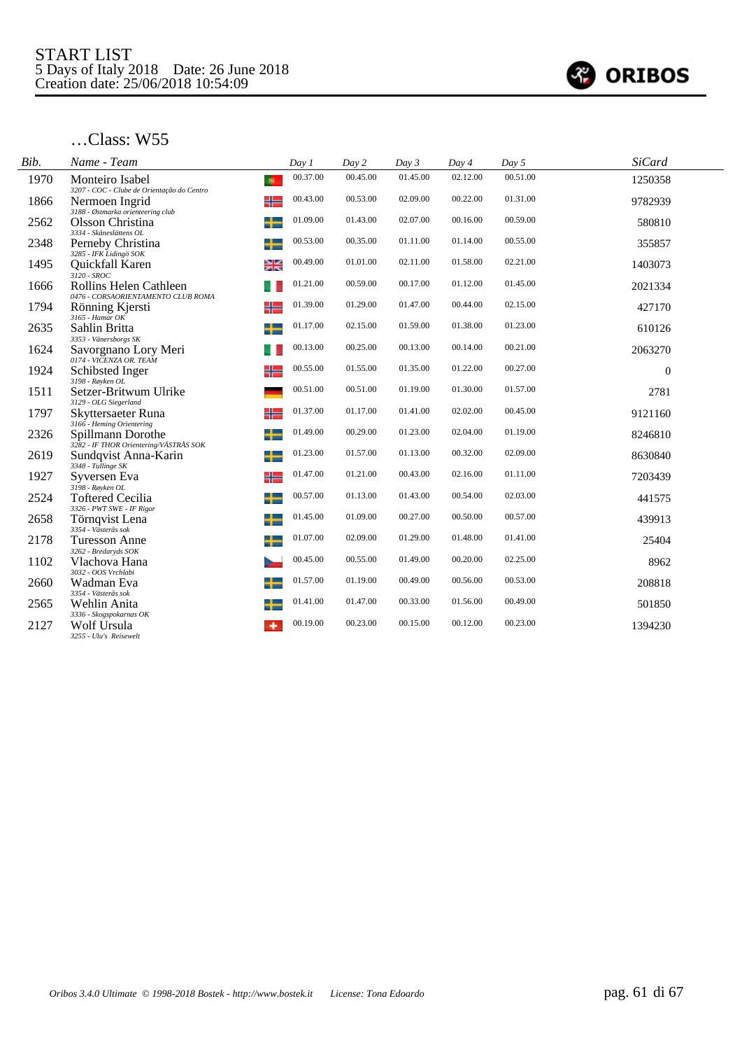START LIST
5 Days of Italy 2018 Date: 26 June 2018
Creation date: 25/06/2018 10:54:09

ORIBOS

## …Class: W55

| Bib. | Name - Team | | Day 1 | Day 2 | Day 3 | Day 4 | Day 5 | SiCard |
|---|---|---|---|---|---|---|---|---|
| 1970 | Monteiro Isabel<br>3207 - COC - Clube de Orientação do Centro | POR | 00.37.00 | 00.45.00 | 01.45.00 | 02.12.00 | 00.51.00 | 1250358 |
| 1866 | Nermoen Ingrid<br>3188 - Østmarka orienteering club | NOR | 00.43.00 | 00.53.00 | 02.09.00 | 00.22.00 | 01.31.00 | 9782939 |
| 2562 | Olsson Christina<br>3334 - Skåneslättens OL | SWE | 01.09.00 | 01.43.00 | 02.07.00 | 00.16.00 | 00.59.00 | 580810 |
| 2348 | Perneby Christina<br>3285 - IFK Lidingö SOK | SWE | 00.53.00 | 00.35.00 | 01.11.00 | 01.14.00 | 00.55.00 | 355857 |
| 1495 | Quickfall Karen<br>3120 - SROC | GBR | 00.49.00 | 01.01.00 | 02.11.00 | 01.58.00 | 02.21.00 | 1403073 |
| 1666 | Rollins Helen Cathleen<br>0476 - CORSAORIENTAMENTO CLUB ROMA | ITA | 01.21.00 | 00.59.00 | 00.17.00 | 01.12.00 | 01.45.00 | 2021334 |
| 1794 | Rönning Kjersti<br>3165 - Hamar OK | NOR | 01.39.00 | 01.29.00 | 01.47.00 | 00.44.00 | 02.15.00 | 427170 |
| 2635 | Sahlin Britta<br>3353 - Vänersborgs SK | SWE | 01.17.00 | 02.15.00 | 01.59.00 | 01.38.00 | 01.23.00 | 610126 |
| 1624 | Savorgnano Lory Meri<br>0174 - VICENZA OR. TEAM | ITA | 00.13.00 | 00.25.00 | 00.13.00 | 00.14.00 | 00.21.00 | 2063270 |
| 1924 | Schibsted Inger<br>3198 - Røyken OL | NOR | 00.55.00 | 01.55.00 | 01.35.00 | 01.22.00 | 00.27.00 | 0 |
| 1511 | Setzer-Britwum Ulrike<br>3129 - OLG Siegerland | GER | 00.51.00 | 00.51.00 | 01.19.00 | 01.30.00 | 01.57.00 | 2781 |
| 1797 | Skyttersaeter Runa<br>3166 - Heming Orientering | NOR | 01.37.00 | 01.17.00 | 01.41.00 | 02.02.00 | 00.45.00 | 9121160 |
| 2326 | Spillmann Dorothe<br>3282 - IF THOR Orientering/VÄSTRÅS SOK | SWE | 01.49.00 | 00.29.00 | 01.23.00 | 02.04.00 | 01.19.00 | 8246810 |
| 2619 | Sundqvist Anna-Karin<br>3348 - Tullinge SK | SWE | 01.23.00 | 01.57.00 | 01.13.00 | 00.32.00 | 02.09.00 | 8630840 |
| 1927 | Syversen Eva<br>3198 - Røyken OL | NOR | 01.47.00 | 01.21.00 | 00.43.00 | 02.16.00 | 01.11.00 | 7203439 |
| 2524 | Toftered Cecilia<br>3326 - PWT SWE - IF Rigor | SWE | 00.57.00 | 01.13.00 | 01.43.00 | 00.54.00 | 02.03.00 | 441575 |
| 2658 | Törnqvist Lena<br>3354 - Västerås sok | SWE | 01.45.00 | 01.09.00 | 00.27.00 | 00.50.00 | 00.57.00 | 439913 |
| 2178 | Turesson Anne<br>3262 - Bredaryds SOK | SWE | 01.07.00 | 02.09.00 | 01.29.00 | 01.48.00 | 01.41.00 | 25404 |
| 1102 | Vlachova Hana<br>3032 - OOS Vrchlabi | CZE | 00.45.00 | 00.55.00 | 01.49.00 | 00.20.00 | 02.25.00 | 8962 |
| 2660 | Wadman Eva<br>3354 - Västerås sok | SWE | 01.57.00 | 01.19.00 | 00.49.00 | 00.56.00 | 00.53.00 | 208818 |
| 2565 | Wehlin Anita<br>3336 - Skogspokarnas OK | SWE | 01.41.00 | 01.47.00 | 00.33.00 | 01.56.00 | 00.49.00 | 501850 |
| 2127 | Wolf Ursula<br>3255 - Ulu's Reisewelt | SUI | 00.19.00 | 00.23.00 | 00.15.00 | 00.12.00 | 00.23.00 | 1394230 |

*Oribos 3.4.0 Ultimate © 1998-2018 Bostek - http://www.bostek.it License: Tona Edoardo*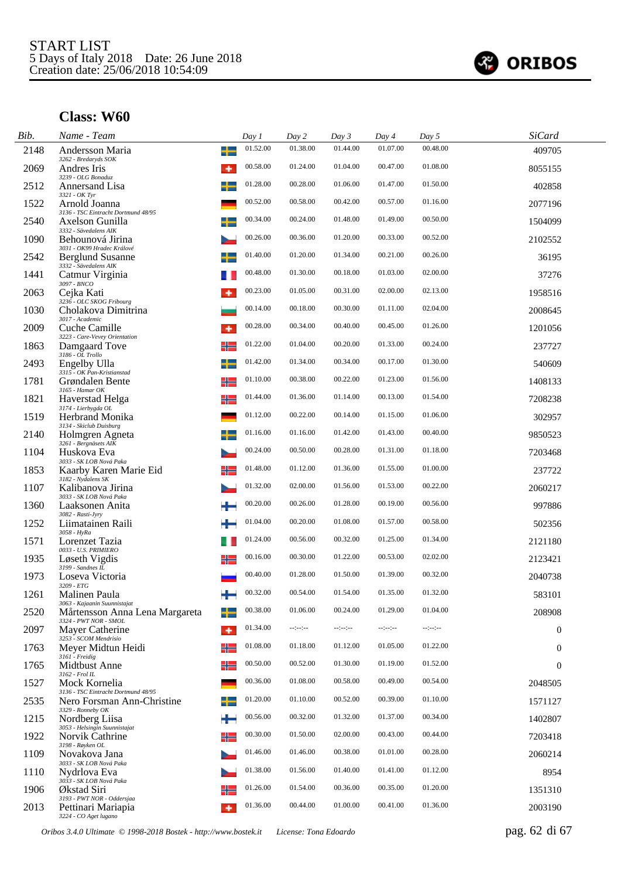START LIST
5 Days of Italy 2018 Date: 26 June 2018
Creation date: 25/06/2018 10:54:09

## Class: W60

| Bib. | Name - Team | Day 1 | Day 2 | Day 3 | Day 4 | Day 5 | SiCard |
|---|---|---|---|---|---|---|---|
| 2148 | Andersson Maria<br>3262 - Bredaryds SOK | 01.52.00 | 01.38.00 | 01.44.00 | 01.07.00 | 00.48.00 | 409705 |
| 2069 | Andres Iris<br>3239 - OLG Bonaduz | 00.58.00 | 01.24.00 | 01.04.00 | 00.47.00 | 01.08.00 | 8055155 |
| 2512 | Annersand Lisa<br>3321 - OK Tyr | 01.28.00 | 00.28.00 | 01.06.00 | 01.47.00 | 01.50.00 | 402858 |
| 1522 | Arnold Joanna<br>3136 - TSC Eintracht Dortmund 48/95 | 00.52.00 | 00.58.00 | 00.42.00 | 00.57.00 | 01.16.00 | 2077196 |
| 2540 | Axelson Gunilla<br>3332 - Sävedalens AIK | 00.34.00 | 00.24.00 | 01.48.00 | 01.49.00 | 00.50.00 | 1504099 |
| 1090 | Behounová Jirina<br>3031 - OK99 Hradec Králové | 00.26.00 | 00.36.00 | 01.20.00 | 00.33.00 | 00.52.00 | 2102552 |
| 2542 | Berglund Susanne<br>3332 - Sävedalens AIK | 01.40.00 | 01.20.00 | 01.34.00 | 00.21.00 | 00.26.00 | 36195 |
| 1441 | Catmur Virginia<br>3097 - BNCO | 00.48.00 | 01.30.00 | 00.18.00 | 01.03.00 | 02.00.00 | 37276 |
| 2063 | Cejka Kati<br>3236 - OLC SKOG Fribourg | 00.23.00 | 01.05.00 | 00.31.00 | 02.00.00 | 02.13.00 | 1958516 |
| 1030 | Cholakova Dimitrina<br>3017 - Academic | 00.14.00 | 00.18.00 | 00.30.00 | 01.11.00 | 02.04.00 | 2008645 |
| 2009 | Cuche Camille<br>3223 - Care-Vevey Orientation | 00.28.00 | 00.34.00 | 00.40.00 | 00.45.00 | 01.26.00 | 1201056 |
| 1863 | Damgaard Tove<br>3186 - OL Trollo | 01.22.00 | 01.04.00 | 00.20.00 | 01.33.00 | 00.24.00 | 237727 |
| 2493 | Engelby Ulla<br>3315 - OK Pan-Kristianstad | 01.42.00 | 01.34.00 | 00.34.00 | 00.17.00 | 01.30.00 | 540609 |
| 1781 | Grøndalen Bente<br>3165 - Hamar OK | 01.10.00 | 00.38.00 | 00.22.00 | 01.23.00 | 01.56.00 | 1408133 |
| 1821 | Haverstad Helga<br>3174 - Lierbygda OL | 01.44.00 | 01.36.00 | 01.14.00 | 00.13.00 | 01.54.00 | 7208238 |
| 1519 | Herbrand Monika<br>3134 - Skiclub Duisburg | 01.12.00 | 00.22.00 | 00.14.00 | 01.15.00 | 01.06.00 | 302957 |
| 2140 | Holmgren Agneta<br>3261 - Bergnäsets AIK | 01.16.00 | 01.16.00 | 01.42.00 | 01.43.00 | 00.40.00 | 9850523 |
| 1104 | Huskova Eva<br>3033 - SK LOB Nová Paka | 00.24.00 | 00.50.00 | 00.28.00 | 01.31.00 | 01.18.00 | 7203468 |
| 1853 | Kaarby Karen Marie Eid<br>3182 - Nydalens SK | 01.48.00 | 01.12.00 | 01.36.00 | 01.55.00 | 01.00.00 | 237722 |
| 1107 | Kalibanova Jirina<br>3033 - SK LOB Nová Paka | 01.32.00 | 02.00.00 | 01.56.00 | 01.53.00 | 00.22.00 | 2060217 |
| 1360 | Laaksonen Anita<br>3082 - Rasti-Jyry | 00.20.00 | 00.26.00 | 01.28.00 | 00.19.00 | 00.56.00 | 997886 |
| 1252 | Liimatainen Raili<br>3058 - HyRa | 01.04.00 | 00.20.00 | 01.08.00 | 01.57.00 | 00.58.00 | 502356 |
| 1571 | Lorenzet Tazia<br>0033 - U.S. PRIMIERO | 01.24.00 | 00.56.00 | 00.32.00 | 01.25.00 | 01.34.00 | 2121180 |
| 1935 | Løseth Vigdis<br>3199 - Sandnes IL | 00.16.00 | 00.30.00 | 01.22.00 | 00.53.00 | 02.02.00 | 2123421 |
| 1973 | Loseva Victoria<br>3209 - ETG | 00.40.00 | 01.28.00 | 01.50.00 | 01.39.00 | 00.32.00 | 2040738 |
| 1261 | Malinen Paula<br>3063 - Kajaanin Suunnistajat | 00.32.00 | 00.54.00 | 01.54.00 | 01.35.00 | 01.32.00 | 583101 |
| 2520 | Mårtensson Anna Lena Margareta<br>3324 - PWT NOR - SMOL | 00.38.00 | 01.06.00 | 00.24.00 | 01.29.00 | 01.04.00 | 208908 |
| 2097 | Mayer Catherine<br>3253 - SCOM Mendrisio | 01.34.00 | --:--:-- | --:--:-- | --:--:-- | --:--:-- | 0 |
| 1763 | Meyer Midtun Heidi<br>3161 - Freidig | 01.08.00 | 01.18.00 | 01.12.00 | 01.05.00 | 01.22.00 | 0 |
| 1765 | Midtbust Anne<br>3162 - Frol IL | 00.50.00 | 00.52.00 | 01.30.00 | 01.19.00 | 01.52.00 | 0 |
| 1527 | Mock Kornelia<br>3136 - TSC Eintracht Dortmund 48/95 | 00.36.00 | 01.08.00 | 00.58.00 | 00.49.00 | 00.54.00 | 2048505 |
| 2535 | Nero Forsman Ann-Christine<br>3329 - Ronneby OK | 01.20.00 | 01.10.00 | 00.52.00 | 00.39.00 | 01.10.00 | 1571127 |
| 1215 | Nordberg Liisa<br>3053 - Helsingin Suunnistajat | 00.56.00 | 00.32.00 | 01.32.00 | 01.37.00 | 00.34.00 | 1402807 |
| 1922 | Norvik Cathrine<br>3198 - Røyken OL | 00.30.00 | 01.50.00 | 02.00.00 | 00.43.00 | 00.44.00 | 7203418 |
| 1109 | Novakova Jana<br>3033 - SK LOB Nová Paka | 01.46.00 | 01.46.00 | 00.38.00 | 01.01.00 | 00.28.00 | 2060214 |
| 1110 | Nydrlova Eva<br>3033 - SK LOB Nová Paka | 01.38.00 | 01.56.00 | 01.40.00 | 01.41.00 | 01.12.00 | 8954 |
| 1906 | Økstad Siri<br>3193 - PWT NOR - Oddersjaa | 01.26.00 | 01.54.00 | 00.36.00 | 00.35.00 | 01.20.00 | 1351310 |
| 2013 | Pettinari Mariapia<br>3224 - CO Aget lugano | 01.36.00 | 00.44.00 | 01.00.00 | 00.41.00 | 01.36.00 | 2003190 |

*Oribos 3.4.0 Ultimate © 1998-2018 Bostek - http://www.bostek.it License: Tona Edoardo*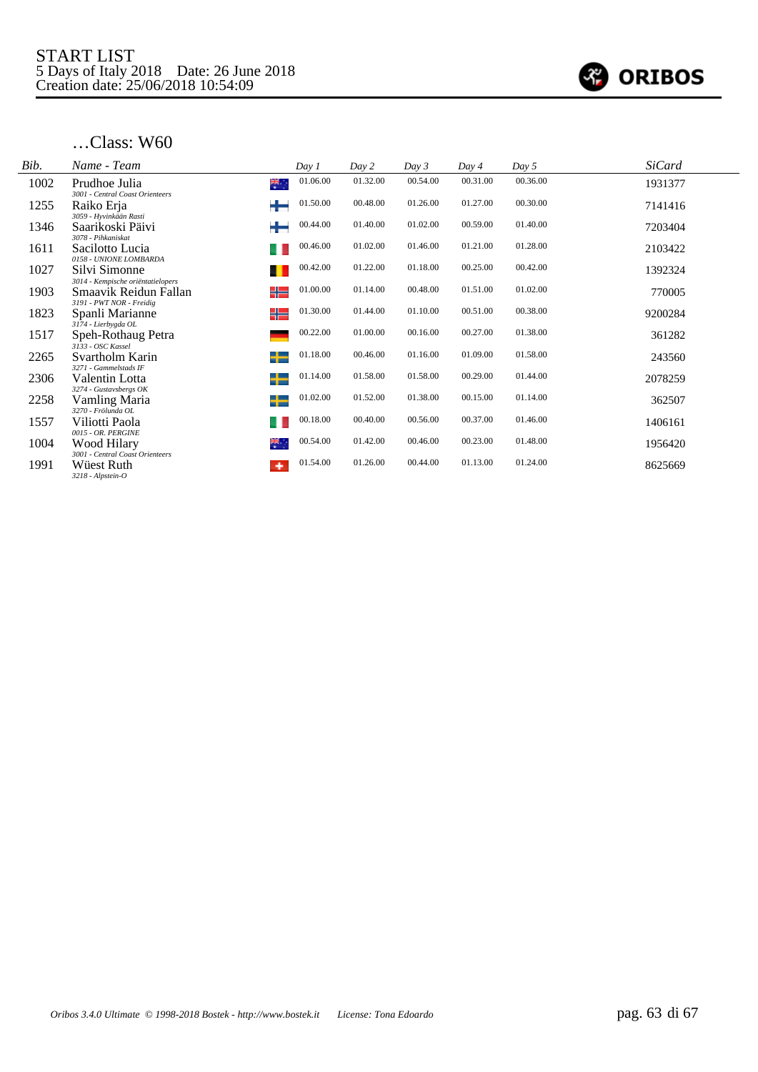START LIST
5 Days of Italy 2018 Date: 26 June 2018
Creation date: 25/06/2018 10:54:09

## …Class: W60

| Bib. | Name - Team | | Day 1 | Day 2 | Day 3 | Day 4 | Day 5 | SiCard |
|---|---|---|---|---|---|---|---|---|
| 1002 | Prudhoe Julia<br>3001 - Central Coast Orienteers | | 01.06.00 | 01.32.00 | 00.54.00 | 00.31.00 | 00.36.00 | 1931377 |
| 1255 | Raiko Erja<br>3059 - Hyvinkään Rasti | | 01.50.00 | 00.48.00 | 01.26.00 | 01.27.00 | 00.30.00 | 7141416 |
| 1346 | Saarikoski Päivi<br>3078 - Pihkaniskat | | 00.44.00 | 01.40.00 | 01.02.00 | 00.59.00 | 01.40.00 | 7203404 |
| 1611 | Sacilotto Lucia<br>0158 - UNIONE LOMBARDA | | 00.46.00 | 01.02.00 | 01.46.00 | 01.21.00 | 01.28.00 | 2103422 |
| 1027 | Silvi Simonne<br>3014 - Kempische oriëntatielopers | | 00.42.00 | 01.22.00 | 01.18.00 | 00.25.00 | 00.42.00 | 1392324 |
| 1903 | Smaavik Reidun Fallan<br>3191 - PWT NOR - Freidig | | 01.00.00 | 01.14.00 | 00.48.00 | 01.51.00 | 01.02.00 | 770005 |
| 1823 | Spanli Marianne<br>3174 - Lierbygda OL | | 01.30.00 | 01.44.00 | 01.10.00 | 00.51.00 | 00.38.00 | 9200284 |
| 1517 | Speh-Rothaug Petra<br>3133 - OSC Kassel | | 00.22.00 | 01.00.00 | 00.16.00 | 00.27.00 | 01.38.00 | 361282 |
| 2265 | Svartholm Karin<br>3271 - Gammelstads IF | | 01.18.00 | 00.46.00 | 01.16.00 | 01.09.00 | 01.58.00 | 243560 |
| 2306 | Valentin Lotta<br>3274 - Gustavsbergs OK | | 01.14.00 | 01.58.00 | 01.58.00 | 00.29.00 | 01.44.00 | 2078259 |
| 2258 | Vamling Maria<br>3270 - Frölunda OL | | 01.02.00 | 01.52.00 | 01.38.00 | 00.15.00 | 01.14.00 | 362507 |
| 1557 | Viliotti Paola<br>0015 - OR. PERGINE | | 00.18.00 | 00.40.00 | 00.56.00 | 00.37.00 | 01.46.00 | 1406161 |
| 1004 | Wood Hilary<br>3001 - Central Coast Orienteers | | 00.54.00 | 01.42.00 | 00.46.00 | 00.23.00 | 01.48.00 | 1956420 |
| 1991 | Wüest Ruth<br>3218 - Alpstein-O | | 01.54.00 | 01.26.00 | 00.44.00 | 01.13.00 | 01.24.00 | 8625669 |

Oribos 3.4.0 Ultimate © 1998-2018 Bostek - http://www.bostek.it License: Tona Edoardo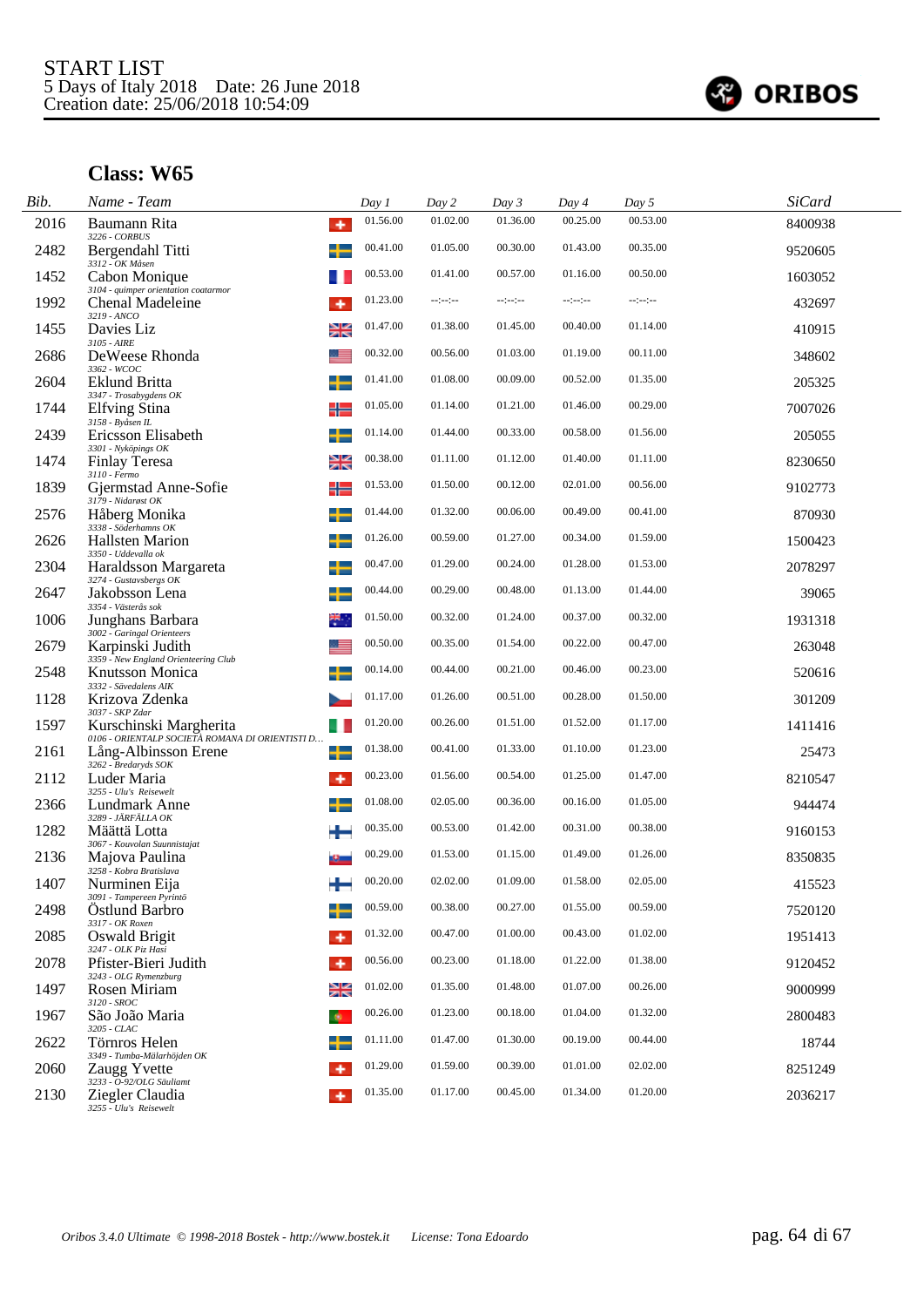START LIST
5 Days of Italy 2018 Date: 26 June 2018
Creation date: 25/06/2018 10:54:09

## Class: W65

| Bib. | Name - Team | Day 1 | Day 2 | Day 3 | Day 4 | Day 5 | SiCard |
|---|---|---|---|---|---|---|---|
| 2016 | Baumann Rita<br>3226 - CORBUS | 01.56.00 | 01.02.00 | 01.36.00 | 00.25.00 | 00.53.00 | 8400938 |
| 2482 | Bergendahl Titti<br>3312 - OK Måsen | 00.41.00 | 01.05.00 | 00.30.00 | 01.43.00 | 00.35.00 | 9520605 |
| 1452 | Cabon Monique<br>3104 - quimper orientation coatarmor | 00.53.00 | 01.41.00 | 00.57.00 | 01.16.00 | 00.50.00 | 1603052 |
| 1992 | Chenal Madeleine<br>3219 - ANCO | 01.23.00 | --:--:-- | --:--:-- | --:--:-- | --:--:-- | 432697 |
| 1455 | Davies Liz<br>3105 - AIRE | 01.47.00 | 01.38.00 | 01.45.00 | 00.40.00 | 01.14.00 | 410915 |
| 2686 | DeWeese Rhonda<br>3362 - WCOC | 00.32.00 | 00.56.00 | 01.03.00 | 01.19.00 | 00.11.00 | 348602 |
| 2604 | Eklund Britta<br>3347 - Trosabygdens OK | 01.41.00 | 01.08.00 | 00.09.00 | 00.52.00 | 01.35.00 | 205325 |
| 1744 | Elfving Stina<br>3158 - Byåsen IL | 01.05.00 | 01.14.00 | 01.21.00 | 01.46.00 | 00.29.00 | 7007026 |
| 2439 | Ericsson Elisabeth<br>3301 - Nyköpings OK | 01.14.00 | 01.44.00 | 00.33.00 | 00.58.00 | 01.56.00 | 205055 |
| 1474 | Finlay Teresa<br>3110 - Fermo | 00.38.00 | 01.11.00 | 01.12.00 | 01.40.00 | 01.11.00 | 8230650 |
| 1839 | Gjermstad Anne-Sofie<br>3179 - Nidarøst OK | 01.53.00 | 01.50.00 | 00.12.00 | 02.01.00 | 00.56.00 | 9102773 |
| 2576 | Håberg Monika<br>3338 - Söderhamns OK | 01.44.00 | 01.32.00 | 00.06.00 | 00.49.00 | 00.41.00 | 870930 |
| 2626 | Hallsten Marion<br>3350 - Uddevalla ok | 01.26.00 | 00.59.00 | 01.27.00 | 00.34.00 | 01.59.00 | 1500423 |
| 2304 | Haraldsson Margareta<br>3274 - Gustavsbergs OK | 00.47.00 | 01.29.00 | 00.24.00 | 01.28.00 | 01.53.00 | 2078297 |
| 2647 | Jakobsson Lena<br>3354 - Västerås sok | 00.44.00 | 00.29.00 | 00.48.00 | 01.13.00 | 01.44.00 | 39065 |
| 1006 | Junghans Barbara<br>3002 - Garingal Orienteers | 01.50.00 | 00.32.00 | 01.24.00 | 00.37.00 | 00.32.00 | 1931318 |
| 2679 | Karpinski Judith<br>3359 - New England Orienteering Club | 00.50.00 | 00.35.00 | 01.54.00 | 00.22.00 | 00.47.00 | 263048 |
| 2548 | Knutsson Monica<br>3332 - Sävedalens AIK | 00.14.00 | 00.44.00 | 00.21.00 | 00.46.00 | 00.23.00 | 520616 |
| 1128 | Krizova Zdenka<br>3037 - SKP Zdar | 01.17.00 | 01.26.00 | 00.51.00 | 00.28.00 | 01.50.00 | 301209 |
| 1597 | Kurschinski Margherita<br>0106 - ORIENTALP SOCIETÀ ROMANA DI ORIENTISTI D... | 01.20.00 | 00.26.00 | 01.51.00 | 01.52.00 | 01.17.00 | 1411416 |
| 2161 | Lång-Albinsson Erene<br>3262 - Bredaryds SOK | 01.38.00 | 00.41.00 | 01.33.00 | 01.10.00 | 01.23.00 | 25473 |
| 2112 | Luder Maria<br>3255 - Ulu's Reisewelt | 00.23.00 | 01.56.00 | 00.54.00 | 01.25.00 | 01.47.00 | 8210547 |
| 2366 | Lundmark Anne<br>3289 - JÄRFÄLLA OK | 01.08.00 | 02.05.00 | 00.36.00 | 00.16.00 | 01.05.00 | 944474 |
| 1282 | Määttä Lotta<br>3067 - Kouvolan Suunnistajat | 00.35.00 | 00.53.00 | 01.42.00 | 00.31.00 | 00.38.00 | 9160153 |
| 2136 | Majova Paulina<br>3258 - Kobra Bratislava | 00.29.00 | 01.53.00 | 01.15.00 | 01.49.00 | 01.26.00 | 8350835 |
| 1407 | Nurminen Eija<br>3091 - Tampereen Pyrintö | 00.20.00 | 02.02.00 | 01.09.00 | 01.58.00 | 02.05.00 | 415523 |
| 2498 | Östlund Barbro<br>3317 - OK Roxen | 00.59.00 | 00.38.00 | 00.27.00 | 01.55.00 | 00.59.00 | 7520120 |
| 2085 | Oswald Brigit<br>3247 - OLK Piz Hasi | 01.32.00 | 00.47.00 | 01.00.00 | 00.43.00 | 01.02.00 | 1951413 |
| 2078 | Pfister-Bieri Judith<br>3243 - OLG Rymenzburg | 00.56.00 | 00.23.00 | 01.18.00 | 01.22.00 | 01.38.00 | 9120452 |
| 1497 | Rosen Miriam<br>3120 - SROC | 01.02.00 | 01.35.00 | 01.48.00 | 01.07.00 | 00.26.00 | 9000999 |
| 1967 | São João Maria<br>3205 - CLAC | 00.26.00 | 01.23.00 | 00.18.00 | 01.04.00 | 01.32.00 | 2800483 |
| 2622 | Törnros Helen<br>3349 - Tumba-Mälarhöjden OK | 01.11.00 | 01.47.00 | 01.30.00 | 00.19.00 | 00.44.00 | 18744 |
| 2060 | Zaugg Yvette<br>3233 - O-92/OLG Säuliamt | 01.29.00 | 01.59.00 | 00.39.00 | 01.01.00 | 02.02.00 | 8251249 |
| 2130 | Ziegler Claudia<br>3255 - Ulu's Reisewelt | 01.35.00 | 01.17.00 | 00.45.00 | 01.34.00 | 01.20.00 | 2036217 |

*Oribos 3.4.0 Ultimate © 1998-2018 Bostek - http://www.bostek.it License: Tona Edoardo*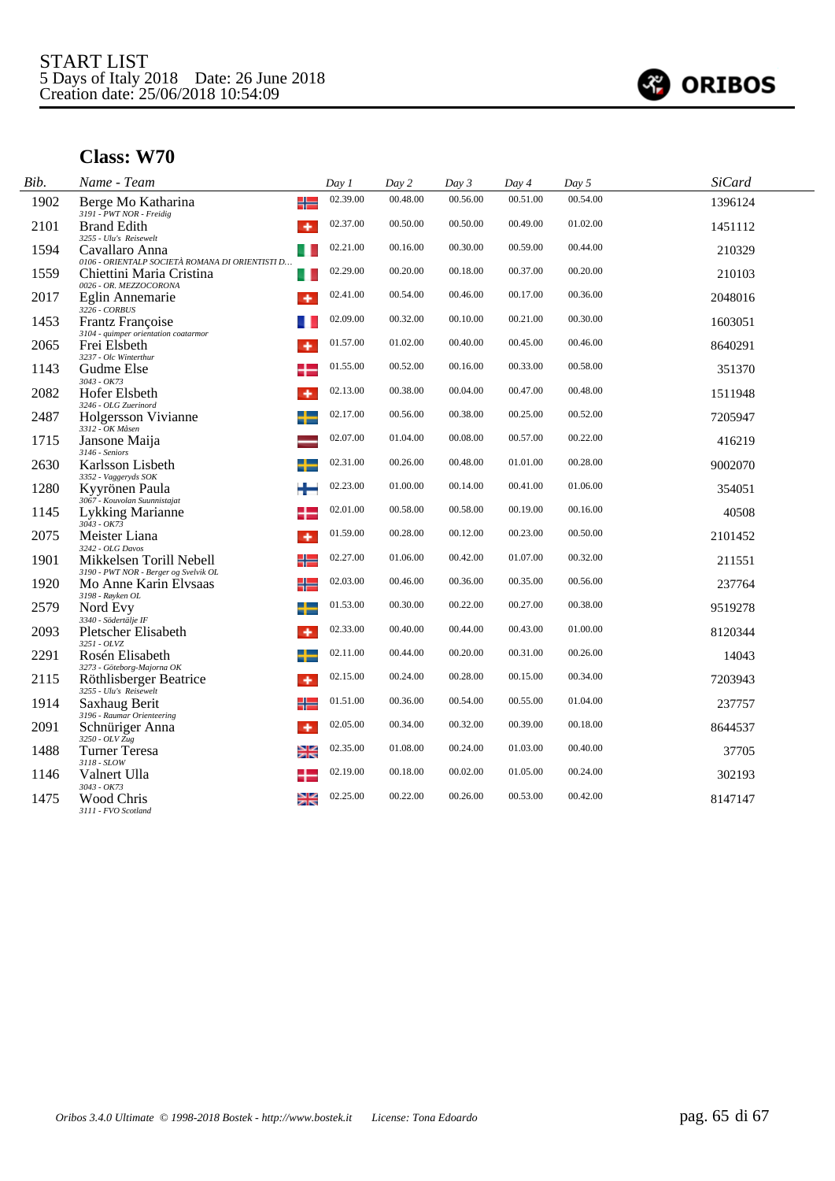START LIST
5 Days of Italy 2018 Date: 26 June 2018
Creation date: 25/06/2018 10:54:09

ORIBOS

## Class: W70

| Bib. | Name - Team | Day 1 | Day 2 | Day 3 | Day 4 | Day 5 | SiCard |
|---|---|---|---|---|---|---|---|
| 1902 | Berge Mo Katharina<br>3191 - PWT NOR - Freidig | 02.39.00 | 00.48.00 | 00.56.00 | 00.51.00 | 00.54.00 | 1396124 |
| 2101 | Brand Edith<br>3255 - Ulu's Reisewelt | 02.37.00 | 00.50.00 | 00.50.00 | 00.49.00 | 01.02.00 | 1451112 |
| 1594 | Cavallaro Anna<br>0106 - ORIENTALP SOCIETÀ ROMANA DI ORIENTISTI D... | 02.21.00 | 00.16.00 | 00.30.00 | 00.59.00 | 00.44.00 | 210329 |
| 1559 | Chiettini Maria Cristina<br>0026 - OR. MEZZOCORONA | 02.29.00 | 00.20.00 | 00.18.00 | 00.37.00 | 00.20.00 | 210103 |
| 2017 | Eglin Annemarie<br>3226 - CORBUS | 02.41.00 | 00.54.00 | 00.46.00 | 00.17.00 | 00.36.00 | 2048016 |
| 1453 | Frantz Françoise<br>3104 - quimper orientation coatarmor | 02.09.00 | 00.32.00 | 00.10.00 | 00.21.00 | 00.30.00 | 1603051 |
| 2065 | Frei Elsbeth<br>3237 - Olc Winterthur | 01.57.00 | 01.02.00 | 00.40.00 | 00.45.00 | 00.46.00 | 8640291 |
| 1143 | Gudme Else<br>3043 - OK73 | 01.55.00 | 00.52.00 | 00.16.00 | 00.33.00 | 00.58.00 | 351370 |
| 2082 | Hofer Elsbeth<br>3246 - OLG Zuerinord | 02.13.00 | 00.38.00 | 00.04.00 | 00.47.00 | 00.48.00 | 1511948 |
| 2487 | Holgersson Vivianne<br>3312 - OK Måsen | 02.17.00 | 00.56.00 | 00.38.00 | 00.25.00 | 00.52.00 | 7205947 |
| 1715 | Jansone Maija<br>3146 - Seniors | 02.07.00 | 01.04.00 | 00.08.00 | 00.57.00 | 00.22.00 | 416219 |
| 2630 | Karlsson Lisbeth<br>3352 - Vaggeryds SOK | 02.31.00 | 00.26.00 | 00.48.00 | 01.01.00 | 00.28.00 | 9002070 |
| 1280 | Kyyrönen Paula<br>3067 - Kouvolan Suunnistajat | 02.23.00 | 01.00.00 | 00.14.00 | 00.41.00 | 01.06.00 | 354051 |
| 1145 | Lykking Marianne<br>3043 - OK73 | 02.01.00 | 00.58.00 | 00.58.00 | 00.19.00 | 00.16.00 | 40508 |
| 2075 | Meister Liana<br>3242 - OLG Davos | 01.59.00 | 00.28.00 | 00.12.00 | 00.23.00 | 00.50.00 | 2101452 |
| 1901 | Mikkelsen Torill Nebell<br>3190 - PWT NOR - Berger og Svelvik OL | 02.27.00 | 01.06.00 | 00.42.00 | 01.07.00 | 00.32.00 | 211551 |
| 1920 | Mo Anne Karin Elvsaas<br>3198 - Røyken OL | 02.03.00 | 00.46.00 | 00.36.00 | 00.35.00 | 00.56.00 | 237764 |
| 2579 | Nord Evy<br>3340 - Södertälje IF | 01.53.00 | 00.30.00 | 00.22.00 | 00.27.00 | 00.38.00 | 9519278 |
| 2093 | Pletscher Elisabeth<br>3251 - OLVZ | 02.33.00 | 00.40.00 | 00.44.00 | 00.43.00 | 01.00.00 | 8120344 |
| 2291 | Rosén Elisabeth<br>3273 - Göteborg-Majorna OK | 02.11.00 | 00.44.00 | 00.20.00 | 00.31.00 | 00.26.00 | 14043 |
| 2115 | Röthlisberger Beatrice<br>3255 - Ulu's Reisewelt | 02.15.00 | 00.24.00 | 00.28.00 | 00.15.00 | 00.34.00 | 7203943 |
| 1914 | Saxhaug Berit<br>3196 - Raumar Orienteering | 01.51.00 | 00.36.00 | 00.54.00 | 00.55.00 | 01.04.00 | 237757 |
| 2091 | Schnüriger Anna<br>3250 - OLV Zug | 02.05.00 | 00.34.00 | 00.32.00 | 00.39.00 | 00.18.00 | 8644537 |
| 1488 | Turner Teresa<br>3118 - SLOW | 02.35.00 | 01.08.00 | 00.24.00 | 01.03.00 | 00.40.00 | 37705 |
| 1146 | Valnert Ulla<br>3043 - OK73 | 02.19.00 | 00.18.00 | 00.02.00 | 01.05.00 | 00.24.00 | 302193 |
| 1475 | Wood Chris<br>3111 - FVO Scotland | 02.25.00 | 00.22.00 | 00.26.00 | 00.53.00 | 00.42.00 | 8147147 |

*Oribos 3.4.0 Ultimate © 1998-2018 Bostek - http://www.bostek.it License: Tona Edoardo*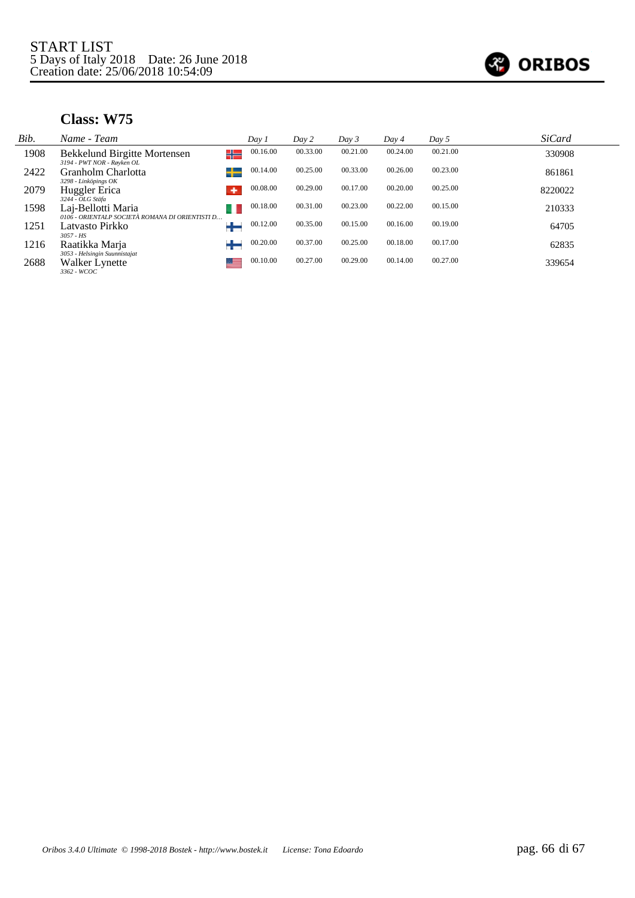START LIST
5 Days of Italy 2018 Date: 26 June 2018
Creation date: 25/06/2018 10:54:09

ORIBOS

## Class: W75

| Bib. | Name - Team | Day 1 | Day 2 | Day 3 | Day 4 | Day 5 | SiCard |
|---|---|---|---|---|---|---|---|
| 1908 | Bekkelund Birgitte Mortensen<br>*3194 - PWT NOR - Røyken OL* | 00.16.00 | 00.33.00 | 00.21.00 | 00.24.00 | 00.21.00 | 330908 |
| 2422 | Granholm Charlotta<br>*3298 - Linköpings OK* | 00.14.00 | 00.25.00 | 00.33.00 | 00.26.00 | 00.23.00 | 861861 |
| 2079 | Huggler Erica<br>*3244 - OLG Stäfa* | 00.08.00 | 00.29.00 | 00.17.00 | 00.20.00 | 00.25.00 | 8220022 |
| 1598 | Laj-Bellotti Maria<br>*0106 - ORIENTALP SOCIETÀ ROMANA DI ORIENTISTI D...* | 00.18.00 | 00.31.00 | 00.23.00 | 00.22.00 | 00.15.00 | 210333 |
| 1251 | Latvasto Pirkko<br>*3057 - HS* | 00.12.00 | 00.35.00 | 00.15.00 | 00.16.00 | 00.19.00 | 64705 |
| 1216 | Raatikka Marja<br>*3053 - Helsingin Suunnistajat* | 00.20.00 | 00.37.00 | 00.25.00 | 00.18.00 | 00.17.00 | 62835 |
| 2688 | Walker Lynette<br>*3362 - WCOC* | 00.10.00 | 00.27.00 | 00.29.00 | 00.14.00 | 00.27.00 | 339654 |

*Oribos 3.4.0 Ultimate © 1998-2018 Bostek - http://www.bostek.it License: Tona Edoardo*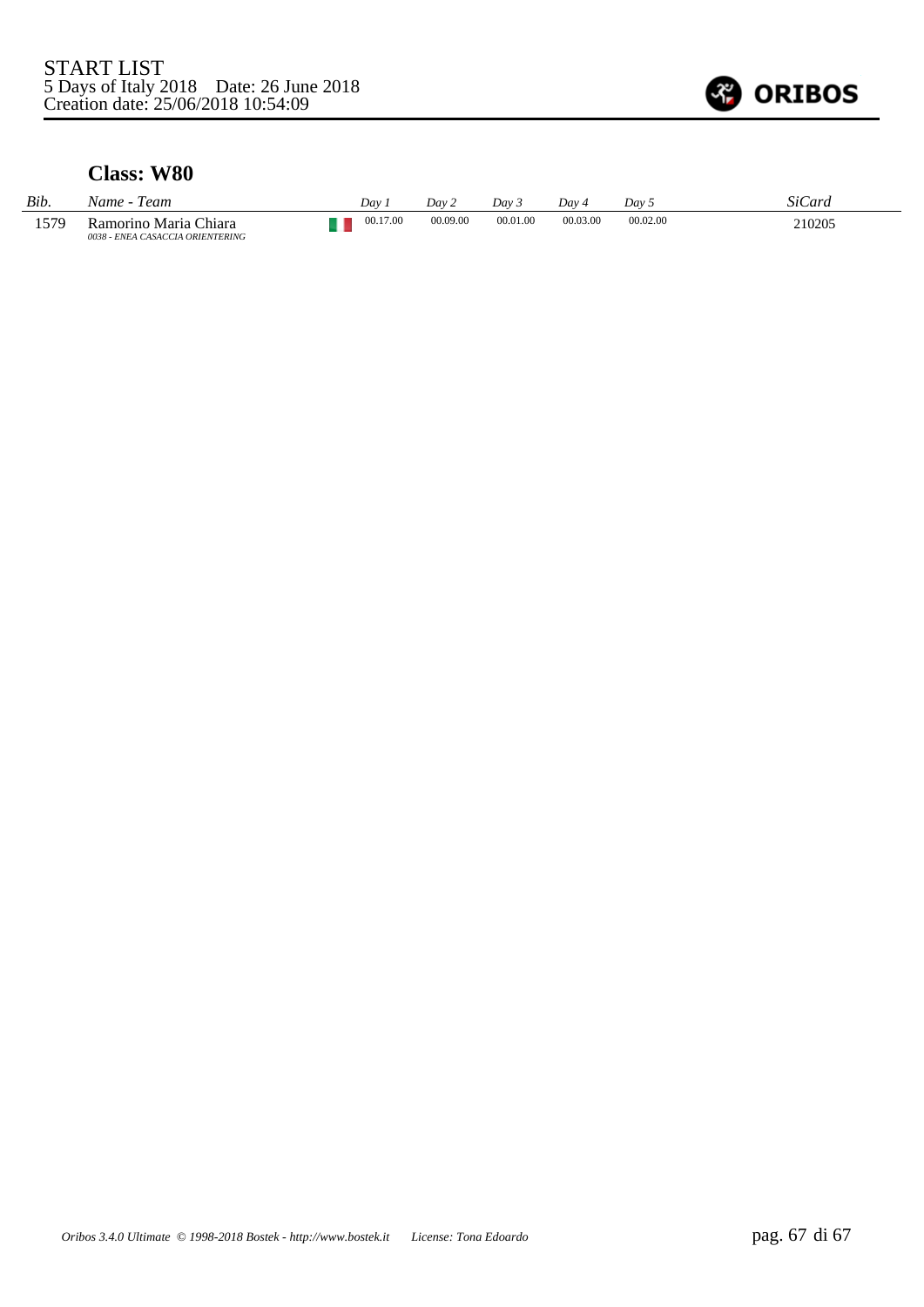START LIST
5 Days of Italy 2018 Date: 26 June 2018
Creation date: 25/06/2018 10:54:09

## Class: W80

| *Bib.* | *Name - Team* | | *Day 1* | *Day 2* | *Day 3* | *Day 4* | *Day 5* | *SiCard* |
|---|---|---|---|---|---|---|---|---|
| 1579 | Ramorino Maria Chiara<br>*0038 - ENEA CASACCIA ORIENTERING* | | 00.17.00 | 00.09.00 | 00.01.00 | 00.03.00 | 00.02.00 | 210205 |